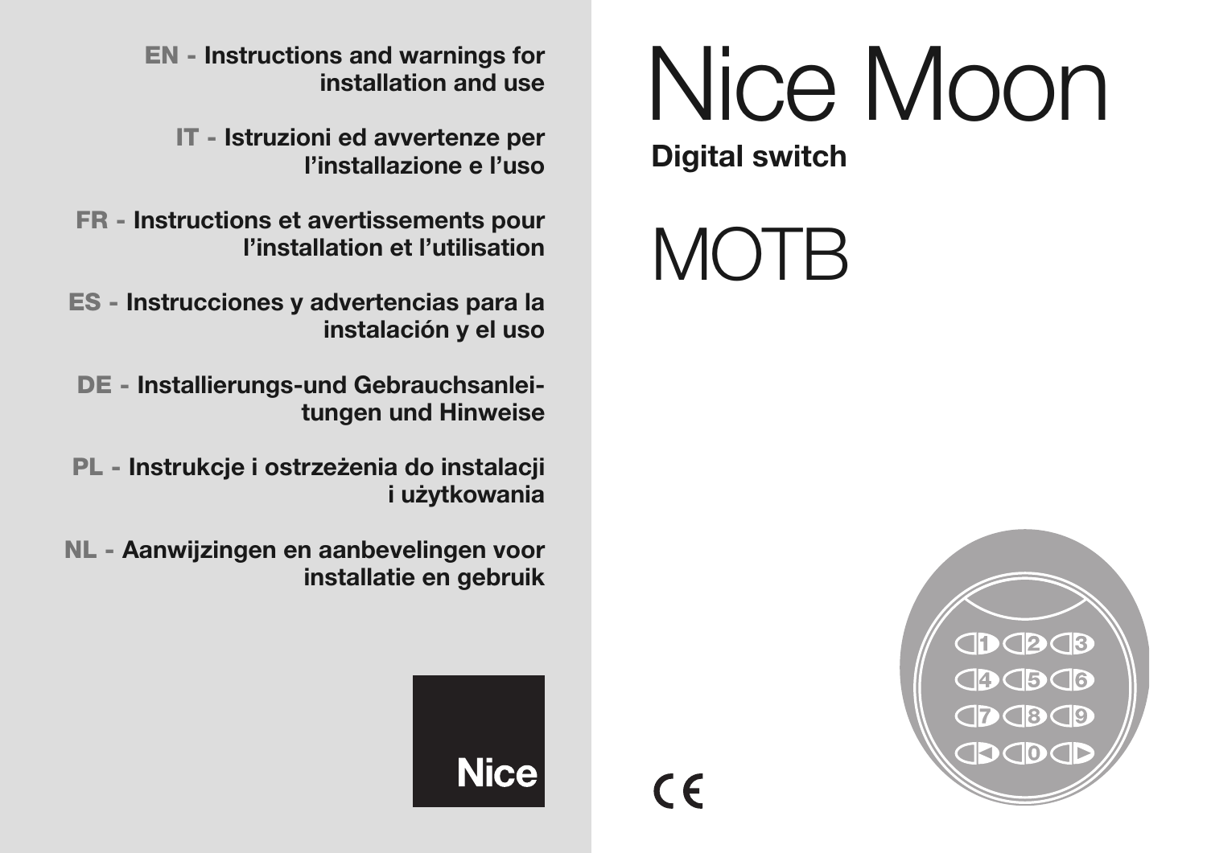# Nice Moon

**Digital switch**

# MOTB

**EN - Instructions and warnings for installation and use**

**IT - Istruzioni ed avvertenze per l'installazione e l'uso**

**FR - Instructions et avertissements pour l'installation et l'utilisation**

**ES - Instrucciones y advertencias para la instalación y el uso**

**DE - Installierungs-und Gebrauchsanleitungen und Hinweise**

**PL - Instrukcje i ostrzeżenia do instalacji i użytkowania**

**NL - Aanwijzingen en aanbevelingen voor installatie en gebruik**

Nice

CE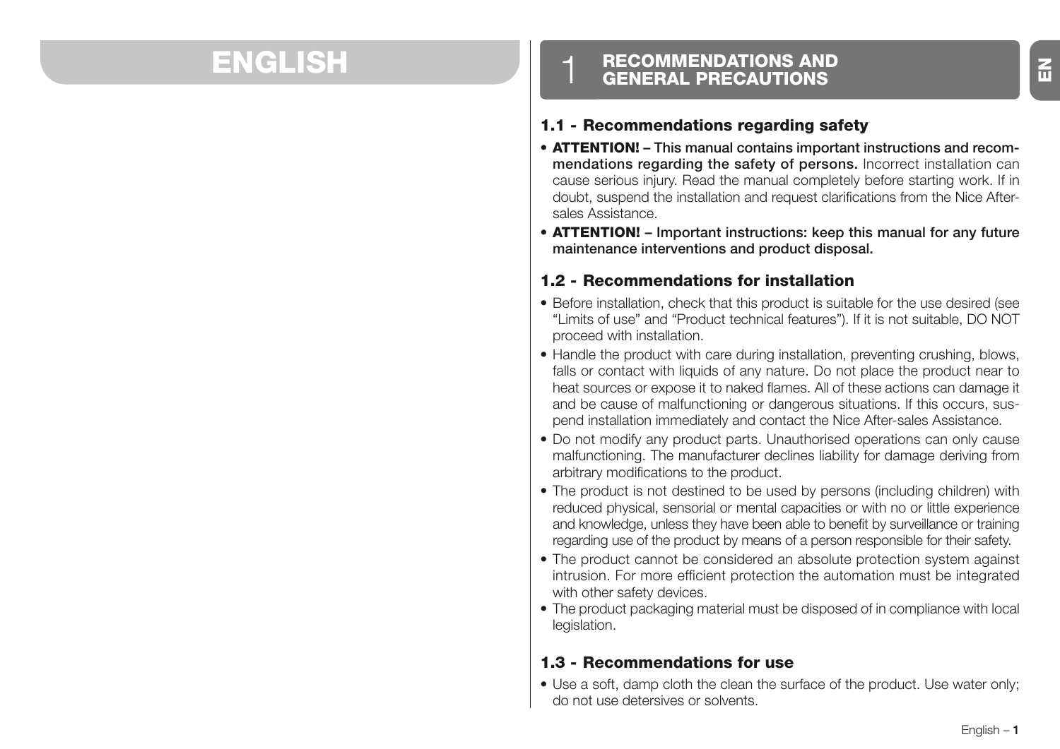# ENGLISH

## 1 RECOMMENDATIONS AND GENERAL PRECAUTIONS

### 1.1 - Recommendations regarding safety

- **ATTENTION! – This manual contains important instructions and recommendations regarding the safety of persons.** Incorrect installation can cause serious injury. Read the manual completely before starting work. If in doubt, suspend the installation and request clarifications from the Nice After-sales Assistance.
- **ATTENTION! – Important instructions: keep this manual for any future maintenance interventions and product disposal.**

### 1.2 - Recommendations for installation

- Before installation, check that this product is suitable for the use desired (see "Limits of use" and "Product technical features"). If it is not suitable, DO NOT proceed with installation.
- Handle the product with care during installation, preventing crushing, blows, falls or contact with liquids of any nature. Do not place the product near to heat sources or expose it to naked flames. All of these actions can damage it and be cause of malfunctioning or dangerous situations. If this occurs, suspend installation immediately and contact the Nice After-sales Assistance.
- Do not modify any product parts. Unauthorised operations can only cause malfunctioning. The manufacturer declines liability for damage deriving from arbitrary modifications to the product.
- The product is not destined to be used by persons (including children) with reduced physical, sensorial or mental capacities or with no or little experience and knowledge, unless they have been able to benefit by surveillance or training regarding use of the product by means of a person responsible for their safety.
- The product cannot be considered an absolute protection system against intrusion. For more efficient protection the automation must be integrated with other safety devices.
- The product packaging material must be disposed of in compliance with local legislation.

### 1.3 - Recommendations for use

- Use a soft, damp cloth the clean the surface of the product. Use water only; do not use detersives or solvents.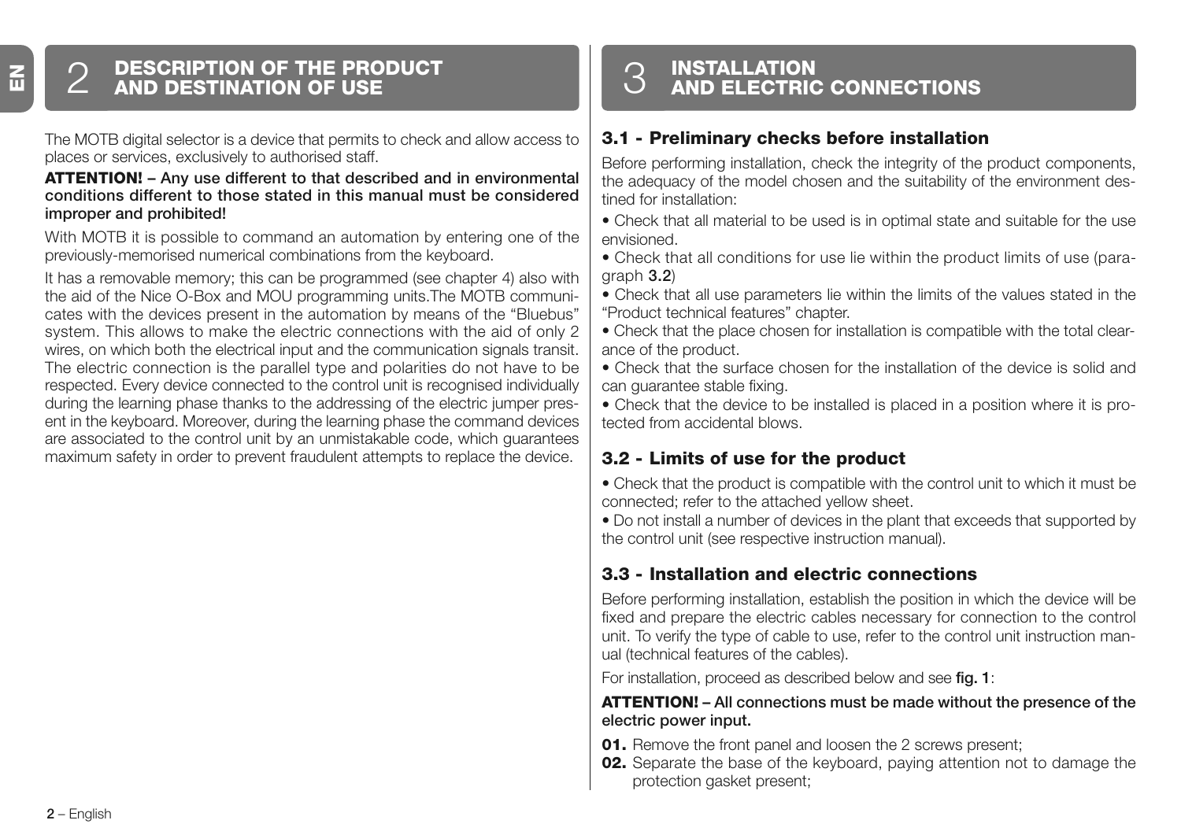## 2 DESCRIPTION OF THE PRODUCT AND DESTINATION OF USE

The MOTB digital selector is a device that permits to check and allow access to places or services, exclusively to authorised staff.

**ATTENTION! – Any use different to that described and in environmental conditions different to those stated in this manual must be considered improper and prohibited!**

With MOTB it is possible to command an automation by entering one of the previously-memorised numerical combinations from the keyboard.

It has a removable memory; this can be programmed (see chapter 4) also with the aid of the Nice O-Box and MOU programming units.The MOTB communicates with the devices present in the automation by means of the "Bluebus" system. This allows to make the electric connections with the aid of only 2 wires, on which both the electrical input and the communication signals transit. The electric connection is the parallel type and polarities do not have to be respected. Every device connected to the control unit is recognised individually during the learning phase thanks to the addressing of the electric jumper present in the keyboard. Moreover, during the learning phase the command devices are associated to the control unit by an unmistakable code, which guarantees maximum safety in order to prevent fraudulent attempts to replace the device.

## 3 INSTALLATION AND ELECTRIC CONNECTIONS

### 3.1 - Preliminary checks before installation

Before performing installation, check the integrity of the product components, the adequacy of the model chosen and the suitability of the environment destined for installation:

- Check that all material to be used is in optimal state and suitable for the use envisioned.
- Check that all conditions for use lie within the product limits of use (paragraph **3.2**)
- Check that all use parameters lie within the limits of the values stated in the "Product technical features" chapter.
- Check that the place chosen for installation is compatible with the total clearance of the product.
- Check that the surface chosen for the installation of the device is solid and can guarantee stable fixing.
- Check that the device to be installed is placed in a position where it is protected from accidental blows.

### 3.2 - Limits of use for the product

- Check that the product is compatible with the control unit to which it must be connected; refer to the attached yellow sheet.
- Do not install a number of devices in the plant that exceeds that supported by the control unit (see respective instruction manual).

### 3.3 - Installation and electric connections

Before performing installation, establish the position in which the device will be fixed and prepare the electric cables necessary for connection to the control unit. To verify the type of cable to use, refer to the control unit instruction manual (technical features of the cables).

For installation, proceed as described below and see **fig. 1**:

**ATTENTION! – All connections must be made without the presence of the electric power input.**

**01.** Remove the front panel and loosen the 2 screws present;
**02.** Separate the base of the keyboard, paying attention not to damage the protection gasket present;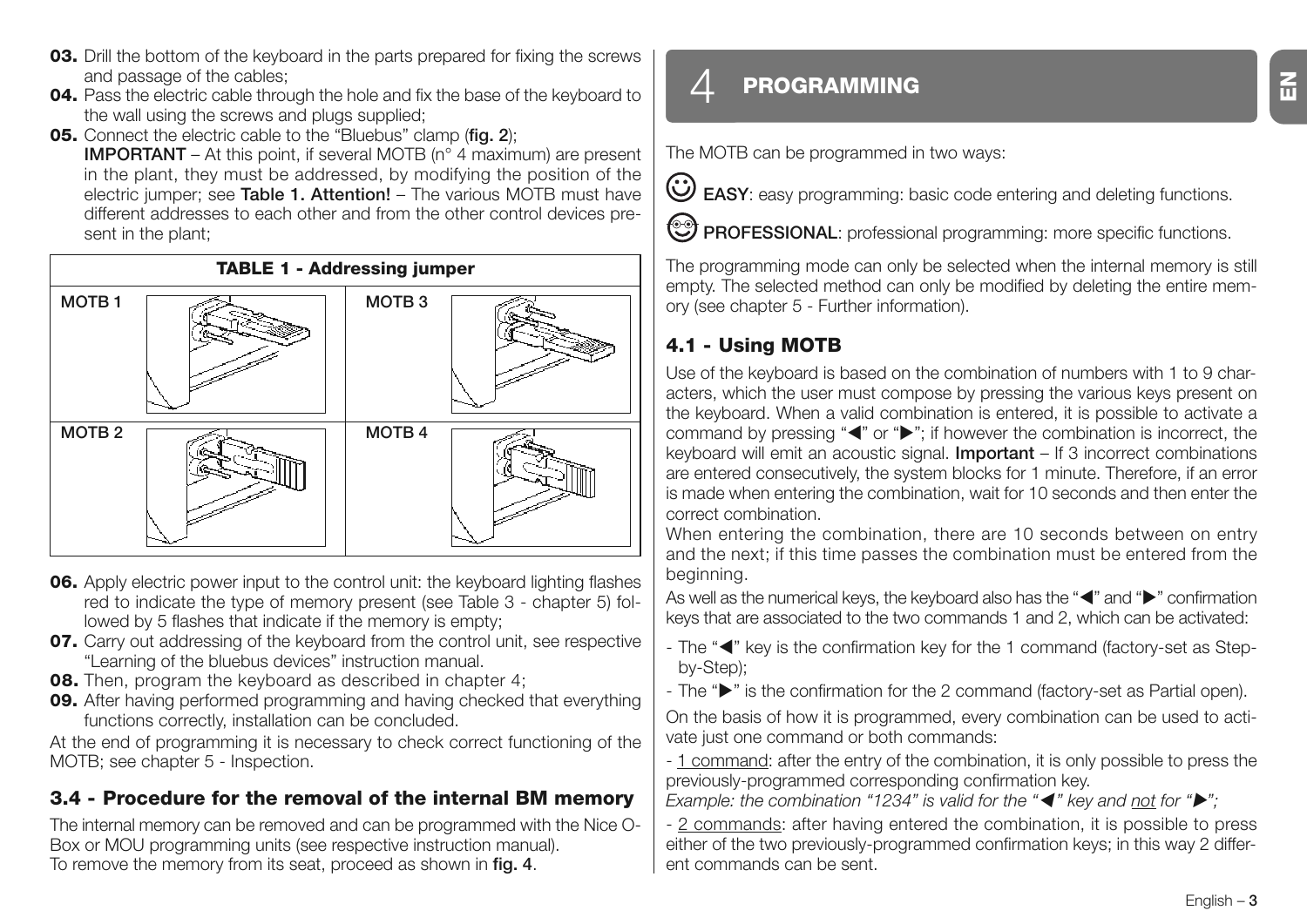**03.** Drill the bottom of the keyboard in the parts prepared for fixing the screws and passage of the cables;

**04.** Pass the electric cable through the hole and fix the base of the keyboard to the wall using the screws and plugs supplied;

**05.** Connect the electric cable to the "Bluebus" clamp (**fig. 2**);
**IMPORTANT** – At this point, if several MOTB (n° 4 maximum) are present in the plant, they must be addressed, by modifying the position of the electric jumper; see **Table 1. Attention!** – The various MOTB must have different addresses to each other and from the other control devices present in the plant;

| **TABLE 1 - Addressing jumper** | | | |
|---|---|---|---|
| MOTB 1 | | MOTB 3 | |
| MOTB 2 | | MOTB 4 | |

**06.** Apply electric power input to the control unit: the keyboard lighting flashes red to indicate the type of memory present (see Table 3 - chapter 5) followed by 5 flashes that indicate if the memory is empty;

**07.** Carry out addressing of the keyboard from the control unit, see respective "Learning of the bluebus devices" instruction manual.

**08.** Then, program the keyboard as described in chapter 4;

**09.** After having performed programming and having checked that everything functions correctly, installation can be concluded.

At the end of programming it is necessary to check correct functioning of the MOTB; see chapter 5 - Inspection.

### 3.4 - Procedure for the removal of the internal BM memory

The internal memory can be removed and can be programmed with the Nice O-Box or MOU programming units (see respective instruction manual).
To remove the memory from its seat, proceed as shown in **fig. 4**.

## 4 PROGRAMMING

The MOTB can be programmed in two ways:

**EASY**: easy programming: basic code entering and deleting functions.

**PROFESSIONAL**: professional programming: more specific functions.

The programming mode can only be selected when the internal memory is still empty. The selected method can only be modified by deleting the entire memory (see chapter 5 - Further information).

### 4.1 - Using MOTB

Use of the keyboard is based on the combination of numbers with 1 to 9 characters, which the user must compose by pressing the various keys present on the keyboard. When a valid combination is entered, it is possible to activate a command by pressing "◀" or "▶"; if however the combination is incorrect, the keyboard will emit an acoustic signal. **Important** – If 3 incorrect combinations are entered consecutively, the system blocks for 1 minute. Therefore, if an error is made when entering the combination, wait for 10 seconds and then enter the correct combination.

When entering the combination, there are 10 seconds between on entry and the next; if this time passes the combination must be entered from the beginning.

As well as the numerical keys, the keyboard also has the "◀" and "▶" confirmation keys that are associated to the two commands 1 and 2, which can be activated:

- The "◀" key is the confirmation key for the 1 command (factory-set as Step-by-Step);
- The "▶" is the confirmation for the 2 command (factory-set as Partial open).

On the basis of how it is programmed, every combination can be used to activate just one command or both commands:

- 1 command: after the entry of the combination, it is only possible to press the previously-programmed corresponding confirmation key.
*Example: the combination "1234" is valid for the "◀" key and not for "▶";*

- 2 commands: after having entered the combination, it is possible to press either of the two previously-programmed confirmation keys; in this way 2 different commands can be sent.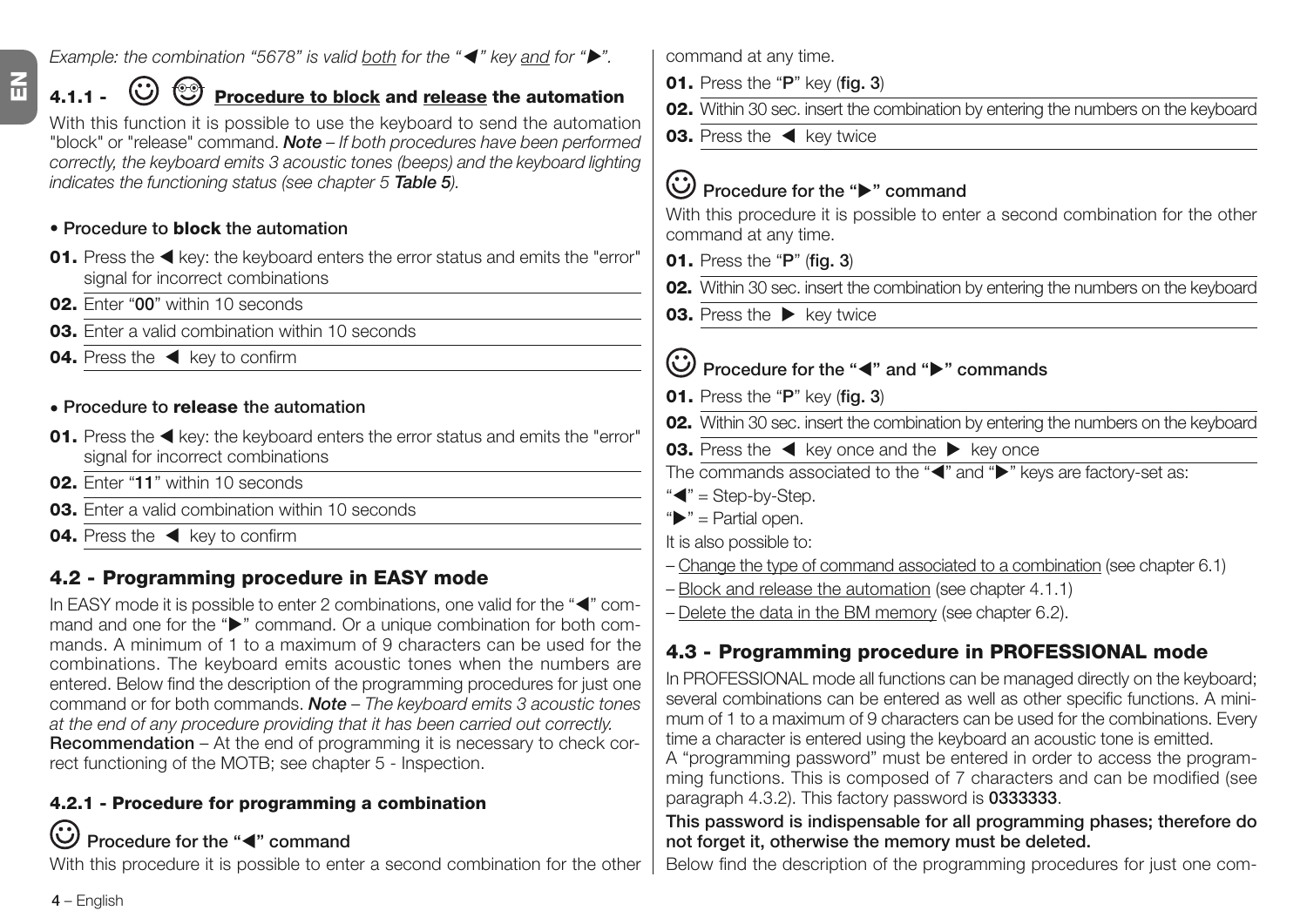*Example: the combination "5678" is valid both for the "◀" key and for "▶".*

### 4.1.1 - ☺ ☺ Procedure to block and release the automation

With this function it is possible to use the keyboard to send the automation "block" or "release" command. ***Note*** *– If both procedures have been performed correctly, the keyboard emits 3 acoustic tones (beeps) and the keyboard lighting indicates the functioning status (see chapter 5* ***Table 5****).*

**• Procedure to block the automation**

**01.** Press the ◀ key: the keyboard enters the error status and emits the "error" signal for incorrect combinations
**02.** Enter "**00**" within 10 seconds
**03.** Enter a valid combination within 10 seconds
**04.** Press the ◀ key to confirm

**• Procedure to release the automation**

**01.** Press the ◀ key: the keyboard enters the error status and emits the "error" signal for incorrect combinations
**02.** Enter "**11**" within 10 seconds
**03.** Enter a valid combination within 10 seconds
**04.** Press the ◀ key to confirm

## 4.2 - Programming procedure in EASY mode

In EASY mode it is possible to enter 2 combinations, one valid for the "◀" command and one for the "▶" command. Or a unique combination for both commands. A minimum of 1 to a maximum of 9 characters can be used for the combinations. The keyboard emits acoustic tones when the numbers are entered. Below find the description of the programming procedures for just one command or for both commands. ***Note*** *– The keyboard emits 3 acoustic tones at the end of any procedure providing that it has been carried out correctly.*
**Recommendation** – At the end of programming it is necessary to check correct functioning of the MOTB; see chapter 5 - Inspection.

### 4.2.1 - Procedure for programming a combination

**☺ Procedure for the "◀" command**

With this procedure it is possible to enter a second combination for the other command at any time.

**01.** Press the "**P**" key (**fig. 3**)
**02.** Within 30 sec. insert the combination by entering the numbers on the keyboard
**03.** Press the ◀ key twice

**☺ Procedure for the "▶" command**

With this procedure it is possible to enter a second combination for the other command at any time.

**01.** Press the "**P**" (**fig. 3**)
**02.** Within 30 sec. insert the combination by entering the numbers on the keyboard
**03.** Press the ▶ key twice

**☺ Procedure for the "◀" and "▶" commands**

**01.** Press the "**P**" key (**fig. 3**)
**02.** Within 30 sec. insert the combination by entering the numbers on the keyboard
**03.** Press the ◀ key once and the ▶ key once

The commands associated to the "◀" and "▶" keys are factory-set as:
"◀" = Step-by-Step.
"▶" = Partial open.
It is also possible to:
– Change the type of command associated to a combination (see chapter 6.1)
– Block and release the automation (see chapter 4.1.1)
– Delete the data in the BM memory (see chapter 6.2).

## 4.3 - Programming procedure in PROFESSIONAL mode

In PROFESSIONAL mode all functions can be managed directly on the keyboard; several combinations can be entered as well as other specific functions. A minimum of 1 to a maximum of 9 characters can be used for the combinations. Every time a character is entered using the keyboard an acoustic tone is emitted.
A "programming password" must be entered in order to access the programming functions. This is composed of 7 characters and can be modified (see paragraph 4.3.2). This factory password is **0333333**.
**This password is indispensable for all programming phases; therefore do not forget it, otherwise the memory must be deleted.**
Below find the description of the programming procedures for just one com-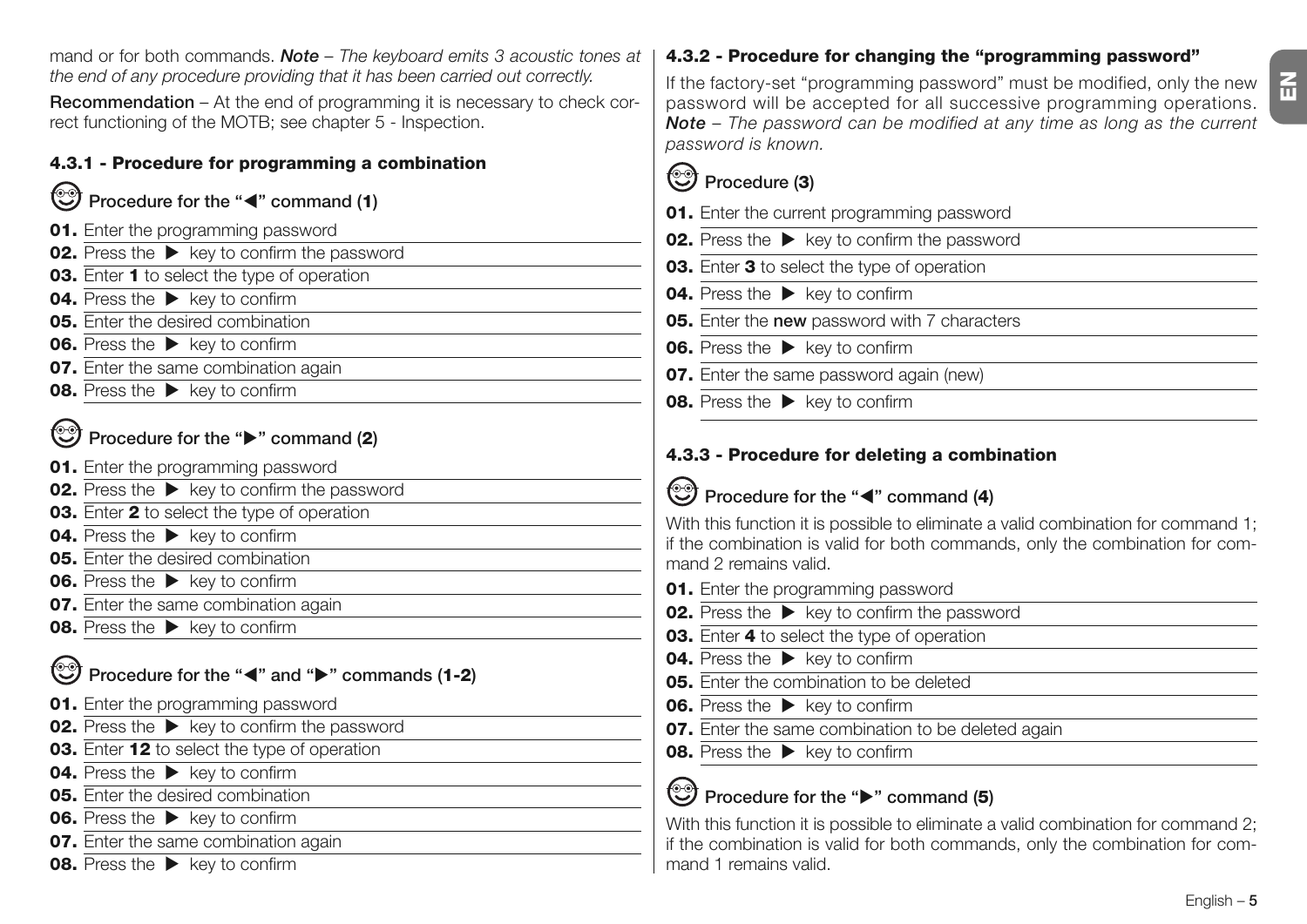mand or for both commands. ***Note*** *– The keyboard emits 3 acoustic tones at the end of any procedure providing that it has been carried out correctly.*

**Recommendation** – At the end of programming it is necessary to check correct functioning of the MOTB; see chapter 5 - Inspection.

#### 4.3.1 - Procedure for programming a combination

**Procedure for the "◀" command (1)**

**01.** Enter the programming password
**02.** Press the ▶ key to confirm the password
**03.** Enter **1** to select the type of operation
**04.** Press the ▶ key to confirm
**05.** Enter the desired combination
**06.** Press the ▶ key to confirm
**07.** Enter the same combination again
**08.** Press the ▶ key to confirm

**Procedure for the "▶" command (2)**

**01.** Enter the programming password
**02.** Press the ▶ key to confirm the password
**03.** Enter **2** to select the type of operation
**04.** Press the ▶ key to confirm
**05.** Enter the desired combination
**06.** Press the ▶ key to confirm
**07.** Enter the same combination again
**08.** Press the ▶ key to confirm

**Procedure for the "◀" and "▶" commands (1-2)**

**01.** Enter the programming password
**02.** Press the ▶ key to confirm the password
**03.** Enter **12** to select the type of operation
**04.** Press the ▶ key to confirm
**05.** Enter the desired combination
**06.** Press the ▶ key to confirm
**07.** Enter the same combination again
**08.** Press the ▶ key to confirm

#### 4.3.2 - Procedure for changing the "programming password"

If the factory-set "programming password" must be modified, only the new password will be accepted for all successive programming operations. ***Note*** *– The password can be modified at any time as long as the current password is known.*

**Procedure (3)**

**01.** Enter the current programming password
**02.** Press the ▶ key to confirm the password
**03.** Enter **3** to select the type of operation
**04.** Press the ▶ key to confirm
**05.** Enter the **new** password with 7 characters
**06.** Press the ▶ key to confirm
**07.** Enter the same password again (new)
**08.** Press the ▶ key to confirm

#### 4.3.3 - Procedure for deleting a combination

**Procedure for the "◀" command (4)**

With this function it is possible to eliminate a valid combination for command 1; if the combination is valid for both commands, only the combination for command 2 remains valid.

**01.** Enter the programming password
**02.** Press the ▶ key to confirm the password
**03.** Enter **4** to select the type of operation
**04.** Press the ▶ key to confirm
**05.** Enter the combination to be deleted
**06.** Press the ▶ key to confirm
**07.** Enter the same combination to be deleted again
**08.** Press the ▶ key to confirm

**Procedure for the "▶" command (5)**

With this function it is possible to eliminate a valid combination for command 2; if the combination is valid for both commands, only the combination for command 1 remains valid.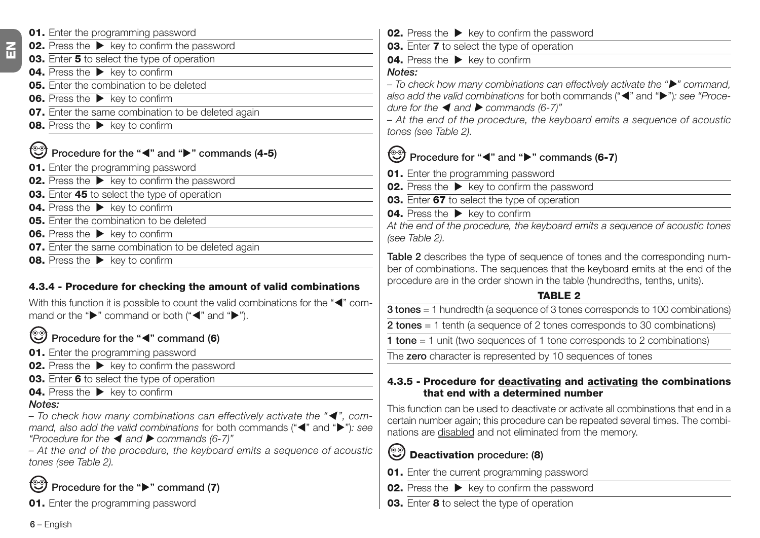01. Enter the programming password
02. Press the ▶ key to confirm the password
03. Enter **5** to select the type of operation
04. Press the ▶ key to confirm
05. Enter the combination to be deleted
06. Press the ▶ key to confirm
07. Enter the same combination to be deleted again
08. Press the ▶ key to confirm

### Procedure for the "◀" and "▶" commands (4-5)

01. Enter the programming password
02. Press the ▶ key to confirm the password
03. Enter **45** to select the type of operation
04. Press the ▶ key to confirm
05. Enter the combination to be deleted
06. Press the ▶ key to confirm
07. Enter the same combination to be deleted again
08. Press the ▶ key to confirm

## 4.3.4 - Procedure for checking the amount of valid combinations

With this function it is possible to count the valid combinations for the "◀" command or the "▶" command or both ("◀" and "▶").

### Procedure for the "◀" command (6)

01. Enter the programming password
02. Press the ▶ key to confirm the password
03. Enter **6** to select the type of operation
04. Press the ▶ key to confirm

***Notes:***
*– To check how many combinations can effectively activate the "◀", command, also add the valid combinations* for both commands ("◀" and "▶")*: see "Procedure for the ◀ and ▶ commands (6-7)"*
*– At the end of the procedure, the keyboard emits a sequence of acoustic tones (see Table 2).*

### Procedure for the "▶" command (7)

01. Enter the programming password
02. Press the ▶ key to confirm the password
03. Enter **7** to select the type of operation
04. Press the ▶ key to confirm

***Notes:***
*– To check how many combinations can effectively activate the "▶" command, also add the valid combinations* for both commands ("◀" and "▶")*: see "Procedure for the ◀ and ▶ commands (6-7)"*
*– At the end of the procedure, the keyboard emits a sequence of acoustic tones (see Table 2).*

### Procedure for "◀" and "▶" commands (6-7)

01. Enter the programming password
02. Press the ▶ key to confirm the password
03. Enter **67** to select the type of operation
04. Press the ▶ key to confirm

*At the end of the procedure, the keyboard emits a sequence of acoustic tones (see Table 2).*

**Table 2** describes the type of sequence of tones and the corresponding number of combinations. The sequences that the keyboard emits at the end of the procedure are in the order shown in the table (hundredths, tenths, units).

**TABLE 2**

| |
|---|
| **3 tones** = 1 hundredth (a sequence of 3 tones corresponds to 100 combinations) |
| **2 tones** = 1 tenth (a sequence of 2 tones corresponds to 30 combinations) |
| **1 tone** = 1 unit (two sequences of 1 tone corresponds to 2 combinations) |
| The **zero** character is represented by 10 sequences of tones |

## 4.3.5 - Procedure for deactivating and activating the combinations that end with a determined number

This function can be used to deactivate or activate all combinations that end in a certain number again; this procedure can be repeated several times. The combinations are disabled and not eliminated from the memory.

### Deactivation procedure: (8)

01. Enter the current programming password
02. Press the ▶ key to confirm the password
03. Enter **8** to select the type of operation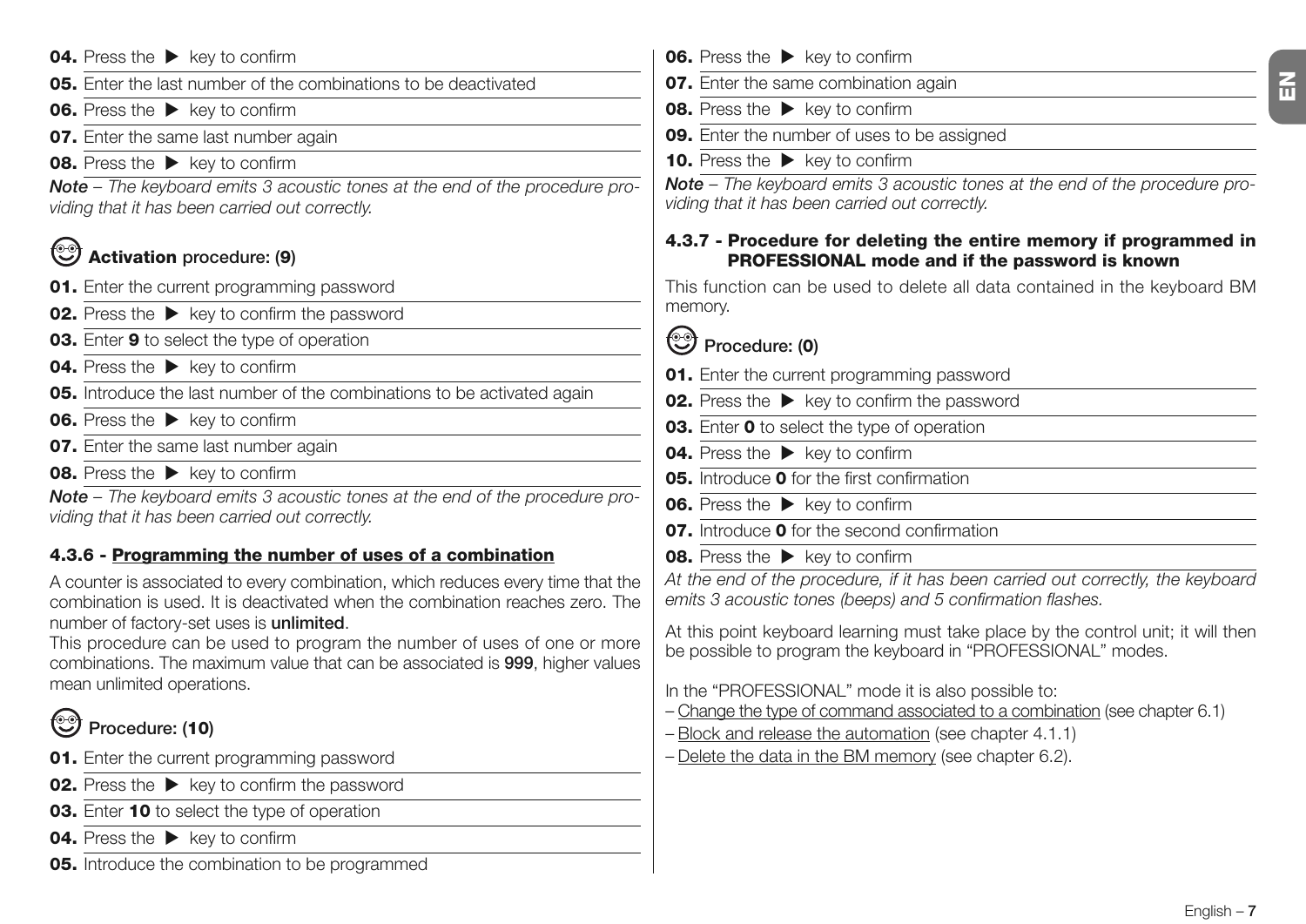**04.** Press the ▶ key to confirm

**05.** Enter the last number of the combinations to be deactivated

**06.** Press the ▶ key to confirm

**07.** Enter the same last number again

**08.** Press the ▶ key to confirm

***Note*** *– The keyboard emits 3 acoustic tones at the end of the procedure providing that it has been carried out correctly.*

### **Activation** procedure: (**9**)

**01.** Enter the current programming password

**02.** Press the ▶ key to confirm the password

**03.** Enter **9** to select the type of operation

**04.** Press the ▶ key to confirm

**05.** Introduce the last number of the combinations to be activated again

**06.** Press the ▶ key to confirm

**07.** Enter the same last number again

**08.** Press the ▶ key to confirm

***Note*** *– The keyboard emits 3 acoustic tones at the end of the procedure providing that it has been carried out correctly.*

### 4.3.6 - Programming the number of uses of a combination

A counter is associated to every combination, which reduces every time that the combination is used. It is deactivated when the combination reaches zero. The number of factory-set uses is **unlimited**.
This procedure can be used to program the number of uses of one or more combinations. The maximum value that can be associated is **999**, higher values mean unlimited operations.

### Procedure: (**10**)

**01.** Enter the current programming password

**02.** Press the ▶ key to confirm the password

**03.** Enter **10** to select the type of operation

**04.** Press the ▶ key to confirm

**05.** Introduce the combination to be programmed

**06.** Press the ▶ key to confirm

**07.** Enter the same combination again

**08.** Press the ▶ key to confirm

**09.** Enter the number of uses to be assigned

**10.** Press the ▶ key to confirm

***Note*** *– The keyboard emits 3 acoustic tones at the end of the procedure providing that it has been carried out correctly.*

### 4.3.7 - Procedure for deleting the entire memory if programmed in PROFESSIONAL mode and if the password is known

This function can be used to delete all data contained in the keyboard BM memory.

### Procedure: (**0**)

**01.** Enter the current programming password

**02.** Press the ▶ key to confirm the password

**03.** Enter **0** to select the type of operation

**04.** Press the ▶ key to confirm

**05.** Introduce **0** for the first confirmation

**06.** Press the ▶ key to confirm

**07.** Introduce **0** for the second confirmation

**08.** Press the ▶ key to confirm

*At the end of the procedure, if it has been carried out correctly, the keyboard emits 3 acoustic tones (beeps) and 5 confirmation flashes.*

At this point keyboard learning must take place by the control unit; it will then be possible to program the keyboard in “PROFESSIONAL” modes.

In the “PROFESSIONAL” mode it is also possible to:
– Change the type of command associated to a combination (see chapter 6.1)
– Block and release the automation (see chapter 4.1.1)
– Delete the data in the BM memory (see chapter 6.2).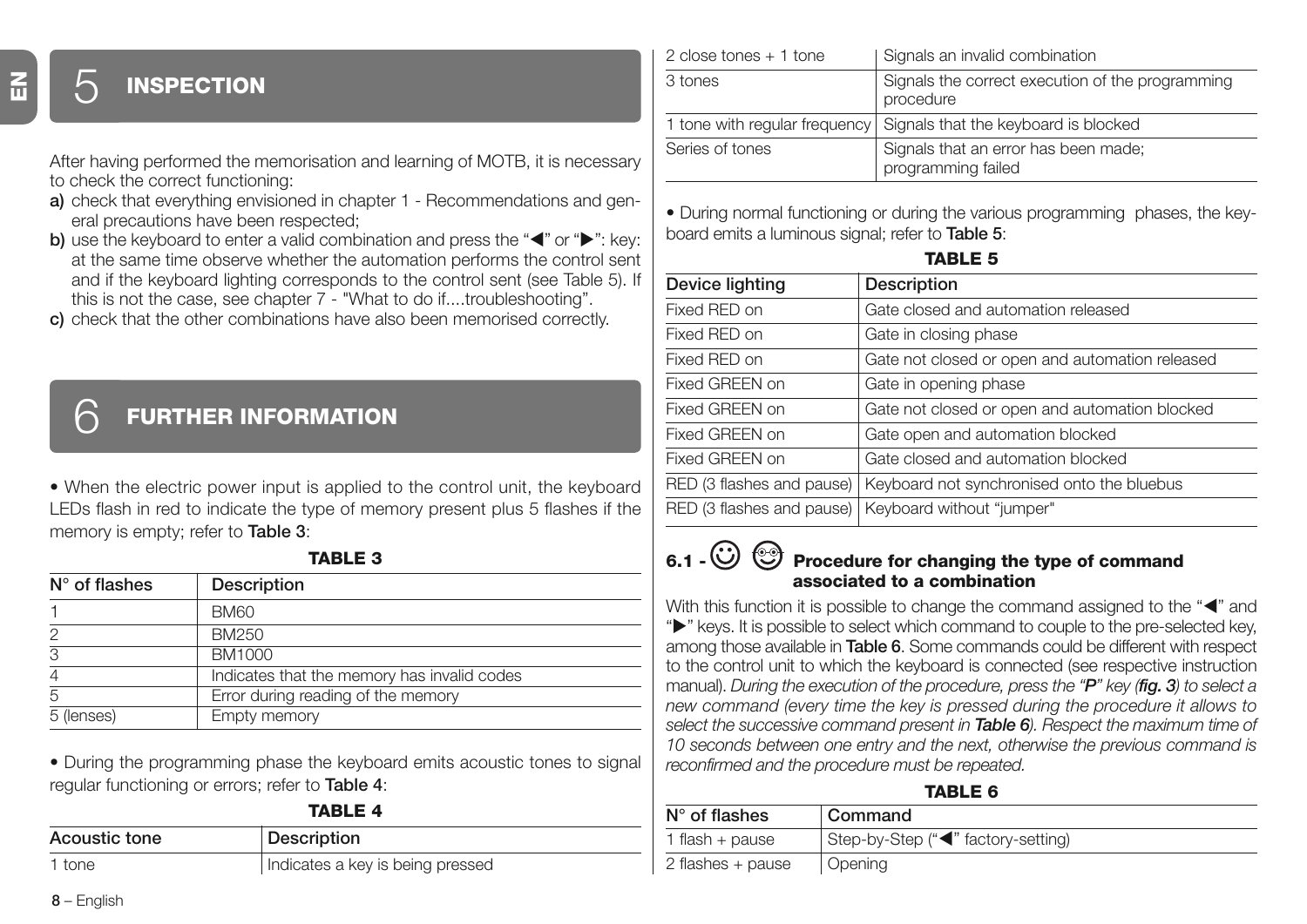# 5 INSPECTION

After having performed the memorisation and learning of MOTB, it is necessary to check the correct functioning:

**a)** check that everything envisioned in chapter 1 - Recommendations and general precautions have been respected;

**b)** use the keyboard to enter a valid combination and press the "◀" or "▶": key: at the same time observe whether the automation performs the control sent and if the keyboard lighting corresponds to the control sent (see Table 5). If this is not the case, see chapter 7 - "What to do if....troubleshooting".

**c)** check that the other combinations have also been memorised correctly.

# 6 FURTHER INFORMATION

• When the electric power input is applied to the control unit, the keyboard LEDs flash in red to indicate the type of memory present plus 5 flashes if the memory is empty; refer to **Table 3**:

**TABLE 3**

| N° of flashes | Description |
|---|---|
| 1 | BM60 |
| 2 | BM250 |
| 3 | BM1000 |
| 4 | Indicates that the memory has invalid codes |
| 5 | Error during reading of the memory |
| 5 (lenses) | Empty memory |

• During the programming phase the keyboard emits acoustic tones to signal regular functioning or errors; refer to **Table 4**:

**TABLE 4**

| Acoustic tone | Description |
|---|---|
| 1 tone | Indicates a key is being pressed |
| 2 close tones + 1 tone | Signals an invalid combination |
| 3 tones | Signals the correct execution of the programming procedure |
| 1 tone with regular frequency | Signals that the keyboard is blocked |
| Series of tones | Signals that an error has been made; programming failed |

• During normal functioning or during the various programming phases, the keyboard emits a luminous signal; refer to **Table 5**:

**TABLE 5**

| Device lighting | Description |
|---|---|
| Fixed RED on | Gate closed and automation released |
| Fixed RED on | Gate in closing phase |
| Fixed RED on | Gate not closed or open and automation released |
| Fixed GREEN on | Gate in opening phase |
| Fixed GREEN on | Gate not closed or open and automation blocked |
| Fixed GREEN on | Gate open and automation blocked |
| Fixed GREEN on | Gate closed and automation blocked |
| RED (3 flashes and pause) | Keyboard not synchronised onto the bluebus |
| RED (3 flashes and pause) | Keyboard without "jumper" |

### 6.1 - Procedure for changing the type of command associated to a combination

With this function it is possible to change the command assigned to the "◀" and "▶" keys. It is possible to select which command to couple to the pre-selected key, among those available in **Table 6**. Some commands could be different with respect to the control unit to which the keyboard is connected (see respective instruction manual). *During the execution of the procedure, press the "**P**" key (**fig. 3**) to select a new command (every time the key is pressed during the procedure it allows to select the successive command present in **Table 6**). Respect the maximum time of 10 seconds between one entry and the next, otherwise the previous command is reconfirmed and the procedure must be repeated.*

**TABLE 6**

| N° of flashes | Command |
|---|---|
| 1 flash + pause | Step-by-Step ("◀" factory-setting) |
| 2 flashes + pause | Opening |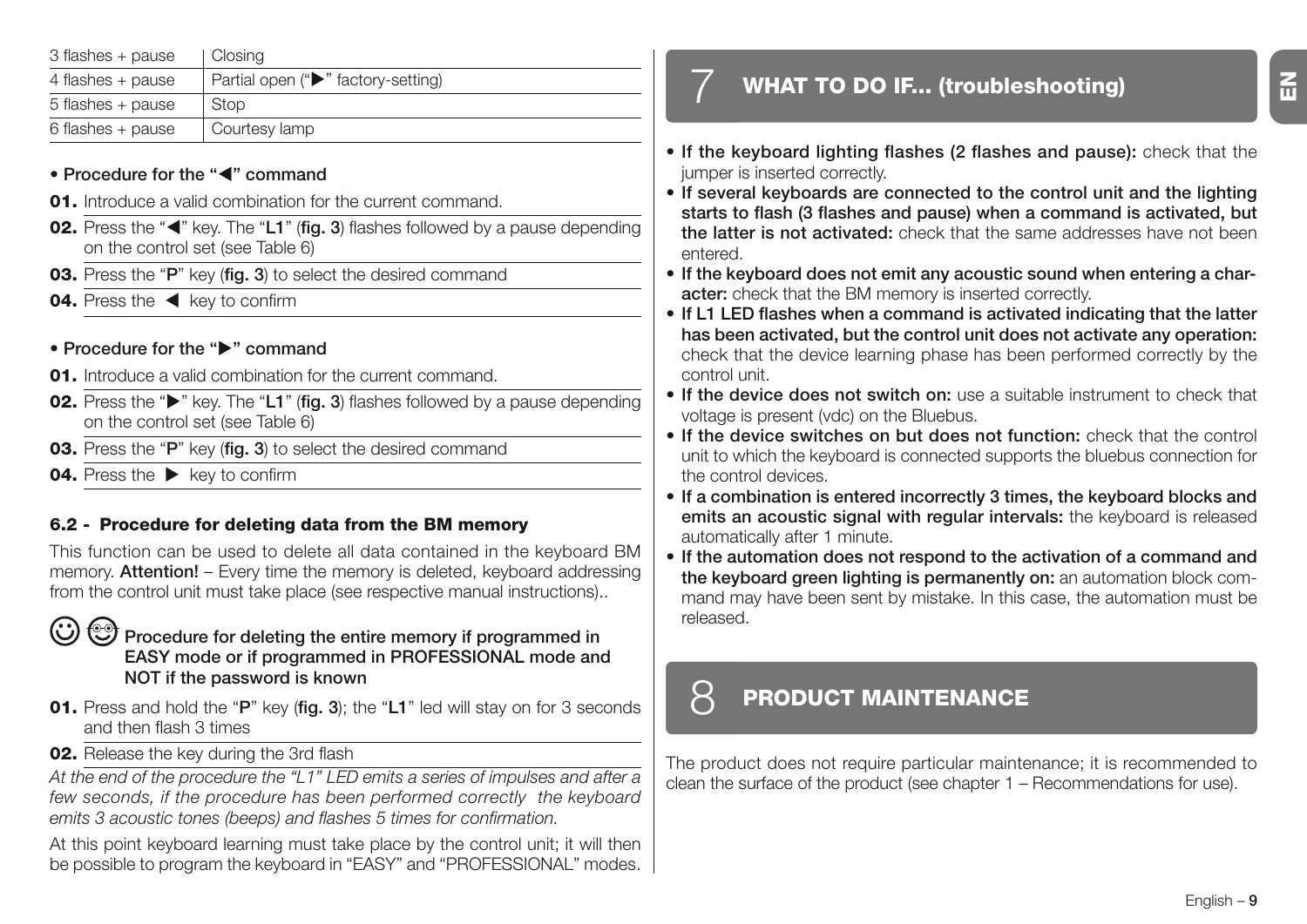| 3 flashes + pause | Closing |
|---|---|
| 4 flashes + pause | Partial open ("▶" factory-setting) |
| 5 flashes + pause | Stop |
| 6 flashes + pause | Courtesy lamp |

**• Procedure for the "◀" command**

**01.** Introduce a valid combination for the current command.

**02.** Press the "◀" key. The "**L1**" (**fig. 3**) flashes followed by a pause depending on the control set (see Table 6)

**03.** Press the "**P**" key (**fig. 3**) to select the desired command

**04.** Press the ◀ key to confirm

**• Procedure for the "▶" command**

**01.** Introduce a valid combination for the current command.

**02.** Press the "▶" key. The "**L1**" (**fig. 3**) flashes followed by a pause depending on the control set (see Table 6)

**03.** Press the "**P**" key (**fig. 3**) to select the desired command

**04.** Press the ▶ key to confirm

### 6.2 - Procedure for deleting data from the BM memory

This function can be used to delete all data contained in the keyboard BM memory. **Attention!** – Every time the memory is deleted, keyboard addressing from the control unit must take place (see respective manual instructions)..

**Procedure for deleting the entire memory if programmed in EASY mode or if programmed in PROFESSIONAL mode and NOT if the password is known**

**01.** Press and hold the "**P**" key (**fig. 3**); the "**L1**" led will stay on for 3 seconds and then flash 3 times

**02.** Release the key during the 3rd flash

*At the end of the procedure the "L1" LED emits a series of impulses and after a few seconds, if the procedure has been performed correctly the keyboard emits 3 acoustic tones (beeps) and flashes 5 times for confirmation.*

At this point keyboard learning must take place by the control unit; it will then be possible to program the keyboard in "EASY" and "PROFESSIONAL" modes.

## 7 WHAT TO DO IF... (troubleshooting)

- **If the keyboard lighting flashes (2 flashes and pause):** check that the jumper is inserted correctly.
- **If several keyboards are connected to the control unit and the lighting starts to flash (3 flashes and pause) when a command is activated, but the latter is not activated:** check that the same addresses have not been entered.
- **If the keyboard does not emit any acoustic sound when entering a character:** check that the BM memory is inserted correctly.
- **If L1 LED flashes when a command is activated indicating that the latter has been activated, but the control unit does not activate any operation:** check that the device learning phase has been performed correctly by the control unit.
- **If the device does not switch on:** use a suitable instrument to check that voltage is present (vdc) on the Bluebus.
- **If the device switches on but does not function:** check that the control unit to which the keyboard is connected supports the bluebus connection for the control devices.
- **If a combination is entered incorrectly 3 times, the keyboard blocks and emits an acoustic signal with regular intervals:** the keyboard is released automatically after 1 minute.
- **If the automation does not respond to the activation of a command and the keyboard green lighting is permanently on:** an automation block command may have been sent by mistake. In this case, the automation must be released.

## 8 PRODUCT MAINTENANCE

The product does not require particular maintenance; it is recommended to clean the surface of the product (see chapter 1 – Recommendations for use).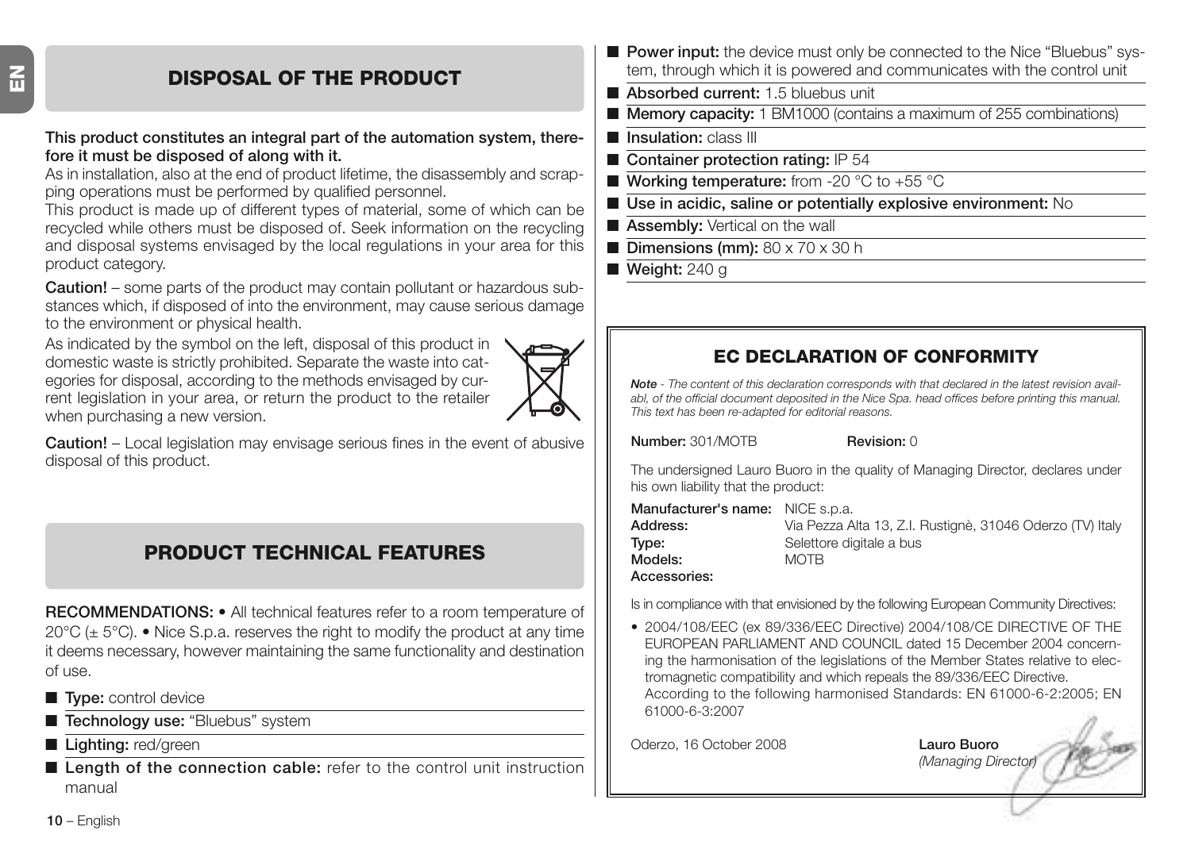## DISPOSAL OF THE PRODUCT

**This product constitutes an integral part of the automation system, therefore it must be disposed of along with it.**

As in installation, also at the end of product lifetime, the disassembly and scrapping operations must be performed by qualified personnel.

This product is made up of different types of material, some of which can be recycled while others must be disposed of. Seek information on the recycling and disposal systems envisaged by the local regulations in your area for this product category.

**Caution!** – some parts of the product may contain pollutant or hazardous substances which, if disposed of into the environment, may cause serious damage to the environment or physical health.

As indicated by the symbol on the left, disposal of this product in domestic waste is strictly prohibited. Separate the waste into categories for disposal, according to the methods envisaged by current legislation in your area, or return the product to the retailer when purchasing a new version.

**Caution!** – Local legislation may envisage serious fines in the event of abusive disposal of this product.

## PRODUCT TECHNICAL FEATURES

**RECOMMENDATIONS:** • All technical features refer to a room temperature of 20°C (± 5°C). • Nice S.p.a. reserves the right to modify the product at any time it deems necessary, however maintaining the same functionality and destination of use.

- **Type:** control device
- **Technology use:** “Bluebus” system
- **Lighting:** red/green
- **Length of the connection cable:** refer to the control unit instruction manual
- **Power input:** the device must only be connected to the Nice “Bluebus” system, through which it is powered and communicates with the control unit
- **Absorbed current:** 1.5 bluebus unit
- **Memory capacity:** 1 BM1000 (contains a maximum of 255 combinations)
- **Insulation:** class III
- **Container protection rating:** IP 54
- **Working temperature:** from -20 °C to +55 °C
- **Use in acidic, saline or potentially explosive environment:** No
- **Assembly:** Vertical on the wall
- **Dimensions (mm):** 80 x 70 x 30 h
- **Weight:** 240 g

## EC DECLARATION OF CONFORMITY

***Note*** *- The content of this declaration corresponds with that declared in the latest revision availabl, of the official document deposited in the Nice Spa. head offices before printing this manual. This text has been re-adapted for editorial reasons.*

**Number:** 301/MOTB **Revision:** 0

The undersigned Lauro Buoro in the quality of Managing Director, declares under his own liability that the product:

**Manufacturer's name:** NICE s.p.a.
**Address:** Via Pezza Alta 13, Z.I. Rustignè, 31046 Oderzo (TV) Italy
**Type:** Selettore digitale a bus
**Models:** MOTB
**Accessories:**

Is in compliance with that envisioned by the following European Community Directives:

- 2004/108/EEC (ex 89/336/EEC Directive) 2004/108/CE DIRECTIVE OF THE EUROPEAN PARLIAMENT AND COUNCIL dated 15 December 2004 concerning the harmonisation of the legislations of the Member States relative to electromagnetic compatibility and which repeals the 89/336/EEC Directive.
  According to the following harmonised Standards: EN 61000-6-2:2005; EN 61000-6-3:2007

Oderzo, 16 October 2008

**Lauro Buoro**
*(Managing Director)*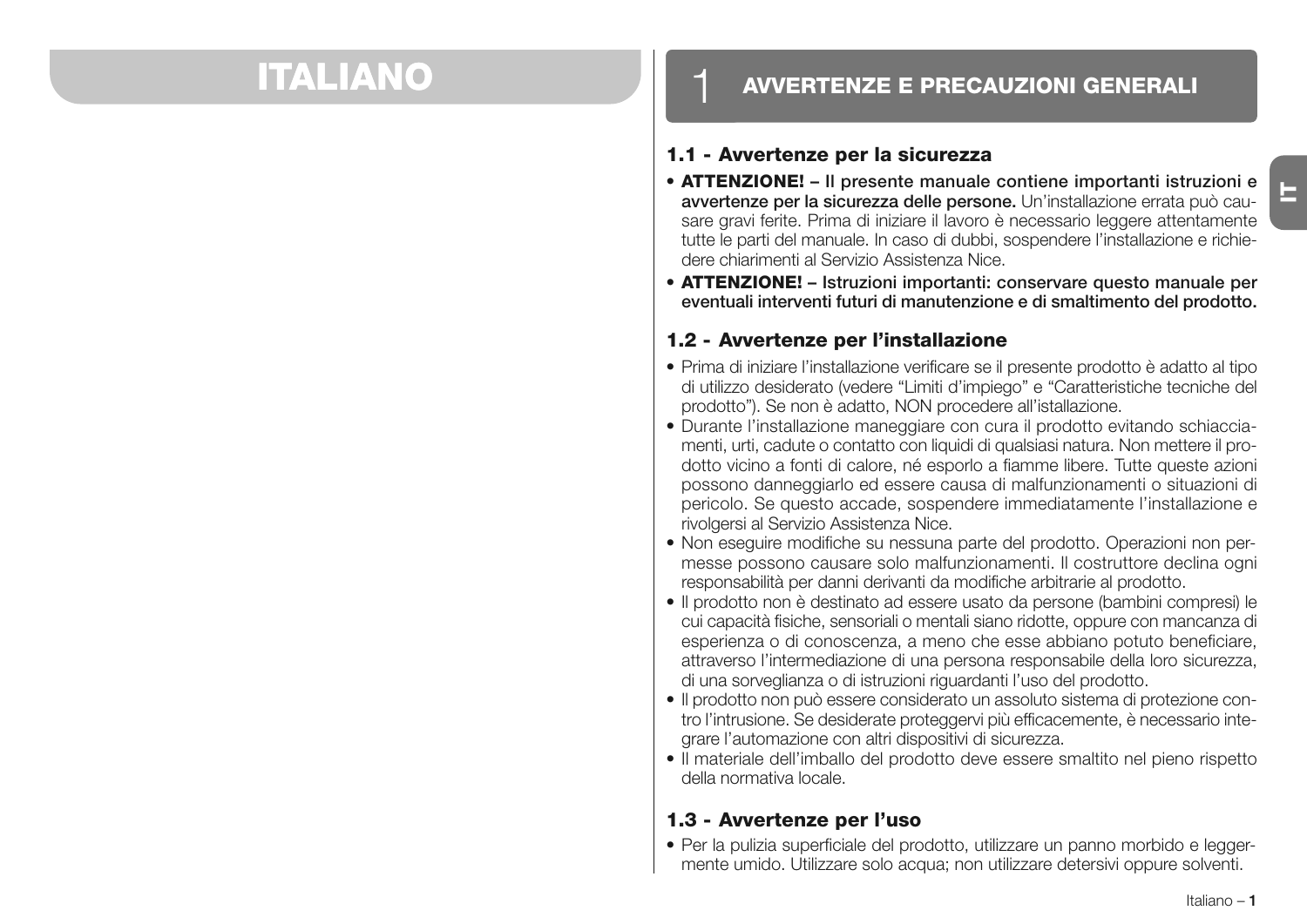# ITALIANO

## 1 AVVERTENZE E PRECAUZIONI GENERALI

### 1.1 - Avvertenze per la sicurezza

- **ATTENZIONE! – Il presente manuale contiene importanti istruzioni e avvertenze per la sicurezza delle persone.** Un'installazione errata può causare gravi ferite. Prima di iniziare il lavoro è necessario leggere attentamente tutte le parti del manuale. In caso di dubbi, sospendere l'installazione e richiedere chiarimenti al Servizio Assistenza Nice.
- **ATTENZIONE! – Istruzioni importanti: conservare questo manuale per eventuali interventi futuri di manutenzione e di smaltimento del prodotto.**

### 1.2 - Avvertenze per l'installazione

- Prima di iniziare l'installazione verificare se il presente prodotto è adatto al tipo di utilizzo desiderato (vedere "Limiti d'impiego" e "Caratteristiche tecniche del prodotto"). Se non è adatto, NON procedere all'istallazione.
- Durante l'installazione maneggiare con cura il prodotto evitando schiacciamenti, urti, cadute o contatto con liquidi di qualsiasi natura. Non mettere il prodotto vicino a fonti di calore, né esporlo a fiamme libere. Tutte queste azioni possono danneggiarlo ed essere causa di malfunzionamenti o situazioni di pericolo. Se questo accade, sospendere immediatamente l'installazione e rivolgersi al Servizio Assistenza Nice.
- Non eseguire modifiche su nessuna parte del prodotto. Operazioni non permesse possono causare solo malfunzionamenti. Il costruttore declina ogni responsabilità per danni derivanti da modifiche arbitrarie al prodotto.
- Il prodotto non è destinato ad essere usato da persone (bambini compresi) le cui capacità fisiche, sensoriali o mentali siano ridotte, oppure con mancanza di esperienza o di conoscenza, a meno che esse abbiano potuto beneficiare, attraverso l'intermediazione di una persona responsabile della loro sicurezza, di una sorveglianza o di istruzioni riguardanti l'uso del prodotto.
- Il prodotto non può essere considerato un assoluto sistema di protezione contro l'intrusione. Se desiderate proteggervi più efficacemente, è necessario integrare l'automazione con altri dispositivi di sicurezza.
- Il materiale dell'imballo del prodotto deve essere smaltito nel pieno rispetto della normativa locale.

### 1.3 - Avvertenze per l'uso

- Per la pulizia superficiale del prodotto, utilizzare un panno morbido e leggermente umido. Utilizzare solo acqua; non utilizzare detersivi oppure solventi.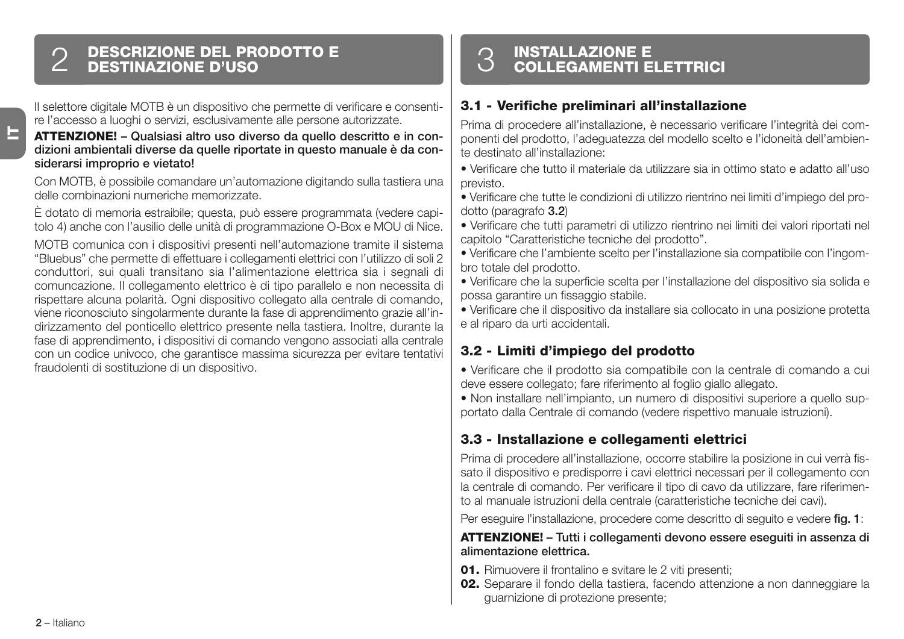## 2 DESCRIZIONE DEL PRODOTTO E DESTINAZIONE D'USO

Il selettore digitale MOTB è un dispositivo che permette di verificare e consentire l'accesso a luoghi o servizi, esclusivamente alle persone autorizzate.

**ATTENZIONE! – Qualsiasi altro uso diverso da quello descritto e in condizioni ambientali diverse da quelle riportate in questo manuale è da considerarsi improprio e vietato!**

Con MOTB, è possibile comandare un'automazione digitando sulla tastiera una delle combinazioni numeriche memorizzate.

È dotato di memoria estraibile; questa, può essere programmata (vedere capitolo 4) anche con l'ausilio delle unità di programmazione O-Box e MOU di Nice.

MOTB comunica con i dispositivi presenti nell'automazione tramite il sistema "Bluebus" che permette di effettuare i collegamenti elettrici con l'utilizzo di soli 2 conduttori, sui quali transitano sia l'alimentazione elettrica sia i segnali di comuncazione. Il collegamento elettrico è di tipo parallelo e non necessita di rispettare alcuna polarità. Ogni dispositivo collegato alla centrale di comando, viene riconosciuto singolarmente durante la fase di apprendimento grazie all'indirizzamento del ponticello elettrico presente nella tastiera. Inoltre, durante la fase di apprendimento, i dispositivi di comando vengono associati alla centrale con un codice univoco, che garantisce massima sicurezza per evitare tentativi fraudolenti di sostituzione di un dispositivo.

## 3 INSTALLAZIONE E COLLEGAMENTI ELETTRICI

### 3.1 - Verifiche preliminari all'installazione

Prima di procedere all'installazione, è necessario verificare l'integrità dei componenti del prodotto, l'adeguatezza del modello scelto e l'idoneità dell'ambiente destinato all'installazione:

- Verificare che tutto il materiale da utilizzare sia in ottimo stato e adatto all'uso previsto.
- Verificare che tutte le condizioni di utilizzo rientrino nei limiti d'impiego del prodotto (paragrafo **3.2**)
- Verificare che tutti parametri di utilizzo rientrino nei limiti dei valori riportati nel capitolo "Caratteristiche tecniche del prodotto".
- Verificare che l'ambiente scelto per l'installazione sia compatibile con l'ingombro totale del prodotto.
- Verificare che la superficie scelta per l'installazione del dispositivo sia solida e possa garantire un fissaggio stabile.
- Verificare che il dispositivo da installare sia collocato in una posizione protetta e al riparo da urti accidentali.

### 3.2 - Limiti d'impiego del prodotto

- Verificare che il prodotto sia compatibile con la centrale di comando a cui deve essere collegato; fare riferimento al foglio giallo allegato.
- Non installare nell'impianto, un numero di dispositivi superiore a quello supportato dalla Centrale di comando (vedere rispettivo manuale istruzioni).

### 3.3 - Installazione e collegamenti elettrici

Prima di procedere all'installazione, occorre stabilire la posizione in cui verrà fissato il dispositivo e predisporre i cavi elettrici necessari per il collegamento con la centrale di comando. Per verificare il tipo di cavo da utilizzare, fare riferimento al manuale istruzioni della centrale (caratteristiche tecniche dei cavi).

Per eseguire l'installazione, procedere come descritto di seguito e vedere **fig. 1**:

**ATTENZIONE! – Tutti i collegamenti devono essere eseguiti in assenza di alimentazione elettrica.**

**01.** Rimuovere il frontalino e svitare le 2 viti presenti;
**02.** Separare il fondo della tastiera, facendo attenzione a non danneggiare la guarnizione di protezione presente;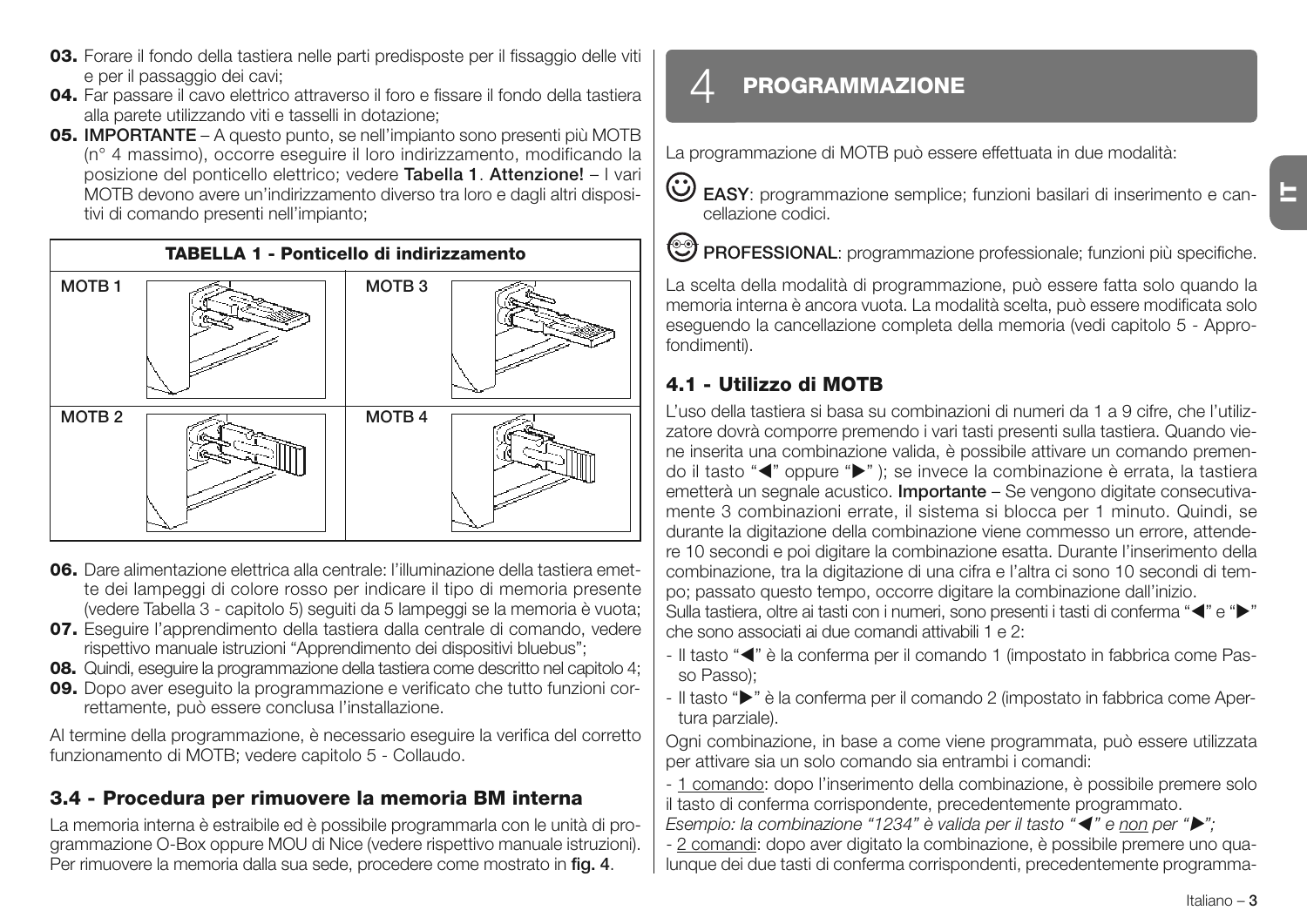**03.** Forare il fondo della tastiera nelle parti predisposte per il fissaggio delle viti e per il passaggio dei cavi;

**04.** Far passare il cavo elettrico attraverso il foro e fissare il fondo della tastiera alla parete utilizzando viti e tasselli in dotazione;

**05.** **IMPORTANTE** – A questo punto, se nell'impianto sono presenti più MOTB (n° 4 massimo), occorre eseguire il loro indirizzamento, modificando la posizione del ponticello elettrico; vedere **Tabella 1**. **Attenzione!** – I vari MOTB devono avere un'indirizzamento diverso tra loro e dagli altri dispositivi di comando presenti nell'impianto;

| TABELLA 1 - Ponticello di indirizzamento | | | |
|---|---|---|---|
| MOTB 1 | | MOTB 3 | |
| MOTB 2 | | MOTB 4 | |

**06.** Dare alimentazione elettrica alla centrale: l'illuminazione della tastiera emette dei lampeggi di colore rosso per indicare il tipo di memoria presente (vedere Tabella 3 - capitolo 5) seguiti da 5 lampeggi se la memoria è vuota;

**07.** Eseguire l'apprendimento della tastiera dalla centrale di comando, vedere rispettivo manuale istruzioni "Apprendimento dei dispositivi bluebus";

**08.** Quindi, eseguire la programmazione della tastiera come descritto nel capitolo 4;

**09.** Dopo aver eseguito la programmazione e verificato che tutto funzioni correttamente, può essere conclusa l'installazione.

Al termine della programmazione, è necessario eseguire la verifica del corretto funzionamento di MOTB; vedere capitolo 5 - Collaudo.

### 3.4 - Procedura per rimuovere la memoria BM interna

La memoria interna è estraibile ed è possibile programmarla con le unità di programmazione O-Box oppure MOU di Nice (vedere rispettivo manuale istruzioni). Per rimuovere la memoria dalla sua sede, procedere come mostrato in **fig. 4**.

## 4 PROGRAMMAZIONE

La programmazione di MOTB può essere effettuata in due modalità:

**EASY**: programmazione semplice; funzioni basilari di inserimento e cancellazione codici.

**PROFESSIONAL**: programmazione professionale; funzioni più specifiche.

La scelta della modalità di programmazione, può essere fatta solo quando la memoria interna è ancora vuota. La modalità scelta, può essere modificata solo eseguendo la cancellazione completa della memoria (vedi capitolo 5 - Approfondimenti).

### 4.1 - Utilizzo di MOTB

L'uso della tastiera si basa su combinazioni di numeri da 1 a 9 cifre, che l'utilizzatore dovrà comporre premendo i vari tasti presenti sulla tastiera. Quando viene inserita una combinazione valida, è possibile attivare un comando premendo il tasto "◀" oppure "▶" ); se invece la combinazione è errata, la tastiera emetterà un segnale acustico. **Importante** – Se vengono digitate consecutivamente 3 combinazioni errate, il sistema si blocca per 1 minuto. Quindi, se durante la digitazione della combinazione viene commesso un errore, attendere 10 secondi e poi digitare la combinazione esatta. Durante l'inserimento della combinazione, tra la digitazione di una cifra e l'altra ci sono 10 secondi di tempo; passato questo tempo, occorre digitare la combinazione dall'inizio.

Sulla tastiera, oltre ai tasti con i numeri, sono presenti i tasti di conferma "◀" e "▶" che sono associati ai due comandi attivabili 1 e 2:

- Il tasto "◀" è la conferma per il comando 1 (impostato in fabbrica come Passo Passo);
- Il tasto "▶" è la conferma per il comando 2 (impostato in fabbrica come Apertura parziale).

Ogni combinazione, in base a come viene programmata, può essere utilizzata per attivare sia un solo comando sia entrambi i comandi:

- 1 comando: dopo l'inserimento della combinazione, è possibile premere solo il tasto di conferma corrispondente, precedentemente programmato.

*Esempio: la combinazione "1234" è valida per il tasto "◀" e non per "▶";*

- 2 comandi: dopo aver digitato la combinazione, è possibile premere uno qualunque dei due tasti di conferma corrispondenti, precedentemente programma-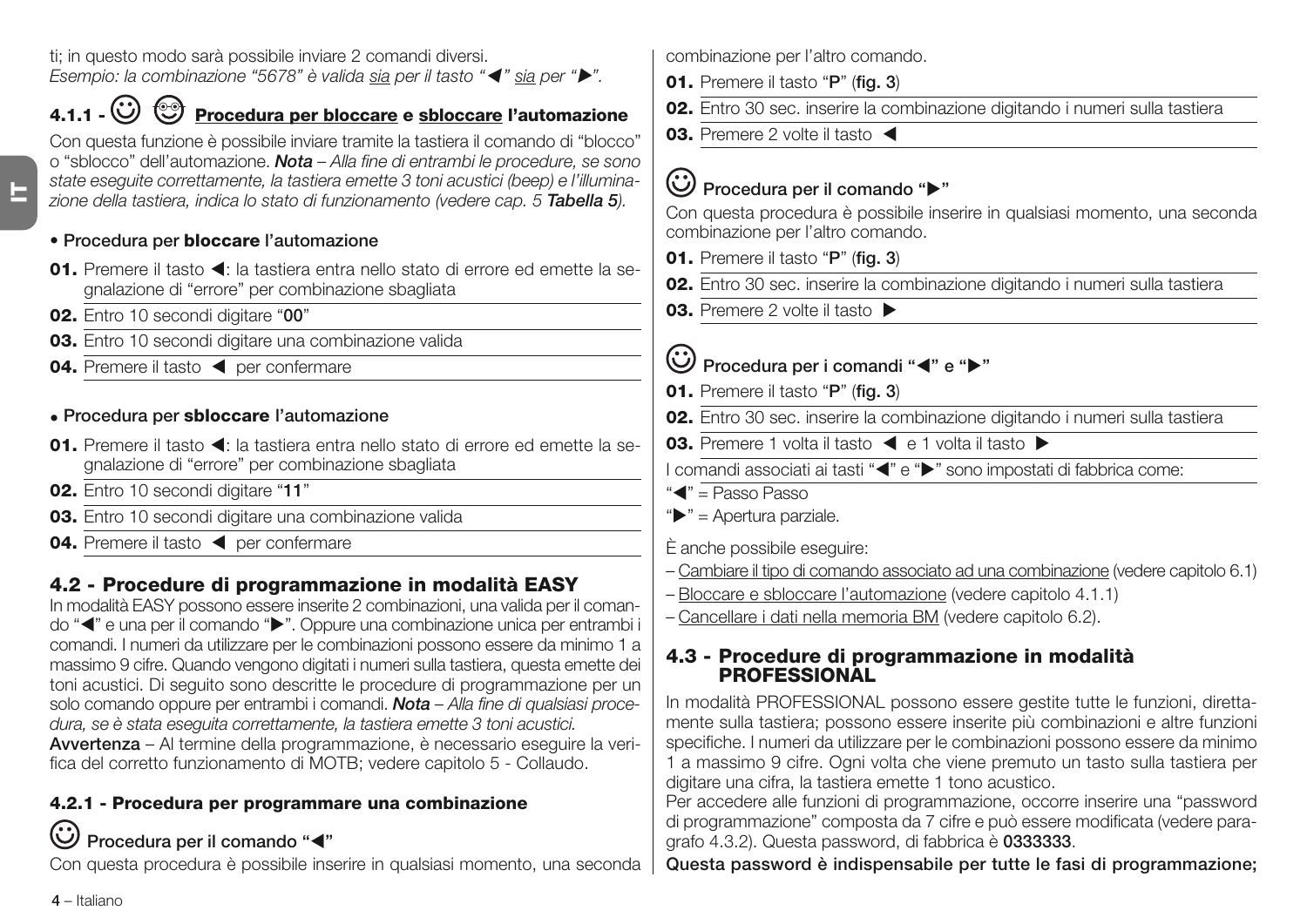ti; in questo modo sarà possibile inviare 2 comandi diversi.
*Esempio: la combinazione "5678" è valida sia per il tasto "◀" sia per "▶".*

### 4.1.1 - Procedura per bloccare e sbloccare l'automazione

Con questa funzione è possibile inviare tramite la tastiera il comando di "blocco" o "sblocco" dell'automazione. ***Nota*** – *Alla fine di entrambi le procedure, se sono state eseguite correttamente, la tastiera emette 3 toni acustici (beep) e l'illuminazione della tastiera, indica lo stato di funzionamento (vedere cap. 5* ***Tabella 5****).*

• Procedura per **bloccare** l'automazione

**01.** Premere il tasto ◀: la tastiera entra nello stato di errore ed emette la segnalazione di "errore" per combinazione sbagliata
**02.** Entro 10 secondi digitare "**00**"
**03.** Entro 10 secondi digitare una combinazione valida
**04.** Premere il tasto ◀ per confermare

• Procedura per **sbloccare** l'automazione

**01.** Premere il tasto ◀: la tastiera entra nello stato di errore ed emette la segnalazione di "errore" per combinazione sbagliata
**02.** Entro 10 secondi digitare "**11**"
**03.** Entro 10 secondi digitare una combinazione valida
**04.** Premere il tasto ◀ per confermare

## 4.2 - Procedure di programmazione in modalità EASY

In modalità EASY possono essere inserite 2 combinazioni, una valida per il comando "◀" e una per il comando "▶". Oppure una combinazione unica per entrambi i comandi. I numeri da utilizzare per le combinazioni possono essere da minimo 1 a massimo 9 cifre. Quando vengono digitati i numeri sulla tastiera, questa emette dei toni acustici. Di seguito sono descritte le procedure di programmazione per un solo comando oppure per entrambi i comandi. ***Nota*** – *Alla fine di qualsiasi procedura, se è stata eseguita correttamente, la tastiera emette 3 toni acustici.*
**Avvertenza** – Al termine della programmazione, è necessario eseguire la verifica del corretto funzionamento di MOTB; vedere capitolo 5 - Collaudo.

### 4.2.1 - Procedura per programmare una combinazione

#### Procedura per il comando "◀"

Con questa procedura è possibile inserire in qualsiasi momento, una seconda combinazione per l'altro comando.

**01.** Premere il tasto "**P**" (**fig. 3**)
**02.** Entro 30 sec. inserire la combinazione digitando i numeri sulla tastiera
**03.** Premere 2 volte il tasto ◀

#### Procedura per il comando "▶"

Con questa procedura è possibile inserire in qualsiasi momento, una seconda combinazione per l'altro comando.

**01.** Premere il tasto "**P**" (**fig. 3**)
**02.** Entro 30 sec. inserire la combinazione digitando i numeri sulla tastiera
**03.** Premere 2 volte il tasto ▶

#### Procedura per i comandi "◀" e "▶"

**01.** Premere il tasto "**P**" (**fig. 3**)
**02.** Entro 30 sec. inserire la combinazione digitando i numeri sulla tastiera
**03.** Premere 1 volta il tasto ◀ e 1 volta il tasto ▶

I comandi associati ai tasti "◀" e "▶" sono impostati di fabbrica come:
"◀" = Passo Passo
"▶" = Apertura parziale.

È anche possibile eseguire:
– Cambiare il tipo di comando associato ad una combinazione (vedere capitolo 6.1)
– Bloccare e sbloccare l'automazione (vedere capitolo 4.1.1)
– Cancellare i dati nella memoria BM (vedere capitolo 6.2).

## 4.3 - Procedure di programmazione in modalità PROFESSIONAL

In modalità PROFESSIONAL possono essere gestite tutte le funzioni, direttamente sulla tastiera; possono essere inserite più combinazioni e altre funzioni specifiche. I numeri da utilizzare per le combinazioni possono essere da minimo 1 a massimo 9 cifre. Ogni volta che viene premuto un tasto sulla tastiera per digitare una cifra, la tastiera emette 1 tono acustico.
Per accedere alle funzioni di programmazione, occorre inserire una "password di programmazione" composta da 7 cifre e può essere modificata (vedere paragrafo 4.3.2). Questa password, di fabbrica è **0333333**.
**Questa password è indispensabile per tutte le fasi di programmazione;**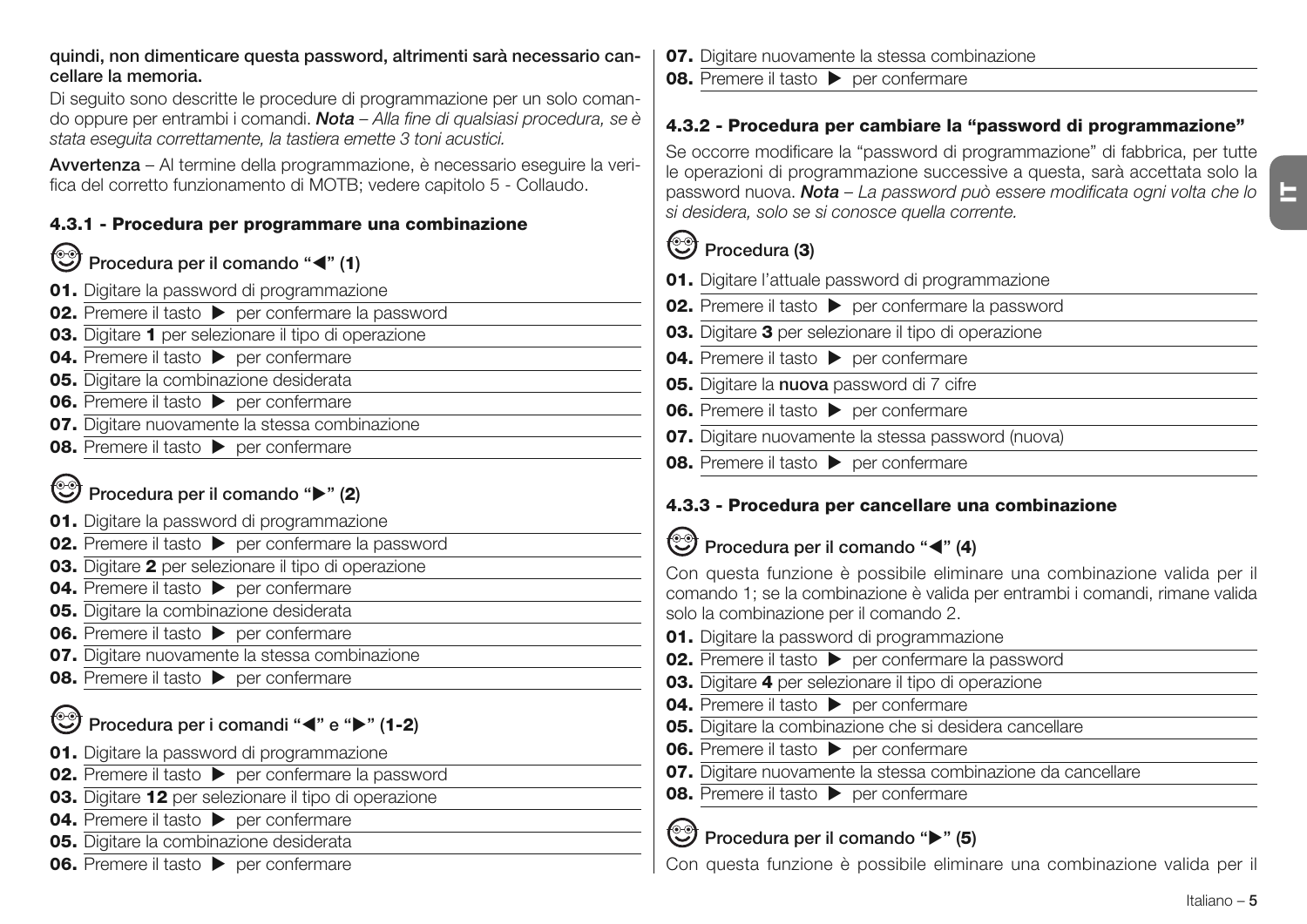**quindi, non dimenticare questa password, altrimenti sarà necessario cancellare la memoria.**

Di seguito sono descritte le procedure di programmazione per un solo comando oppure per entrambi i comandi. ***Nota*** *– Alla fine di qualsiasi procedura, se è stata eseguita correttamente, la tastiera emette 3 toni acustici.*

**Avvertenza** – Al termine della programmazione, è necessario eseguire la verifica del corretto funzionamento di MOTB; vedere capitolo 5 - Collaudo.

### 4.3.1 - Procedura per programmare una combinazione

**Procedura per il comando "◀" (1)**

**01.** Digitare la password di programmazione
**02.** Premere il tasto ▶ per confermare la password
**03.** Digitare **1** per selezionare il tipo di operazione
**04.** Premere il tasto ▶ per confermare
**05.** Digitare la combinazione desiderata
**06.** Premere il tasto ▶ per confermare
**07.** Digitare nuovamente la stessa combinazione
**08.** Premere il tasto ▶ per confermare

**Procedura per il comando "▶" (2)**

**01.** Digitare la password di programmazione
**02.** Premere il tasto ▶ per confermare la password
**03.** Digitare **2** per selezionare il tipo di operazione
**04.** Premere il tasto ▶ per confermare
**05.** Digitare la combinazione desiderata
**06.** Premere il tasto ▶ per confermare
**07.** Digitare nuovamente la stessa combinazione
**08.** Premere il tasto ▶ per confermare

**Procedura per i comandi "◀" e "▶" (1-2)**

**01.** Digitare la password di programmazione
**02.** Premere il tasto ▶ per confermare la password
**03.** Digitare **12** per selezionare il tipo di operazione
**04.** Premere il tasto ▶ per confermare
**05.** Digitare la combinazione desiderata
**06.** Premere il tasto ▶ per confermare
**07.** Digitare nuovamente la stessa combinazione
**08.** Premere il tasto ▶ per confermare

### 4.3.2 - Procedura per cambiare la "password di programmazione"

Se occorre modificare la "password di programmazione" di fabbrica, per tutte le operazioni di programmazione successive a questa, sarà accettata solo la password nuova. ***Nota*** *– La password può essere modificata ogni volta che lo si desidera, solo se si conosce quella corrente.*

**Procedura (3)**

**01.** Digitare l'attuale password di programmazione
**02.** Premere il tasto ▶ per confermare la password
**03.** Digitare **3** per selezionare il tipo di operazione
**04.** Premere il tasto ▶ per confermare
**05.** Digitare la **nuova** password di 7 cifre
**06.** Premere il tasto ▶ per confermare
**07.** Digitare nuovamente la stessa password (nuova)
**08.** Premere il tasto ▶ per confermare

### 4.3.3 - Procedura per cancellare una combinazione

**Procedura per il comando "◀" (4)**

Con questa funzione è possibile eliminare una combinazione valida per il comando 1; se la combinazione è valida per entrambi i comandi, rimane valida solo la combinazione per il comando 2.

**01.** Digitare la password di programmazione
**02.** Premere il tasto ▶ per confermare la password
**03.** Digitare **4** per selezionare il tipo di operazione
**04.** Premere il tasto ▶ per confermare
**05.** Digitare la combinazione che si desidera cancellare
**06.** Premere il tasto ▶ per confermare
**07.** Digitare nuovamente la stessa combinazione da cancellare
**08.** Premere il tasto ▶ per confermare

**Procedura per il comando "▶" (5)**

Con questa funzione è possibile eliminare una combinazione valida per il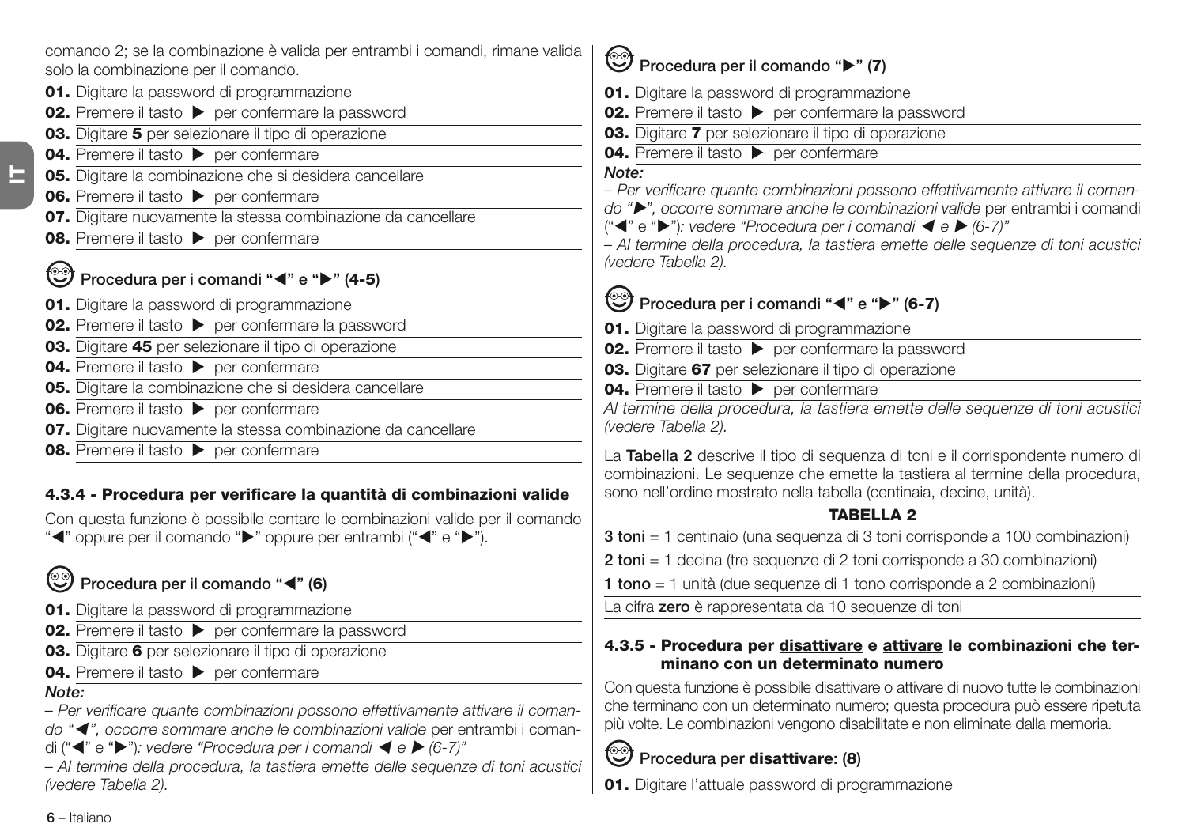comando 2; se la combinazione è valida per entrambi i comandi, rimane valida solo la combinazione per il comando.

**01.** Digitare la password di programmazione
**02.** Premere il tasto ▶ per confermare la password
**03.** Digitare **5** per selezionare il tipo di operazione
**04.** Premere il tasto ▶ per confermare
**05.** Digitare la combinazione che si desidera cancellare
**06.** Premere il tasto ▶ per confermare
**07.** Digitare nuovamente la stessa combinazione da cancellare
**08.** Premere il tasto ▶ per confermare

### Procedura per i comandi "◀" e "▶" (4-5)

**01.** Digitare la password di programmazione
**02.** Premere il tasto ▶ per confermare la password
**03.** Digitare **45** per selezionare il tipo di operazione
**04.** Premere il tasto ▶ per confermare
**05.** Digitare la combinazione che si desidera cancellare
**06.** Premere il tasto ▶ per confermare
**07.** Digitare nuovamente la stessa combinazione da cancellare
**08.** Premere il tasto ▶ per confermare

## 4.3.4 - Procedura per verificare la quantità di combinazioni valide

Con questa funzione è possibile contare le combinazioni valide per il comando "◀" oppure per il comando "▶" oppure per entrambi ("◀" e "▶").

### Procedura per il comando "◀" (6)

**01.** Digitare la password di programmazione
**02.** Premere il tasto ▶ per confermare la password
**03.** Digitare **6** per selezionare il tipo di operazione
**04.** Premere il tasto ▶ per confermare

***Note:***
*– Per verificare quante combinazioni possono effettivamente attivare il comando "◀", occorre sommare anche le combinazioni valide* per entrambi i comandi ("◀" e "▶")*: vedere "Procedura per i comandi ◀ e ▶ (6-7)"*
*– Al termine della procedura, la tastiera emette delle sequenze di toni acustici (vedere Tabella 2).*

### Procedura per il comando "▶" (7)

**01.** Digitare la password di programmazione
**02.** Premere il tasto ▶ per confermare la password
**03.** Digitare **7** per selezionare il tipo di operazione
**04.** Premere il tasto ▶ per confermare

***Note:***
*– Per verificare quante combinazioni possono effettivamente attivare il comando "▶", occorre sommare anche le combinazioni valide* per entrambi i comandi ("◀" e "▶")*: vedere "Procedura per i comandi ◀ e ▶ (6-7)"*
*– Al termine della procedura, la tastiera emette delle sequenze di toni acustici (vedere Tabella 2).*

### Procedura per i comandi "◀" e "▶" (6-7)

**01.** Digitare la password di programmazione
**02.** Premere il tasto ▶ per confermare la password
**03.** Digitare **67** per selezionare il tipo di operazione
**04.** Premere il tasto ▶ per confermare

*Al termine della procedura, la tastiera emette delle sequenze di toni acustici (vedere Tabella 2).*

La **Tabella 2** descrive il tipo di sequenza di toni e il corrispondente numero di combinazioni. Le sequenze che emette la tastiera al termine della procedura, sono nell'ordine mostrato nella tabella (centinaia, decine, unità).

**TABELLA 2**

| |
|---|
| **3 toni** = 1 centinaio (una sequenza di 3 toni corrisponde a 100 combinazioni) |
| **2 toni** = 1 decina (tre sequenze di 2 toni corrisponde a 30 combinazioni) |
| **1 tono** = 1 unità (due sequenze di 1 tono corrisponde a 2 combinazioni) |
| La cifra **zero** è rappresentata da 10 sequenze di toni |

## 4.3.5 - Procedura per disattivare e attivare le combinazioni che terminano con un determinato numero

Con questa funzione è possibile disattivare o attivare di nuovo tutte le combinazioni che terminano con un determinato numero; questa procedura può essere ripetuta più volte. Le combinazioni vengono disabilitate e non eliminate dalla memoria.

### Procedura per **disattivare**: (8)

**01.** Digitare l'attuale password di programmazione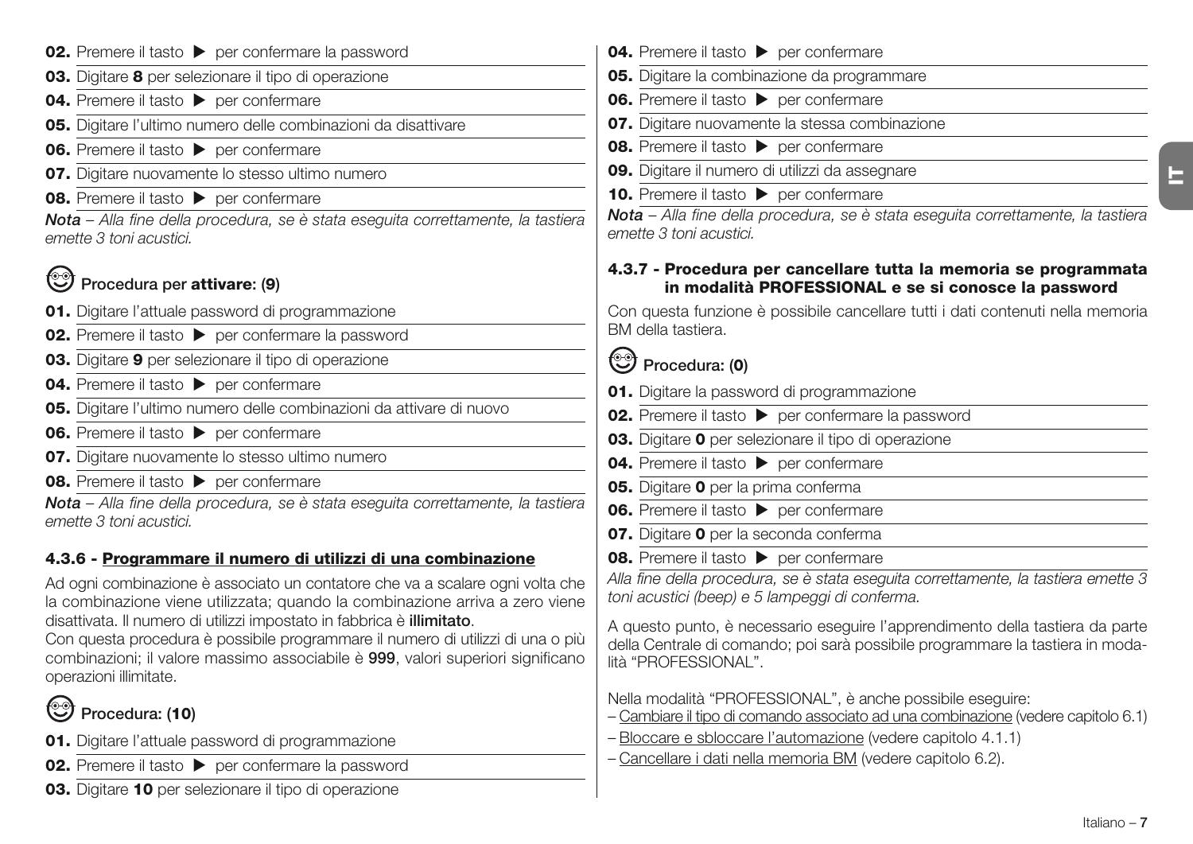**02.** Premere il tasto ▶ per confermare la password

**03.** Digitare **8** per selezionare il tipo di operazione

**04.** Premere il tasto ▶ per confermare

**05.** Digitare l'ultimo numero delle combinazioni da disattivare

**06.** Premere il tasto ▶ per confermare

**07.** Digitare nuovamente lo stesso ultimo numero

**08.** Premere il tasto ▶ per confermare

***Nota*** *– Alla fine della procedura, se è stata eseguita correttamente, la tastiera emette 3 toni acustici.*

#### Procedura per **attivare: (9)**

**01.** Digitare l'attuale password di programmazione

**02.** Premere il tasto ▶ per confermare la password

**03.** Digitare **9** per selezionare il tipo di operazione

**04.** Premere il tasto ▶ per confermare

**05.** Digitare l'ultimo numero delle combinazioni da attivare di nuovo

**06.** Premere il tasto ▶ per confermare

**07.** Digitare nuovamente lo stesso ultimo numero

**08.** Premere il tasto ▶ per confermare

***Nota*** *– Alla fine della procedura, se è stata eseguita correttamente, la tastiera emette 3 toni acustici.*

### 4.3.6 - Programmare il numero di utilizzi di una combinazione

Ad ogni combinazione è associato un contatore che va a scalare ogni volta che la combinazione viene utilizzata; quando la combinazione arriva a zero viene disattivata. Il numero di utilizzi impostato in fabbrica è **illimitato**.
Con questa procedura è possibile programmare il numero di utilizzi di una o più combinazioni; il valore massimo associabile è **999**, valori superiori significano operazioni illimitate.

#### Procedura: (**10**)

**01.** Digitare l'attuale password di programmazione

**02.** Premere il tasto ▶ per confermare la password

**03.** Digitare **10** per selezionare il tipo di operazione

**04.** Premere il tasto ▶ per confermare

**05.** Digitare la combinazione da programmare

**06.** Premere il tasto ▶ per confermare

**07.** Digitare nuovamente la stessa combinazione

**08.** Premere il tasto ▶ per confermare

**09.** Digitare il numero di utilizzi da assegnare

**10.** Premere il tasto ▶ per confermare

***Nota*** *– Alla fine della procedura, se è stata eseguita correttamente, la tastiera emette 3 toni acustici.*

### 4.3.7 - Procedura per cancellare tutta la memoria se programmata in modalità PROFESSIONAL e se si conosce la password

Con questa funzione è possibile cancellare tutti i dati contenuti nella memoria BM della tastiera.

#### Procedura: (**0**)

**01.** Digitare la password di programmazione

**02.** Premere il tasto ▶ per confermare la password

**03.** Digitare **0** per selezionare il tipo di operazione

**04.** Premere il tasto ▶ per confermare

**05.** Digitare **0** per la prima conferma

**06.** Premere il tasto ▶ per confermare

**07.** Digitare **0** per la seconda conferma

**08.** Premere il tasto ▶ per confermare

*Alla fine della procedura, se è stata eseguita correttamente, la tastiera emette 3 toni acustici (beep) e 5 lampeggi di conferma.*

A questo punto, è necessario eseguire l'apprendimento della tastiera da parte della Centrale di comando; poi sarà possibile programmare la tastiera in modalità "PROFESSIONAL".

Nella modalità "PROFESSIONAL", è anche possibile eseguire:
– Cambiare il tipo di comando associato ad una combinazione (vedere capitolo 6.1)
– Bloccare e sbloccare l'automazione (vedere capitolo 4.1.1)
– Cancellare i dati nella memoria BM (vedere capitolo 6.2).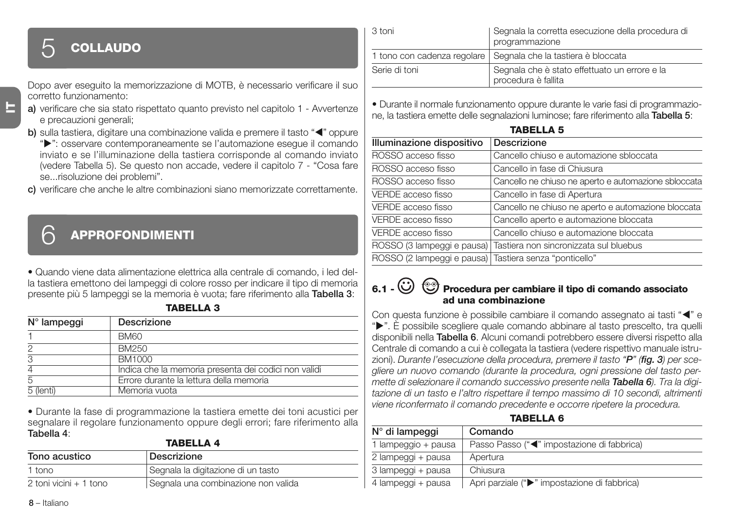## 5 COLLAUDO

Dopo aver eseguito la memorizzazione di MOTB, è necessario verificare il suo corretto funzionamento:

**a)** verificare che sia stato rispettato quanto previsto nel capitolo 1 - Avvertenze e precauzioni generali;

**b)** sulla tastiera, digitare una combinazione valida e premere il tasto "◀" oppure "▶": osservare contemporaneamente se l'automazione esegue il comando inviato e se l'illuminazione della tastiera corrisponde al comando inviato (vedere Tabella 5). Se questo non accade, vedere il capitolo 7 - "Cosa fare se...risoluzione dei problemi".

**c)** verificare che anche le altre combinazioni siano memorizzate correttamente.

## 6 APPROFONDIMENTI

• Quando viene data alimentazione elettrica alla centrale di comando, i led della tastiera emettono dei lampeggi di colore rosso per indicare il tipo di memoria presente più 5 lampeggi se la memoria è vuota; fare riferimento alla **Tabella 3**:

**TABELLA 3**

| N° lampeggi | Descrizione |
|---|---|
| 1 | BM60 |
| 2 | BM250 |
| 3 | BM1000 |
| 4 | Indica che la memoria presenta dei codici non validi |
| 5 | Errore durante la lettura della memoria |
| 5 (lenti) | Memoria vuota |

• Durante la fase di programmazione la tastiera emette dei toni acustici per segnalare il regolare funzionamento oppure degli errori; fare riferimento alla **Tabella 4**:

**TABELLA 4**

| Tono acustico | Descrizione |
|---|---|
| 1 tono | Segnala la digitazione di un tasto |
| 2 toni vicini + 1 tono | Segnala una combinazione non valida |
| 3 toni | Segnala la corretta esecuzione della procedura di programmazione |
| 1 tono con cadenza regolare | Segnala che la tastiera è bloccata |
| Serie di toni | Segnala che è stato effettuato un errore e la procedura è fallita |

• Durante il normale funzionamento oppure durante le varie fasi di programmazione, la tastiera emette delle segnalazioni luminose; fare riferimento alla **Tabella 5**:

**TABELLA 5**

| Illuminazione dispositivo | Descrizione |
|---|---|
| ROSSO acceso fisso | Cancello chiuso e automazione sbloccata |
| ROSSO acceso fisso | Cancello in fase di Chiusura |
| ROSSO acceso fisso | Cancello ne chiuso ne aperto e automazione sbloccata |
| VERDE acceso fisso | Cancello in fase di Apertura |
| VERDE acceso fisso | Cancello ne chiuso ne aperto e automazione bloccata |
| VERDE acceso fisso | Cancello aperto e automazione bloccata |
| VERDE acceso fisso | Cancello chiuso e automazione bloccata |
| ROSSO (3 lampeggi e pausa) | Tastiera non sincronizzata sul bluebus |
| ROSSO (2 lampeggi e pausa) | Tastiera senza "ponticello" |

### 6.1 - Procedura per cambiare il tipo di comando associato ad una combinazione

Con questa funzione è possibile cambiare il comando assegnato ai tasti "◀" e "▶". È possibile scegliere quale comando abbinare al tasto prescelto, tra quelli disponibili nella **Tabella 6**. Alcuni comandi potrebbero essere diversi rispetto alla Centrale di comando a cui è collegata la tastiera (vedere rispettivo manuale istruzioni). *Durante l'esecuzione della procedura, premere il tasto "**P**" (**fig. 3**) per scegliere un nuovo comando (durante la procedura, ogni pressione del tasto permette di selezionare il comando successivo presente nella **Tabella 6**). Tra la digitazione di un tasto e l'altro rispettare il tempo massimo di 10 secondi, altrimenti viene riconfermato il comando precedente e occorre ripetere la procedura.*

**TABELLA 6**

| N° di lampeggi | Comando |
|---|---|
| 1 lampeggio + pausa | Passo Passo ("◀" impostazione di fabbrica) |
| 2 lampeggi + pausa | Apertura |
| 3 lampeggi + pausa | Chiusura |
| 4 lampeggi + pausa | Apri parziale ("▶" impostazione di fabbrica) |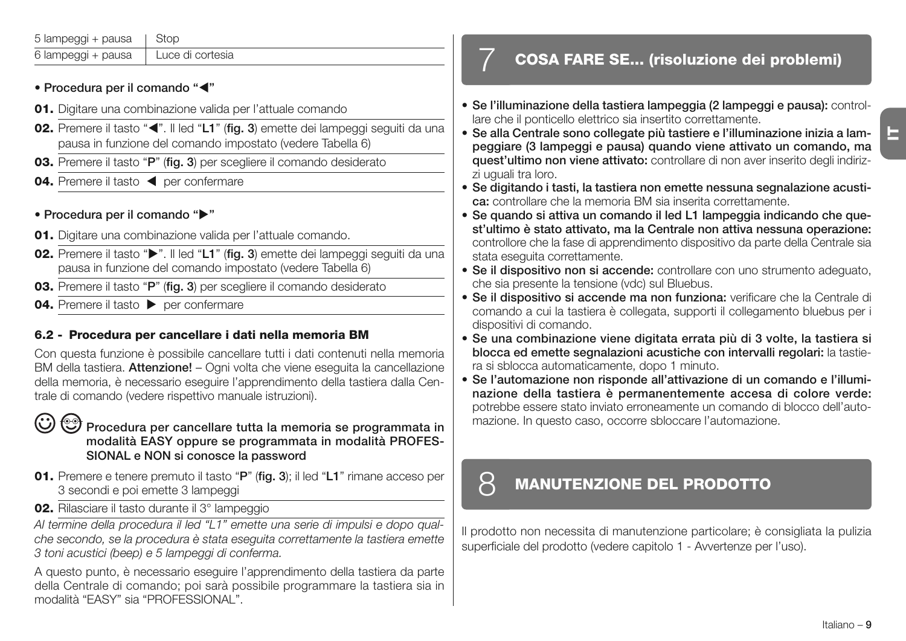| | |
|---|---|
| 5 lampeggi + pausa | Stop |
| 6 lampeggi + pausa | Luce di cortesia |

**• Procedura per il comando "◀"**

**01.** Digitare una combinazione valida per l'attuale comando

**02.** Premere il tasto "◀". Il led "**L1**" (**fig. 3**) emette dei lampeggi seguiti da una pausa in funzione del comando impostato (vedere Tabella 6)

**03.** Premere il tasto "**P**" (**fig. 3**) per scegliere il comando desiderato

**04.** Premere il tasto ◀ per confermare

**• Procedura per il comando "▶"**

**01.** Digitare una combinazione valida per l'attuale comando.

**02.** Premere il tasto "▶". Il led "**L1**" (**fig. 3**) emette dei lampeggi seguiti da una pausa in funzione del comando impostato (vedere Tabella 6)

**03.** Premere il tasto "**P**" (**fig. 3**) per scegliere il comando desiderato

**04.** Premere il tasto ▶ per confermare

### 6.2 - Procedura per cancellare i dati nella memoria BM

Con questa funzione è possibile cancellare tutti i dati contenuti nella memoria BM della tastiera. **Attenzione!** – Ogni volta che viene eseguita la cancellazione della memoria, è necessario eseguire l'apprendimento della tastiera dalla Centrale di comando (vedere rispettivo manuale istruzioni).

**Procedura per cancellare tutta la memoria se programmata in modalità EASY oppure se programmata in modalità PROFESSIONAL e NON si conosce la password**

**01.** Premere e tenere premuto il tasto "**P**" (**fig. 3**); il led "**L1**" rimane acceso per 3 secondi e poi emette 3 lampeggi

**02.** Rilasciare il tasto durante il 3° lampeggio

*Al termine della procedura il led "L1" emette una serie di impulsi e dopo qualche secondo, se la procedura è stata eseguita correttamente la tastiera emette 3 toni acustici (beep) e 5 lampeggi di conferma.*

A questo punto, è necessario eseguire l'apprendimento della tastiera da parte della Centrale di comando; poi sarà possibile programmare la tastiera sia in modalità "EASY" sia "PROFESSIONAL".

## 7 COSA FARE SE... (risoluzione dei problemi)

- **Se l'illuminazione della tastiera lampeggia (2 lampeggi e pausa):** controllare che il ponticello elettrico sia insertito correttamente.
- **Se alla Centrale sono collegate più tastiere e l'illuminazione inizia a lampeggiare (3 lampeggi e pausa) quando viene attivato un comando, ma quest'ultimo non viene attivato:** controllare di non aver inserito degli indirizzi uguali tra loro.
- **Se digitando i tasti, la tastiera non emette nessuna segnalazione acustica:** controllare che la memoria BM sia inserita correttamente.
- **Se quando si attiva un comando il led L1 lampeggia indicando che quest'ultimo è stato attivato, ma la Centrale non attiva nessuna operazione:** controllore che la fase di apprendimento dispositivo da parte della Centrale sia stata eseguita correttamente.
- **Se il dispositivo non si accende:** controllare con uno strumento adeguato, che sia presente la tensione (vdc) sul Bluebus.
- **Se il dispositivo si accende ma non funziona:** verificare che la Centrale di comando a cui la tastiera è collegata, supporti il collegamento bluebus per i dispositivi di comando.
- **Se una combinazione viene digitata errata più di 3 volte, la tastiera si blocca ed emette segnalazioni acustiche con intervalli regolari:** la tastiera si sblocca automaticamente, dopo 1 minuto.
- **Se l'automazione non risponde all'attivazione di un comando e l'illuminazione della tastiera è permanentemente accesa di colore verde:** potrebbe essere stato inviato erroneamente un comando di blocco dell'automazione. In questo caso, occorre sbloccare l'automazione.

## 8 MANUTENZIONE DEL PRODOTTO

Il prodotto non necessita di manutenzione particolare; è consigliata la pulizia superficiale del prodotto (vedere capitolo 1 - Avvertenze per l'uso).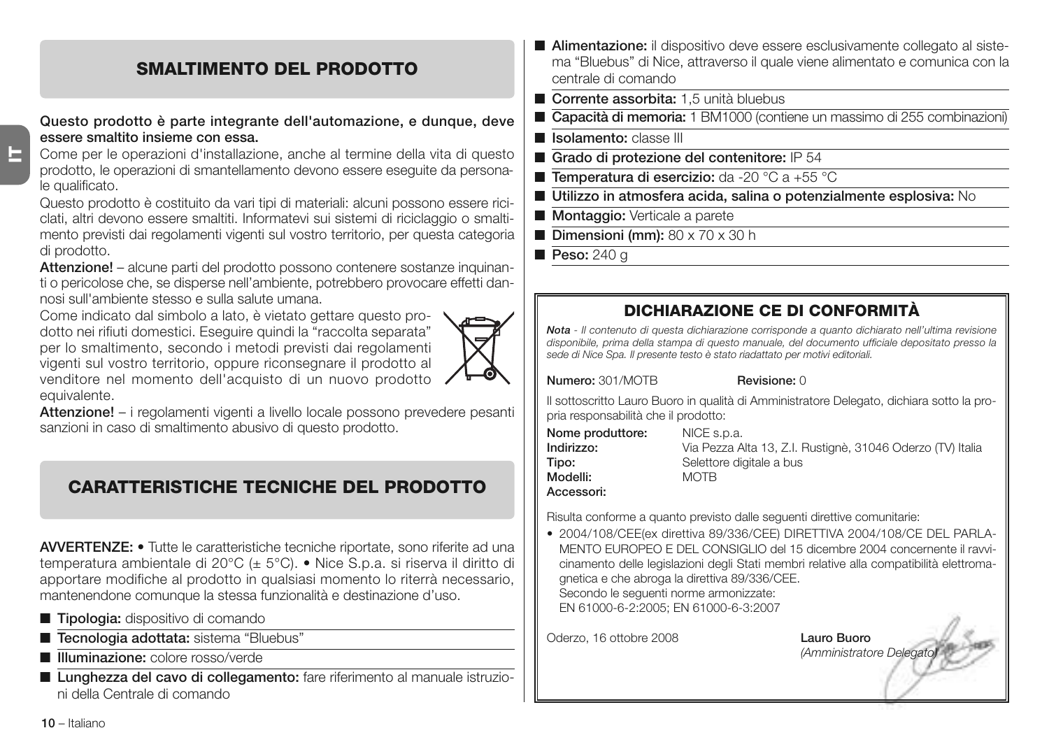## SMALTIMENTO DEL PRODOTTO

**Questo prodotto è parte integrante dell'automazione, e dunque, deve essere smaltito insieme con essa.**

Come per le operazioni d'installazione, anche al termine della vita di questo prodotto, le operazioni di smantellamento devono essere eseguite da personale qualificato.

Questo prodotto è costituito da vari tipi di materiali: alcuni possono essere riciclati, altri devono essere smaltiti. Informatevi sui sistemi di riciclaggio o smaltimento previsti dai regolamenti vigenti sul vostro territorio, per questa categoria di prodotto.

**Attenzione!** – alcune parti del prodotto possono contenere sostanze inquinanti o pericolose che, se disperse nell'ambiente, potrebbero provocare effetti dannosi sull'ambiente stesso e sulla salute umana.

Come indicato dal simbolo a lato, è vietato gettare questo prodotto nei rifiuti domestici. Eseguire quindi la "raccolta separata" per lo smaltimento, secondo i metodi previsti dai regolamenti vigenti sul vostro territorio, oppure riconsegnare il prodotto al venditore nel momento dell'acquisto di un nuovo prodotto equivalente.

**Attenzione!** – i regolamenti vigenti a livello locale possono prevedere pesanti sanzioni in caso di smaltimento abusivo di questo prodotto.

## CARATTERISTICHE TECNICHE DEL PRODOTTO

**AVVERTENZE:** • Tutte le caratteristiche tecniche riportate, sono riferite ad una temperatura ambientale di 20°C (± 5°C). • Nice S.p.a. si riserva il diritto di apportare modifiche al prodotto in qualsiasi momento lo riterrà necessario, mantenendone comunque la stessa funzionalità e destinazione d'uso.

- **Tipologia:** dispositivo di comando
- **Tecnologia adottata:** sistema "Bluebus"
- **Illuminazione:** colore rosso/verde
- **Lunghezza del cavo di collegamento:** fare riferimento al manuale istruzioni della Centrale di comando
- **Alimentazione:** il dispositivo deve essere esclusivamente collegato al sistema "Bluebus" di Nice, attraverso il quale viene alimentato e comunica con la centrale di comando
- **Corrente assorbita:** 1,5 unità bluebus
- **Capacità di memoria:** 1 BM1000 (contiene un massimo di 255 combinazioni)
- **Isolamento:** classe III
- **Grado di protezione del contenitore:** IP 54
- **Temperatura di esercizio:** da -20 °C a +55 °C
- **Utilizzo in atmosfera acida, salina o potenzialmente esplosiva:** No
- **Montaggio:** Verticale a parete
- **Dimensioni (mm):** 80 x 70 x 30 h
- **Peso:** 240 g

## DICHIARAZIONE CE DI CONFORMITÀ

***Nota*** *- Il contenuto di questa dichiarazione corrisponde a quanto dichiarato nell'ultima revisione disponibile, prima della stampa di questo manuale, del documento ufficiale depositato presso la sede di Nice Spa. Il presente testo è stato riadattato per motivi editoriali.*

**Numero:** 301/MOTB **Revisione:** 0

Il sottoscritto Lauro Buoro in qualità di Amministratore Delegato, dichiara sotto la propria responsabilità che il prodotto:

**Nome produttore:** NICE s.p.a.
**Indirizzo:** Via Pezza Alta 13, Z.I. Rustignè, 31046 Oderzo (TV) Italia
**Tipo:** Selettore digitale a bus
**Modelli:** MOTB
**Accessori:**

Risulta conforme a quanto previsto dalle seguenti direttive comunitarie:

- 2004/108/CEE(ex direttiva 89/336/CEE) DIRETTIVA 2004/108/CE DEL PARLAMENTO EUROPEO E DEL CONSIGLIO del 15 dicembre 2004 concernente il ravvicinamento delle legislazioni degli Stati membri relative alla compatibilità elettromagnetica e che abroga la direttiva 89/336/CEE.
  Secondo le seguenti norme armonizzate:
  EN 61000-6-2:2005; EN 61000-6-3:2007

Oderzo, 16 ottobre 2008

**Lauro Buoro**
*(Amministratore Delegato)*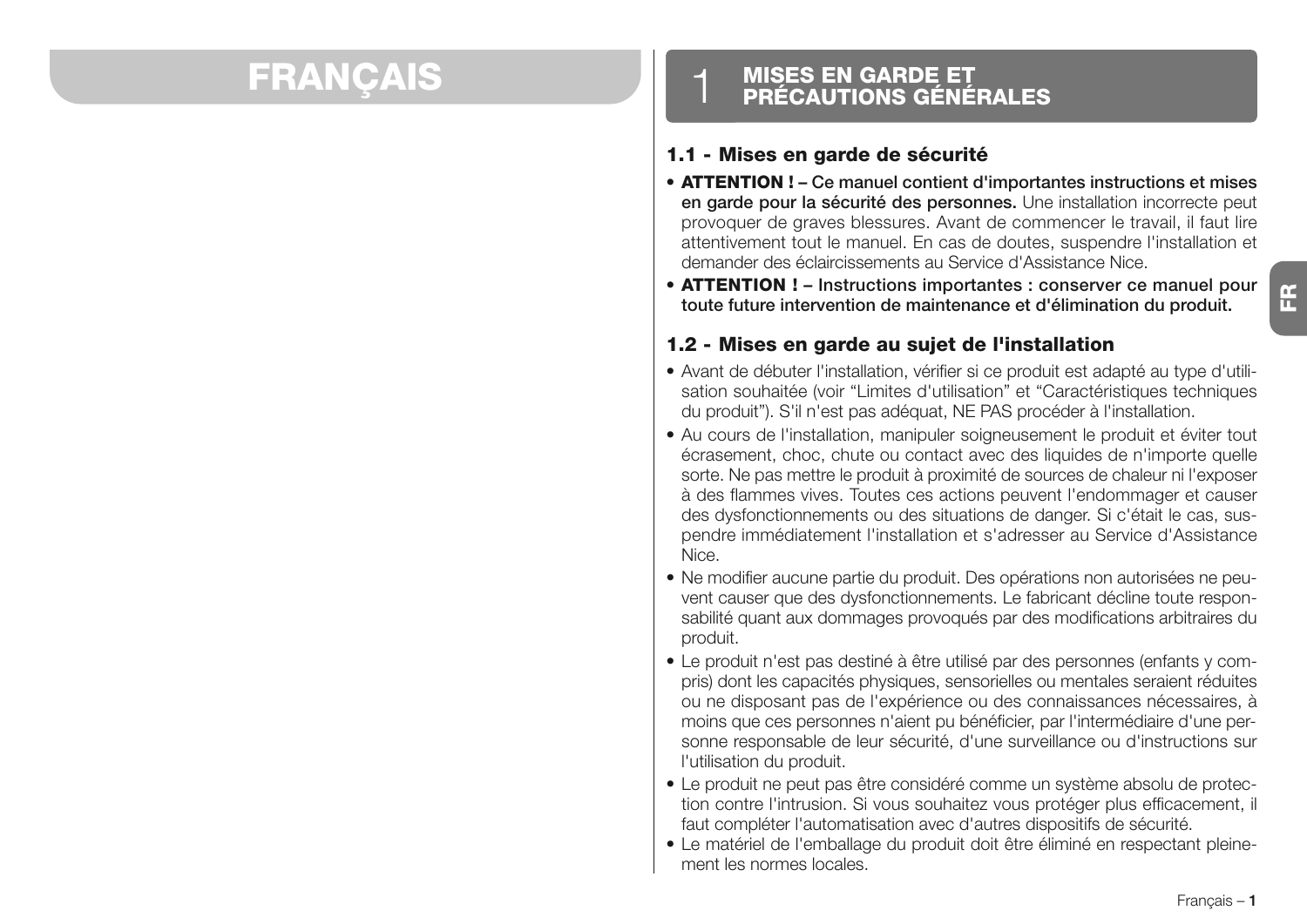# FRANÇAIS

## 1 MISES EN GARDE ET PRÉCAUTIONS GÉNÉRALES

### 1.1 - Mises en garde de sécurité

- **ATTENTION ! – Ce manuel contient d'importantes instructions et mises en garde pour la sécurité des personnes.** Une installation incorrecte peut provoquer de graves blessures. Avant de commencer le travail, il faut lire attentivement tout le manuel. En cas de doutes, suspendre l'installation et demander des éclaircissements au Service d'Assistance Nice.
- **ATTENTION ! – Instructions importantes : conserver ce manuel pour toute future intervention de maintenance et d'élimination du produit.**

### 1.2 - Mises en garde au sujet de l'installation

- Avant de débuter l'installation, vérifier si ce produit est adapté au type d'utilisation souhaitée (voir "Limites d'utilisation" et "Caractéristiques techniques du produit"). S'il n'est pas adéquat, NE PAS procéder à l'installation.
- Au cours de l'installation, manipuler soigneusement le produit et éviter tout écrasement, choc, chute ou contact avec des liquides de n'importe quelle sorte. Ne pas mettre le produit à proximité de sources de chaleur ni l'exposer à des flammes vives. Toutes ces actions peuvent l'endommager et causer des dysfonctionnements ou des situations de danger. Si c'était le cas, suspendre immédiatement l'installation et s'adresser au Service d'Assistance Nice.
- Ne modifier aucune partie du produit. Des opérations non autorisées ne peuvent causer que des dysfonctionnements. Le fabricant décline toute responsabilité quant aux dommages provoqués par des modifications arbitraires du produit.
- Le produit n'est pas destiné à être utilisé par des personnes (enfants y compris) dont les capacités physiques, sensorielles ou mentales seraient réduites ou ne disposant pas de l'expérience ou des connaissances nécessaires, à moins que ces personnes n'aient pu bénéficier, par l'intermédiaire d'une personne responsable de leur sécurité, d'une surveillance ou d'instructions sur l'utilisation du produit.
- Le produit ne peut pas être considéré comme un système absolu de protection contre l'intrusion. Si vous souhaitez vous protéger plus efficacement, il faut compléter l'automatisation avec d'autres dispositifs de sécurité.
- Le matériel de l'emballage du produit doit être éliminé en respectant pleinement les normes locales.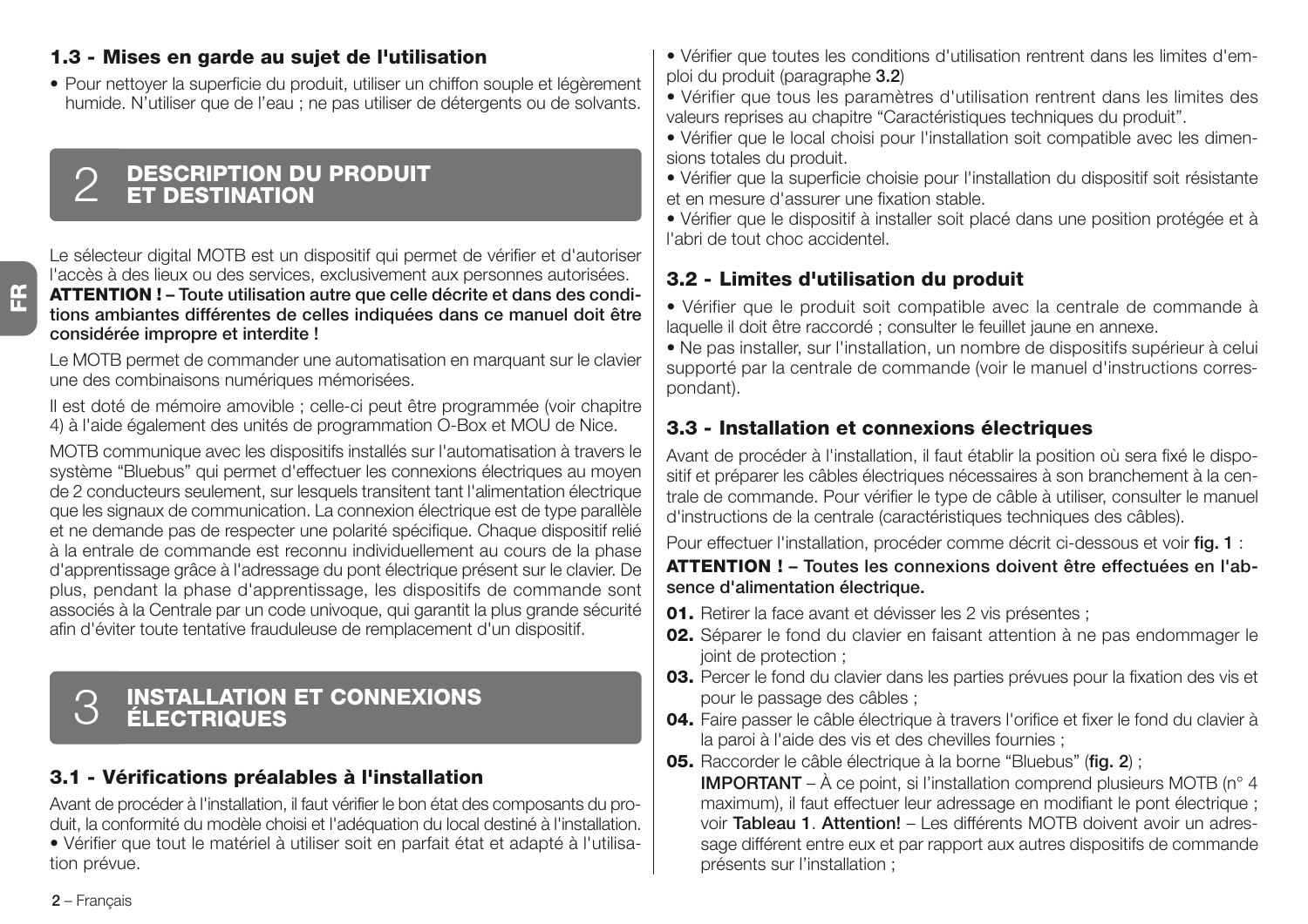### 1.3 - Mises en garde au sujet de l'utilisation

- Pour nettoyer la superficie du produit, utiliser un chiffon souple et légèrement humide. N'utiliser que de l'eau ; ne pas utiliser de détergents ou de solvants.

## 2 DESCRIPTION DU PRODUIT ET DESTINATION

Le sélecteur digital MOTB est un dispositif qui permet de vérifier et d'autoriser l'accès à des lieux ou des services, exclusivement aux personnes autorisées.
**ATTENTION ! – Toute utilisation autre que celle décrite et dans des conditions ambiantes différentes de celles indiquées dans ce manuel doit être considérée impropre et interdite !**

Le MOTB permet de commander une automatisation en marquant sur le clavier une des combinaisons numériques mémorisées.

Il est doté de mémoire amovible ; celle-ci peut être programmée (voir chapitre 4) à l'aide également des unités de programmation O-Box et MOU de Nice.

MOTB communique avec les dispositifs installés sur l'automatisation à travers le système "Bluebus" qui permet d'effectuer les connexions électriques au moyen de 2 conducteurs seulement, sur lesquels transitent tant l'alimentation électrique que les signaux de communication. La connexion électrique est de type parallèle et ne demande pas de respecter une polarité spécifique. Chaque dispositif relié à la entrale de commande est reconnu individuellement au cours de la phase d'apprentissage grâce à l'adressage du pont électrique présent sur le clavier. De plus, pendant la phase d'apprentissage, les dispositifs de commande sont associés à la Centrale par un code univoque, qui garantit la plus grande sécurité afin d'éviter toute tentative frauduleuse de remplacement d'un dispositif.

## 3 INSTALLATION ET CONNEXIONS ÉLECTRIQUES

### 3.1 - Vérifications préalables à l'installation

Avant de procéder à l'installation, il faut vérifier le bon état des composants du produit, la conformité du modèle choisi et l'adéquation du local destiné à l'installation.
- Vérifier que tout le matériel à utiliser soit en parfait état et adapté à l'utilisation prévue.
- Vérifier que toutes les conditions d'utilisation rentrent dans les limites d'emploi du produit (paragraphe **3.2**)
- Vérifier que tous les paramètres d'utilisation rentrent dans les limites des valeurs reprises au chapitre "Caractéristiques techniques du produit".
- Vérifier que le local choisi pour l'installation soit compatible avec les dimensions totales du produit.
- Vérifier que la superficie choisie pour l'installation du dispositif soit résistante et en mesure d'assurer une fixation stable.
- Vérifier que le dispositif à installer soit placé dans une position protégée et à l'abri de tout choc accidentel.

### 3.2 - Limites d'utilisation du produit

- Vérifier que le produit soit compatible avec la centrale de commande à laquelle il doit être raccordé ; consulter le feuillet jaune en annexe.
- Ne pas installer, sur l'installation, un nombre de dispositifs supérieur à celui supporté par la centrale de commande (voir le manuel d'instructions correspondant).

### 3.3 - Installation et connexions électriques

Avant de procéder à l'installation, il faut établir la position où sera fixé le dispositif et préparer les câbles électriques nécessaires à son branchement à la centrale de commande. Pour vérifier le type de câble à utiliser, consulter le manuel d'instructions de la centrale (caractéristiques techniques des câbles).

Pour effectuer l'installation, procéder comme décrit ci-dessous et voir **fig. 1** :

**ATTENTION ! – Toutes les connexions doivent être effectuées en l'absence d'alimentation électrique.**

**01.** Retirer la face avant et dévisser les 2 vis présentes ;
**02.** Séparer le fond du clavier en faisant attention à ne pas endommager le joint de protection ;
**03.** Percer le fond du clavier dans les parties prévues pour la fixation des vis et pour le passage des câbles ;
**04.** Faire passer le câble électrique à travers l'orifice et fixer le fond du clavier à la paroi à l'aide des vis et des chevilles fournies ;
**05.** Raccorder le câble électrique à la borne "Bluebus" (**fig. 2**) ;
**IMPORTANT** – À ce point, si l'installation comprend plusieurs MOTB (n° 4 maximum), il faut effectuer leur adressage en modifiant le pont électrique ; voir **Tableau 1**. **Attention!** – Les différents MOTB doivent avoir un adressage différent entre eux et par rapport aux autres dispositifs de commande présents sur l'installation ;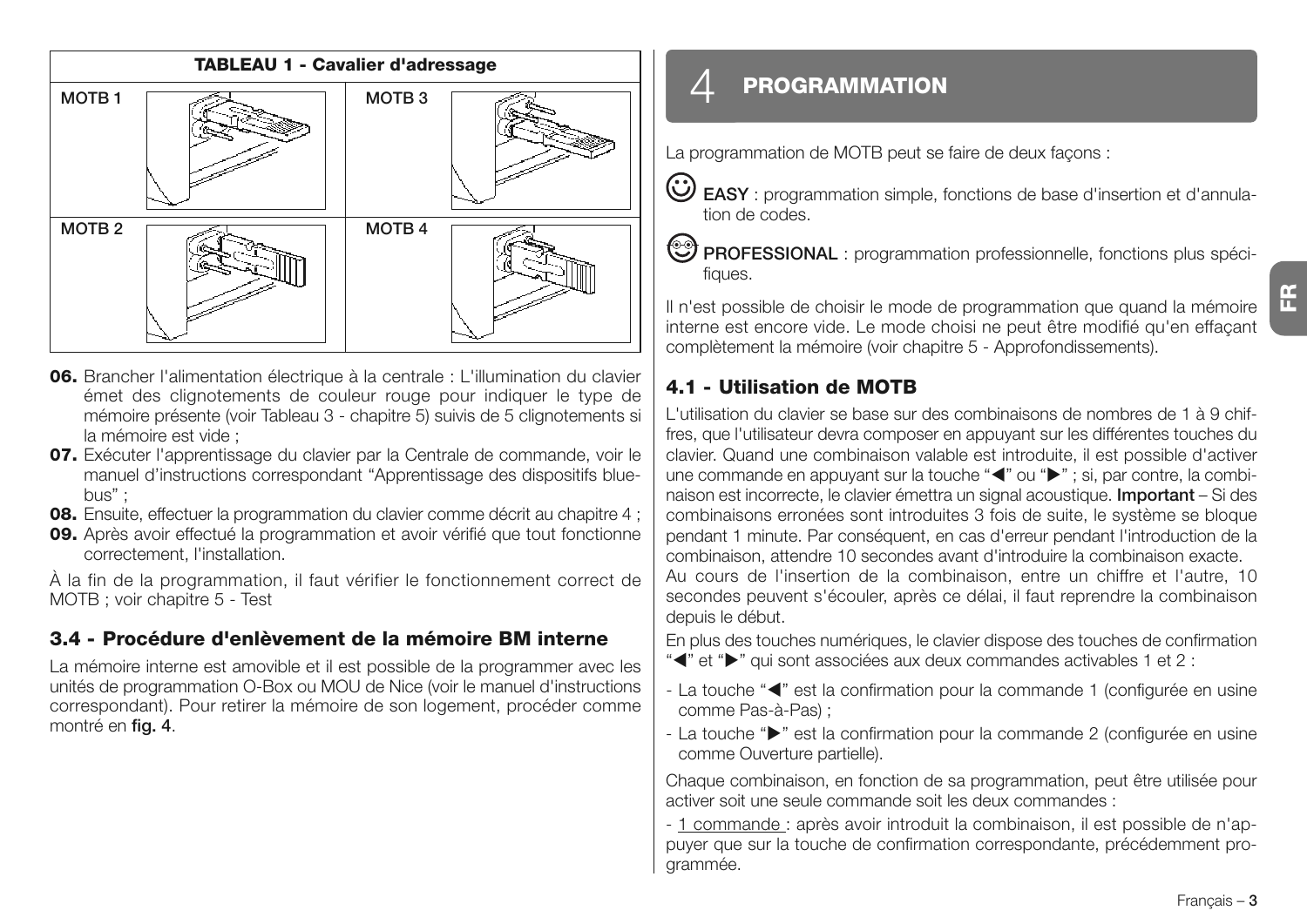**TABLEAU 1 - Cavalier d'adressage**

| MOTB 1 | MOTB 3 |
|---|---|
| MOTB 2 | MOTB 4 |

**06.** Brancher l'alimentation électrique à la centrale : L'illumination du clavier émet des clignotements de couleur rouge pour indiquer le type de mémoire présente (voir Tableau 3 - chapitre 5) suivis de 5 clignotements si la mémoire est vide ;

**07.** Exécuter l'apprentissage du clavier par la Centrale de commande, voir le manuel d'instructions correspondant "Apprentissage des dispositifs bluebus" ;

**08.** Ensuite, effectuer la programmation du clavier comme décrit au chapitre 4 ;

**09.** Après avoir effectué la programmation et avoir vérifié que tout fonctionne correctement, l'installation.

À la fin de la programmation, il faut vérifier le fonctionnement correct de MOTB ; voir chapitre 5 - Test

### 3.4 - Procédure d'enlèvement de la mémoire BM interne

La mémoire interne est amovible et il est possible de la programmer avec les unités de programmation O-Box ou MOU de Nice (voir le manuel d'instructions correspondant). Pour retirer la mémoire de son logement, procéder comme montré en **fig. 4**.

## 4 PROGRAMMATION

La programmation de MOTB peut se faire de deux façons :

**EASY** : programmation simple, fonctions de base d'insertion et d'annulation de codes.

**PROFESSIONAL** : programmation professionnelle, fonctions plus spécifiques.

Il n'est possible de choisir le mode de programmation que quand la mémoire interne est encore vide. Le mode choisi ne peut être modifié qu'en effaçant complètement la mémoire (voir chapitre 5 - Approfondissements).

### 4.1 - Utilisation de MOTB

L'utilisation du clavier se base sur des combinaisons de nombres de 1 à 9 chiffres, que l'utilisateur devra composer en appuyant sur les différentes touches du clavier. Quand une combinaison valable est introduite, il est possible d'activer une commande en appuyant sur la touche "◀" ou "▶" ; si, par contre, la combinaison est incorrecte, le clavier émettra un signal acoustique. **Important** – Si des combinaisons erronées sont introduites 3 fois de suite, le système se bloque pendant 1 minute. Par conséquent, en cas d'erreur pendant l'introduction de la combinaison, attendre 10 secondes avant d'introduire la combinaison exacte.
Au cours de l'insertion de la combinaison, entre un chiffre et l'autre, 10 secondes peuvent s'écouler, après ce délai, il faut reprendre la combinaison depuis le début.

En plus des touches numériques, le clavier dispose des touches de confirmation "◀" et "▶" qui sont associées aux deux commandes activables 1 et 2 :

- La touche "◀" est la confirmation pour la commande 1 (configurée en usine comme Pas-à-Pas) ;
- La touche "▶" est la confirmation pour la commande 2 (configurée en usine comme Ouverture partielle).

Chaque combinaison, en fonction de sa programmation, peut être utilisée pour activer soit une seule commande soit les deux commandes :

- 1 commande : après avoir introduit la combinaison, il est possible de n'appuyer que sur la touche de confirmation correspondante, précédemment programmée.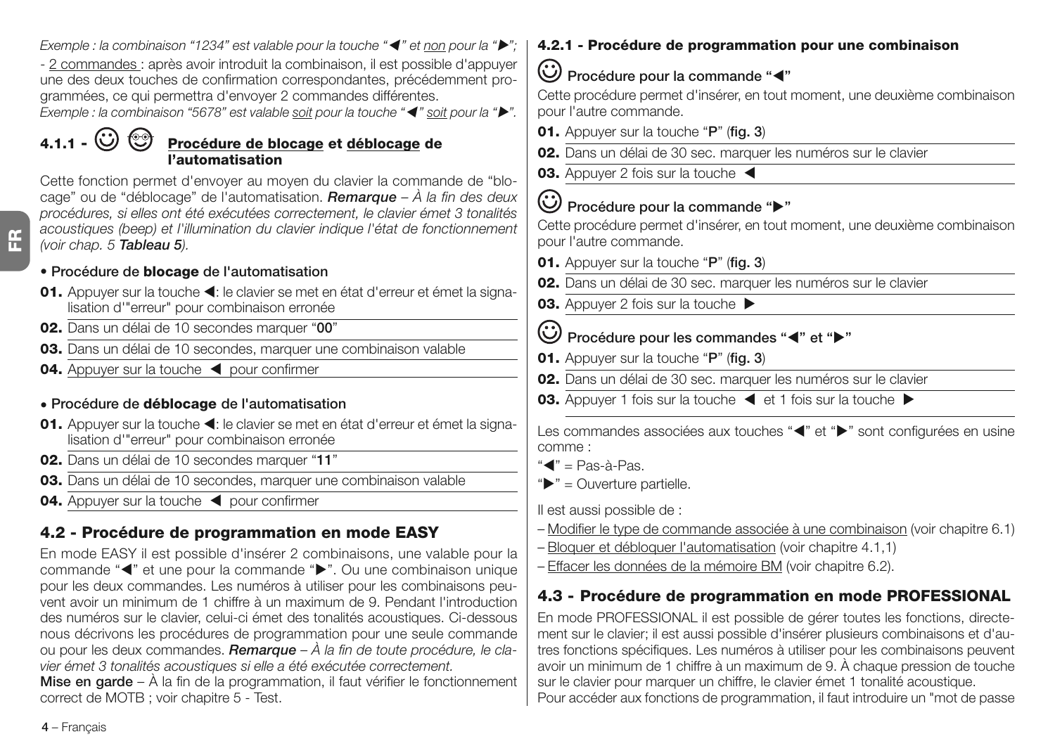*Exemple : la combinaison “1234” est valable pour la touche “◀” et non pour la “▶”;*

- 2 commandes : après avoir introduit la combinaison, il est possible d'appuyer une des deux touches de confirmation correspondantes, précédemment programmées, ce qui permettra d'envoyer 2 commandes différentes.

*Exemple : la combinaison “5678” est valable soit pour la touche “◀” soit pour la “▶”.*

### 4.1.1 - Procédure de blocage et déblocage de l'automatisation

Cette fonction permet d'envoyer au moyen du clavier la commande de “blocage” ou de “déblocage” de l'automatisation. ***Remarque*** *– À la fin des deux procédures, si elles ont été exécutées correctement, le clavier émet 3 tonalités acoustiques (beep) et l'illumination du clavier indique l'état de fonctionnement (voir chap. 5* ***Tableau 5****).*

• Procédure de **blocage** de l'automatisation

**01.** Appuyer sur la touche ◀: le clavier se met en état d'erreur et émet la signalisation d'"erreur" pour combinaison erronée

**02.** Dans un délai de 10 secondes marquer “**00**”

**03.** Dans un délai de 10 secondes, marquer une combinaison valable

**04.** Appuyer sur la touche ◀ pour confirmer

• Procédure de **déblocage** de l'automatisation

**01.** Appuyer sur la touche ◀: le clavier se met en état d'erreur et émet la signalisation d'"erreur" pour combinaison erronée

**02.** Dans un délai de 10 secondes marquer “**11**”

**03.** Dans un délai de 10 secondes, marquer une combinaison valable

**04.** Appuyer sur la touche ◀ pour confirmer

## 4.2 - Procédure de programmation en mode EASY

En mode EASY il est possible d'insérer 2 combinaisons, une valable pour la commande “◀” et une pour la commande “▶”. Ou une combinaison unique pour les deux commandes. Les numéros à utiliser pour les combinaisons peuvent avoir un minimum de 1 chiffre à un maximum de 9. Pendant l'introduction des numéros sur le clavier, celui-ci émet des tonalités acoustiques. Ci-dessous nous décrivons les procédures de programmation pour une seule commande ou pour les deux commandes. ***Remarque*** *– À la fin de toute procédure, le clavier émet 3 tonalités acoustiques si elle a été exécutée correctement.*

**Mise en garde** – À la fin de la programmation, il faut vérifier le fonctionnement correct de MOTB ; voir chapitre 5 - Test.

### 4.2.1 - Procédure de programmation pour une combinaison

**Procédure pour la commande “◀”**

Cette procédure permet d'insérer, en tout moment, une deuxième combinaison pour l'autre commande.

**01.** Appuyer sur la touche “**P**” (**fig. 3**)

**02.** Dans un délai de 30 sec. marquer les numéros sur le clavier

**03.** Appuyer 2 fois sur la touche ◀

**Procédure pour la commande “▶”**

Cette procédure permet d'insérer, en tout moment, une deuxième combinaison pour l'autre commande.

**01.** Appuyer sur la touche “**P**” (**fig. 3**)

**02.** Dans un délai de 30 sec. marquer les numéros sur le clavier

**03.** Appuyer 2 fois sur la touche ▶

**Procédure pour les commandes “◀” et “▶”**

**01.** Appuyer sur la touche “**P**” (**fig. 3**)

**02.** Dans un délai de 30 sec. marquer les numéros sur le clavier

**03.** Appuyer 1 fois sur la touche ◀ et 1 fois sur la touche ▶

Les commandes associées aux touches “◀” et “▶” sont configurées en usine comme :

“◀” = Pas-à-Pas.

“▶” = Ouverture partielle.

Il est aussi possible de :

– Modifier le type de commande associée à une combinaison (voir chapitre 6.1)

– Bloquer et débloquer l'automatisation (voir chapitre 4.1,1)

– Effacer les données de la mémoire BM (voir chapitre 6.2).

## 4.3 - Procédure de programmation en mode PROFESSIONAL

En mode PROFESSIONAL il est possible de gérer toutes les fonctions, directement sur le clavier; il est aussi possible d'insérer plusieurs combinaisons et d'autres fonctions spécifiques. Les numéros à utiliser pour les combinaisons peuvent avoir un minimum de 1 chiffre à un maximum de 9. À chaque pression de touche sur le clavier pour marquer un chiffre, le clavier émet 1 tonalité acoustique.

Pour accéder aux fonctions de programmation, il faut introduire un "mot de passe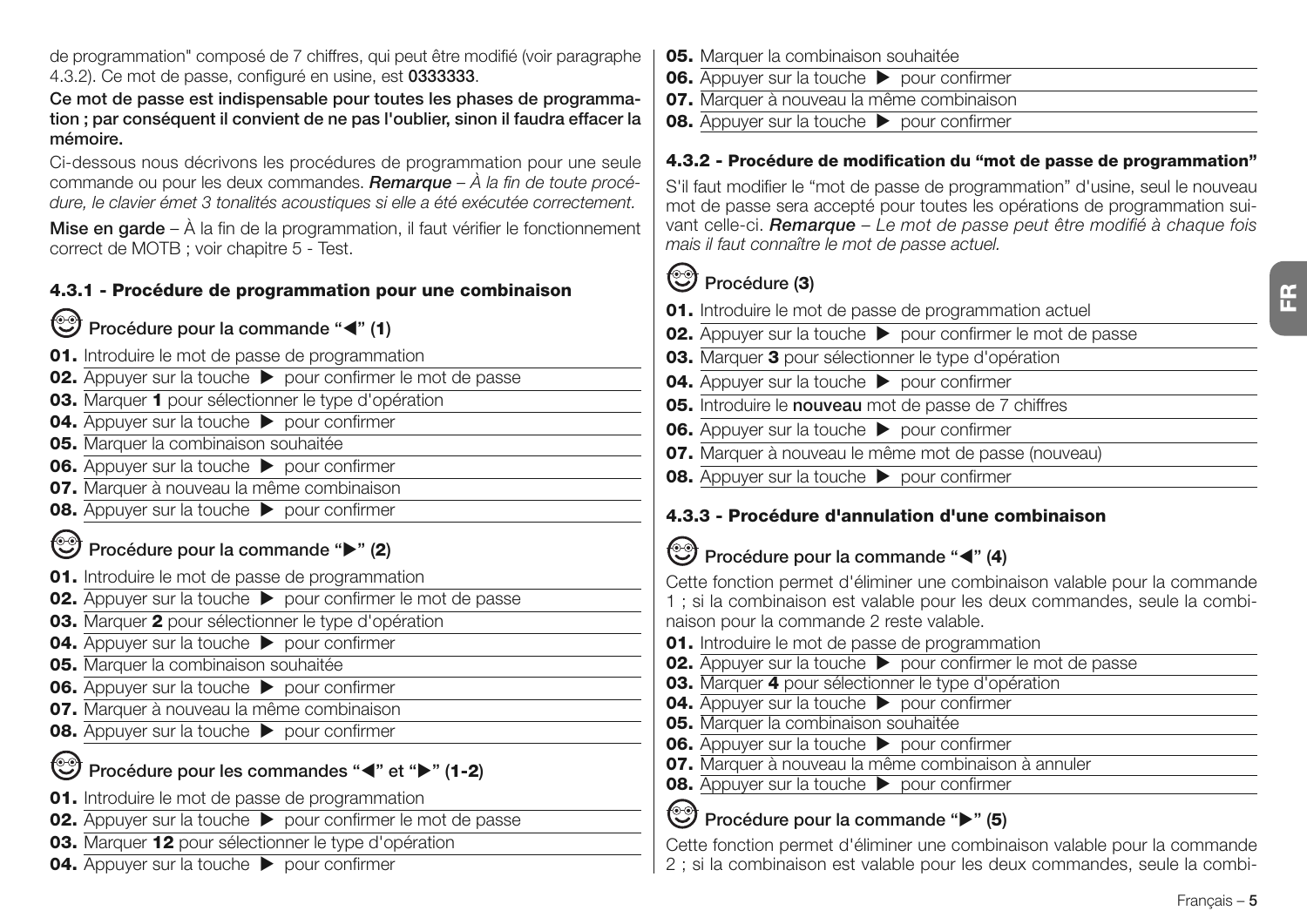de programmation" composé de 7 chiffres, qui peut être modifié (voir paragraphe 4.3.2). Ce mot de passe, configuré en usine, est **0333333**.

**Ce mot de passe est indispensable pour toutes les phases de programmation ; par conséquent il convient de ne pas l'oublier, sinon il faudra effacer la mémoire.**

Ci-dessous nous décrivons les procédures de programmation pour une seule commande ou pour les deux commandes. ***Remarque*** *– À la fin de toute procédure, le clavier émet 3 tonalités acoustiques si elle a été exécutée correctement.*

**Mise en garde** – À la fin de la programmation, il faut vérifier le fonctionnement correct de MOTB ; voir chapitre 5 - Test.

### 4.3.1 - Procédure de programmation pour une combinaison

**Procédure pour la commande "◀" (1)**

**01.** Introduire le mot de passe de programmation
**02.** Appuyer sur la touche ▶ pour confirmer le mot de passe
**03.** Marquer **1** pour sélectionner le type d'opération
**04.** Appuyer sur la touche ▶ pour confirmer
**05.** Marquer la combinaison souhaitée
**06.** Appuyer sur la touche ▶ pour confirmer
**07.** Marquer à nouveau la même combinaison
**08.** Appuyer sur la touche ▶ pour confirmer

**Procédure pour la commande "▶" (2)**

**01.** Introduire le mot de passe de programmation
**02.** Appuyer sur la touche ▶ pour confirmer le mot de passe
**03.** Marquer **2** pour sélectionner le type d'opération
**04.** Appuyer sur la touche ▶ pour confirmer
**05.** Marquer la combinaison souhaitée
**06.** Appuyer sur la touche ▶ pour confirmer
**07.** Marquer à nouveau la même combinaison
**08.** Appuyer sur la touche ▶ pour confirmer

**Procédure pour les commandes "◀" et "▶" (1-2)**

**01.** Introduire le mot de passe de programmation
**02.** Appuyer sur la touche ▶ pour confirmer le mot de passe
**03.** Marquer **12** pour sélectionner le type d'opération
**04.** Appuyer sur la touche ▶ pour confirmer
**05.** Marquer la combinaison souhaitée
**06.** Appuyer sur la touche ▶ pour confirmer
**07.** Marquer à nouveau la même combinaison
**08.** Appuyer sur la touche ▶ pour confirmer

### 4.3.2 - Procédure de modification du "mot de passe de programmation"

S'il faut modifier le "mot de passe de programmation" d'usine, seul le nouveau mot de passe sera accepté pour toutes les opérations de programmation suivant celle-ci. ***Remarque*** *– Le mot de passe peut être modifié à chaque fois mais il faut connaître le mot de passe actuel.*

**Procédure (3)**

**01.** Introduire le mot de passe de programmation actuel
**02.** Appuyer sur la touche ▶ pour confirmer le mot de passe
**03.** Marquer **3** pour sélectionner le type d'opération
**04.** Appuyer sur la touche ▶ pour confirmer
**05.** Introduire le **nouveau** mot de passe de 7 chiffres
**06.** Appuyer sur la touche ▶ pour confirmer
**07.** Marquer à nouveau le même mot de passe (nouveau)
**08.** Appuyer sur la touche ▶ pour confirmer

### 4.3.3 - Procédure d'annulation d'une combinaison

**Procédure pour la commande "◀" (4)**

Cette fonction permet d'éliminer une combinaison valable pour la commande 1 ; si la combinaison est valable pour les deux commandes, seule la combinaison pour la commande 2 reste valable.

**01.** Introduire le mot de passe de programmation
**02.** Appuyer sur la touche ▶ pour confirmer le mot de passe
**03.** Marquer **4** pour sélectionner le type d'opération
**04.** Appuyer sur la touche ▶ pour confirmer
**05.** Marquer la combinaison souhaitée
**06.** Appuyer sur la touche ▶ pour confirmer
**07.** Marquer à nouveau la même combinaison à annuler
**08.** Appuyer sur la touche ▶ pour confirmer

**Procédure pour la commande "▶" (5)**

Cette fonction permet d'éliminer une combinaison valable pour la commande 2 ; si la combinaison est valable pour les deux commandes, seule la combi-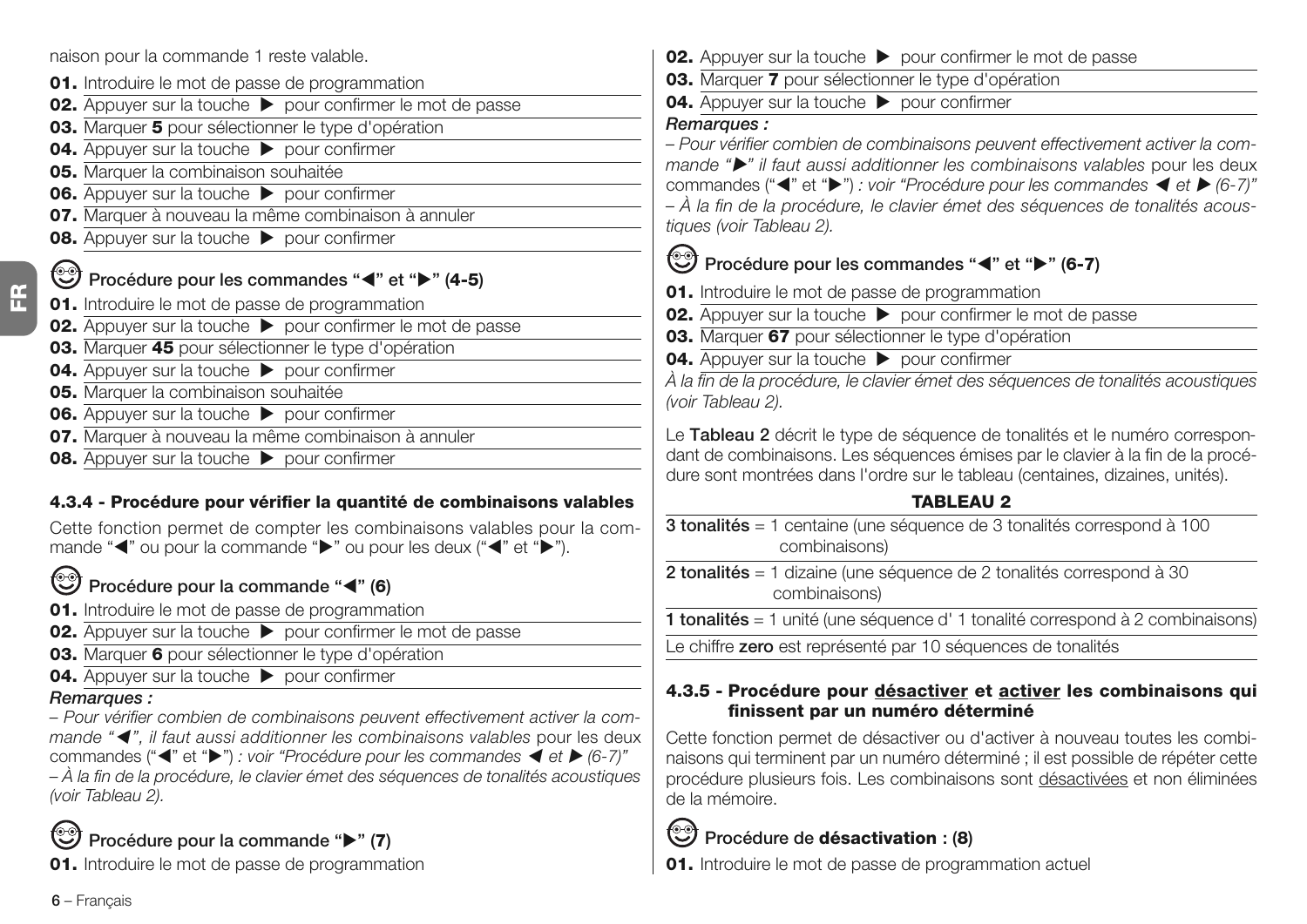naison pour la commande 1 reste valable.

**01.** Introduire le mot de passe de programmation
**02.** Appuyer sur la touche ▶ pour confirmer le mot de passe
**03.** Marquer **5** pour sélectionner le type d'opération
**04.** Appuyer sur la touche ▶ pour confirmer
**05.** Marquer la combinaison souhaitée
**06.** Appuyer sur la touche ▶ pour confirmer
**07.** Marquer à nouveau la même combinaison à annuler
**08.** Appuyer sur la touche ▶ pour confirmer

### Procédure pour les commandes "◀" et "▶" (4-5)

**01.** Introduire le mot de passe de programmation
**02.** Appuyer sur la touche ▶ pour confirmer le mot de passe
**03.** Marquer **45** pour sélectionner le type d'opération
**04.** Appuyer sur la touche ▶ pour confirmer
**05.** Marquer la combinaison souhaitée
**06.** Appuyer sur la touche ▶ pour confirmer
**07.** Marquer à nouveau la même combinaison à annuler
**08.** Appuyer sur la touche ▶ pour confirmer

## 4.3.4 - Procédure pour vérifier la quantité de combinaisons valables

Cette fonction permet de compter les combinaisons valables pour la commande "◀" ou pour la commande "▶" ou pour les deux ("◀" et "▶").

### Procédure pour la commande "◀" (6)

**01.** Introduire le mot de passe de programmation
**02.** Appuyer sur la touche ▶ pour confirmer le mot de passe
**03.** Marquer **6** pour sélectionner le type d'opération
**04.** Appuyer sur la touche ▶ pour confirmer

***Remarques :***
*– Pour vérifier combien de combinaisons peuvent effectivement activer la commande "◀", il faut aussi additionner les combinaisons valables* pour les deux commandes ("◀" et "▶") *: voir "Procédure pour les commandes ◀ et ▶ (6-7)"*
*– À la fin de la procédure, le clavier émet des séquences de tonalités acoustiques (voir Tableau 2).*

### Procédure pour la commande "▶" (7)

**01.** Introduire le mot de passe de programmation
**02.** Appuyer sur la touche ▶ pour confirmer le mot de passe
**03.** Marquer **7** pour sélectionner le type d'opération
**04.** Appuyer sur la touche ▶ pour confirmer

***Remarques :***
*– Pour vérifier combien de combinaisons peuvent effectivement activer la commande "▶" il faut aussi additionner les combinaisons valables* pour les deux commandes ("◀" et "▶") *: voir "Procédure pour les commandes ◀ et ▶ (6-7)"*
*– À la fin de la procédure, le clavier émet des séquences de tonalités acoustiques (voir Tableau 2).*

### Procédure pour les commandes "◀" et "▶" (6-7)

**01.** Introduire le mot de passe de programmation
**02.** Appuyer sur la touche ▶ pour confirmer le mot de passe
**03.** Marquer **67** pour sélectionner le type d'opération
**04.** Appuyer sur la touche ▶ pour confirmer

*À la fin de la procédure, le clavier émet des séquences de tonalités acoustiques (voir Tableau 2).*

Le **Tableau 2** décrit le type de séquence de tonalités et le numéro correspondant de combinaisons. Les séquences émises par le clavier à la fin de la procédure sont montrées dans l'ordre sur le tableau (centaines, dizaines, unités).

**TABLEAU 2**

| |
|---|
| **3 tonalités** = 1 centaine (une séquence de 3 tonalités correspond à 100 combinaisons) |
| **2 tonalités** = 1 dizaine (une séquence de 2 tonalités correspond à 30 combinaisons) |
| **1 tonalités** = 1 unité (une séquence d' 1 tonalité correspond à 2 combinaisons) |
| Le chiffre **zero** est représenté par 10 séquences de tonalités |

## 4.3.5 - Procédure pour désactiver et activer les combinaisons qui finissent par un numéro déterminé

Cette fonction permet de désactiver ou d'activer à nouveau toutes les combinaisons qui terminent par un numéro déterminé ; il est possible de répéter cette procédure plusieurs fois. Les combinaisons sont désactivées et non éliminées de la mémoire.

### Procédure de **désactivation** : (8)

**01.** Introduire le mot de passe de programmation actuel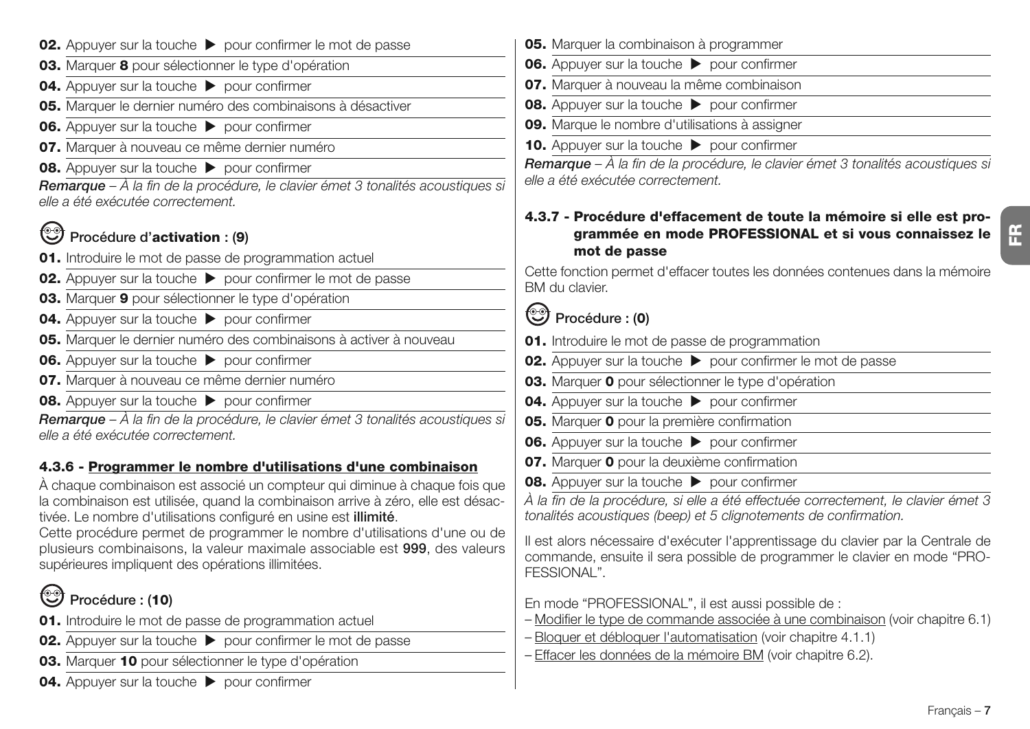**02.** Appuyer sur la touche ▶ pour confirmer le mot de passe

**03.** Marquer **8** pour sélectionner le type d'opération

**04.** Appuyer sur la touche ▶ pour confirmer

**05.** Marquer le dernier numéro des combinaisons à désactiver

**06.** Appuyer sur la touche ▶ pour confirmer

**07.** Marquer à nouveau ce même dernier numéro

**08.** Appuyer sur la touche ▶ pour confirmer

***Remarque*** *– À la fin de la procédure, le clavier émet 3 tonalités acoustiques si elle a été exécutée correctement.*

### Procédure d'**activation** : (9)

**01.** Introduire le mot de passe de programmation actuel

**02.** Appuyer sur la touche ▶ pour confirmer le mot de passe

**03.** Marquer **9** pour sélectionner le type d'opération

**04.** Appuyer sur la touche ▶ pour confirmer

**05.** Marquer le dernier numéro des combinaisons à activer à nouveau

**06.** Appuyer sur la touche ▶ pour confirmer

**07.** Marquer à nouveau ce même dernier numéro

**08.** Appuyer sur la touche ▶ pour confirmer

***Remarque*** *– À la fin de la procédure, le clavier émet 3 tonalités acoustiques si elle a été exécutée correctement.*

### 4.3.6 - Programmer le nombre d'utilisations d'une combinaison

À chaque combinaison est associé un compteur qui diminue à chaque fois que la combinaison est utilisée, quand la combinaison arrive à zéro, elle est désactivée. Le nombre d'utilisations configuré en usine est **illimité**.

Cette procédure permet de programmer le nombre d'utilisations d'une ou de plusieurs combinaisons, la valeur maximale associable est **999**, des valeurs supérieures impliquent des opérations illimitées.

### Procédure : (10)

**01.** Introduire le mot de passe de programmation actuel

**02.** Appuyer sur la touche ▶ pour confirmer le mot de passe

**03.** Marquer **10** pour sélectionner le type d'opération

**04.** Appuyer sur la touche ▶ pour confirmer

**05.** Marquer la combinaison à programmer

**06.** Appuyer sur la touche ▶ pour confirmer

**07.** Marquer à nouveau la même combinaison

**08.** Appuyer sur la touche ▶ pour confirmer

**09.** Marque le nombre d'utilisations à assigner

**10.** Appuyer sur la touche ▶ pour confirmer

***Remarque*** *– À la fin de la procédure, le clavier émet 3 tonalités acoustiques si elle a été exécutée correctement.*

### 4.3.7 - Procédure d'effacement de toute la mémoire si elle est programmée en mode PROFESSIONAL et si vous connaissez le mot de passe

Cette fonction permet d'effacer toutes les données contenues dans la mémoire BM du clavier.

### Procédure : (0)

**01.** Introduire le mot de passe de programmation

**02.** Appuyer sur la touche ▶ pour confirmer le mot de passe

**03.** Marquer **0** pour sélectionner le type d'opération

**04.** Appuyer sur la touche ▶ pour confirmer

**05.** Marquer **0** pour la première confirmation

**06.** Appuyer sur la touche ▶ pour confirmer

**07.** Marquer **0** pour la deuxième confirmation

**08.** Appuyer sur la touche ▶ pour confirmer

*À la fin de la procédure, si elle a été effectuée correctement, le clavier émet 3 tonalités acoustiques (beep) et 5 clignotements de confirmation.*

Il est alors nécessaire d'exécuter l'apprentissage du clavier par la Centrale de commande, ensuite il sera possible de programmer le clavier en mode "PROFESSIONAL".

En mode "PROFESSIONAL", il est aussi possible de :

- Modifier le type de commande associée à une combinaison (voir chapitre 6.1)
- Bloquer et débloquer l'automatisation (voir chapitre 4.1.1)
- Effacer les données de la mémoire BM (voir chapitre 6.2).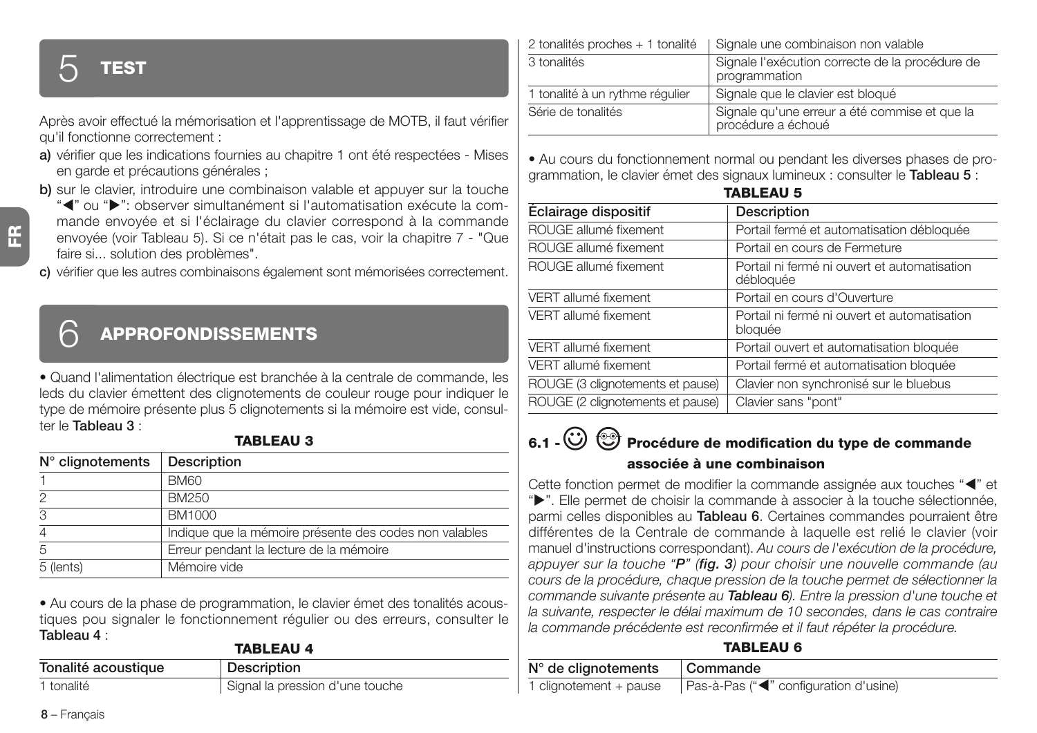# 5 TEST

Après avoir effectué la mémorisation et l'apprentissage de MOTB, il faut vérifier qu'il fonctionne correctement :

**a)** vérifier que les indications fournies au chapitre 1 ont été respectées - Mises en garde et précautions générales ;

**b)** sur le clavier, introduire une combinaison valable et appuyer sur la touche "◀" ou "▶": observer simultanément si l'automatisation exécute la commande envoyée et si l'éclairage du clavier correspond à la commande envoyée (voir Tableau 5). Si ce n'était pas le cas, voir la chapitre 7 - "Que faire si... solution des problèmes".

**c)** vérifier que les autres combinaisons également sont mémorisées correctement.

# 6 APPROFONDISSEMENTS

• Quand l'alimentation électrique est branchée à la centrale de commande, les leds du clavier émettent des clignotements de couleur rouge pour indiquer le type de mémoire présente plus 5 clignotements si la mémoire est vide, consulter le **Tableau 3** :

**TABLEAU 3**

| N° clignotements | Description |
|---|---|
| 1 | BM60 |
| 2 | BM250 |
| 3 | BM1000 |
| 4 | Indique que la mémoire présente des codes non valables |
| 5 | Erreur pendant la lecture de la mémoire |
| 5 (lents) | Mémoire vide |

• Au cours de la phase de programmation, le clavier émet des tonalités acoustiques pou signaler le fonctionnement régulier ou des erreurs, consulter le **Tableau 4** :

**TABLEAU 4**

| Tonalité acoustique | Description |
|---|---|
| 1 tonalité | Signal la pression d'une touche |
| 2 tonalités proches + 1 tonalité | Signale une combinaison non valable |
| 3 tonalités | Signale l'exécution correcte de la procédure de programmation |
| 1 tonalité à un rythme régulier | Signale que le clavier est bloqué |
| Série de tonalités | Signale qu'une erreur a été commise et que la procédure a échoué |

• Au cours du fonctionnement normal ou pendant les diverses phases de programmation, le clavier émet des signaux lumineux : consulter le **Tableau 5** :

**TABLEAU 5**

| Éclairage dispositif | Description |
|---|---|
| ROUGE allumé fixement | Portail fermé et automatisation débloquée |
| ROUGE allumé fixement | Portail en cours de Fermeture |
| ROUGE allumé fixement | Portail ni fermé ni ouvert et automatisation débloquée |
| VERT allumé fixement | Portail en cours d'Ouverture |
| VERT allumé fixement | Portail ni fermé ni ouvert et automatisation bloquée |
| VERT allumé fixement | Portail ouvert et automatisation bloquée |
| VERT allumé fixement | Portail fermé et automatisation bloquée |
| ROUGE (3 clignotements et pause) | Clavier non synchronisé sur le bluebus |
| ROUGE (2 clignotements et pause) | Clavier sans "pont" |

## 6.1 - Procédure de modification du type de commande associée à une combinaison

Cette fonction permet de modifier la commande assignée aux touches "◀" et "▶". Elle permet de choisir la commande à associer à la touche sélectionnée, parmi celles disponibles au **Tableau 6**. Certaines commandes pourraient être différentes de la Centrale de commande à laquelle est relié le clavier (voir manuel d'instructions correspondant). *Au cours de l'exécution de la procédure, appuyer sur la touche "**P**" (**fig. 3**) pour choisir une nouvelle commande (au cours de la procédure, chaque pression de la touche permet de sélectionner la commande suivante présente au **Tableau 6**). Entre la pression d'une touche et la suivante, respecter le délai maximum de 10 secondes, dans le cas contraire la commande précédente est reconfirmée et il faut répéter la procédure.*

**TABLEAU 6**

| N° de clignotements | Commande |
|---|---|
| 1 clignotement + pause | Pas-à-Pas ("◀" configuration d'usine) |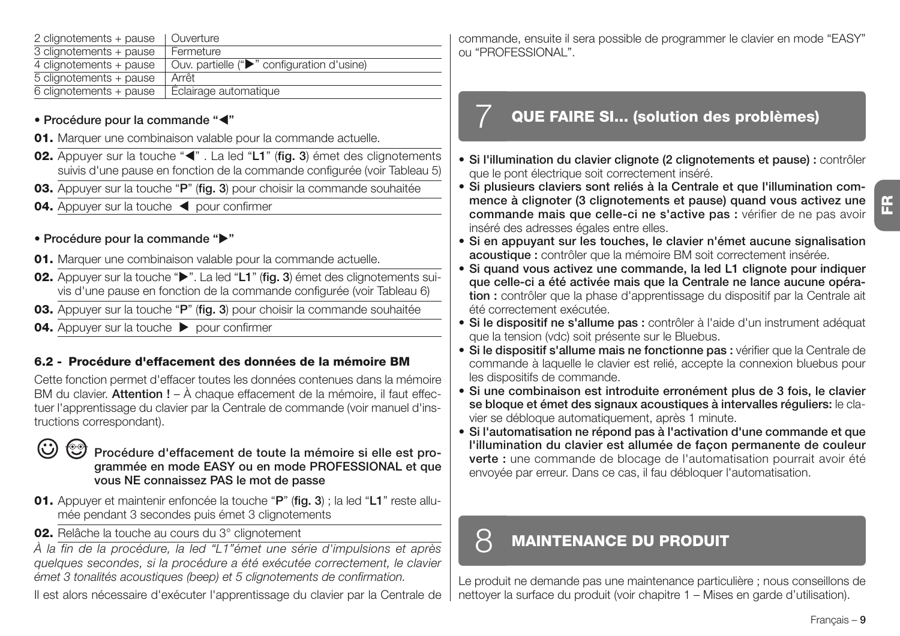| | |
|---|---|
| 2 clignotements + pause | Ouverture |
| 3 clignotements + pause | Fermeture |
| 4 clignotements + pause | Ouv. partielle ("▶" configuration d'usine) |
| 5 clignotements + pause | Arrêt |
| 6 clignotements + pause | Éclairage automatique |

**• Procédure pour la commande "◀"**

**01.** Marquer une combinaison valable pour la commande actuelle.

**02.** Appuyer sur la touche "◀" . La led "**L1**" (**fig. 3**) émet des clignotements suivis d'une pause en fonction de la commande configurée (voir Tableau 5)

**03.** Appuyer sur la touche "**P**" (**fig. 3**) pour choisir la commande souhaitée

**04.** Appuyer sur la touche ◀ pour confirmer

**• Procédure pour la commande "▶"**

**01.** Marquer une combinaison valable pour la commande actuelle.

**02.** Appuyer sur la touche "▶". La led "**L1**" (**fig. 3**) émet des clignotements suivis d'une pause en fonction de la commande configurée (voir Tableau 6)

**03.** Appuyer sur la touche "**P**" (**fig. 3**) pour choisir la commande souhaitée

**04.** Appuyer sur la touche ▶ pour confirmer

### 6.2 - Procédure d'effacement des données de la mémoire BM

Cette fonction permet d'effacer toutes les données contenues dans la mémoire BM du clavier. **Attention !** – À chaque effacement de la mémoire, il faut effectuer l'apprentissage du clavier par la Centrale de commande (voir manuel d'instructions correspondant).

**Procédure d'effacement de toute la mémoire si elle est programmée en mode EASY ou en mode PROFESSIONAL et que vous NE connaissez PAS le mot de passe**

**01.** Appuyer et maintenir enfoncée la touche "**P**" (**fig. 3**) ; la led "**L1**" reste allumée pendant 3 secondes puis émet 3 clignotements

**02.** Relâche la touche au cours du 3° clignotement

*À la fin de la procédure, la led "L1"émet une série d'impulsions et après quelques secondes, si la procédure a été exécutée correctement, le clavier émet 3 tonalités acoustiques (beep) et 5 clignotements de confirmation.*

Il est alors nécessaire d'exécuter l'apprentissage du clavier par la Centrale de commande, ensuite il sera possible de programmer le clavier en mode "EASY" ou "PROFESSIONAL".

## 7 QUE FAIRE SI... (solution des problèmes)

- **Si l'illumination du clavier clignote (2 clignotements et pause) :** contrôler que le pont électrique soit correctement inséré.
- **Si plusieurs claviers sont reliés à la Centrale et que l'illumination commence à clignoter (3 clignotements et pause) quand vous activez une commande mais que celle-ci ne s'active pas :** vérifier de ne pas avoir inséré des adresses égales entre elles.
- **Si en appuyant sur les touches, le clavier n'émet aucune signalisation acoustique :** contrôler que la mémoire BM soit correctement insérée.
- **Si quand vous activez une commande, la led L1 clignote pour indiquer que celle-ci a été activée mais que la Centrale ne lance aucune opération :** contrôler que la phase d'apprentissage du dispositif par la Centrale ait été correctement exécutée.
- **Si le dispositif ne s'allume pas :** contrôler à l'aide d'un instrument adéquat que la tension (vdc) soit présente sur le Bluebus.
- **Si le dispositif s'allume mais ne fonctionne pas :** vérifier que la Centrale de commande à laquelle le clavier est relié, accepte la connexion bluebus pour les dispositifs de commande.
- **Si une combinaison est introduite erronément plus de 3 fois, le clavier se bloque et émet des signaux acoustiques à intervalles réguliers:** le clavier se débloque automatiquement, après 1 minute.
- **Si l'automatisation ne répond pas à l'activation d'une commande et que l'illumination du clavier est allumée de façon permanente de couleur verte :** une commande de blocage de l'automatisation pourrait avoir été envoyée par erreur. Dans ce cas, il fau débloquer l'automatisation.

## 8 MAINTENANCE DU PRODUIT

Le produit ne demande pas une maintenance particulière ; nous conseillons de nettoyer la surface du produit (voir chapitre 1 – Mises en garde d'utilisation).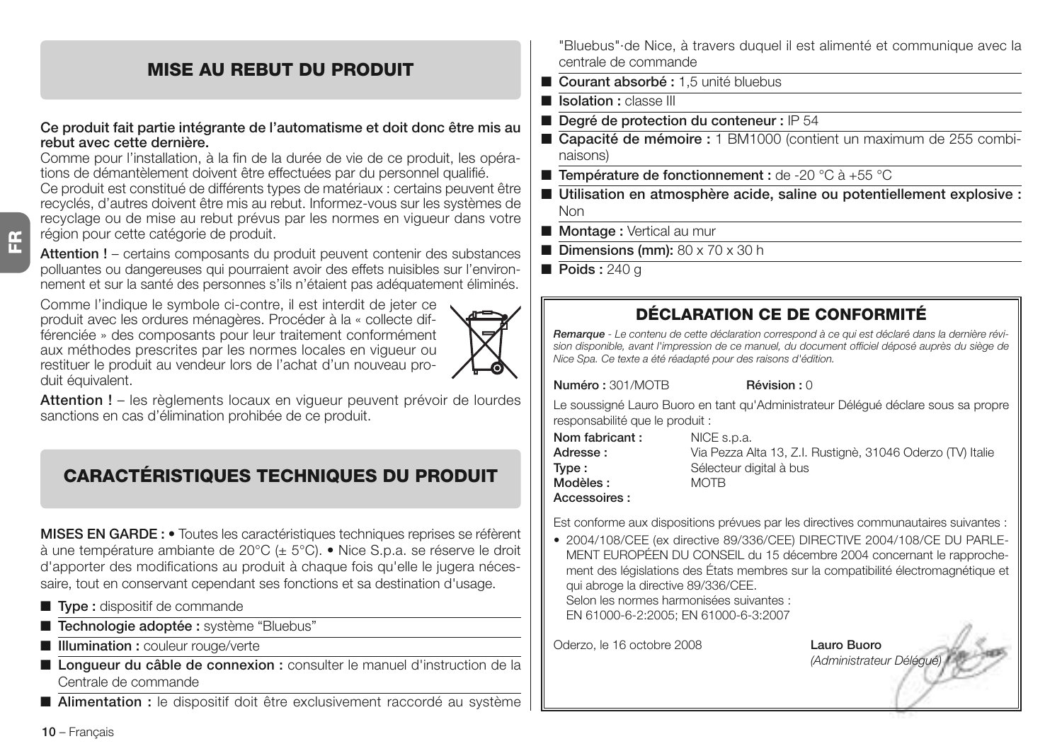## MISE AU REBUT DU PRODUIT

**Ce produit fait partie intégrante de l'automatisme et doit donc être mis au rebut avec cette dernière.**

Comme pour l'installation, à la fin de la durée de vie de ce produit, les opérations de démantèlement doivent être effectuées par du personnel qualifié.

Ce produit est constitué de différents types de matériaux : certains peuvent être recyclés, d'autres doivent être mis au rebut. Informez-vous sur les systèmes de recyclage ou de mise au rebut prévus par les normes en vigueur dans votre région pour cette catégorie de produit.

**Attention !** – certains composants du produit peuvent contenir des substances polluantes ou dangereuses qui pourraient avoir des effets nuisibles sur l'environnement et sur la santé des personnes s'ils n'étaient pas adéquatement éliminés.

Comme l'indique le symbole ci-contre, il est interdit de jeter ce produit avec les ordures ménagères. Procéder à la « collecte différenciée » des composants pour leur traitement conformément aux méthodes prescrites par les normes locales en vigueur ou restituer le produit au vendeur lors de l'achat d'un nouveau produit équivalent.

**Attention !** – les règlements locaux en vigueur peuvent prévoir de lourdes sanctions en cas d'élimination prohibée de ce produit.

## CARACTÉRISTIQUES TECHNIQUES DU PRODUIT

**MISES EN GARDE :** • Toutes les caractéristiques techniques reprises se réfèrent à une température ambiante de 20°C (± 5°C). • Nice S.p.a. se réserve le droit d'apporter des modifications au produit à chaque fois qu'elle le jugera nécessaire, tout en conservant cependant ses fonctions et sa destination d'usage.

- **Type :** dispositif de commande
- **Technologie adoptée :** système "Bluebus"
- **Illumination :** couleur rouge/verte
- **Longueur du câble de connexion :** consulter le manuel d'instruction de la Centrale de commande
- **Alimentation :** le dispositif doit être exclusivement raccordé au système "Bluebus" de Nice, à travers duquel il est alimenté et communique avec la centrale de commande
- **Courant absorbé :** 1,5 unité bluebus
- **Isolation :** classe III
- **Degré de protection du conteneur :** IP 54
- **Capacité de mémoire :** 1 BM1000 (contient un maximum de 255 combinaisons)
- **Température de fonctionnement :** de -20 °C à +55 °C
- **Utilisation en atmosphère acide, saline ou potentiellement explosive :** Non
- **Montage :** Vertical au mur
- **Dimensions (mm):** 80 x 70 x 30 h
- **Poids :** 240 g

## DÉCLARATION CE DE CONFORMITÉ

***Remarque*** *- Le contenu de cette déclaration correspond à ce qui est déclaré dans la dernière révision disponible, avant l'impression de ce manuel, du document officiel déposé auprès du siège de Nice Spa. Ce texte a été réadapté pour des raisons d'édition.*

**Numéro :** 301/MOTB **Révision :** 0

Le soussigné Lauro Buoro en tant qu'Administrateur Délégué déclare sous sa propre responsabilité que le produit :

**Nom fabricant :** NICE s.p.a.
**Adresse :** Via Pezza Alta 13, Z.I. Rustignè, 31046 Oderzo (TV) Italie
**Type :** Sélecteur digital à bus
**Modèles :** MOTB
**Accessoires :**

Est conforme aux dispositions prévues par les directives communautaires suivantes :

- 2004/108/CEE (ex directive 89/336/CEE) DIRECTIVE 2004/108/CE DU PARLEMENT EUROPÉEN DU CONSEIL du 15 décembre 2004 concernant le rapprochement des législations des États membres sur la compatibilité électromagnétique et qui abroge la directive 89/336/CEE.
  Selon les normes harmonisées suivantes :
  EN 61000-6-2:2005; EN 61000-6-3:2007

Oderzo, le 16 octobre 2008

**Lauro Buoro**
*(Administrateur Délégué)*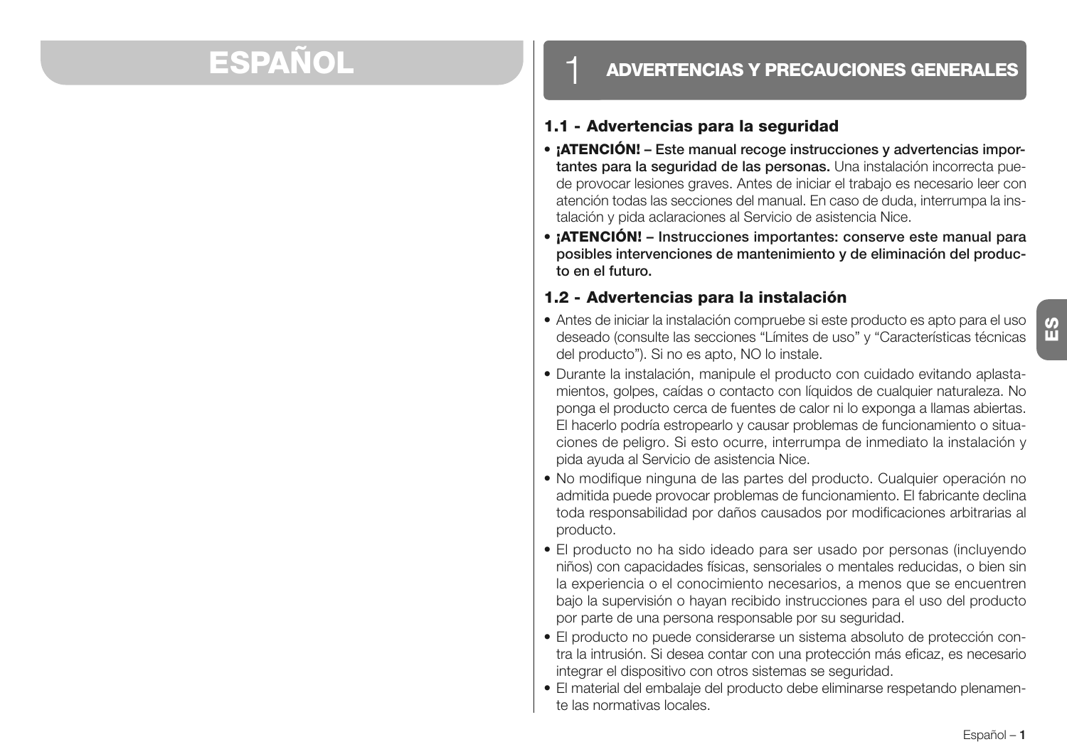# ESPAÑOL

# 1 ADVERTENCIAS Y PRECAUCIONES GENERALES

## 1.1 - Advertencias para la seguridad

- **¡ATENCIÓN! – Este manual recoge instrucciones y advertencias importantes para la seguridad de las personas.** Una instalación incorrecta puede provocar lesiones graves. Antes de iniciar el trabajo es necesario leer con atención todas las secciones del manual. En caso de duda, interrumpa la instalación y pida aclaraciones al Servicio de asistencia Nice.
- **¡ATENCIÓN! – Instrucciones importantes: conserve este manual para posibles intervenciones de mantenimiento y de eliminación del producto en el futuro.**

## 1.2 - Advertencias para la instalación

- Antes de iniciar la instalación compruebe si este producto es apto para el uso deseado (consulte las secciones “Límites de uso” y “Características técnicas del producto”). Si no es apto, NO lo instale.
- Durante la instalación, manipule el producto con cuidado evitando aplastamientos, golpes, caídas o contacto con líquidos de cualquier naturaleza. No ponga el producto cerca de fuentes de calor ni lo exponga a llamas abiertas. El hacerlo podría estropearlo y causar problemas de funcionamiento o situaciones de peligro. Si esto ocurre, interrumpa de inmediato la instalación y pida ayuda al Servicio de asistencia Nice.
- No modifique ninguna de las partes del producto. Cualquier operación no admitida puede provocar problemas de funcionamiento. El fabricante declina toda responsabilidad por daños causados por modificaciones arbitrarias al producto.
- El producto no ha sido ideado para ser usado por personas (incluyendo niños) con capacidades físicas, sensoriales o mentales reducidas, o bien sin la experiencia o el conocimiento necesarios, a menos que se encuentren bajo la supervisión o hayan recibido instrucciones para el uso del producto por parte de una persona responsable por su seguridad.
- El producto no puede considerarse un sistema absoluto de protección contra la intrusión. Si desea contar con una protección más eficaz, es necesario integrar el dispositivo con otros sistemas se seguridad.
- El material del embalaje del producto debe eliminarse respetando plenamente las normativas locales.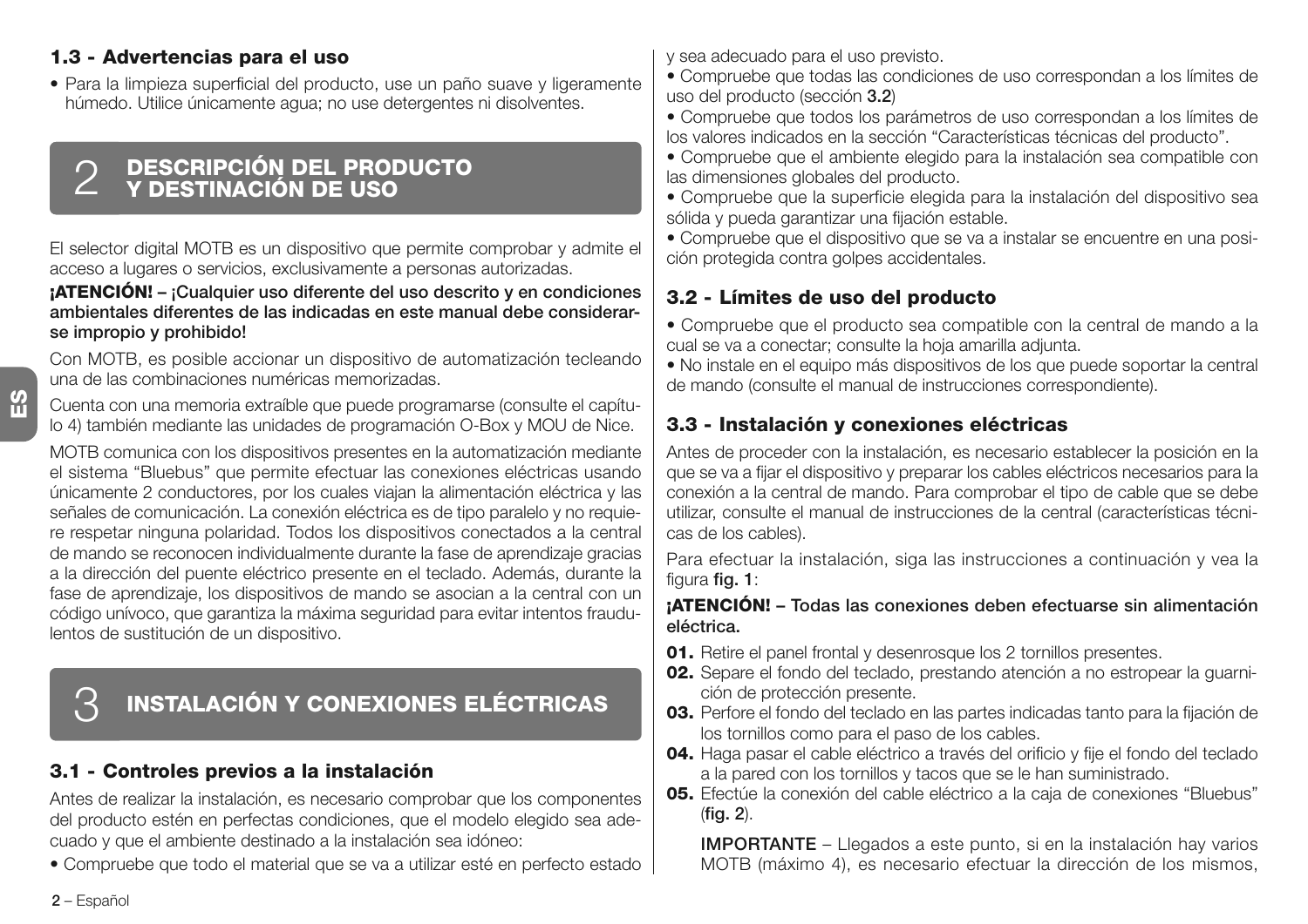### 1.3 - Advertencias para el uso

- Para la limpieza superficial del producto, use un paño suave y ligeramente húmedo. Utilice únicamente agua; no use detergentes ni disolventes.

## 2 DESCRIPCIÓN DEL PRODUCTO Y DESTINACIÓN DE USO

El selector digital MOTB es un dispositivo que permite comprobar y admite el acceso a lugares o servicios, exclusivamente a personas autorizadas.

**¡ATENCIÓN! – ¡Cualquier uso diferente del uso descrito y en condiciones ambientales diferentes de las indicadas en este manual debe considerarse impropio y prohibido!**

Con MOTB, es posible accionar un dispositivo de automatización tecleando una de las combinaciones numéricas memorizadas.

Cuenta con una memoria extraíble que puede programarse (consulte el capítulo 4) también mediante las unidades de programación O-Box y MOU de Nice.

MOTB comunica con los dispositivos presentes en la automatización mediante el sistema "Bluebus" que permite efectuar las conexiones eléctricas usando únicamente 2 conductores, por los cuales viajan la alimentación eléctrica y las señales de comunicación. La conexión eléctrica es de tipo paralelo y no requiere respetar ninguna polaridad. Todos los dispositivos conectados a la central de mando se reconocen individualmente durante la fase de aprendizaje gracias a la dirección del puente eléctrico presente en el teclado. Además, durante la fase de aprendizaje, los dispositivos de mando se asocian a la central con un código unívoco, que garantiza la máxima seguridad para evitar intentos fraudulentos de sustitución de un dispositivo.

## 3 INSTALACIÓN Y CONEXIONES ELÉCTRICAS

### 3.1 - Controles previos a la instalación

Antes de realizar la instalación, es necesario comprobar que los componentes del producto estén en perfectas condiciones, que el modelo elegido sea adecuado y que el ambiente destinado a la instalación sea idóneo:

- Compruebe que todo el material que se va a utilizar esté en perfecto estado y sea adecuado para el uso previsto.
- Compruebe que todas las condiciones de uso correspondan a los límites de uso del producto (sección **3.2**)
- Compruebe que todos los parámetros de uso correspondan a los límites de los valores indicados en la sección "Características técnicas del producto".
- Compruebe que el ambiente elegido para la instalación sea compatible con las dimensiones globales del producto.
- Compruebe que la superficie elegida para la instalación del dispositivo sea sólida y pueda garantizar una fijación estable.
- Compruebe que el dispositivo que se va a instalar se encuentre en una posición protegida contra golpes accidentales.

### 3.2 - Límites de uso del producto

- Compruebe que el producto sea compatible con la central de mando a la cual se va a conectar; consulte la hoja amarilla adjunta.
- No instale en el equipo más dispositivos de los que puede soportar la central de mando (consulte el manual de instrucciones correspondiente).

### 3.3 - Instalación y conexiones eléctricas

Antes de proceder con la instalación, es necesario establecer la posición en la que se va a fijar el dispositivo y preparar los cables eléctricos necesarios para la conexión a la central de mando. Para comprobar el tipo de cable que se debe utilizar, consulte el manual de instrucciones de la central (características técnicas de los cables).

Para efectuar la instalación, siga las instrucciones a continuación y vea la figura **fig. 1**:

**¡ATENCIÓN! – Todas las conexiones deben efectuarse sin alimentación eléctrica.**

**01.** Retire el panel frontal y desenrosque los 2 tornillos presentes.
**02.** Separe el fondo del teclado, prestando atención a no estropear la guarnición de protección presente.
**03.** Perfore el fondo del teclado en las partes indicadas tanto para la fijación de los tornillos como para el paso de los cables.
**04.** Haga pasar el cable eléctrico a través del orificio y fije el fondo del teclado a la pared con los tornillos y tacos que se le han suministrado.
**05.** Efectúe la conexión del cable eléctrico a la caja de conexiones "Bluebus" (**fig. 2**).

**IMPORTANTE** – Llegados a este punto, si en la instalación hay varios MOTB (máximo 4), es necesario efectuar la dirección de los mismos,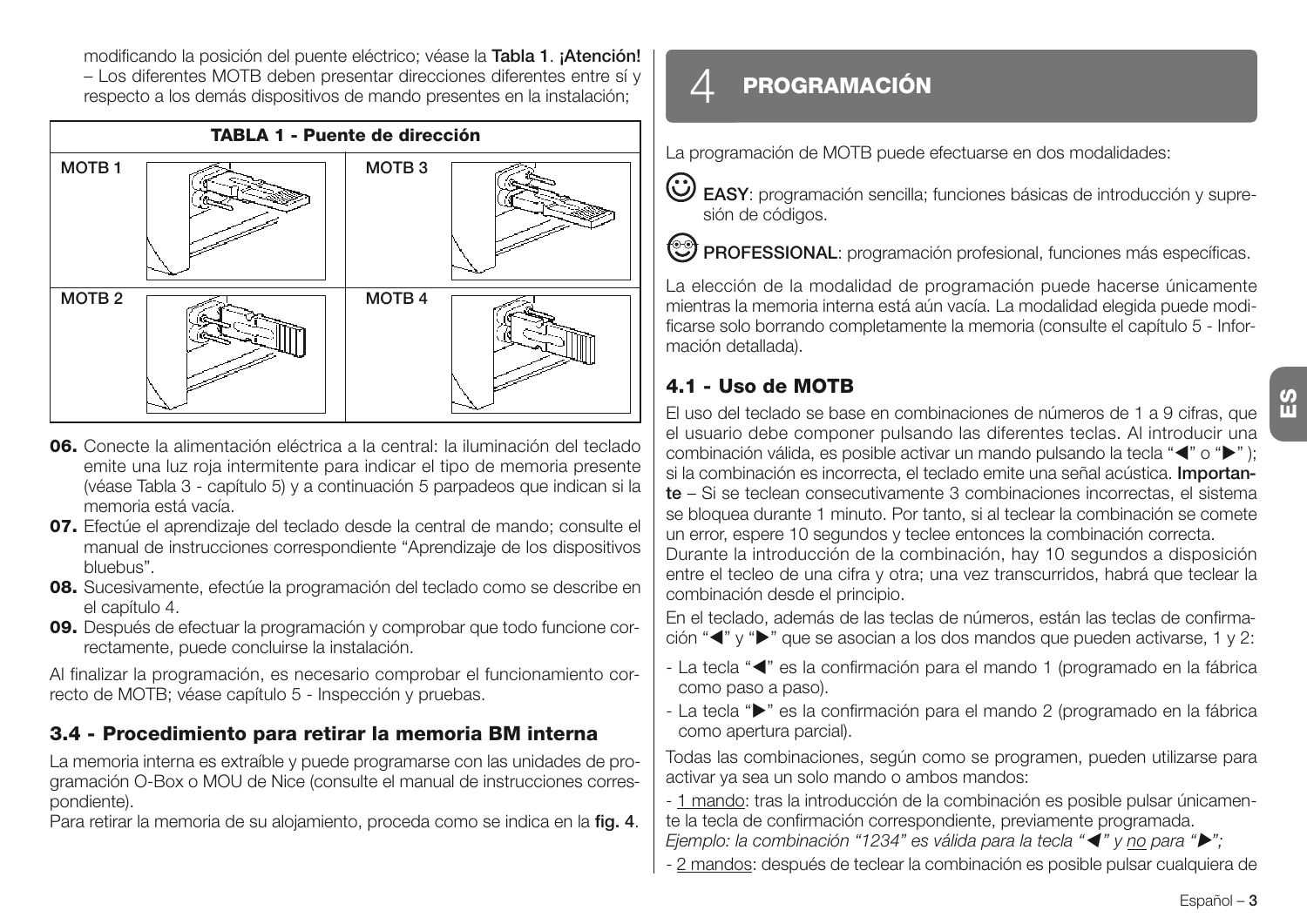modificando la posición del puente eléctrico; véase la **Tabla 1**. **¡Atención!** – Los diferentes MOTB deben presentar direcciones diferentes entre sí y respecto a los demás dispositivos de mando presentes en la instalación;

**TABLA 1 - Puente de dirección**

| MOTB 1 | | MOTB 3 | |
|---|---|---|---|
| MOTB 2 | | MOTB 4 | |

**06.** Conecte la alimentación eléctrica a la central: la iluminación del teclado emite una luz roja intermitente para indicar el tipo de memoria presente (véase Tabla 3 - capítulo 5) y a continuación 5 parpadeos que indican si la memoria está vacía.

**07.** Efectúe el aprendizaje del teclado desde la central de mando; consulte el manual de instrucciones correspondiente "Aprendizaje de los dispositivos bluebus".

**08.** Sucesivamente, efectúe la programación del teclado como se describe en el capítulo 4.

**09.** Después de efectuar la programación y comprobar que todo funcione correctamente, puede concluirse la instalación.

Al finalizar la programación, es necesario comprobar el funcionamiento correcto de MOTB; véase capítulo 5 - Inspección y pruebas.

### 3.4 - Procedimiento para retirar la memoria BM interna

La memoria interna es extraíble y puede programarse con las unidades de programación O-Box o MOU de Nice (consulte el manual de instrucciones correspondiente).

Para retirar la memoria de su alojamiento, proceda como se indica en la **fig. 4**.

## 4 PROGRAMACIÓN

La programación de MOTB puede efectuarse en dos modalidades:

**EASY**: programación sencilla; funciones básicas de introducción y supresión de códigos.

**PROFESSIONAL**: programación profesional, funciones más específicas.

La elección de la modalidad de programación puede hacerse únicamente mientras la memoria interna está aún vacía. La modalidad elegida puede modificarse solo borrando completamente la memoria (consulte el capítulo 5 - Información detallada).

### 4.1 - Uso de MOTB

El uso del teclado se base en combinaciones de números de 1 a 9 cifras, que el usuario debe componer pulsando las diferentes teclas. Al introducir una combinación válida, es posible activar un mando pulsando la tecla "◀" o "▶" ); si la combinación es incorrecta, el teclado emite una señal acústica. **Importante** – Si se teclean consecutivamente 3 combinaciones incorrectas, el sistema se bloquea durante 1 minuto. Por tanto, si al teclear la combinación se comete un error, espere 10 segundos y teclee entonces la combinación correcta.

Durante la introducción de la combinación, hay 10 segundos a disposición entre el tecleo de una cifra y otra; una vez transcurridos, habrá que teclear la combinación desde el principio.

En el teclado, además de las teclas de números, están las teclas de confirmación "◀" y "▶" que se asocian a los dos mandos que pueden activarse, 1 y 2:

- La tecla "◀" es la confirmación para el mando 1 (programado en la fábrica como paso a paso).
- La tecla "▶" es la confirmación para el mando 2 (programado en la fábrica como apertura parcial).

Todas las combinaciones, según como se programen, pueden utilizarse para activar ya sea un solo mando o ambos mandos:

- 1 mando: tras la introducción de la combinación es posible pulsar únicamente la tecla de confirmación correspondiente, previamente programada.
*Ejemplo: la combinación "1234" es válida para la tecla "◀" y no para "▶";*
- 2 mandos: después de teclear la combinación es posible pulsar cualquiera de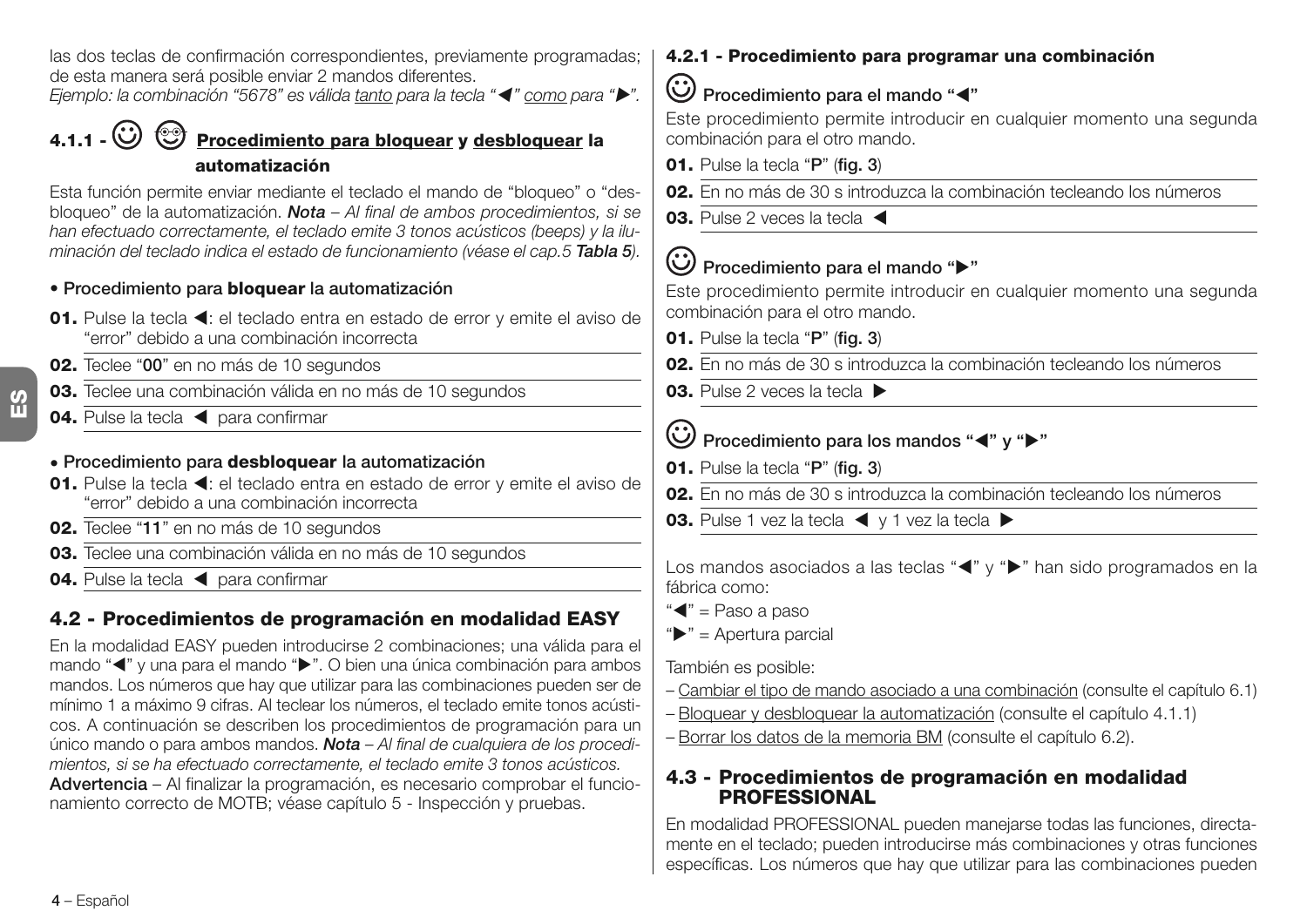las dos teclas de confirmación correspondientes, previamente programadas; de esta manera será posible enviar 2 mandos diferentes.
*Ejemplo: la combinación "5678" es válida tanto para la tecla "◀" como para "▶".*

### 4.1.1 - Procedimiento para bloquear y desbloquear la automatización

Esta función permite enviar mediante el teclado el mando de "bloqueo" o "desbloqueo" de la automatización. ***Nota*** *– Al final de ambos procedimientos, si se han efectuado correctamente, el teclado emite 3 tonos acústicos (beeps) y la iluminación del teclado indica el estado de funcionamiento (véase el cap.5* ***Tabla 5****).*

**• Procedimiento para bloquear la automatización**

**01.** Pulse la tecla ◀: el teclado entra en estado de error y emite el aviso de "error" debido a una combinación incorrecta
**02.** Teclee "**00**" en no más de 10 segundos
**03.** Teclee una combinación válida en no más de 10 segundos
**04.** Pulse la tecla ◀ para confirmar

**• Procedimiento para desbloquear la automatización**

**01.** Pulse la tecla ◀: el teclado entra en estado de error y emite el aviso de "error" debido a una combinación incorrecta
**02.** Teclee "**11**" en no más de 10 segundos
**03.** Teclee una combinación válida en no más de 10 segundos
**04.** Pulse la tecla ◀ para confirmar

## 4.2 - Procedimientos de programación en modalidad EASY

En la modalidad EASY pueden introducirse 2 combinaciones; una válida para el mando "◀" y una para el mando "▶". O bien una única combinación para ambos mandos. Los números que hay que utilizar para las combinaciones pueden ser de mínimo 1 a máximo 9 cifras. Al teclear los números, el teclado emite tonos acústicos. A continuación se describen los procedimientos de programación para un único mando o para ambos mandos. ***Nota*** *– Al final de cualquiera de los procedimientos, si se ha efectuado correctamente, el teclado emite 3 tonos acústicos.*
**Advertencia** – Al finalizar la programación, es necesario comprobar el funcionamiento correcto de MOTB; véase capítulo 5 - Inspección y pruebas.

### 4.2.1 - Procedimiento para programar una combinación

**Procedimiento para el mando "◀"**

Este procedimiento permite introducir en cualquier momento una segunda combinación para el otro mando.

**01.** Pulse la tecla "**P**" (**fig. 3**)
**02.** En no más de 30 s introduzca la combinación tecleando los números
**03.** Pulse 2 veces la tecla ◀

**Procedimiento para el mando "▶"**

Este procedimiento permite introducir en cualquier momento una segunda combinación para el otro mando.

**01.** Pulse la tecla "**P**" (**fig. 3**)
**02.** En no más de 30 s introduzca la combinación tecleando los números
**03.** Pulse 2 veces la tecla ▶

**Procedimiento para los mandos "◀" y "▶"**

**01.** Pulse la tecla "**P**" (**fig. 3**)
**02.** En no más de 30 s introduzca la combinación tecleando los números
**03.** Pulse 1 vez la tecla ◀ y 1 vez la tecla ▶

Los mandos asociados a las teclas "◀" y "▶" han sido programados en la fábrica como:
"◀" = Paso a paso
"▶" = Apertura parcial

También es posible:
– Cambiar el tipo de mando asociado a una combinación (consulte el capítulo 6.1)
– Bloquear y desbloquear la automatización (consulte el capítulo 4.1.1)
– Borrar los datos de la memoria BM (consulte el capítulo 6.2).

## 4.3 - Procedimientos de programación en modalidad PROFESSIONAL

En modalidad PROFESSIONAL pueden manejarse todas las funciones, directamente en el teclado; pueden introducirse más combinaciones y otras funciones específicas. Los números que hay que utilizar para las combinaciones pueden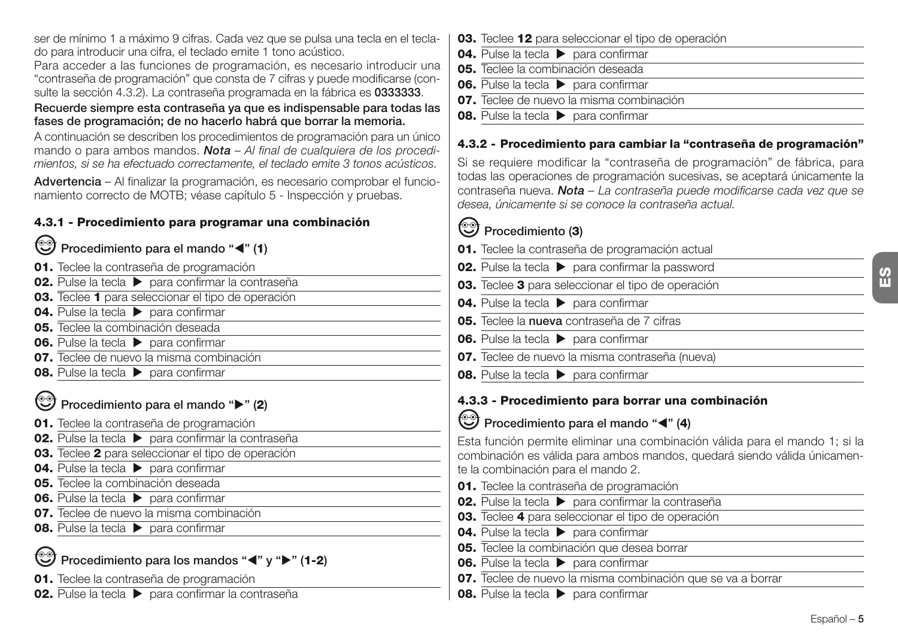ser de mínimo 1 a máximo 9 cifras. Cada vez que se pulsa una tecla en el teclado para introducir una cifra, el teclado emite 1 tono acústico.

Para acceder a las funciones de programación, es necesario introducir una "contraseña de programación" que consta de 7 cifras y puede modificarse (consulte la sección 4.3.2). La contraseña programada en la fábrica es **0333333**.

**Recuerde siempre esta contraseña ya que es indispensable para todas las fases de programación; de no hacerlo habrá que borrar la memoria.**

A continuación se describen los procedimientos de programación para un único mando o para ambos mandos. ***Nota*** *– Al final de cualquiera de los procedimientos, si se ha efectuado correctamente, el teclado emite 3 tonos acústicos.*

**Advertencia** – Al finalizar la programación, es necesario comprobar el funcionamiento correcto de MOTB; véase capítulo 5 - Inspección y pruebas.

### 4.3.1 - Procedimiento para programar una combinación

**Procedimiento para el mando "◀" (1)**

**01.** Teclee la contraseña de programación
**02.** Pulse la tecla ▶ para confirmar la contraseña
**03.** Teclee **1** para seleccionar el tipo de operación
**04.** Pulse la tecla ▶ para confirmar
**05.** Teclee la combinación deseada
**06.** Pulse la tecla ▶ para confirmar
**07.** Teclee de nuevo la misma combinación
**08.** Pulse la tecla ▶ para confirmar

**Procedimiento para el mando "▶" (2)**

**01.** Teclee la contraseña de programación
**02.** Pulse la tecla ▶ para confirmar la contraseña
**03.** Teclee **2** para seleccionar el tipo de operación
**04.** Pulse la tecla ▶ para confirmar
**05.** Teclee la combinación deseada
**06.** Pulse la tecla ▶ para confirmar
**07.** Teclee de nuevo la misma combinación
**08.** Pulse la tecla ▶ para confirmar

**Procedimiento para los mandos "◀" y "▶" (1-2)**

**01.** Teclee la contraseña de programación
**02.** Pulse la tecla ▶ para confirmar la contraseña
**03.** Teclee **12** para seleccionar el tipo de operación
**04.** Pulse la tecla ▶ para confirmar
**05.** Teclee la combinación deseada
**06.** Pulse la tecla ▶ para confirmar
**07.** Teclee de nuevo la misma combinación
**08.** Pulse la tecla ▶ para confirmar

### 4.3.2 - Procedimiento para cambiar la "contraseña de programación"

Si se requiere modificar la "contraseña de programación" de fábrica, para todas las operaciones de programación sucesivas, se aceptará únicamente la contraseña nueva. ***Nota*** *– La contraseña puede modificarse cada vez que se desea, únicamente si se conoce la contraseña actual.*

**Procedimiento (3)**

**01.** Teclee la contraseña de programación actual
**02.** Pulse la tecla ▶ para confirmar la password
**03.** Teclee **3** para seleccionar el tipo de operación
**04.** Pulse la tecla ▶ para confirmar
**05.** Teclee la **nueva** contraseña de 7 cifras
**06.** Pulse la tecla ▶ para confirmar
**07.** Teclee de nuevo la misma contraseña (nueva)
**08.** Pulse la tecla ▶ para confirmar

### 4.3.3 - Procedimiento para borrar una combinación

**Procedimiento para el mando "◀" (4)**

Esta función permite eliminar una combinación válida para el mando 1; si la combinación es válida para ambos mandos, quedará siendo válida únicamente la combinación para el mando 2.

**01.** Teclee la contraseña de programación
**02.** Pulse la tecla ▶ para confirmar la contraseña
**03.** Teclee **4** para seleccionar el tipo de operación
**04.** Pulse la tecla ▶ para confirmar
**05.** Teclee la combinación que desea borrar
**06.** Pulse la tecla ▶ para confirmar
**07.** Teclee de nuevo la misma combinación que se va a borrar
**08.** Pulse la tecla ▶ para confirmar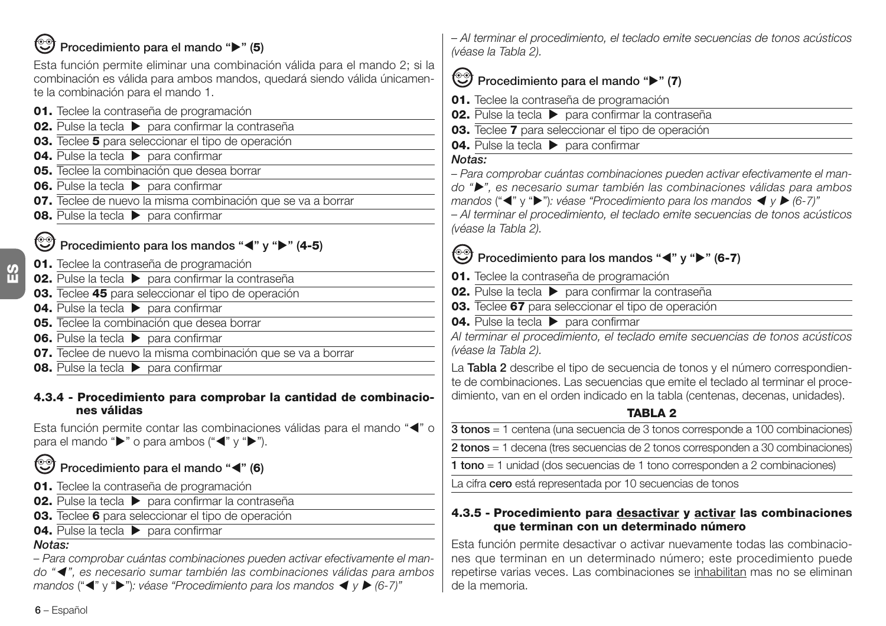#### Procedimiento para el mando "▶" (5)

Esta función permite eliminar una combinación válida para el mando 2; si la combinación es válida para ambos mandos, quedará siendo válida únicamente la combinación para el mando 1.

**01.** Teclee la contraseña de programación
**02.** Pulse la tecla ▶ para confirmar la contraseña
**03.** Teclee **5** para seleccionar el tipo de operación
**04.** Pulse la tecla ▶ para confirmar
**05.** Teclee la combinación que desea borrar
**06.** Pulse la tecla ▶ para confirmar
**07.** Teclee de nuevo la misma combinación que se va a borrar
**08.** Pulse la tecla ▶ para confirmar

#### Procedimiento para los mandos "◀" y "▶" (4-5)

**01.** Teclee la contraseña de programación
**02.** Pulse la tecla ▶ para confirmar la contraseña
**03.** Teclee **45** para seleccionar el tipo de operación
**04.** Pulse la tecla ▶ para confirmar
**05.** Teclee la combinación que desea borrar
**06.** Pulse la tecla ▶ para confirmar
**07.** Teclee de nuevo la misma combinación que se va a borrar
**08.** Pulse la tecla ▶ para confirmar

### 4.3.4 - Procedimiento para comprobar la cantidad de combinaciones válidas

Esta función permite contar las combinaciones válidas para el mando "◀" o para el mando "▶" o para ambos ("◀" y "▶").

#### Procedimiento para el mando "◀" (6)

**01.** Teclee la contraseña de programación
**02.** Pulse la tecla ▶ para confirmar la contraseña
**03.** Teclee **6** para seleccionar el tipo de operación
**04.** Pulse la tecla ▶ para confirmar

***Notas:***
*– Para comprobar cuántas combinaciones pueden activar efectivamente el mando "◀", es necesario sumar también las combinaciones válidas para ambos mandos ("◀" y "▶"): véase "Procedimiento para los mandos ◀ y ▶ (6-7)"*
*– Al terminar el procedimiento, el teclado emite secuencias de tonos acústicos (véase la Tabla 2).*

#### Procedimiento para el mando "▶" (7)

**01.** Teclee la contraseña de programación
**02.** Pulse la tecla ▶ para confirmar la contraseña
**03.** Teclee **7** para seleccionar el tipo de operación
**04.** Pulse la tecla ▶ para confirmar

***Notas:***
*– Para comprobar cuántas combinaciones pueden activar efectivamente el mando "▶", es necesario sumar también las combinaciones válidas para ambos mandos ("◀" y "▶"): véase "Procedimiento para los mandos ◀ y ▶ (6-7)"*
*– Al terminar el procedimiento, el teclado emite secuencias de tonos acústicos (véase la Tabla 2).*

#### Procedimiento para los mandos "◀" y "▶" (6-7)

**01.** Teclee la contraseña de programación
**02.** Pulse la tecla ▶ para confirmar la contraseña
**03.** Teclee **67** para seleccionar el tipo de operación
**04.** Pulse la tecla ▶ para confirmar

*Al terminar el procedimiento, el teclado emite secuencias de tonos acústicos (véase la Tabla 2).*

La **Tabla 2** describe el tipo de secuencia de tonos y el número correspondiente de combinaciones. Las secuencias que emite el teclado al terminar el procedimiento, van en el orden indicado en la tabla (centenas, decenas, unidades).

**TABLA 2**

| |
|---|
| **3 tonos** = 1 centena (una secuencia de 3 tonos corresponde a 100 combinaciones) |
| **2 tonos** = 1 decena (tres secuencias de 2 tonos corresponden a 30 combinaciones) |
| **1 tono** = 1 unidad (dos secuencias de 1 tono corresponden a 2 combinaciones) |
| La cifra **cero** está representada por 10 secuencias de tonos |

### 4.3.5 - Procedimiento para desactivar y activar las combinaciones que terminan con un determinado número

Esta función permite desactivar o activar nuevamente todas las combinaciones que terminan en un determinado número; este procedimiento puede repetirse varias veces. Las combinaciones se inhabilitan mas no se eliminan de la memoria.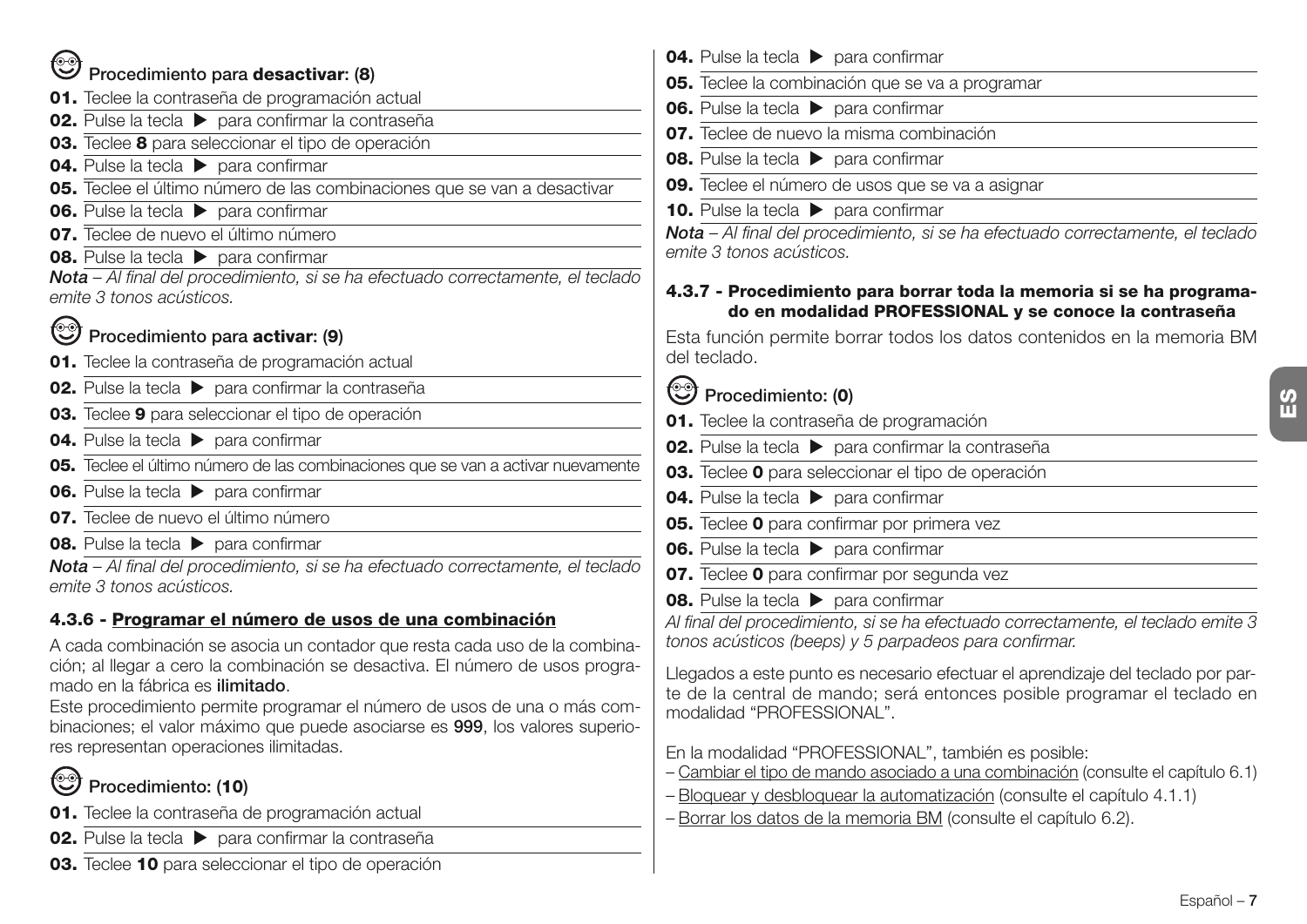### Procedimiento para **desactivar: (8)**

**01.** Teclee la contraseña de programación actual

**02.** Pulse la tecla ▶ para confirmar la contraseña

**03.** Teclee **8** para seleccionar el tipo de operación

**04.** Pulse la tecla ▶ para confirmar

**05.** Teclee el último número de las combinaciones que se van a desactivar

**06.** Pulse la tecla ▶ para confirmar

**07.** Teclee de nuevo el último número

**08.** Pulse la tecla ▶ para confirmar

***Nota*** *– Al final del procedimiento, si se ha efectuado correctamente, el teclado emite 3 tonos acústicos.*

### Procedimiento para **activar: (9)**

**01.** Teclee la contraseña de programación actual

**02.** Pulse la tecla ▶ para confirmar la contraseña

**03.** Teclee **9** para seleccionar el tipo de operación

**04.** Pulse la tecla ▶ para confirmar

**05.** Teclee el último número de las combinaciones que se van a activar nuevamente

**06.** Pulse la tecla ▶ para confirmar

**07.** Teclee de nuevo el último número

**08.** Pulse la tecla ▶ para confirmar

***Nota*** *– Al final del procedimiento, si se ha efectuado correctamente, el teclado emite 3 tonos acústicos.*

## 4.3.6 - Programar el número de usos de una combinación

A cada combinación se asocia un contador que resta cada uso de la combinación; al llegar a cero la combinación se desactiva. El número de usos programado en la fábrica es **ilimitado**.

Este procedimiento permite programar el número de usos de una o más combinaciones; el valor máximo que puede asociarse es **999**, los valores superiores representan operaciones ilimitadas.

### Procedimiento: (10)

**01.** Teclee la contraseña de programación actual

**02.** Pulse la tecla ▶ para confirmar la contraseña

**03.** Teclee **10** para seleccionar el tipo de operación

**04.** Pulse la tecla ▶ para confirmar

**05.** Teclee la combinación que se va a programar

**06.** Pulse la tecla ▶ para confirmar

**07.** Teclee de nuevo la misma combinación

**08.** Pulse la tecla ▶ para confirmar

**09.** Teclee el número de usos que se va a asignar

**10.** Pulse la tecla ▶ para confirmar

***Nota*** *– Al final del procedimiento, si se ha efectuado correctamente, el teclado emite 3 tonos acústicos.*

## 4.3.7 - Procedimiento para borrar toda la memoria si se ha programado en modalidad PROFESSIONAL y se conoce la contraseña

Esta función permite borrar todos los datos contenidos en la memoria BM del teclado.

### Procedimiento: (0)

**01.** Teclee la contraseña de programación

**02.** Pulse la tecla ▶ para confirmar la contraseña

**03.** Teclee **0** para seleccionar el tipo de operación

**04.** Pulse la tecla ▶ para confirmar

**05.** Teclee **0** para confirmar por primera vez

**06.** Pulse la tecla ▶ para confirmar

**07.** Teclee **0** para confirmar por segunda vez

**08.** Pulse la tecla ▶ para confirmar

*Al final del procedimiento, si se ha efectuado correctamente, el teclado emite 3 tonos acústicos (beeps) y 5 parpadeos para confirmar.*

Llegados a este punto es necesario efectuar el aprendizaje del teclado por parte de la central de mando; será entonces posible programar el teclado en modalidad "PROFESSIONAL".

En la modalidad "PROFESSIONAL", también es posible:
- Cambiar el tipo de mando asociado a una combinación (consulte el capítulo 6.1)
- Bloquear y desbloquear la automatización (consulte el capítulo 4.1.1)
- Borrar los datos de la memoria BM (consulte el capítulo 6.2).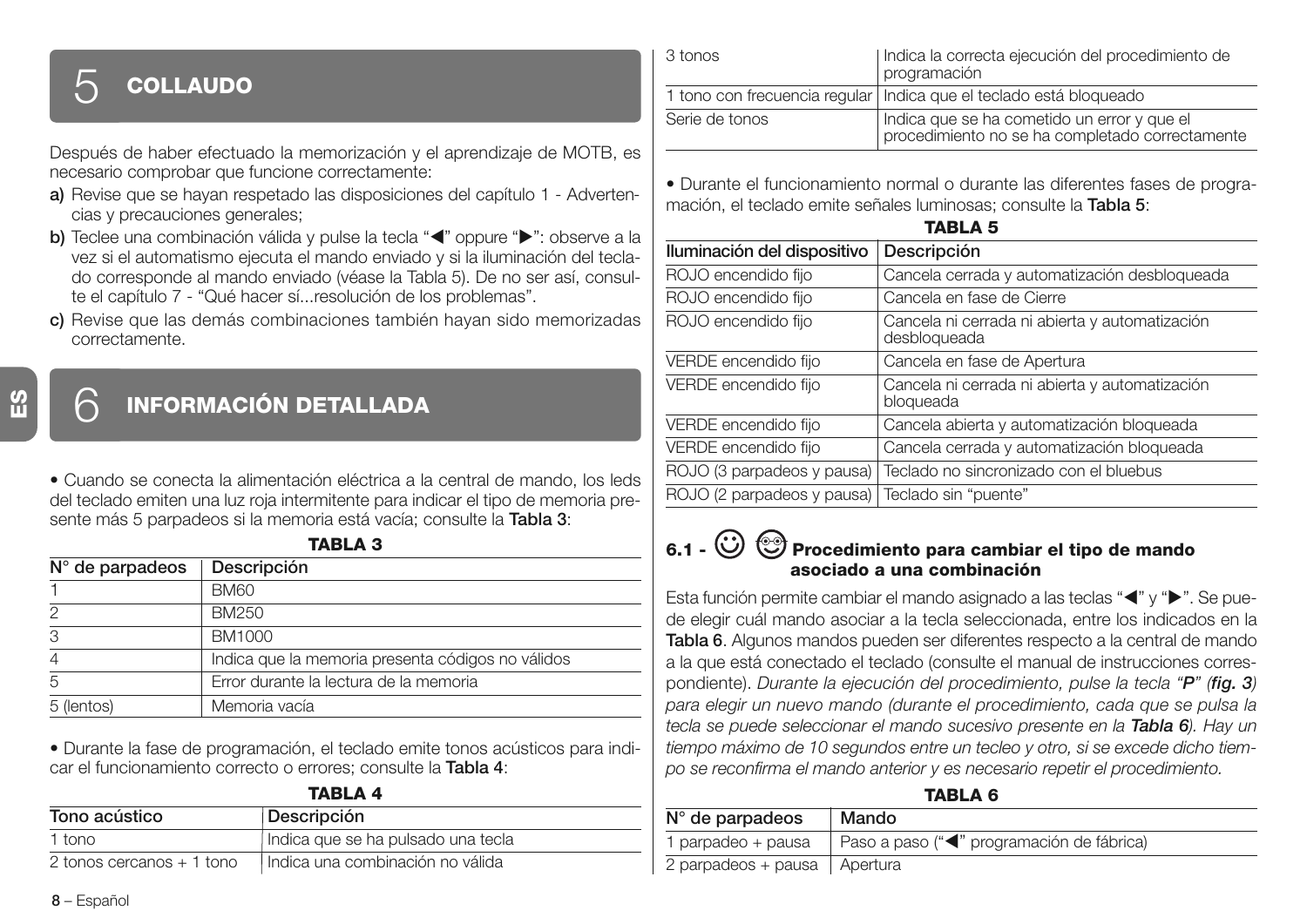# 5 COLLAUDO

Después de haber efectuado la memorización y el aprendizaje de MOTB, es necesario comprobar que funcione correctamente:

**a)** Revise que se hayan respetado las disposiciones del capítulo 1 - Advertencias y precauciones generales;

**b)** Teclee una combinación válida y pulse la tecla "◀" oppure "▶": observe a la vez si el automatismo ejecuta el mando enviado y si la iluminación del teclado corresponde al mando enviado (véase la Tabla 5). De no ser así, consulte el capítulo 7 - "Qué hacer sí...resolución de los problemas".

**c)** Revise que las demás combinaciones también hayan sido memorizadas correctamente.

# 6 INFORMACIÓN DETALLADA

• Cuando se conecta la alimentación eléctrica a la central de mando, los leds del teclado emiten una luz roja intermitente para indicar el tipo de memoria presente más 5 parpadeos si la memoria está vacía; consulte la **Tabla 3**:

**TABLA 3**

| N° de parpadeos | Descripción |
|---|---|
| 1 | BM60 |
| 2 | BM250 |
| 3 | BM1000 |
| 4 | Indica que la memoria presenta códigos no válidos |
| 5 | Error durante la lectura de la memoria |
| 5 (lentos) | Memoria vacía |

• Durante la fase de programación, el teclado emite tonos acústicos para indicar el funcionamiento correcto o errores; consulte la **Tabla 4**:

**TABLA 4**

| Tono acústico | Descripción |
|---|---|
| 1 tono | Indica que se ha pulsado una tecla |
| 2 tonos cercanos + 1 tono | Indica una combinación no válida |
| 3 tonos | Indica la correcta ejecución del procedimiento de programación |
| 1 tono con frecuencia regular | Indica que el teclado está bloqueado |
| Serie de tonos | Indica que se ha cometido un error y que el procedimiento no se ha completado correctamente |

• Durante el funcionamiento normal o durante las diferentes fases de programación, el teclado emite señales luminosas; consulte la **Tabla 5**:

**TABLA 5**

| Iluminación del dispositivo | Descripción |
|---|---|
| ROJO encendido fijo | Cancela cerrada y automatización desbloqueada |
| ROJO encendido fijo | Cancela en fase de Cierre |
| ROJO encendido fijo | Cancela ni cerrada ni abierta y automatización desbloqueada |
| VERDE encendido fijo | Cancela en fase de Apertura |
| VERDE encendido fijo | Cancela ni cerrada ni abierta y automatización bloqueada |
| VERDE encendido fijo | Cancela abierta y automatización bloqueada |
| VERDE encendido fijo | Cancela cerrada y automatización bloqueada |
| ROJO (3 parpadeos y pausa) | Teclado no sincronizado con el bluebus |
| ROJO (2 parpadeos y pausa) | Teclado sin "puente" |

## 6.1 - Procedimiento para cambiar el tipo de mando asociado a una combinación

Esta función permite cambiar el mando asignado a las teclas "◀" y "▶". Se puede elegir cuál mando asociar a la tecla seleccionada, entre los indicados en la **Tabla 6**. Algunos mandos pueden ser diferentes respecto a la central de mando a la que está conectado el teclado (consulte el manual de instrucciones correspondiente). *Durante la ejecución del procedimiento, pulse la tecla "**P**" (**fig. 3**) para elegir un nuevo mando (durante el procedimiento, cada que se pulsa la tecla se puede seleccionar el mando sucesivo presente en la **Tabla 6**). Hay un tiempo máximo de 10 segundos entre un tecleo y otro, si se excede dicho tiempo se reconfirma el mando anterior y es necesario repetir el procedimiento.*

**TABLA 6**

| N° de parpadeos | Mando |
|---|---|
| 1 parpadeo + pausa | Paso a paso ("◀" programación de fábrica) |
| 2 parpadeos + pausa | Apertura |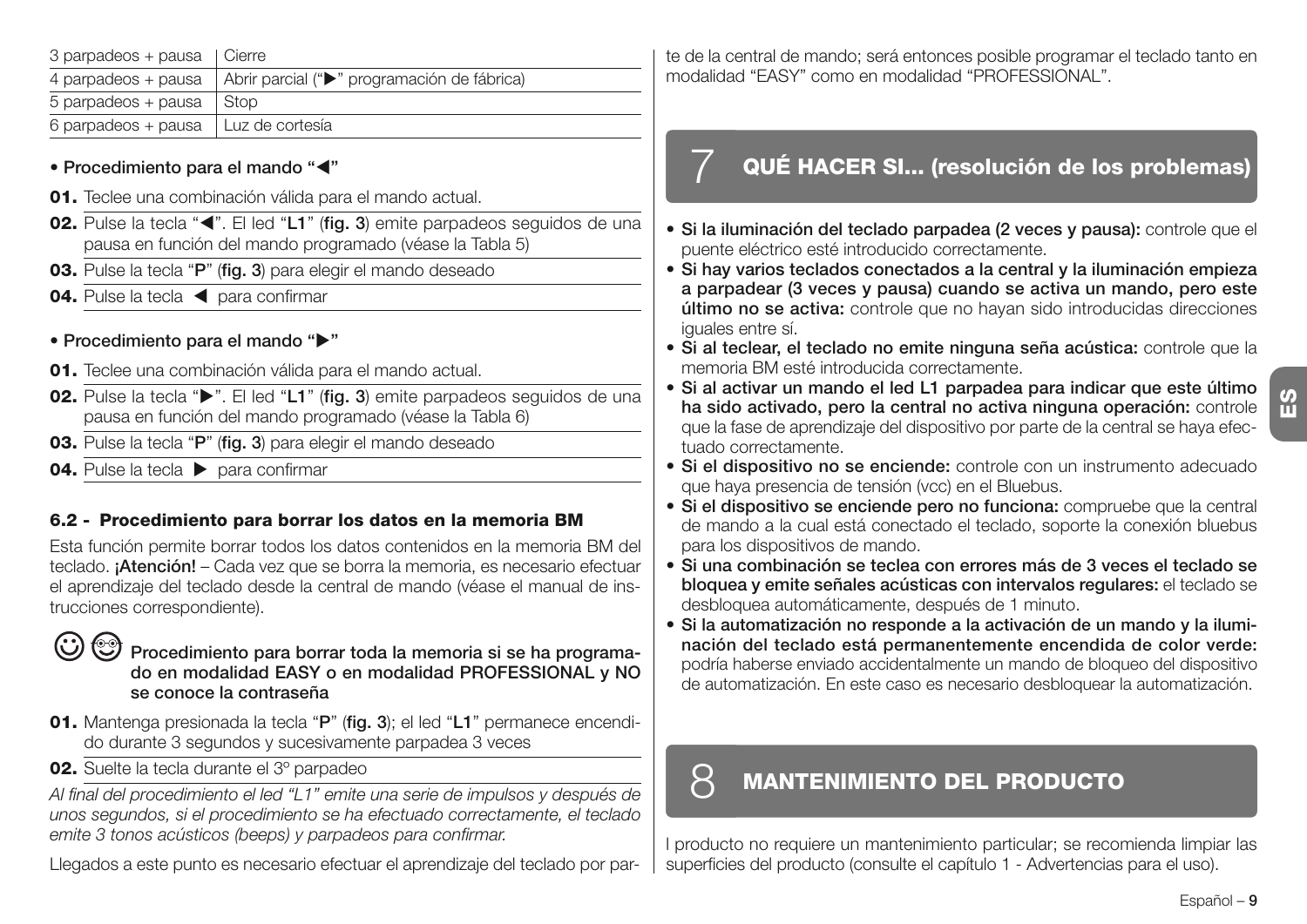| 3 parpadeos + pausa | Cierre |
|---|---|
| 4 parpadeos + pausa | Abrir parcial ("▶" programación de fábrica) |
| 5 parpadeos + pausa | Stop |
| 6 parpadeos + pausa | Luz de cortesía |

**• Procedimiento para el mando "◀"**

**01.** Teclee una combinación válida para el mando actual.

**02.** Pulse la tecla "◀". El led "**L1**" (**fig. 3**) emite parpadeos seguidos de una pausa en función del mando programado (véase la Tabla 5)

**03.** Pulse la tecla "**P**" (**fig. 3**) para elegir el mando deseado

**04.** Pulse la tecla ◀ para confirmar

**• Procedimiento para el mando "▶"**

**01.** Teclee una combinación válida para el mando actual.

**02.** Pulse la tecla "▶". El led "**L1**" (**fig. 3**) emite parpadeos seguidos de una pausa en función del mando programado (véase la Tabla 6)

**03.** Pulse la tecla "**P**" (**fig. 3**) para elegir el mando deseado

**04.** Pulse la tecla ▶ para confirmar

### 6.2 - Procedimiento para borrar los datos en la memoria BM

Esta función permite borrar todos los datos contenidos en la memoria BM del teclado. **¡Atención!** – Cada vez que se borra la memoria, es necesario efectuar el aprendizaje del teclado desde la central de mando (véase el manual de instrucciones correspondiente).

**Procedimiento para borrar toda la memoria si se ha programado en modalidad EASY o en modalidad PROFESSIONAL y NO se conoce la contraseña**

**01.** Mantenga presionada la tecla "**P**" (**fig. 3**); el led "**L1**" permanece encendido durante 3 segundos y sucesivamente parpadea 3 veces

**02.** Suelte la tecla durante el 3° parpadeo

*Al final del procedimiento el led "L1" emite una serie de impulsos y después de unos segundos, si el procedimiento se ha efectuado correctamente, el teclado emite 3 tonos acústicos (beeps) y parpadeos para confirmar.*

Llegados a este punto es necesario efectuar el aprendizaje del teclado por parte de la central de mando; será entonces posible programar el teclado tanto en modalidad "EASY" como en modalidad "PROFESSIONAL".

## 7 QUÉ HACER SI... (resolución de los problemas)

- **Si la iluminación del teclado parpadea (2 veces y pausa):** controle que el puente eléctrico esté introducido correctamente.
- **Si hay varios teclados conectados a la central y la iluminación empieza a parpadear (3 veces y pausa) cuando se activa un mando, pero este último no se activa:** controle que no hayan sido introducidas direcciones iguales entre sí.
- **Si al teclear, el teclado no emite ninguna seña acústica:** controle que la memoria BM esté introducida correctamente.
- **Si al activar un mando el led L1 parpadea para indicar que este último ha sido activado, pero la central no activa ninguna operación:** controle que la fase de aprendizaje del dispositivo por parte de la central se haya efectuado correctamente.
- **Si el dispositivo no se enciende:** controle con un instrumento adecuado que haya presencia de tensión (vcc) en el Bluebus.
- **Si el dispositivo se enciende pero no funciona:** compruebe que la central de mando a la cual está conectado el teclado, soporte la conexión bluebus para los dispositivos de mando.
- **Si una combinación se teclea con errores más de 3 veces el teclado se bloquea y emite señales acústicas con intervalos regulares:** el teclado se desbloquea automáticamente, después de 1 minuto.
- **Si la automatización no responde a la activación de un mando y la iluminación del teclado está permanentemente encendida de color verde:** podría haberse enviado accidentalmente un mando de bloqueo del dispositivo de automatización. En este caso es necesario desbloquear la automatización.

## 8 MANTENIMIENTO DEL PRODUCTO

l producto no requiere un mantenimiento particular; se recomienda limpiar las superficies del producto (consulte el capítulo 1 - Advertencias para el uso).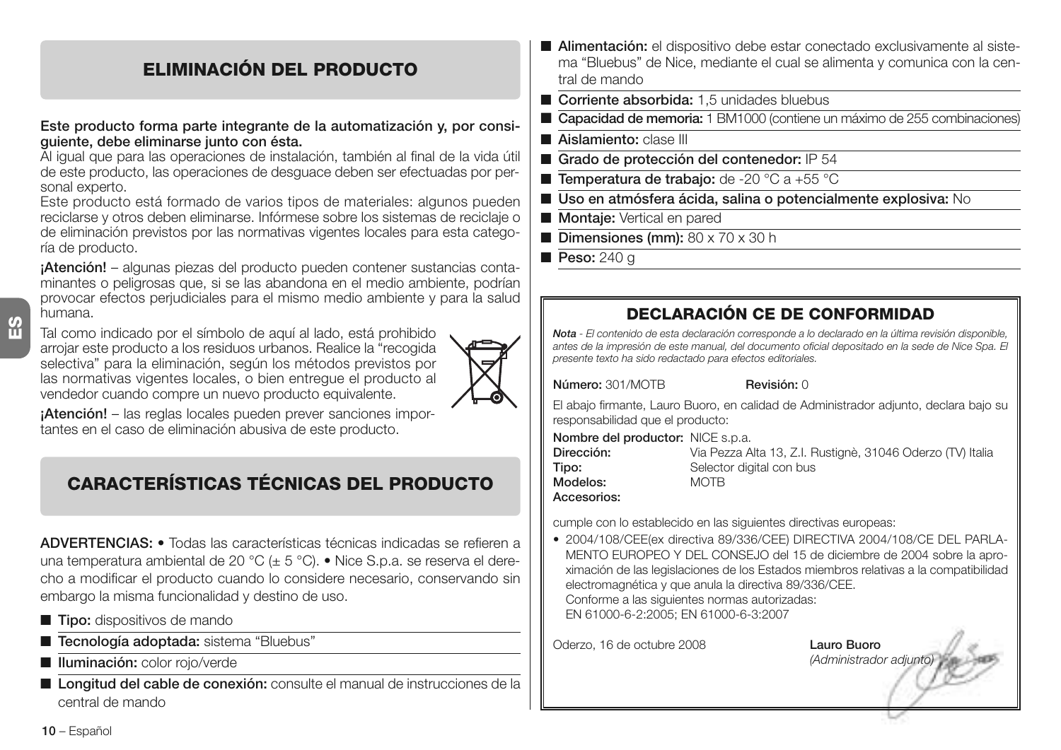## ELIMINACIÓN DEL PRODUCTO

**Este producto forma parte integrante de la automatización y, por consiguiente, debe eliminarse junto con ésta.**

Al igual que para las operaciones de instalación, también al final de la vida útil de este producto, las operaciones de desguace deben ser efectuadas por personal experto.

Este producto está formado de varios tipos de materiales: algunos pueden reciclarse y otros deben eliminarse. Infórmese sobre los sistemas de reciclaje o de eliminación previstos por las normativas vigentes locales para esta categoría de producto.

**¡Atención!** – algunas piezas del producto pueden contener sustancias contaminantes o peligrosas que, si se las abandona en el medio ambiente, podrían provocar efectos perjudiciales para el mismo medio ambiente y para la salud humana.

Tal como indicado por el símbolo de aquí al lado, está prohibido arrojar este producto a los residuos urbanos. Realice la "recogida selectiva" para la eliminación, según los métodos previstos por las normativas vigentes locales, o bien entregue el producto al vendedor cuando compre un nuevo producto equivalente.

**¡Atención!** – las reglas locales pueden prever sanciones importantes en el caso de eliminación abusiva de este producto.

## CARACTERÍSTICAS TÉCNICAS DEL PRODUCTO

**ADVERTENCIAS:** • Todas las características técnicas indicadas se refieren a una temperatura ambiental de 20 °C (± 5 °C). • Nice S.p.a. se reserva el derecho a modificar el producto cuando lo considere necesario, conservando sin embargo la misma funcionalidad y destino de uso.

- **Tipo:** dispositivos de mando
- **Tecnología adoptada:** sistema "Bluebus"
- **Iluminación:** color rojo/verde
- **Longitud del cable de conexión:** consulte el manual de instrucciones de la central de mando
- **Alimentación:** el dispositivo debe estar conectado exclusivamente al sistema "Bluebus" de Nice, mediante el cual se alimenta y comunica con la central de mando
- **Corriente absorbida:** 1,5 unidades bluebus
- **Capacidad de memoria:** 1 BM1000 (contiene un máximo de 255 combinaciones)
- **Aislamiento:** clase III
- **Grado de protección del contenedor:** IP 54
- **Temperatura de trabajo:** de -20 °C a +55 °C
- **Uso en atmósfera ácida, salina o potencialmente explosiva:** No
- **Montaje:** Vertical en pared
- **Dimensiones (mm):** 80 x 70 x 30 h
- **Peso:** 240 g

## DECLARACIÓN CE DE CONFORMIDAD

***Nota** - El contenido de esta declaración corresponde a lo declarado en la última revisión disponible, antes de la impresión de este manual, del documento oficial depositado en la sede de Nice Spa. El presente texto ha sido redactado para efectos editoriales.*

**Número:** 301/MOTB **Revisión:** 0

El abajo firmante, Lauro Buoro, en calidad de Administrador adjunto, declara bajo su responsabilidad que el producto:

**Nombre del productor:** NICE s.p.a.
**Dirección:** Via Pezza Alta 13, Z.I. Rustignè, 31046 Oderzo (TV) Italia
**Tipo:** Selector digital con bus
**Modelos:** MOTB
**Accesorios:**

cumple con lo establecido en las siguientes directivas europeas:

- 2004/108/CEE(ex directiva 89/336/CEE) DIRECTIVA 2004/108/CE DEL PARLAMENTO EUROPEO Y DEL CONSEJO del 15 de diciembre de 2004 sobre la aproximación de las legislaciones de los Estados miembros relativas a la compatibilidad electromagnética y que anula la directiva 89/336/CEE.
  Conforme a las siguientes normas autorizadas:
  EN 61000-6-2:2005; EN 61000-6-3:2007

Oderzo, 16 de octubre 2008

**Lauro Buoro**
*(Administrador adjunto)*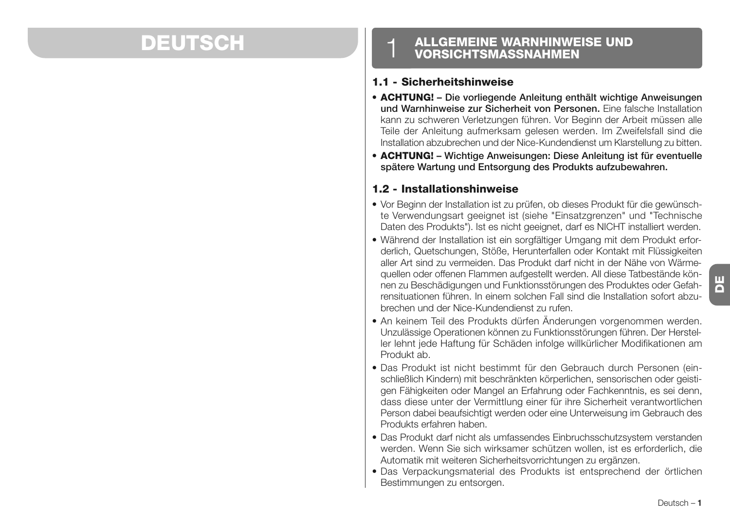# DEUTSCH

## 1 ALLGEMEINE WARNHINWEISE UND VORSICHTSMASSNAHMEN

### 1.1 - Sicherheitshinweise

- **ACHTUNG! – Die vorliegende Anleitung enthält wichtige Anweisungen und Warnhinweise zur Sicherheit von Personen.** Eine falsche Installation kann zu schweren Verletzungen führen. Vor Beginn der Arbeit müssen alle Teile der Anleitung aufmerksam gelesen werden. Im Zweifelsfall sind die Installation abzubrechen und der Nice-Kundendienst um Klarstellung zu bitten.
- **ACHTUNG! – Wichtige Anweisungen: Diese Anleitung ist für eventuelle spätere Wartung und Entsorgung des Produkts aufzubewahren.**

### 1.2 - Installationshinweise

- Vor Beginn der Installation ist zu prüfen, ob dieses Produkt für die gewünschte Verwendungsart geeignet ist (siehe "Einsatzgrenzen" und "Technische Daten des Produkts"). Ist es nicht geeignet, darf es NICHT installiert werden.
- Während der Installation ist ein sorgfältiger Umgang mit dem Produkt erforderlich, Quetschungen, Stöße, Herunterfallen oder Kontakt mit Flüssigkeiten aller Art sind zu vermeiden. Das Produkt darf nicht in der Nähe von Wärmequellen oder offenen Flammen aufgestellt werden. All diese Tatbestände können zu Beschädigungen und Funktionsstörungen des Produktes oder Gefahrensituationen führen. In einem solchen Fall sind die Installation sofort abzubrechen und der Nice-Kundendienst zu rufen.
- An keinem Teil des Produkts dürfen Änderungen vorgenommen werden. Unzulässige Operationen können zu Funktionsstörungen führen. Der Hersteller lehnt jede Haftung für Schäden infolge willkürlicher Modifikationen am Produkt ab.
- Das Produkt ist nicht bestimmt für den Gebrauch durch Personen (einschließlich Kindern) mit beschränkten körperlichen, sensorischen oder geistigen Fähigkeiten oder Mangel an Erfahrung oder Fachkenntnis, es sei denn, dass diese unter der Vermittlung einer für ihre Sicherheit verantwortlichen Person dabei beaufsichtigt werden oder eine Unterweisung im Gebrauch des Produkts erfahren haben.
- Das Produkt darf nicht als umfassendes Einbruchsschutzsystem verstanden werden. Wenn Sie sich wirksamer schützen wollen, ist es erforderlich, die Automatik mit weiteren Sicherheitsvorrichtungen zu ergänzen.
- Das Verpackungsmaterial des Produkts ist entsprechend der örtlichen Bestimmungen zu entsorgen.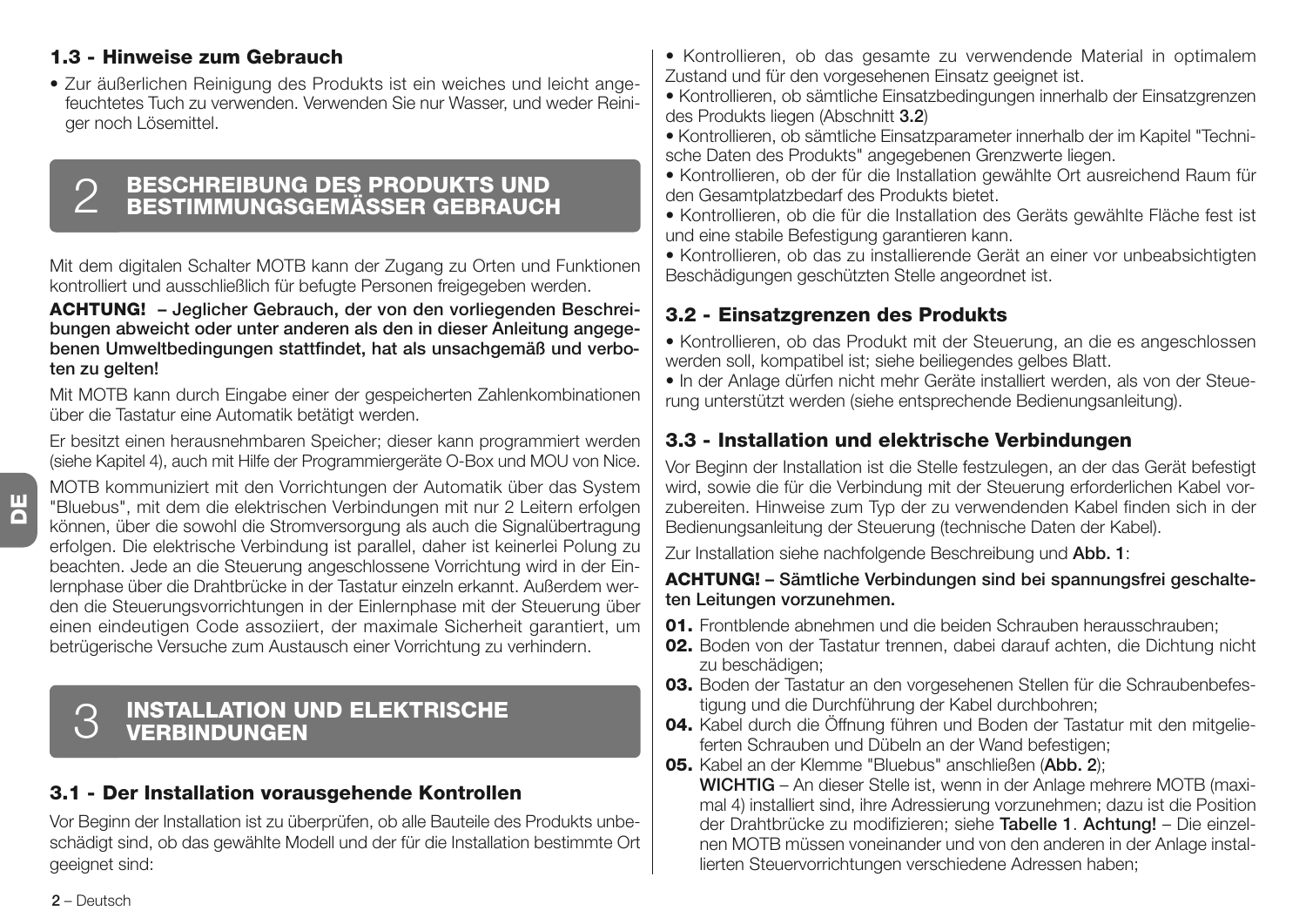### 1.3 - Hinweise zum Gebrauch

- Zur äußerlichen Reinigung des Produkts ist ein weiches und leicht angefeuchtetes Tuch zu verwenden. Verwenden Sie nur Wasser, und weder Reiniger noch Lösemittel.

## 2 BESCHREIBUNG DES PRODUKTS UND BESTIMMUNGSGEMÄSSER GEBRAUCH

Mit dem digitalen Schalter MOTB kann der Zugang zu Orten und Funktionen kontrolliert und ausschließlich für befugte Personen freigegeben werden.

**ACHTUNG! – Jeglicher Gebrauch, der von den vorliegenden Beschreibungen abweicht oder unter anderen als den in dieser Anleitung angegebenen Umweltbedingungen stattfindet, hat als unsachgemäß und verboten zu gelten!**

Mit MOTB kann durch Eingabe einer der gespeicherten Zahlenkombinationen über die Tastatur eine Automatik betätigt werden.

Er besitzt einen herausnehmbaren Speicher; dieser kann programmiert werden (siehe Kapitel 4), auch mit Hilfe der Programmiergeräte O-Box und MOU von Nice.

MOTB kommuniziert mit den Vorrichtungen der Automatik über das System "Bluebus", mit dem die elektrischen Verbindungen mit nur 2 Leitern erfolgen können, über die sowohl die Stromversorgung als auch die Signalübertragung erfolgen. Die elektrische Verbindung ist parallel, daher ist keinerlei Polung zu beachten. Jede an die Steuerung angeschlossene Vorrichtung wird in der Einlernphase über die Drahtbrücke in der Tastatur einzeln erkannt. Außerdem werden die Steuerungsvorrichtungen in der Einlernphase mit der Steuerung über einen eindeutigen Code assoziiert, der maximale Sicherheit garantiert, um betrügerische Versuche zum Austausch einer Vorrichtung zu verhindern.

## 3 INSTALLATION UND ELEKTRISCHE VERBINDUNGEN

### 3.1 - Der Installation vorausgehende Kontrollen

Vor Beginn der Installation ist zu überprüfen, ob alle Bauteile des Produkts unbeschädigt sind, ob das gewählte Modell und der für die Installation bestimmte Ort geeignet sind:

- Kontrollieren, ob das gesamte zu verwendende Material in optimalem Zustand und für den vorgesehenen Einsatz geeignet ist.
- Kontrollieren, ob sämtliche Einsatzbedingungen innerhalb der Einsatzgrenzen des Produkts liegen (Abschnitt **3.2**)
- Kontrollieren, ob sämtliche Einsatzparameter innerhalb der im Kapitel "Technische Daten des Produkts" angegebenen Grenzwerte liegen.
- Kontrollieren, ob der für die Installation gewählte Ort ausreichend Raum für den Gesamtplatzbedarf des Produkts bietet.
- Kontrollieren, ob die für die Installation des Geräts gewählte Fläche fest ist und eine stabile Befestigung garantieren kann.
- Kontrollieren, ob das zu installierende Gerät an einer vor unbeabsichtigten Beschädigungen geschützten Stelle angeordnet ist.

### 3.2 - Einsatzgrenzen des Produkts

- Kontrollieren, ob das Produkt mit der Steuerung, an die es angeschlossen werden soll, kompatibel ist; siehe beiliegendes gelbes Blatt.
- In der Anlage dürfen nicht mehr Geräte installiert werden, als von der Steuerung unterstützt werden (siehe entsprechende Bedienungsanleitung).

### 3.3 - Installation und elektrische Verbindungen

Vor Beginn der Installation ist die Stelle festzulegen, an der das Gerät befestigt wird, sowie die für die Verbindung mit der Steuerung erforderlichen Kabel vorzubereiten. Hinweise zum Typ der zu verwendenden Kabel finden sich in der Bedienungsanleitung der Steuerung (technische Daten der Kabel).

Zur Installation siehe nachfolgende Beschreibung und **Abb. 1**:

**ACHTUNG! – Sämtliche Verbindungen sind bei spannungsfrei geschalteten Leitungen vorzunehmen.**

**01.** Frontblende abnehmen und die beiden Schrauben herausschrauben;
**02.** Boden von der Tastatur trennen, dabei darauf achten, die Dichtung nicht zu beschädigen;
**03.** Boden der Tastatur an den vorgesehenen Stellen für die Schraubenbefestigung und die Durchführung der Kabel durchbohren;
**04.** Kabel durch die Öffnung führen und Boden der Tastatur mit den mitgelieferten Schrauben und Dübeln an der Wand befestigen;
**05.** Kabel an der Klemme "Bluebus" anschließen (**Abb. 2**);
**WICHTIG** – An dieser Stelle ist, wenn in der Anlage mehrere MOTB (maximal 4) installiert sind, ihre Adressierung vorzunehmen; dazu ist die Position der Drahtbrücke zu modifizieren; siehe **Tabelle 1**. **Achtung!** – Die einzelnen MOTB müssen voneinander und von den anderen in der Anlage installierten Steuervorrichtungen verschiedene Adressen haben;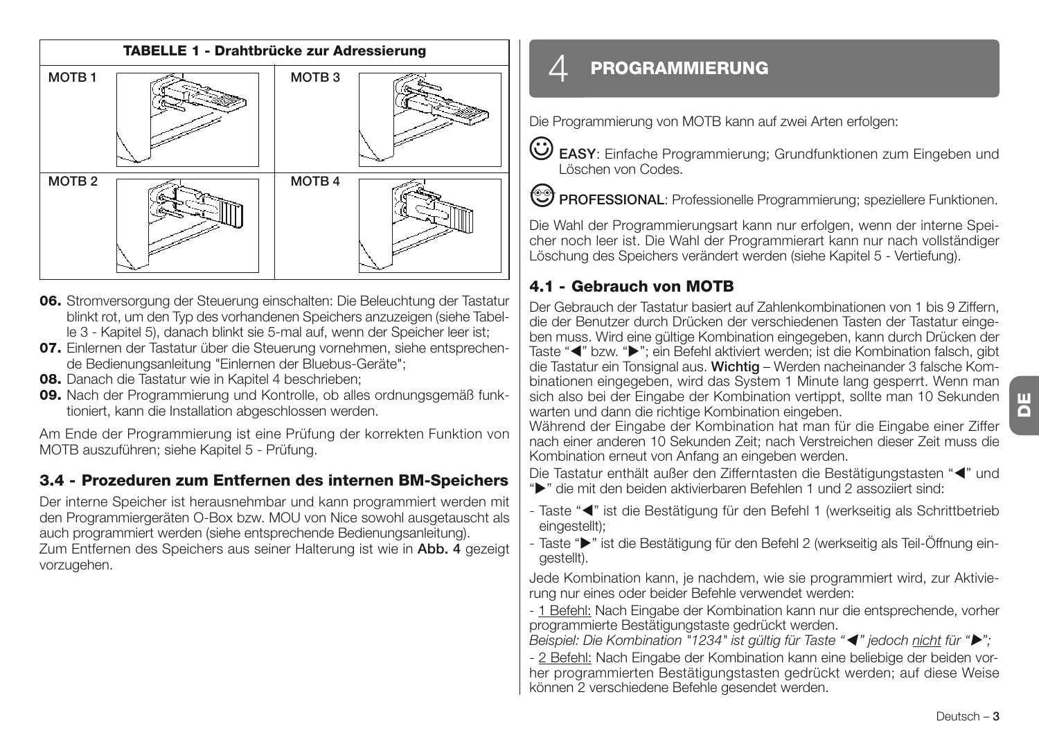| TABELLE 1 - Drahtbrücke zur Adressierung | |
|---|---|
| MOTB 1 | MOTB 3 |
| MOTB 2 | MOTB 4 |

**06.** Stromversorgung der Steuerung einschalten: Die Beleuchtung der Tastatur blinkt rot, um den Typ des vorhandenen Speichers anzuzeigen (siehe Tabelle 3 - Kapitel 5), danach blinkt sie 5-mal auf, wenn der Speicher leer ist;

**07.** Einlernen der Tastatur über die Steuerung vornehmen, siehe entsprechende Bedienungsanleitung "Einlernen der Bluebus-Geräte";

**08.** Danach die Tastatur wie in Kapitel 4 beschrieben;

**09.** Nach der Programmierung und Kontrolle, ob alles ordnungsgemäß funktioniert, kann die Installation abgeschlossen werden.

Am Ende der Programmierung ist eine Prüfung der korrekten Funktion von MOTB auszuführen; siehe Kapitel 5 - Prüfung.

### 3.4 - Prozeduren zum Entfernen des internen BM-Speichers

Der interne Speicher ist herausnehmbar und kann programmiert werden mit den Programmiergeräten O-Box bzw. MOU von Nice sowohl ausgetauscht als auch programmiert werden (siehe entsprechende Bedienungsanleitung).
Zum Entfernen des Speichers aus seiner Halterung ist wie in **Abb. 4** gezeigt vorzugehen.

## 4 PROGRAMMIERUNG

Die Programmierung von MOTB kann auf zwei Arten erfolgen:

**EASY**: Einfache Programmierung; Grundfunktionen zum Eingeben und Löschen von Codes.

**PROFESSIONAL**: Professionelle Programmierung; speziellere Funktionen.

Die Wahl der Programmierungsart kann nur erfolgen, wenn der interne Speicher noch leer ist. Die Wahl der Programmierart kann nur nach vollständiger Löschung des Speichers verändert werden (siehe Kapitel 5 - Vertiefung).

### 4.1 - Gebrauch von MOTB

Der Gebrauch der Tastatur basiert auf Zahlenkombinationen von 1 bis 9 Ziffern, die der Benutzer durch Drücken der verschiedenen Tasten der Tastatur eingeben muss. Wird eine gültige Kombination eingegeben, kann durch Drücken der Taste "◀" bzw. "▶"; ein Befehl aktiviert werden; ist die Kombination falsch, gibt die Tastatur ein Tonsignal aus. **Wichtig** – Werden nacheinander 3 falsche Kombinationen eingegeben, wird das System 1 Minute lang gesperrt. Wenn man sich also bei der Eingabe der Kombination vertippt, sollte man 10 Sekunden warten und dann die richtige Kombination eingeben.
Während der Eingabe der Kombination hat man für die Eingabe einer Ziffer nach einer anderen 10 Sekunden Zeit; nach Verstreichen dieser Zeit muss die Kombination erneut von Anfang an eingeben werden.
Die Tastatur enthält außer den Zifferntasten die Bestätigungstasten "◀" und "▶" die mit den beiden aktivierbaren Befehlen 1 und 2 assoziiert sind:

- Taste "◀" ist die Bestätigung für den Befehl 1 (werkseitig als Schrittbetrieb eingestellt);
- Taste "▶" ist die Bestätigung für den Befehl 2 (werkseitig als Teil-Öffnung eingestellt).

Jede Kombination kann, je nachdem, wie sie programmiert wird, zur Aktivierung nur eines oder beider Befehle verwendet werden:

- 1 Befehl: Nach Eingabe der Kombination kann nur die entsprechende, vorher programmierte Bestätigungstaste gedrückt werden.
*Beispiel: Die Kombination "1234" ist gültig für Taste "◀" jedoch nicht für "▶";*

- 2 Befehl: Nach Eingabe der Kombination kann eine beliebige der beiden vorher programmierten Bestätigungstasten gedrückt werden; auf diese Weise können 2 verschiedene Befehle gesendet werden.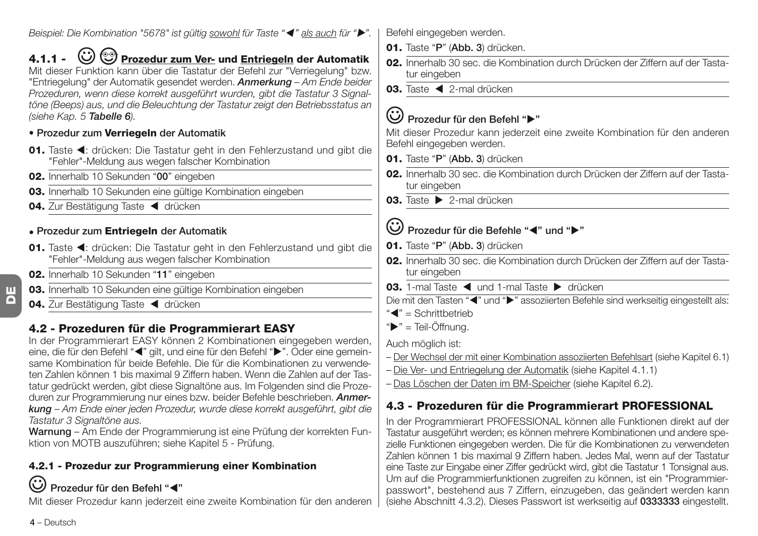*Beispiel: Die Kombination "5678" ist gültig sowohl für Taste "◀" als auch für "▶".*

### 4.1.1 - ☺ Prozedur zum Ver- und Entriegeln der Automatik

Mit dieser Funktion kann über die Tastatur der Befehl zur "Verriegelung" bzw. "Entriegelung" der Automatik gesendet werden. ***Anmerkung** – Am Ende beider Prozeduren, wenn diese korrekt ausgeführt wurden, gibt die Tastatur 3 Signaltöne (Beeps) aus, und die Beleuchtung der Tastatur zeigt den Betriebsstatus an (siehe Kap. 5 **Tabelle 6**).*

• **Prozedur zum Verriegeln der Automatik**

**01.** Taste ◀: drücken: Die Tastatur geht in den Fehlerzustand und gibt die "Fehler"-Meldung aus wegen falscher Kombination

**02.** Innerhalb 10 Sekunden "**00**" eingeben

**03.** Innerhalb 10 Sekunden eine gültige Kombination eingeben

**04.** Zur Bestätigung Taste ◀ drücken

• **Prozedur zum Entriegeln der Automatik**

**01.** Taste ◀: drücken: Die Tastatur geht in den Fehlerzustand und gibt die "Fehler"-Meldung aus wegen falscher Kombination

**02.** Innerhalb 10 Sekunden "**11**" eingeben

**03.** Innerhalb 10 Sekunden eine gültige Kombination eingeben

**04.** Zur Bestätigung Taste ◀ drücken

## 4.2 - Prozeduren für die Programmierart EASY

In der Programmierart EASY können 2 Kombinationen eingegeben werden, eine, die für den Befehl "◀" gilt, und eine für den Befehl "▶". Oder eine gemeinsame Kombination für beide Befehle. Die für die Kombinationen zu verwendeten Zahlen können 1 bis maximal 9 Ziffern haben. Wenn die Zahlen auf der Tastatur gedrückt werden, gibt diese Signaltöne aus. Im Folgenden sind die Prozeduren zur Programmierung nur eines bzw. beider Befehle beschrieben. ***Anmerkung** – Am Ende einer jeden Prozedur, wurde diese korrekt ausgeführt, gibt die Tastatur 3 Signaltöne aus.*

**Warnung** – Am Ende der Programmierung ist eine Prüfung der korrekten Funktion von MOTB auszuführen; siehe Kapitel 5 - Prüfung.

### 4.2.1 - Prozedur zur Programmierung einer Kombination

**☺ Prozedur für den Befehl "◀"**

Mit dieser Prozedur kann jederzeit eine zweite Kombination für den anderen Befehl eingegeben werden.

**01.** Taste "**P**" (**Abb. 3**) drücken.

**02.** Innerhalb 30 sec. die Kombination durch Drücken der Ziffern auf der Tastatur eingeben

**03.** Taste ◀ 2-mal drücken

**☺ Prozedur für den Befehl "▶"**

Mit dieser Prozedur kann jederzeit eine zweite Kombination für den anderen Befehl eingegeben werden.

**01.** Taste "**P**" (**Abb. 3**) drücken

**02.** Innerhalb 30 sec. die Kombination durch Drücken der Ziffern auf der Tastatur eingeben

**03.** Taste ▶ 2-mal drücken

**☺ Prozedur für die Befehle "◀" und "▶"**

**01.** Taste "**P**" (**Abb. 3**) drücken

**02.** Innerhalb 30 sec. die Kombination durch Drücken der Ziffern auf der Tastatur eingeben

**03.** 1-mal Taste ◀ und 1-mal Taste ▶ drücken

Die mit den Tasten "◀" und "▶" assoziierten Befehle sind werkseitig eingestellt als:

"◀" = Schrittbetrieb

"▶" = Teil-Öffnung.

Auch möglich ist:

– Der Wechsel der mit einer Kombination assoziierten Befehlsart (siehe Kapitel 6.1)

– Die Ver- und Entriegelung der Automatik (siehe Kapitel 4.1.1)

– Das Löschen der Daten im BM-Speicher (siehe Kapitel 6.2).

## 4.3 - Prozeduren für die Programmierart PROFESSIONAL

In der Programmierart PROFESSIONAL können alle Funktionen direkt auf der Tastatur ausgeführt werden; es können mehrere Kombinationen und andere spezielle Funktionen eingegeben werden. Die für die Kombinationen zu verwendeten Zahlen können 1 bis maximal 9 Ziffern haben. Jedes Mal, wenn auf der Tastatur eine Taste zur Eingabe einer Ziffer gedrückt wird, gibt die Tastatur 1 Tonsignal aus. Um auf die Programmierfunktionen zugreifen zu können, ist ein "Programmierpasswort", bestehend aus 7 Ziffern, einzugeben, das geändert werden kann (siehe Abschnitt 4.3.2). Dieses Passwort ist werkseitig auf **0333333** eingestellt.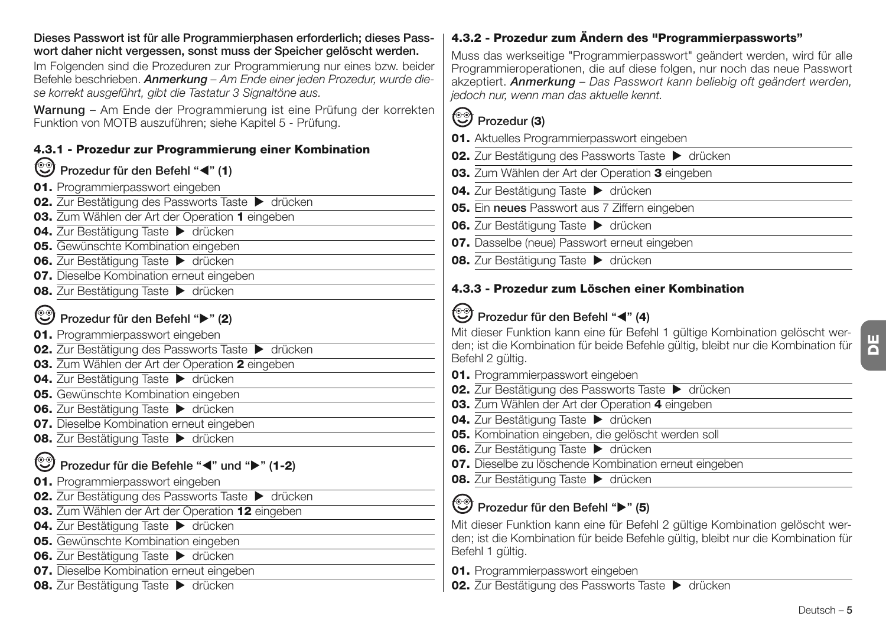**Dieses Passwort ist für alle Programmierphasen erforderlich; dieses Passwort daher nicht vergessen, sonst muss der Speicher gelöscht werden.**

Im Folgenden sind die Prozeduren zur Programmierung nur eines bzw. beider Befehle beschrieben. ***Anmerkung*** *– Am Ende einer jeden Prozedur, wurde diese korrekt ausgeführt, gibt die Tastatur 3 Signaltöne aus.*

**Warnung** – Am Ende der Programmierung ist eine Prüfung der korrekten Funktion von MOTB auszuführen; siehe Kapitel 5 - Prüfung.

### 4.3.1 - Prozedur zur Programmierung einer Kombination

**Prozedur für den Befehl "◀" (1)**

**01.** Programmierpasswort eingeben
**02.** Zur Bestätigung des Passworts Taste ▶ drücken
**03.** Zum Wählen der Art der Operation **1** eingeben
**04.** Zur Bestätigung Taste ▶ drücken
**05.** Gewünschte Kombination eingeben
**06.** Zur Bestätigung Taste ▶ drücken
**07.** Dieselbe Kombination erneut eingeben
**08.** Zur Bestätigung Taste ▶ drücken

**Prozedur für den Befehl "▶" (2)**

**01.** Programmierpasswort eingeben
**02.** Zur Bestätigung des Passworts Taste ▶ drücken
**03.** Zum Wählen der Art der Operation **2** eingeben
**04.** Zur Bestätigung Taste ▶ drücken
**05.** Gewünschte Kombination eingeben
**06.** Zur Bestätigung Taste ▶ drücken
**07.** Dieselbe Kombination erneut eingeben
**08.** Zur Bestätigung Taste ▶ drücken

**Prozedur für die Befehle "◀" und "▶" (1-2)**

**01.** Programmierpasswort eingeben
**02.** Zur Bestätigung des Passworts Taste ▶ drücken
**03.** Zum Wählen der Art der Operation **12** eingeben
**04.** Zur Bestätigung Taste ▶ drücken
**05.** Gewünschte Kombination eingeben
**06.** Zur Bestätigung Taste ▶ drücken
**07.** Dieselbe Kombination erneut eingeben
**08.** Zur Bestätigung Taste ▶ drücken

### 4.3.2 - Prozedur zum Ändern des "Programmierpassworts"

Muss das werkseitige "Programmierpasswort" geändert werden, wird für alle Programmieroperationen, die auf diese folgen, nur noch das neue Passwort akzeptiert. ***Anmerkung*** *– Das Passwort kann beliebig oft geändert werden, jedoch nur, wenn man das aktuelle kennt.*

**Prozedur (3)**

**01.** Aktuelles Programmierpasswort eingeben
**02.** Zur Bestätigung des Passworts Taste ▶ drücken
**03.** Zum Wählen der Art der Operation **3** eingeben
**04.** Zur Bestätigung Taste ▶ drücken
**05.** Ein **neues** Passwort aus 7 Ziffern eingeben
**06.** Zur Bestätigung Taste ▶ drücken
**07.** Dasselbe (neue) Passwort erneut eingeben
**08.** Zur Bestätigung Taste ▶ drücken

### 4.3.3 - Prozedur zum Löschen einer Kombination

**Prozedur für den Befehl "◀" (4)**

Mit dieser Funktion kann eine für Befehl 1 gültige Kombination gelöscht werden; ist die Kombination für beide Befehle gültig, bleibt nur die Kombination für Befehl 2 gültig.

**01.** Programmierpasswort eingeben
**02.** Zur Bestätigung des Passworts Taste ▶ drücken
**03.** Zum Wählen der Art der Operation **4** eingeben
**04.** Zur Bestätigung Taste ▶ drücken
**05.** Kombination eingeben, die gelöscht werden soll
**06.** Zur Bestätigung Taste ▶ drücken
**07.** Dieselbe zu löschende Kombination erneut eingeben
**08.** Zur Bestätigung Taste ▶ drücken

**Prozedur für den Befehl "▶" (5)**

Mit dieser Funktion kann eine für Befehl 2 gültige Kombination gelöscht werden; ist die Kombination für beide Befehle gültig, bleibt nur die Kombination für Befehl 1 gültig.

**01.** Programmierpasswort eingeben
**02.** Zur Bestätigung des Passworts Taste ▶ drücken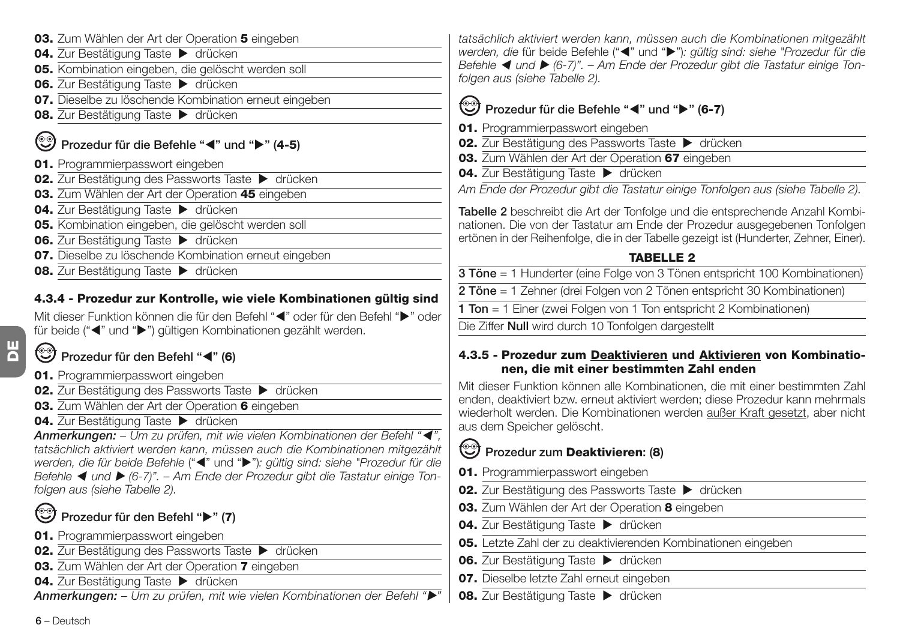**03.** Zum Wählen der Art der Operation **5** eingeben
**04.** Zur Bestätigung Taste ▶ drücken
**05.** Kombination eingeben, die gelöscht werden soll
**06.** Zur Bestätigung Taste ▶ drücken
**07.** Dieselbe zu löschende Kombination erneut eingeben
**08.** Zur Bestätigung Taste ▶ drücken

### Prozedur für die Befehle “◀” und “▶” (4-5)

**01.** Programmierpasswort eingeben
**02.** Zur Bestätigung des Passworts Taste ▶ drücken
**03.** Zum Wählen der Art der Operation **45** eingeben
**04.** Zur Bestätigung Taste ▶ drücken
**05.** Kombination eingeben, die gelöscht werden soll
**06.** Zur Bestätigung Taste ▶ drücken
**07.** Dieselbe zu löschende Kombination erneut eingeben
**08.** Zur Bestätigung Taste ▶ drücken

## 4.3.4 - Prozedur zur Kontrolle, wie viele Kombinationen gültig sind

Mit dieser Funktion können die für den Befehl “◀” oder für den Befehl “▶” oder für beide (“◀” und “▶”) gültigen Kombinationen gezählt werden.

### Prozedur für den Befehl “◀” (6)

**01.** Programmierpasswort eingeben
**02.** Zur Bestätigung des Passworts Taste ▶ drücken
**03.** Zum Wählen der Art der Operation **6** eingeben
**04.** Zur Bestätigung Taste ▶ drücken

***Anmerkungen:*** *– Um zu prüfen, mit wie vielen Kombinationen der Befehl “◀”, tatsächlich aktiviert werden kann, müssen auch die Kombinationen mitgezählt werden, die für beide Befehle (“◀” und “▶”): gültig sind: siehe "Prozedur für die Befehle ◀ und ▶ (6-7)". – Am Ende der Prozedur gibt die Tastatur einige Tonfolgen aus (siehe Tabelle 2).*

### Prozedur für den Befehl “▶” (7)

**01.** Programmierpasswort eingeben
**02.** Zur Bestätigung des Passworts Taste ▶ drücken
**03.** Zum Wählen der Art der Operation **7** eingeben
**04.** Zur Bestätigung Taste ▶ drücken

***Anmerkungen:*** *– Um zu prüfen, mit wie vielen Kombinationen der Befehl “▶” tatsächlich aktiviert werden kann, müssen auch die Kombinationen mitgezählt werden, die für beide Befehle (“◀” und “▶”): gültig sind: siehe "Prozedur für die Befehle ◀ und ▶ (6-7)". – Am Ende der Prozedur gibt die Tastatur einige Tonfolgen aus (siehe Tabelle 2).*

### Prozedur für die Befehle “◀” und “▶” (6-7)

**01.** Programmierpasswort eingeben
**02.** Zur Bestätigung des Passworts Taste ▶ drücken
**03.** Zum Wählen der Art der Operation **67** eingeben
**04.** Zur Bestätigung Taste ▶ drücken

*Am Ende der Prozedur gibt die Tastatur einige Tonfolgen aus (siehe Tabelle 2).*

**Tabelle 2** beschreibt die Art der Tonfolge und die entsprechende Anzahl Kombinationen. Die von der Tastatur am Ende der Prozedur ausgegebenen Tonfolgen ertönen in der Reihenfolge, die in der Tabelle gezeigt ist (Hunderter, Zehner, Einer).

| TABELLE 2 |
|---|
| **3 Töne** = 1 Hunderter (eine Folge von 3 Tönen entspricht 100 Kombinationen) |
| **2 Töne** = 1 Zehner (drei Folgen von 2 Tönen entspricht 30 Kombinationen) |
| **1 Ton** = 1 Einer (zwei Folgen von 1 Ton entspricht 2 Kombinationen) |
| Die Ziffer **Null** wird durch 10 Tonfolgen dargestellt |

## 4.3.5 - Prozedur zum Deaktivieren und Aktivieren von Kombinationen, die mit einer bestimmten Zahl enden

Mit dieser Funktion können alle Kombinationen, die mit einer bestimmten Zahl enden, deaktiviert bzw. erneut aktiviert werden; diese Prozedur kann mehrmals wiederholt werden. Die Kombinationen werden außer Kraft gesetzt, aber nicht aus dem Speicher gelöscht.

### Prozedur zum **Deaktivieren**: (8)

**01.** Programmierpasswort eingeben
**02.** Zur Bestätigung des Passworts Taste ▶ drücken
**03.** Zum Wählen der Art der Operation **8** eingeben
**04.** Zur Bestätigung Taste ▶ drücken
**05.** Letzte Zahl der zu deaktivierenden Kombinationen eingeben
**06.** Zur Bestätigung Taste ▶ drücken
**07.** Dieselbe letzte Zahl erneut eingeben
**08.** Zur Bestätigung Taste ▶ drücken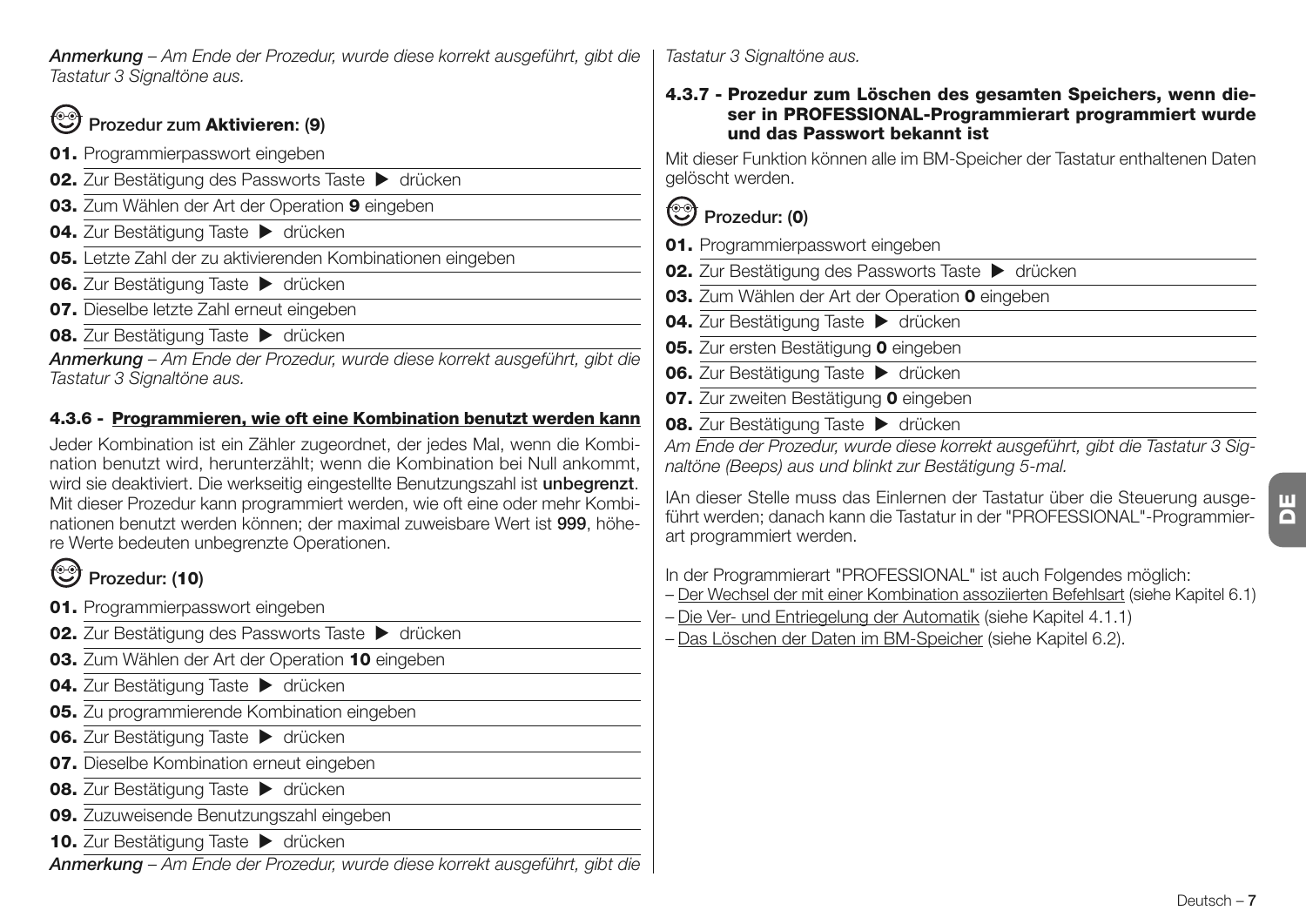*Anmerkung – Am Ende der Prozedur, wurde diese korrekt ausgeführt, gibt die Tastatur 3 Signaltöne aus.*

### Prozedur zum **Aktivieren**: (**9**)

**01.** Programmierpasswort eingeben

**02.** Zur Bestätigung des Passworts Taste ▶ drücken

**03.** Zum Wählen der Art der Operation **9** eingeben

**04.** Zur Bestätigung Taste ▶ drücken

**05.** Letzte Zahl der zu aktivierenden Kombinationen eingeben

**06.** Zur Bestätigung Taste ▶ drücken

**07.** Dieselbe letzte Zahl erneut eingeben

**08.** Zur Bestätigung Taste ▶ drücken

*Anmerkung – Am Ende der Prozedur, wurde diese korrekt ausgeführt, gibt die Tastatur 3 Signaltöne aus.*

### 4.3.6 - Programmieren, wie oft eine Kombination benutzt werden kann

Jeder Kombination ist ein Zähler zugeordnet, der jedes Mal, wenn die Kombination benutzt wird, herunterzählt; wenn die Kombination bei Null ankommt, wird sie deaktiviert. Die werkseitig eingestellte Benutzungszahl ist **unbegrenzt**. Mit dieser Prozedur kann programmiert werden, wie oft eine oder mehr Kombinationen benutzt werden können; der maximal zuweisbare Wert ist **999**, höhere Werte bedeuten unbegrenzte Operationen.

### Prozedur: (**10**)

**01.** Programmierpasswort eingeben

**02.** Zur Bestätigung des Passworts Taste ▶ drücken

**03.** Zum Wählen der Art der Operation **10** eingeben

**04.** Zur Bestätigung Taste ▶ drücken

**05.** Zu programmierende Kombination eingeben

**06.** Zur Bestätigung Taste ▶ drücken

**07.** Dieselbe Kombination erneut eingeben

**08.** Zur Bestätigung Taste ▶ drücken

**09.** Zuzuweisende Benutzungszahl eingeben

**10.** Zur Bestätigung Taste ▶ drücken

*Anmerkung – Am Ende der Prozedur, wurde diese korrekt ausgeführt, gibt die Tastatur 3 Signaltöne aus.*

### 4.3.7 - Prozedur zum Löschen des gesamten Speichers, wenn dieser in PROFESSIONAL-Programmierart programmiert wurde und das Passwort bekannt ist

Mit dieser Funktion können alle im BM-Speicher der Tastatur enthaltenen Daten gelöscht werden.

### Prozedur: (**0**)

**01.** Programmierpasswort eingeben

**02.** Zur Bestätigung des Passworts Taste ▶ drücken

**03.** Zum Wählen der Art der Operation **0** eingeben

**04.** Zur Bestätigung Taste ▶ drücken

**05.** Zur ersten Bestätigung **0** eingeben

**06.** Zur Bestätigung Taste ▶ drücken

**07.** Zur zweiten Bestätigung **0** eingeben

**08.** Zur Bestätigung Taste ▶ drücken

*Am Ende der Prozedur, wurde diese korrekt ausgeführt, gibt die Tastatur 3 Signaltöne (Beeps) aus und blinkt zur Bestätigung 5-mal.*

IAn dieser Stelle muss das Einlernen der Tastatur über die Steuerung ausgeführt werden; danach kann die Tastatur in der "PROFESSIONAL"-Programmierart programmiert werden.

In der Programmierart "PROFESSIONAL" ist auch Folgendes möglich:
- Der Wechsel der mit einer Kombination assoziierten Befehlsart (siehe Kapitel 6.1)
- Die Ver- und Entriegelung der Automatik (siehe Kapitel 4.1.1)
- Das Löschen der Daten im BM-Speicher (siehe Kapitel 6.2).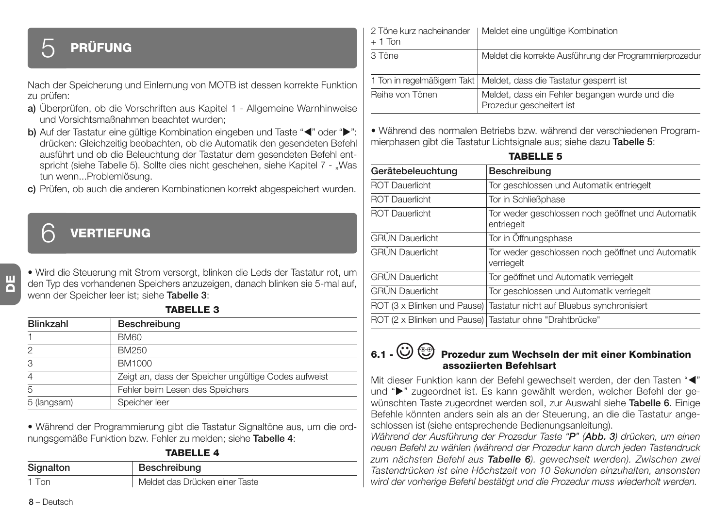# 5 PRÜFUNG

Nach der Speicherung und Einlernung von MOTB ist dessen korrekte Funktion zu prüfen:

**a)** Überprüfen, ob die Vorschriften aus Kapitel 1 - Allgemeine Warnhinweise und Vorsichtsmaßnahmen beachtet wurden;

**b)** Auf der Tastatur eine gültige Kombination eingeben und Taste "◀" oder "▶": drücken: Gleichzeitig beobachten, ob die Automatik den gesendeten Befehl ausführt und ob die Beleuchtung der Tastatur dem gesendeten Befehl entspricht (siehe Tabelle 5). Sollte dies nicht geschehen, siehe Kapitel 7 - „Was tun wenn...Problemlösung.

**c)** Prüfen, ob auch die anderen Kombinationen korrekt abgespeichert wurden.

# 6 VERTIEFUNG

• Wird die Steuerung mit Strom versorgt, blinken die Leds der Tastatur rot, um den Typ des vorhandenen Speichers anzuzeigen, danach blinken sie 5-mal auf, wenn der Speicher leer ist; siehe **Tabelle 3**:

**TABELLE 3**

| Blinkzahl | Beschreibung |
|---|---|
| 1 | BM60 |
| 2 | BM250 |
| 3 | BM1000 |
| 4 | Zeigt an, dass der Speicher ungültige Codes aufweist |
| 5 | Fehler beim Lesen des Speichers |
| 5 (langsam) | Speicher leer |

• Während der Programmierung gibt die Tastatur Signaltöne aus, um die ordnungsgemäße Funktion bzw. Fehler zu melden; siehe **Tabelle 4**:

**TABELLE 4**

| Signalton | Beschreibung |
|---|---|
| 1 Ton | Meldet das Drücken einer Taste |
| 2 Töne kurz nacheinander + 1 Ton | Meldet eine ungültige Kombination |
| 3 Töne | Meldet die korrekte Ausführung der Programmierprozedur |
| 1 Ton in regelmäßigem Takt | Meldet, dass die Tastatur gesperrt ist |
| Reihe von Tönen | Meldet, dass ein Fehler begangen wurde und die Prozedur gescheitert ist |

• Während des normalen Betriebs bzw. während der verschiedenen Programmierphasen gibt die Tastatur Lichtsignale aus; siehe dazu **Tabelle 5**:

**TABELLE 5**

| Gerätebeleuchtung | Beschreibung |
|---|---|
| ROT Dauerlicht | Tor geschlossen und Automatik entriegelt |
| ROT Dauerlicht | Tor in Schließphase |
| ROT Dauerlicht | Tor weder geschlossen noch geöffnet und Automatik entriegelt |
| GRÜN Dauerlicht | Tor in Öffnungsphase |
| GRÜN Dauerlicht | Tor weder geschlossen noch geöffnet und Automatik verriegelt |
| GRÜN Dauerlicht | Tor geöffnet und Automatik verriegelt |
| GRÜN Dauerlicht | Tor geschlossen und Automatik verriegelt |
| ROT (3 x Blinken und Pause) | Tastatur nicht auf Bluebus synchronisiert |
| ROT (2 x Blinken und Pause) | Tastatur ohne "Drahtbrücke" |

## 6.1 - Prozedur zum Wechseln der mit einer Kombination assoziierten Befehlsart

Mit dieser Funktion kann der Befehl gewechselt werden, der den Tasten "◀" und "▶" zugeordnet ist. Es kann gewählt werden, welcher Befehl der gewünschten Taste zugeordnet werden soll, zur Auswahl siehe **Tabelle 6**. Einige Befehle könnten anders sein als an der Steuerung, an die die Tastatur angeschlossen ist (siehe entsprechende Bedienungsanleitung).

*Während der Ausführung der Prozedur Taste "**P**" (**Abb. 3**) drücken, um einen neuen Befehl zu wählen (während der Prozedur kann durch jeden Tastendruck zum nächsten Befehl aus **Tabelle 6**). gewechselt werden). Zwischen zwei Tastendrücken ist eine Höchstzeit von 10 Sekunden einzuhalten, ansonsten wird der vorherige Befehl bestätigt und die Prozedur muss wiederholt werden.*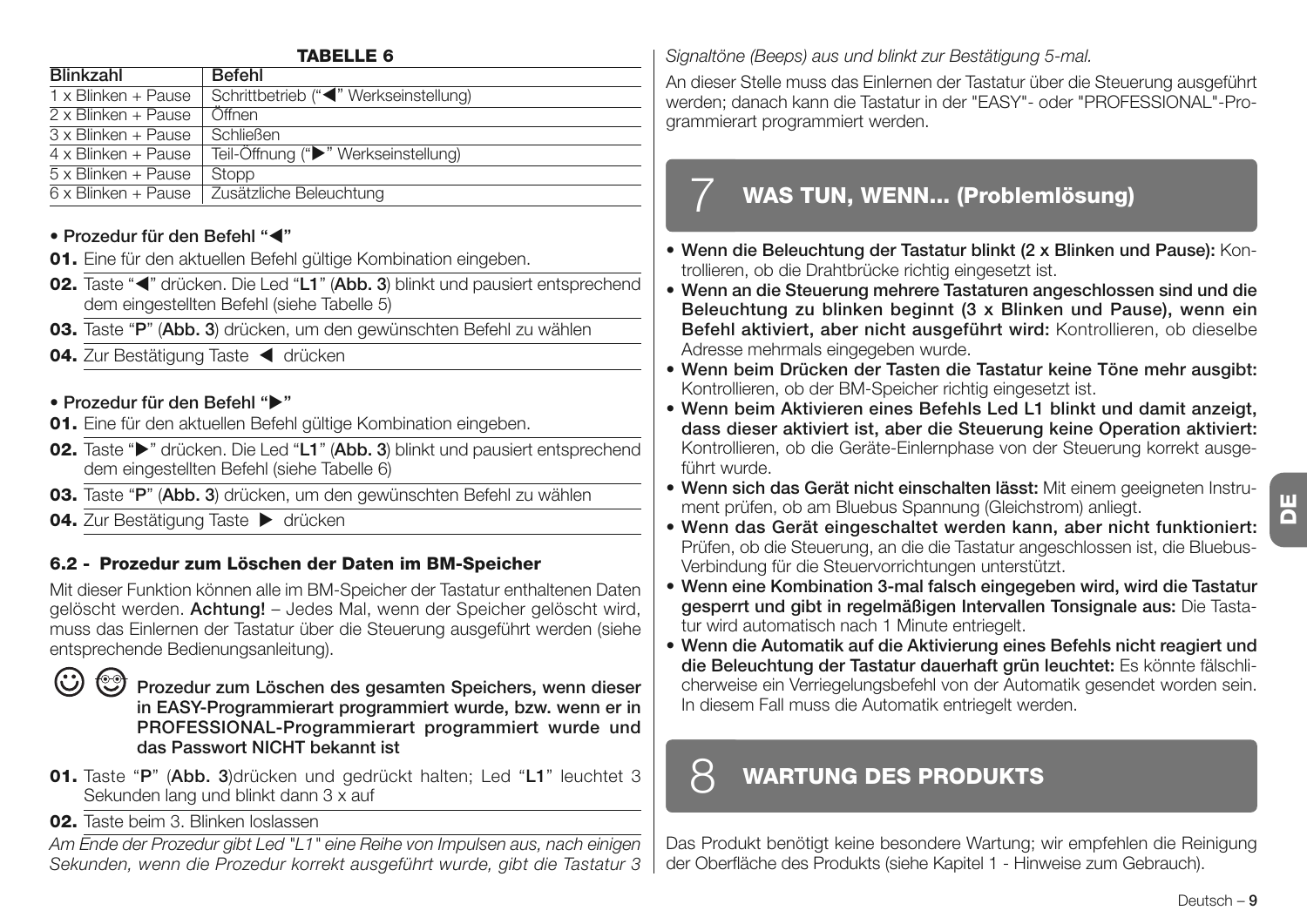**TABELLE 6**

| Blinkzahl | Befehl |
|---|---|
| 1 x Blinken + Pause | Schrittbetrieb ("◀" Werkseinstellung) |
| 2 x Blinken + Pause | Öffnen |
| 3 x Blinken + Pause | Schließen |
| 4 x Blinken + Pause | Teil-Öffnung ("▶" Werkseinstellung) |
| 5 x Blinken + Pause | Stopp |
| 6 x Blinken + Pause | Zusätzliche Beleuchtung |

**• Prozedur für den Befehl "◀"**

**01.** Eine für den aktuellen Befehl gültige Kombination eingeben.

**02.** Taste "◀" drücken. Die Led "**L1**" (**Abb. 3**) blinkt und pausiert entsprechend dem eingestellten Befehl (siehe Tabelle 5)

**03.** Taste "**P**" (**Abb. 3**) drücken, um den gewünschten Befehl zu wählen

**04.** Zur Bestätigung Taste ◀ drücken

**• Prozedur für den Befehl "▶"**

**01.** Eine für den aktuellen Befehl gültige Kombination eingeben.

**02.** Taste "▶" drücken. Die Led "**L1**" (**Abb. 3**) blinkt und pausiert entsprechend dem eingestellten Befehl (siehe Tabelle 6)

**03.** Taste "**P**" (**Abb. 3**) drücken, um den gewünschten Befehl zu wählen

**04.** Zur Bestätigung Taste ▶ drücken

### 6.2 - Prozedur zum Löschen der Daten im BM-Speicher

Mit dieser Funktion können alle im BM-Speicher der Tastatur enthaltenen Daten gelöscht werden. **Achtung!** – Jedes Mal, wenn der Speicher gelöscht wird, muss das Einlernen der Tastatur über die Steuerung ausgeführt werden (siehe entsprechende Bedienungsanleitung).

**Prozedur zum Löschen des gesamten Speichers, wenn dieser in EASY-Programmierart programmiert wurde, bzw. wenn er in PROFESSIONAL-Programmierart programmiert wurde und das Passwort NICHT bekannt ist**

**01.** Taste "**P**" (**Abb. 3**)drücken und gedrückt halten; Led "**L1**" leuchtet 3 Sekunden lang und blinkt dann 3 x auf

**02.** Taste beim 3. Blinken loslassen

*Am Ende der Prozedur gibt Led "L1" eine Reihe von Impulsen aus, nach einigen Sekunden, wenn die Prozedur korrekt ausgeführt wurde, gibt die Tastatur 3 Signaltöne (Beeps) aus und blinkt zur Bestätigung 5-mal.*

An dieser Stelle muss das Einlernen der Tastatur über die Steuerung ausgeführt werden; danach kann die Tastatur in der "EASY"- oder "PROFESSIONAL"-Programmierart programmiert werden.

## 7 WAS TUN, WENN... (Problemlösung)

- **Wenn die Beleuchtung der Tastatur blinkt (2 x Blinken und Pause):** Kontrollieren, ob die Drahtbrücke richtig eingesetzt ist.
- **Wenn an die Steuerung mehrere Tastaturen angeschlossen sind und die Beleuchtung zu blinken beginnt (3 x Blinken und Pause), wenn ein Befehl aktiviert, aber nicht ausgeführt wird:** Kontrollieren, ob dieselbe Adresse mehrmals eingegeben wurde.
- **Wenn beim Drücken der Tasten die Tastatur keine Töne mehr ausgibt:** Kontrollieren, ob der BM-Speicher richtig eingesetzt ist.
- **Wenn beim Aktivieren eines Befehls Led L1 blinkt und damit anzeigt, dass dieser aktiviert ist, aber die Steuerung keine Operation aktiviert:** Kontrollieren, ob die Geräte-Einlernphase von der Steuerung korrekt ausgeführt wurde.
- **Wenn sich das Gerät nicht einschalten lässt:** Mit einem geeigneten Instrument prüfen, ob am Bluebus Spannung (Gleichstrom) anliegt.
- **Wenn das Gerät eingeschaltet werden kann, aber nicht funktioniert:** Prüfen, ob die Steuerung, an die die Tastatur angeschlossen ist, die Bluebus-Verbindung für die Steuervorrichtungen unterstützt.
- **Wenn eine Kombination 3-mal falsch eingegeben wird, wird die Tastatur gesperrt und gibt in regelmäßigen Intervallen Tonsignale aus:** Die Tastatur wird automatisch nach 1 Minute entriegelt.
- **Wenn die Automatik auf die Aktivierung eines Befehls nicht reagiert und die Beleuchtung der Tastatur dauerhaft grün leuchtet:** Es könnte fälschlicherweise ein Verriegelungsbefehl von der Automatik gesendet worden sein. In diesem Fall muss die Automatik entriegelt werden.

## 8 WARTUNG DES PRODUKTS

Das Produkt benötigt keine besondere Wartung; wir empfehlen die Reinigung der Oberfläche des Produkts (siehe Kapitel 1 - Hinweise zum Gebrauch).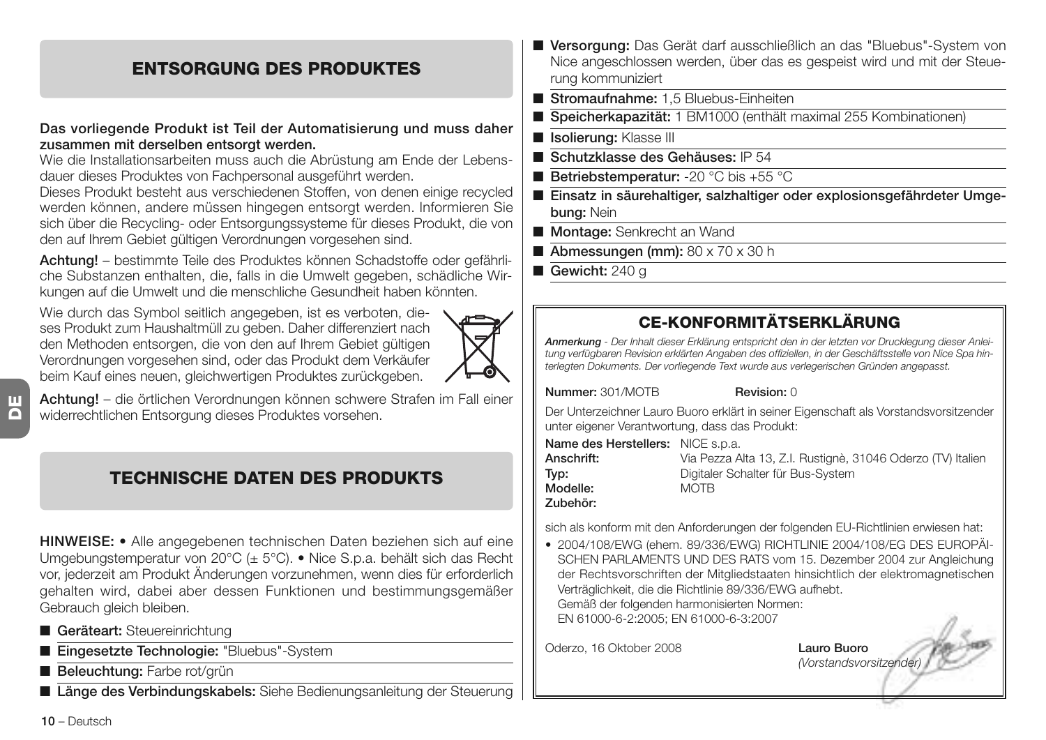## ENTSORGUNG DES PRODUKTES

**Das vorliegende Produkt ist Teil der Automatisierung und muss daher zusammen mit derselben entsorgt werden.**
Wie die Installationsarbeiten muss auch die Abrüstung am Ende der Lebensdauer dieses Produktes von Fachpersonal ausgeführt werden.
Dieses Produkt besteht aus verschiedenen Stoffen, von denen einige recycled werden können, andere müssen hingegen entsorgt werden. Informieren Sie sich über die Recycling- oder Entsorgungssysteme für dieses Produkt, die von den auf Ihrem Gebiet gültigen Verordnungen vorgesehen sind.

**Achtung!** – bestimmte Teile des Produktes können Schadstoffe oder gefährliche Substanzen enthalten, die, falls in die Umwelt gegeben, schädliche Wirkungen auf die Umwelt und die menschliche Gesundheit haben könnten.

Wie durch das Symbol seitlich angegeben, ist es verboten, dieses Produkt zum Haushaltmüll zu geben. Daher differenziert nach den Methoden entsorgen, die von den auf Ihrem Gebiet gültigen Verordnungen vorgesehen sind, oder das Produkt dem Verkäufer beim Kauf eines neuen, gleichwertigen Produktes zurückgeben.

**Achtung!** – die örtlichen Verordnungen können schwere Strafen im Fall einer widerrechtlichen Entsorgung dieses Produktes vorsehen.

## TECHNISCHE DATEN DES PRODUKTS

**HINWEISE:** • Alle angegebenen technischen Daten beziehen sich auf eine Umgebungstemperatur von 20°C (± 5°C). • Nice S.p.a. behält sich das Recht vor, jederzeit am Produkt Änderungen vorzunehmen, wenn dies für erforderlich gehalten wird, dabei aber dessen Funktionen und bestimmungsgemäßer Gebrauch gleich bleiben.

- **Geräteart:** Steuereinrichtung
- **Eingesetzte Technologie:** "Bluebus"-System
- **Beleuchtung:** Farbe rot/grün
- **Länge des Verbindungskabels:** Siehe Bedienungsanleitung der Steuerung
- **Versorgung:** Das Gerät darf ausschließlich an das "Bluebus"-System von Nice angeschlossen werden, über das es gespeist wird und mit der Steuerung kommuniziert
- **Stromaufnahme:** 1,5 Bluebus-Einheiten
- **Speicherkapazität:** 1 BM1000 (enthält maximal 255 Kombinationen)
- **Isolierung:** Klasse III
- **Schutzklasse des Gehäuses:** IP 54
- **Betriebstemperatur:** -20 °C bis +55 °C
- **Einsatz in säurehaltiger, salzhaltiger oder explosionsgefährdeter Umgebung:** Nein
- **Montage:** Senkrecht an Wand
- **Abmessungen (mm):** 80 x 70 x 30 h
- **Gewicht:** 240 g

## CE-KONFORMITÄTSERKLÄRUNG

***Anmerkung** - Der Inhalt dieser Erklärung entspricht den in der letzten vor Drucklegung dieser Anleitung verfügbaren Revision erklärten Angaben des offiziellen, in der Geschäftsstelle von Nice Spa hinterlegten Dokuments. Der vorliegende Text wurde aus verlegerischen Gründen angepasst.*

**Nummer:** 301/MOTB **Revision:** 0

Der Unterzeichner Lauro Buoro erklärt in seiner Eigenschaft als Vorstandsvorsitzender unter eigener Verantwortung, dass das Produkt:

**Name des Herstellers:** NICE s.p.a.
**Anschrift:** Via Pezza Alta 13, Z.I. Rustignè, 31046 Oderzo (TV) Italien
**Typ:** Digitaler Schalter für Bus-System
**Modelle:** MOTB
**Zubehör:**

sich als konform mit den Anforderungen der folgenden EU-Richtlinien erwiesen hat:

- 2004/108/EWG (ehem. 89/336/EWG) RICHTLINIE 2004/108/EG DES EUROPÄISCHEN PARLAMENTS UND DES RATS vom 15. Dezember 2004 zur Angleichung der Rechtsvorschriften der Mitgliedstaaten hinsichtlich der elektromagnetischen Verträglichkeit, die die Richtlinie 89/336/EWG aufhebt.
  Gemäß der folgenden harmonisierten Normen:
  EN 61000-6-2:2005; EN 61000-6-3:2007

Oderzo, 16 Oktober 2008

**Lauro Buoro**
*(Vorstandsvorsitzender)*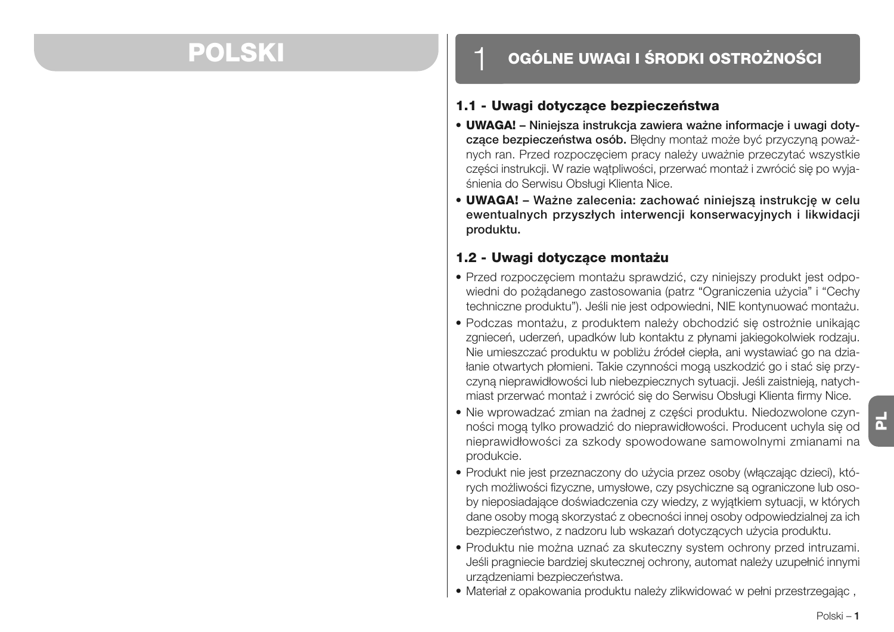# POLSKI

## 1 OGÓLNE UWAGI I ŚRODKI OSTROŻNOŚCI

### 1.1 - Uwagi dotyczące bezpieczeństwa

- **UWAGA! – Niniejsza instrukcja zawiera ważne informacje i uwagi dotyczące bezpieczeństwa osób.** Błędny montaż może być przyczyną poważnych ran. Przed rozpoczęciem pracy należy uważnie przeczytać wszystkie części instrukcji. W razie wątpliwości, przerwać montaż i zwrócić się po wyjaśnienia do Serwisu Obsługi Klienta Nice.
- **UWAGA! – Ważne zalecenia: zachować niniejszą instrukcję w celu ewentualnych przyszłych interwencji konserwacyjnych i likwidacji produktu.**

### 1.2 - Uwagi dotyczące montażu

- Przed rozpoczęciem montażu sprawdzić, czy niniejszy produkt jest odpowiedni do pożądanego zastosowania (patrz “Ograniczenia użycia” i “Cechy techniczne produktu”). Jeśli nie jest odpowiedni, NIE kontynuować montażu.
- Podczas montażu, z produktem należy obchodzić się ostrożnie unikając zgnieceń, uderzeń, upadków lub kontaktu z płynami jakiegokolwiek rodzaju. Nie umieszczać produktu w pobliżu źródeł ciepła, ani wystawiać go na działanie otwartych płomieni. Takie czynności mogą uszkodzić go i stać się przyczyną nieprawidłowości lub niebezpiecznych sytuacji. Jeśli zaistnieją, natychmiast przerwać montaż i zwrócić się do Serwisu Obsługi Klienta firmy Nice.
- Nie wprowadzać zmian na żadnej z części produktu. Niedozwolone czynności mogą tylko prowadzić do nieprawidłowości. Producent uchyla się od nieprawidłowości za szkody spowodowane samowolnymi zmianami na produkcie.
- Produkt nie jest przeznaczony do użycia przez osoby (włączając dzieci), których możliwości fizyczne, umysłowe, czy psychiczne są ograniczone lub osoby nieposiadające doświadczenia czy wiedzy, z wyjątkiem sytuacji, w których dane osoby mogą skorzystać z obecności innej osoby odpowiedzialnej za ich bezpieczeństwo, z nadzoru lub wskazań dotyczących użycia produktu.
- Produktu nie można uznać za skuteczny system ochrony przed intruzami. Jeśli pragniecie bardziej skutecznej ochrony, automat należy uzupełnić innymi urządzeniami bezpieczeństwa.
- Materiał z opakowania produktu należy zlikwidować w pełni przestrzegając ,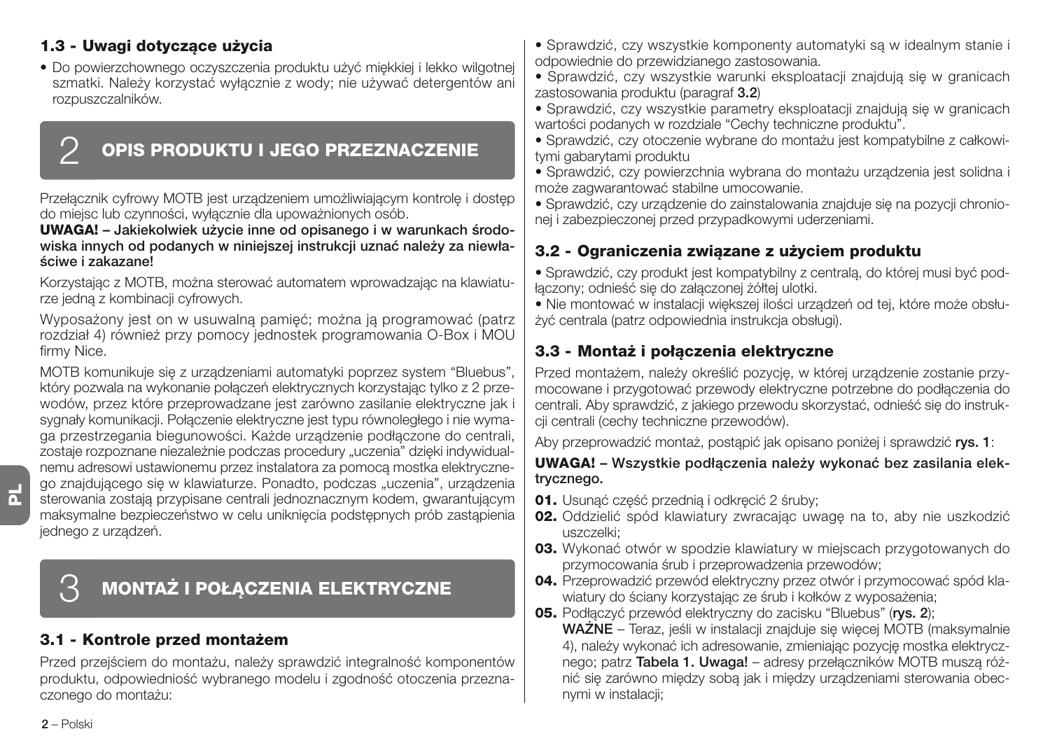### 1.3 - Uwagi dotyczące użycia

- Do powierzchownego oczyszczenia produktu użyć miękkiej i lekko wilgotnej szmatki. Należy korzystać wyłącznie z wody; nie używać detergentów ani rozpuszczalników.

## 2 OPIS PRODUKTU I JEGO PRZEZNACZENIE

Przełącznik cyfrowy MOTB jest urządzeniem umożliwiającym kontrolę i dostęp do miejsc lub czynności, wyłącznie dla upoważnionych osób.

**UWAGA! – Jakiekolwiek użycie inne od opisanego i w warunkach środowiska innych od podanych w niniejszej instrukcji uznać należy za niewłaściwe i zakazane!**

Korzystając z MOTB, można sterować automatem wprowadzając na klawiaturze jedną z kombinacji cyfrowych.

Wyposażony jest on w usuwalną pamięć; można ją programować (patrz rozdział 4) również przy pomocy jednostek programowania O-Box i MOU firmy Nice.

MOTB komunikuje się z urządzeniami automatyki poprzez system "Bluebus", który pozwala na wykonanie połączeń elektrycznych korzystając tylko z 2 przewodów, przez które przeprowadzane jest zarówno zasilanie elektryczne jak i sygnały komunikacji. Połączenie elektryczne jest typu równoległego i nie wymaga przestrzegania biegunowości. Każde urządzenie podłączone do centrali, zostaje rozpoznane niezależnie podczas procedury „uczenia" dzięki indywidualnemu adresowi ustawionemu przez instalatora za pomocą mostka elektrycznego znajdującego się w klawiaturze. Ponadto, podczas „uczenia", urządzenia sterowania zostają przypisane centrali jednoznacznym kodem, gwarantującym maksymalne bezpieczeństwo w celu uniknięcia podstępnych prób zastąpienia jednego z urządzeń.

## 3 MONTAŻ I POŁĄCZENIA ELEKTRYCZNE

### 3.1 - Kontrole przed montażem

Przed przejściem do montażu, należy sprawdzić integralność komponentów produktu, odpowiedniość wybranego modelu i zgodność otoczenia przeznaczonego do montażu:

- Sprawdzić, czy wszystkie komponenty automatyki są w idealnym stanie i odpowiednie do przewidzianego zastosowania.
- Sprawdzić, czy wszystkie warunki eksploatacji znajdują się w granicach zastosowania produktu (paragraf **3.2**)
- Sprawdzić, czy wszystkie parametry eksploatacji znajdują się w granicach wartości podanych w rozdziale "Cechy techniczne produktu".
- Sprawdzić, czy otoczenie wybrane do montażu jest kompatybilne z całkowitymi gabarytami produktu
- Sprawdzić, czy powierzchnia wybrana do montażu urządzenia jest solidna i może zagwarantować stabilne umocowanie.
- Sprawdzić, czy urządzenie do zainstalowania znajduje się na pozycji chronionej i zabezpieczonej przed przypadkowymi uderzeniami.

### 3.2 - Ograniczenia związane z użyciem produktu

- Sprawdzić, czy produkt jest kompatybilny z centralą, do której musi być podłączony; odnieść się do załączonej żółtej ulotki.
- Nie montować w instalacji większej ilości urządzeń od tej, które może obsłużyć centrala (patrz odpowiednia instrukcja obsługi).

### 3.3 - Montaż i połączenia elektryczne

Przed montażem, należy określić pozycję, w której urządzenie zostanie przymocowane i przygotować przewody elektryczne potrzebne do podłączenia do centrali. Aby sprawdzić, z jakiego przewodu skorzystać, odnieść się do instrukcji centrali (cechy techniczne przewodów).

Aby przeprowadzić montaż, postąpić jak opisano poniżej i sprawdzić **rys. 1**:

**UWAGA! – Wszystkie podłączenia należy wykonać bez zasilania elektrycznego.**

**01.** Usunąć część przednią i odkręcić 2 śruby;

**02.** Oddzielić spód klawiatury zwracając uwagę na to, aby nie uszkodzić uszczelki;

**03.** Wykonać otwór w spodzie klawiatury w miejscach przygotowanych do przymocowania śrub i przeprowadzenia przewodów;

**04.** Przeprowadzić przewód elektryczny przez otwór i przymocować spód klawiatury do ściany korzystając ze śrub i kołków z wyposażenia;

**05.** Podłączyć przewód elektryczny do zacisku "Bluebus" (**rys. 2**);
**WAŻNE** – Teraz, jeśli w instalacji znajduje się więcej MOTB (maksymalnie 4), należy wykonać ich adresowanie, zmieniając pozycję mostka elektrycznego; patrz **Tabela 1. Uwaga!** – adresy przełączników MOTB muszą różnić się zarówno między sobą jak i między urządzeniami sterowania obecnymi w instalacji;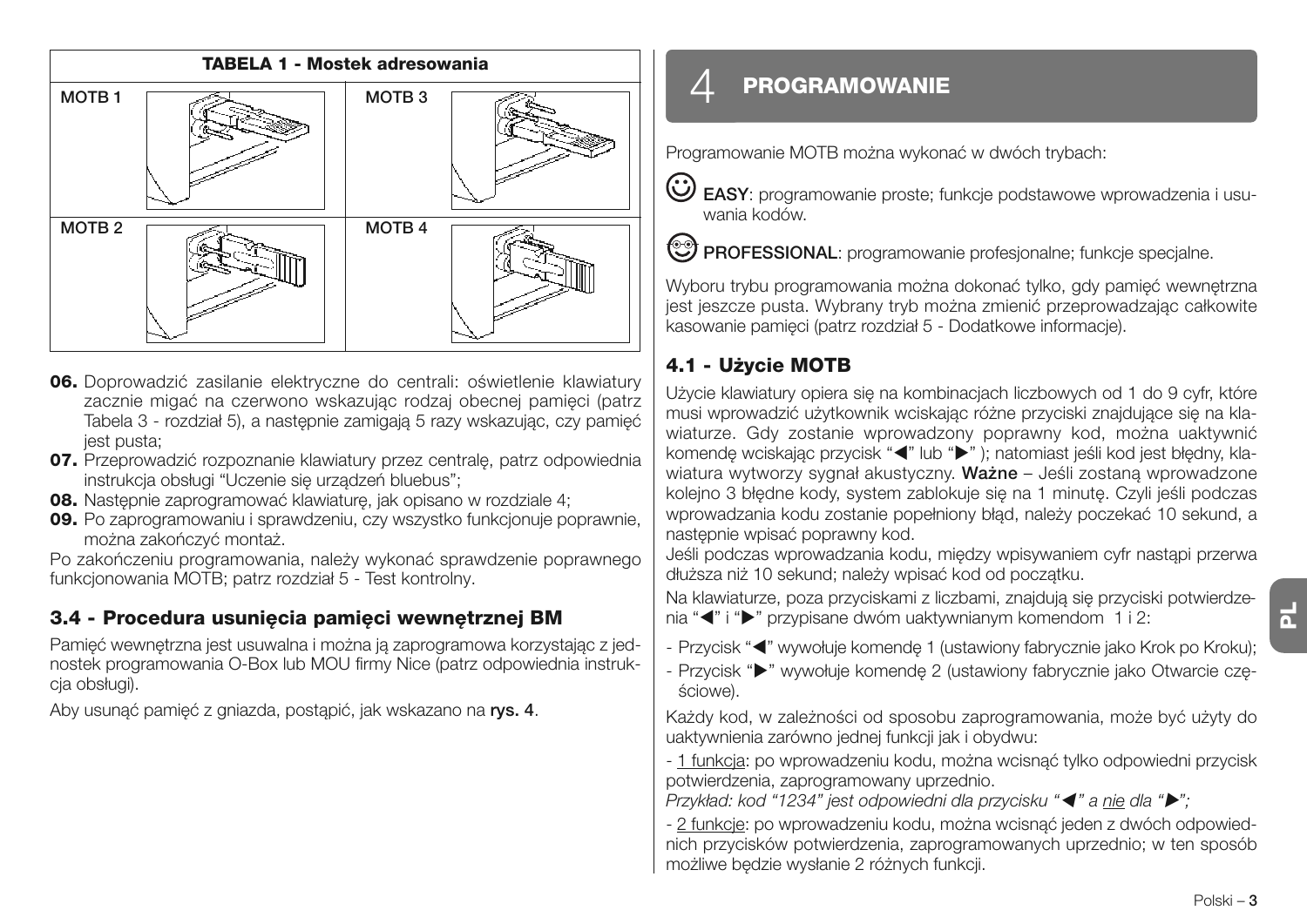**TABELA 1 - Mostek adresowania**

| MOTB 1 | MOTB 3 |
|---|---|
| MOTB 2 | MOTB 4 |

**06.** Doprowadzić zasilanie elektryczne do centrali: oświetlenie klawiatury zacznie migać na czerwono wskazując rodzaj obecnej pamięci (patrz Tabela 3 - rozdział 5), a następnie zamigają 5 razy wskazując, czy pamięć jest pusta;
**07.** Przeprowadzić rozpoznanie klawiatury przez centralę, patrz odpowiednia instrukcja obsługi "Uczenie się urządzeń bluebus";
**08.** Następnie zaprogramować klawiaturę, jak opisano w rozdziale 4;
**09.** Po zaprogramowaniu i sprawdzeniu, czy wszystko funkcjonuje poprawnie, można zakończyć montaż.

Po zakończeniu programowania, należy wykonać sprawdzenie poprawnego funkcjonowania MOTB; patrz rozdział 5 - Test kontrolny.

### 3.4 - Procedura usunięcia pamięci wewnętrznej BM

Pamięć wewnętrzna jest usuwalna i można ją zaprogramowa korzystając z jednostek programowania O-Box lub MOU firmy Nice (patrz odpowiednia instrukcja obsługi).

Aby usunąć pamięć z gniazda, postąpić, jak wskazano na **rys. 4**.

## 4 PROGRAMOWANIE

Programowanie MOTB można wykonać w dwóch trybach:

**EASY**: programowanie proste; funkcje podstawowe wprowadzenia i usuwania kodów.

**PROFESSIONAL**: programowanie profesjonalne; funkcje specjalne.

Wyboru trybu programowania można dokonać tylko, gdy pamięć wewnętrzna jest jeszcze pusta. Wybrany tryb można zmienić przeprowadzając całkowite kasowanie pamięci (patrz rozdział 5 - Dodatkowe informacje).

### 4.1 - Użycie MOTB

Użycie klawiatury opiera się na kombinacjach liczbowych od 1 do 9 cyfr, które musi wprowadzić użytkownik wciskając różne przyciski znajdujące się na klawiaturze. Gdy zostanie wprowadzony poprawny kod, można uaktywnić komendę wciskając przycisk "◀" lub "▶" ); natomiast jeśli kod jest błędny, klawiatura wytworzy sygnał akustyczny. **Ważne** – Jeśli zostaną wprowadzone kolejno 3 błędne kody, system zablokuje się na 1 minutę. Czyli jeśli podczas wprowadzania kodu zostanie popełniony błąd, należy poczekać 10 sekund, a następnie wpisać poprawny kod.

Jeśli podczas wprowadzania kodu, między wpisywaniem cyfr nastąpi przerwa dłuższa niż 10 sekund; należy wpisać kod od początku.

Na klawiaturze, poza przyciskami z liczbami, znajdują się przyciski potwierdzenia "◀" i "▶" przypisane dwóm uaktywnianym komendom 1 i 2:

- Przycisk "◀" wywołuje komendę 1 (ustawiony fabrycznie jako Krok po Kroku);
- Przycisk "▶" wywołuje komendę 2 (ustawiony fabrycznie jako Otwarcie częściowe).

Każdy kod, w zależności od sposobu zaprogramowania, może być użyty do uaktywnienia zarówno jednej funkcji jak i obydwu:

- <u>1 funkcja</u>: po wprowadzeniu kodu, można wcisnąć tylko odpowiedni przycisk potwierdzenia, zaprogramowany uprzednio.
*Przykład: kod "1234" jest odpowiedni dla przycisku "◀" a <u>nie</u> dla "▶";*

- <u>2 funkcje</u>: po wprowadzeniu kodu, można wcisnąć jeden z dwóch odpowiednich przycisków potwierdzenia, zaprogramowanych uprzednio; w ten sposób możliwe będzie wysłanie 2 różnych funkcji.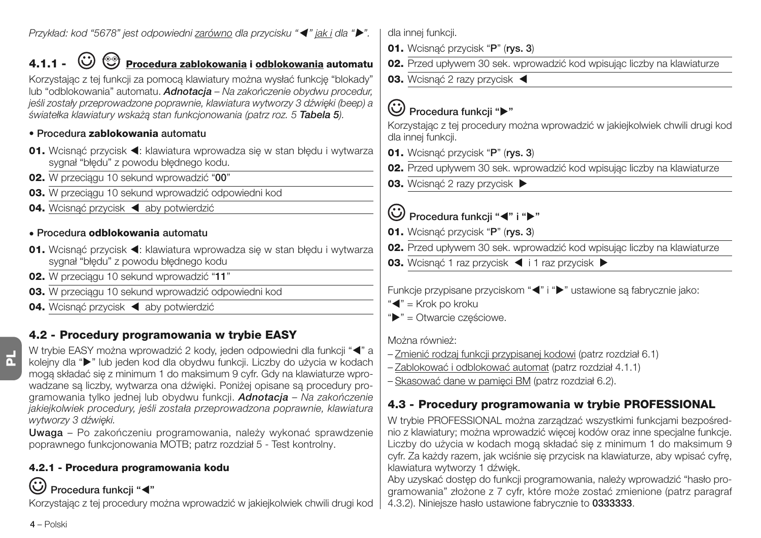*Przykład: kod "5678" jest odpowiedni zarówno dla przycisku "◀" jak i dla "▶".*

#### 4.1.1 - ☺ ☺ Procedura zablokowania i odblokowania automatu

Korzystając z tej funkcji za pomocą klawiatury można wysłać funkcję "blokady" lub "odblokowania" automatu. ***Adnotacja*** *– Na zakończenie obydwu procedur, jeśli zostały przeprowadzone poprawnie, klawiatura wytworzy 3 dźwięki (beep) a światełka klawiatury wskażą stan funkcjonowania (patrz roz. 5* ***Tabela 5****).*

**• Procedura zablokowania automatu**

**01.** Wcisnąć przycisk ◀: klawiatura wprowadza się w stan błędu i wytwarza sygnał "błędu" z powodu błędnego kodu.
**02.** W przeciągu 10 sekund wprowadzić "**00**"
**03.** W przeciągu 10 sekund wprowadzić odpowiedni kod
**04.** Wcisnąć przycisk ◀ aby potwierdzić

**• Procedura odblokowania automatu**

**01.** Wcisnąć przycisk ◀: klawiatura wprowadza się w stan błędu i wytwarza sygnał "błędu" z powodu błędnego kodu
**02.** W przeciągu 10 sekund wprowadzić "**11**"
**03.** W przeciągu 10 sekund wprowadzić odpowiedni kod
**04.** Wcisnąć przycisk ◀ aby potwierdzić

### 4.2 - Procedury programowania w trybie EASY

W trybie EASY można wprowadzić 2 kody, jeden odpowiedni dla funkcji "◀" a kolejny dla "▶" lub jeden kod dla obydwu funkcji. Liczby do użycia w kodach mogą składać się z minimum 1 do maksimum 9 cyfr. Gdy na klawiaturze wprowadzane są liczby, wytwarza ona dźwięki. Poniżej opisane są procedury programowania tylko jednej lub obydwu funkcji. ***Adnotacja*** *– Na zakończenie jakiejkolwiek procedury, jeśli została przeprowadzona poprawnie, klawiatura wytworzy 3 dźwięki.*

**Uwaga** – Po zakończeniu programowania, należy wykonać sprawdzenie poprawnego funkcjonowania MOTB; patrz rozdział 5 - Test kontrolny.

#### 4.2.1 - Procedura programowania kodu

**☺ Procedura funkcji "◀"**

Korzystając z tej procedury można wprowadzić w jakiejkolwiek chwili drugi kod dla innej funkcji.

**01.** Wcisnąć przycisk "**P**" (**rys. 3**)
**02.** Przed upływem 30 sek. wprowadzić kod wpisując liczby na klawiaturze
**03.** Wcisnąć 2 razy przycisk ◀

**☺ Procedura funkcji "▶"**

Korzystając z tej procedury można wprowadzić w jakiejkolwiek chwili drugi kod dla innej funkcji.

**01.** Wcisnąć przycisk "**P**" (**rys. 3**)
**02.** Przed upływem 30 sek. wprowadzić kod wpisując liczby na klawiaturze
**03.** Wcisnąć 2 razy przycisk ▶

**☺ Procedura funkcji "◀" i "▶"**

**01.** Wcisnąć przycisk "**P**" (**rys. 3**)
**02.** Przed upływem 30 sek. wprowadzić kod wpisując liczby na klawiaturze
**03.** Wcisnąć 1 raz przycisk ◀ i 1 raz przycisk ▶

Funkcje przypisane przyciskom "◀" i "▶" ustawione są fabrycznie jako:
"◀" = Krok po kroku
"▶" = Otwarcie częściowe.

Można również:
– Zmienić rodzaj funkcji przypisanej kodowi (patrz rozdział 6.1)
– Zablokować i odblokować automat (patrz rozdział 4.1.1)
– Skasować dane w pamięci BM (patrz rozdział 6.2).

### 4.3 - Procedury programowania w trybie PROFESSIONAL

W trybie PROFESSIONAL można zarządzać wszystkimi funkcjami bezpośrednio z klawiatury; można wprowadzić więcej kodów oraz inne specjalne funkcje. Liczby do użycia w kodach mogą składać się z minimum 1 do maksimum 9 cyfr. Za każdy razem, jak wciśnie się przycisk na klawiaturze, aby wpisać cyfrę, klawiatura wytworzy 1 dźwięk.
Aby uzyskać dostęp do funkcji programowania, należy wprowadzić "hasło programowania" złożone z 7 cyfr, które może zostać zmienione (patrz paragraf 4.3.2). Niniejsze hasło ustawione fabrycznie to **0333333**.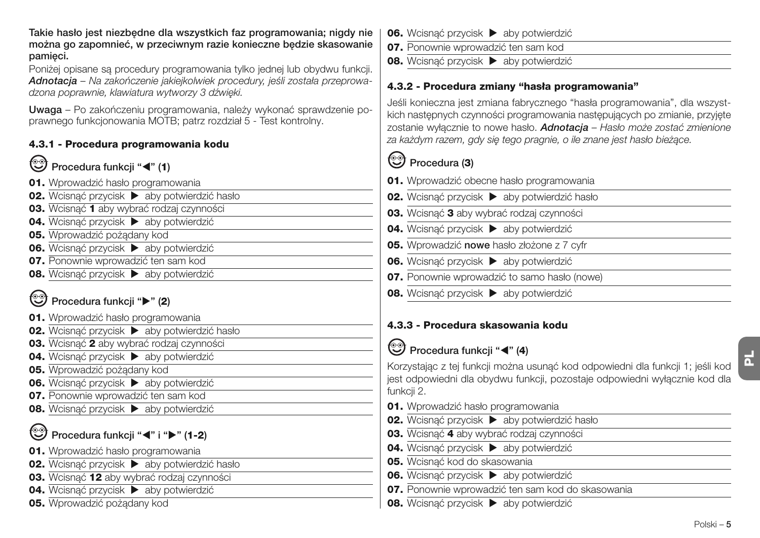**Takie hasło jest niezbędne dla wszystkich faz programowania; nigdy nie można go zapomnieć, w przeciwnym razie konieczne będzie skasowanie pamięci.**

Poniżej opisane są procedury programowania tylko jednej lub obydwu funkcji. ***Adnotacja*** *– Na zakończenie jakiejkolwiek procedury, jeśli została przeprowadzona poprawnie, klawiatura wytworzy 3 dźwięki.*

**Uwaga** – Po zakończeniu programowania, należy wykonać sprawdzenie poprawnego funkcjonowania MOTB; patrz rozdział 5 - Test kontrolny.

#### 4.3.1 - Procedura programowania kodu

**Procedura funkcji "◀" (1)**

**01.** Wprowadzić hasło programowania
**02.** Wcisnąć przycisk ▶ aby potwierdzić hasło
**03.** Wcisnąć **1** aby wybrać rodzaj czynności
**04.** Wcisnąć przycisk ▶ aby potwierdzić
**05.** Wprowadzić pożądany kod
**06.** Wcisnąć przycisk ▶ aby potwierdzić
**07.** Ponownie wprowadzić ten sam kod
**08.** Wcisnąć przycisk ▶ aby potwierdzić

**Procedura funkcji "▶" (2)**

**01.** Wprowadzić hasło programowania
**02.** Wcisnąć przycisk ▶ aby potwierdzić hasło
**03.** Wcisnąć **2** aby wybrać rodzaj czynności
**04.** Wcisnąć przycisk ▶ aby potwierdzić
**05.** Wprowadzić pożądany kod
**06.** Wcisnąć przycisk ▶ aby potwierdzić
**07.** Ponownie wprowadzić ten sam kod
**08.** Wcisnąć przycisk ▶ aby potwierdzić

**Procedura funkcji "◀" i "▶" (1-2)**

**01.** Wprowadzić hasło programowania
**02.** Wcisnąć przycisk ▶ aby potwierdzić hasło
**03.** Wcisnąć **12** aby wybrać rodzaj czynności
**04.** Wcisnąć przycisk ▶ aby potwierdzić
**05.** Wprowadzić pożądany kod
**06.** Wcisnąć przycisk ▶ aby potwierdzić
**07.** Ponownie wprowadzić ten sam kod
**08.** Wcisnąć przycisk ▶ aby potwierdzić

#### 4.3.2 - Procedura zmiany "hasła programowania"

Jeśli konieczna jest zmiana fabrycznego "hasła programowania", dla wszystkich następnych czynności programowania następujących po zmianie, przyjęte zostanie wyłącznie to nowe hasło. ***Adnotacja*** *– Hasło może zostać zmienione za każdym razem, gdy się tego pragnie, o ile znane jest hasło bieżące.*

**Procedura (3)**

**01.** Wprowadzić obecne hasło programowania
**02.** Wcisnąć przycisk ▶ aby potwierdzić hasło
**03.** Wcisnąć **3** aby wybrać rodzaj czynności
**04.** Wcisnąć przycisk ▶ aby potwierdzić
**05.** Wprowadzić **nowe** hasło złożone z 7 cyfr
**06.** Wcisnąć przycisk ▶ aby potwierdzić
**07.** Ponownie wprowadzić to samo hasło (nowe)
**08.** Wcisnąć przycisk ▶ aby potwierdzić

#### 4.3.3 - Procedura skasowania kodu

**Procedura funkcji "◀" (4)**

Korzystając z tej funkcji można usunąć kod odpowiedni dla funkcji 1; jeśli kod jest odpowiedni dla obydwu funkcji, pozostaje odpowiedni wyłącznie kod dla funkcji 2.

**01.** Wprowadzić hasło programowania
**02.** Wcisnąć przycisk ▶ aby potwierdzić hasło
**03.** Wcisnąć **4** aby wybrać rodzaj czynności
**04.** Wcisnąć przycisk ▶ aby potwierdzić
**05.** Wcisnąć kod do skasowania
**06.** Wcisnąć przycisk ▶ aby potwierdzić
**07.** Ponownie wprowadzić ten sam kod do skasowania
**08.** Wcisnąć przycisk ▶ aby potwierdzić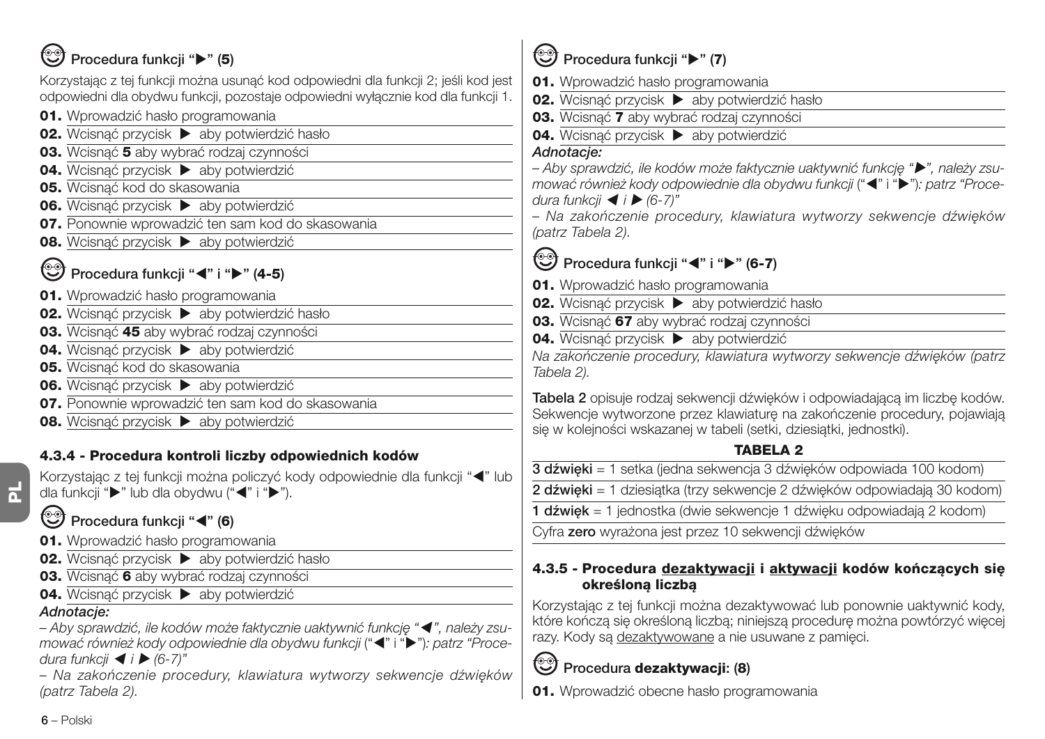### Procedura funkcji "▶" (5)

Korzystając z tej funkcji można usunąć kod odpowiedni dla funkcji 2; jeśli kod jest odpowiedni dla obydwu funkcji, pozostaje odpowiedni wyłącznie kod dla funkcji 1.

**01.** Wprowadzić hasło programowania
**02.** Wcisnąć przycisk ▶ aby potwierdzić hasło
**03.** Wcisnąć **5** aby wybrać rodzaj czynności
**04.** Wcisnąć przycisk ▶ aby potwierdzić
**05.** Wcisnąć kod do skasowania
**06.** Wcisnąć przycisk ▶ aby potwierdzić
**07.** Ponownie wprowadzić ten sam kod do skasowania
**08.** Wcisnąć przycisk ▶ aby potwierdzić

### Procedura funkcji "◀" i "▶" (4-5)

**01.** Wprowadzić hasło programowania
**02.** Wcisnąć przycisk ▶ aby potwierdzić hasło
**03.** Wcisnąć **45** aby wybrać rodzaj czynności
**04.** Wcisnąć przycisk ▶ aby potwierdzić
**05.** Wcisnąć kod do skasowania
**06.** Wcisnąć przycisk ▶ aby potwierdzić
**07.** Ponownie wprowadzić ten sam kod do skasowania
**08.** Wcisnąć przycisk ▶ aby potwierdzić

## 4.3.4 - Procedura kontroli liczby odpowiednich kodów

Korzystając z tej funkcji można policzyć kody odpowiednie dla funkcji "◀" lub dla funkcji "▶" lub dla obydwu ("◀" i "▶").

### Procedura funkcji "◀" (6)

**01.** Wprowadzić hasło programowania
**02.** Wcisnąć przycisk ▶ aby potwierdzić hasło
**03.** Wcisnąć **6** aby wybrać rodzaj czynności
**04.** Wcisnąć przycisk ▶ aby potwierdzić

***Adnotacje:***

*– Aby sprawdzić, ile kodów może faktycznie uaktywnić funkcję "◀", należy zsumować również kody odpowiednie dla obydwu funkcji ("◀" i "▶"): patrz "Procedura funkcji ◀ i ▶ (6-7)"*

*– Na zakończenie procedury, klawiatura wytworzy sekwencje dźwięków (patrz Tabela 2).*

### Procedura funkcji "▶" (7)

**01.** Wprowadzić hasło programowania
**02.** Wcisnąć przycisk ▶ aby potwierdzić hasło
**03.** Wcisnąć **7** aby wybrać rodzaj czynności
**04.** Wcisnąć przycisk ▶ aby potwierdzić

***Adnotacje:***

*– Aby sprawdzić, ile kodów może faktycznie uaktywnić funkcję "▶", należy zsumować również kody odpowiednie dla obydwu funkcji ("◀" i "▶"): patrz "Procedura funkcji ◀ i ▶ (6-7)"*

*– Na zakończenie procedury, klawiatura wytworzy sekwencje dźwięków (patrz Tabela 2).*

### Procedura funkcji "◀" i "▶" (6-7)

**01.** Wprowadzić hasło programowania
**02.** Wcisnąć przycisk ▶ aby potwierdzić hasło
**03.** Wcisnąć **67** aby wybrać rodzaj czynności
**04.** Wcisnąć przycisk ▶ aby potwierdzić

*Na zakończenie procedury, klawiatura wytworzy sekwencje dźwięków (patrz Tabela 2).*

**Tabela 2** opisuje rodzaj sekwencji dźwięków i odpowiadającą im liczbę kodów. Sekwencje wytworzone przez klawiaturę na zakończenie procedury, pojawiają się w kolejności wskazanej w tabeli (setki, dziesiątki, jednostki).

**TABELA 2**

| |
|---|
| **3 dźwięki** = 1 setka (jedna sekwencja 3 dźwięków odpowiada 100 kodom) |
| **2 dźwięki** = 1 dziesiątka (trzy sekwencje 2 dźwięków odpowiadają 30 kodom) |
| **1 dźwięk** = 1 jednostka (dwie sekwencje 1 dźwięku odpowiadają 2 kodom) |
| Cyfra **zero** wyrażona jest przez 10 sekwencji dźwięków |

## 4.3.5 - Procedura dezaktywacji i aktywacji kodów kończących się określoną liczbą

Korzystając z tej funkcji można dezaktywować lub ponownie uaktywnić kody, które kończą się określoną liczbą; niniejszą procedurę można powtórzyć więcej razy. Kody są dezaktywowane a nie usuwane z pamięci.

### Procedura dezaktywacji: (8)

**01.** Wprowadzić obecne hasło programowania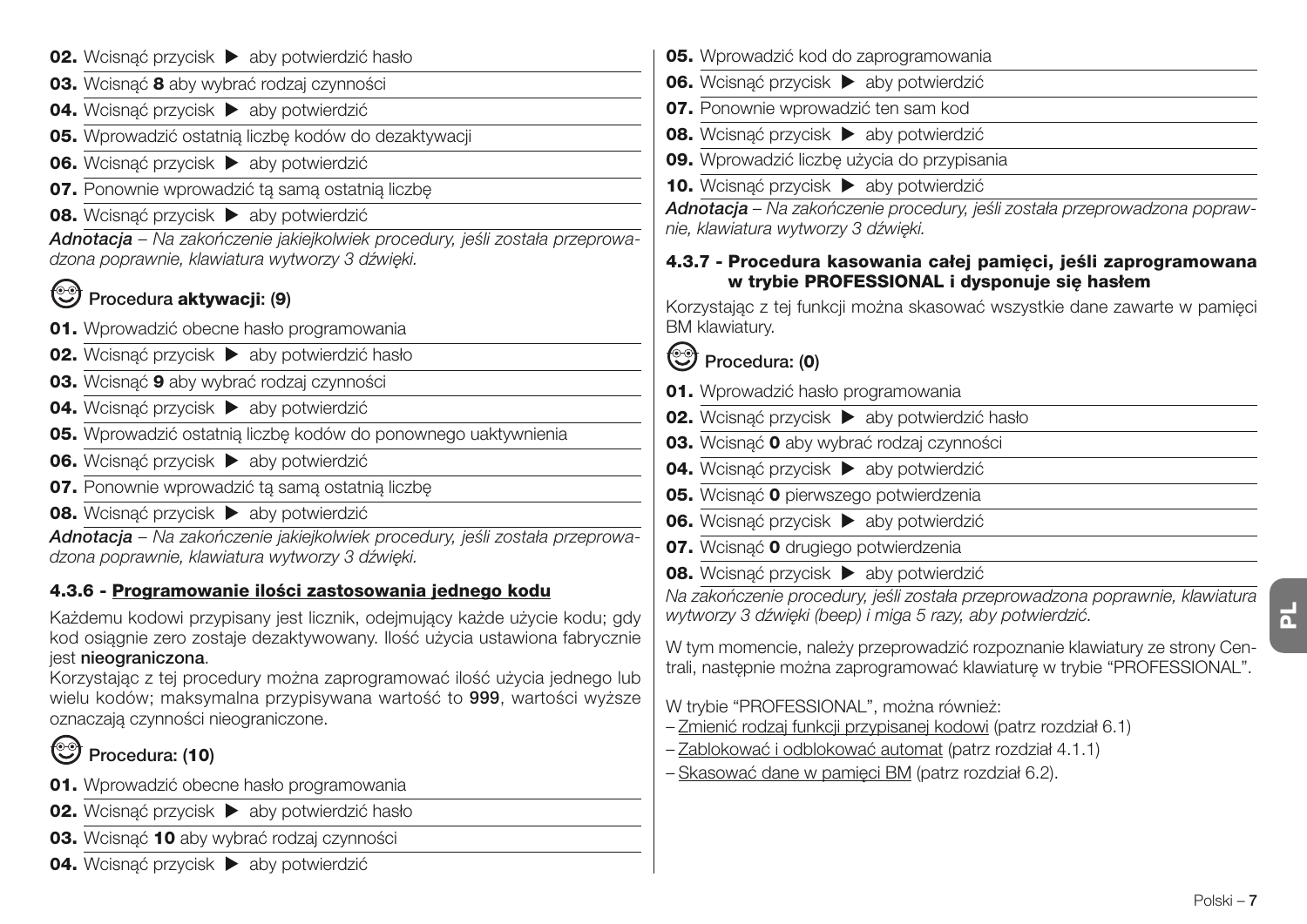**02.** Wcisnąć przycisk ▶ aby potwierdzić hasło

**03.** Wcisnąć **8** aby wybrać rodzaj czynności

**04.** Wcisnąć przycisk ▶ aby potwierdzić

**05.** Wprowadzić ostatnią liczbę kodów do dezaktywacji

**06.** Wcisnąć przycisk ▶ aby potwierdzić

**07.** Ponownie wprowadzić tą samą ostatnią liczbę

**08.** Wcisnąć przycisk ▶ aby potwierdzić

***Adnotacja*** *– Na zakończenie jakiejkolwiek procedury, jeśli została przeprowadzona poprawnie, klawiatura wytworzy 3 dźwięki.*

### Procedura **aktywacji: (9)**

**01.** Wprowadzić obecne hasło programowania

**02.** Wcisnąć przycisk ▶ aby potwierdzić hasło

**03.** Wcisnąć **9** aby wybrać rodzaj czynności

**04.** Wcisnąć przycisk ▶ aby potwierdzić

**05.** Wprowadzić ostatnią liczbę kodów do ponownego uaktywnienia

**06.** Wcisnąć przycisk ▶ aby potwierdzić

**07.** Ponownie wprowadzić tą samą ostatnią liczbę

**08.** Wcisnąć przycisk ▶ aby potwierdzić

***Adnotacja*** *– Na zakończenie jakiejkolwiek procedury, jeśli została przeprowadzona poprawnie, klawiatura wytworzy 3 dźwięki.*

### 4.3.6 - Programowanie ilości zastosowania jednego kodu

Każdemu kodowi przypisany jest licznik, odejmujący każde użycie kodu; gdy kod osiągnie zero zostaje dezaktywowany. Ilość użycia ustawiona fabrycznie jest **nieograniczona**.

Korzystając z tej procedury można zaprogramować ilość użycia jednego lub wielu kodów; maksymalna przypisywana wartość to **999**, wartości wyższe oznaczają czynności nieograniczone.

### Procedura: (10)

**01.** Wprowadzić obecne hasło programowania

**02.** Wcisnąć przycisk ▶ aby potwierdzić hasło

**03.** Wcisnąć **10** aby wybrać rodzaj czynności

**04.** Wcisnąć przycisk ▶ aby potwierdzić

**05.** Wprowadzić kod do zaprogramowania

**06.** Wcisnąć przycisk ▶ aby potwierdzić

**07.** Ponownie wprowadzić ten sam kod

**08.** Wcisnąć przycisk ▶ aby potwierdzić

**09.** Wprowadzić liczbę użycia do przypisania

**10.** Wcisnąć przycisk ▶ aby potwierdzić

***Adnotacja*** *– Na zakończenie procedury, jeśli została przeprowadzona poprawnie, klawiatura wytworzy 3 dźwięki.*

### 4.3.7 - Procedura kasowania całej pamięci, jeśli zaprogramowana w trybie PROFESSIONAL i dysponuje się hasłem

Korzystając z tej funkcji można skasować wszystkie dane zawarte w pamięci BM klawiatury.

### Procedura: (0)

**01.** Wprowadzić hasło programowania

**02.** Wcisnąć przycisk ▶ aby potwierdzić hasło

**03.** Wcisnąć **0** aby wybrać rodzaj czynności

**04.** Wcisnąć przycisk ▶ aby potwierdzić

**05.** Wcisnąć **0** pierwszego potwierdzenia

**06.** Wcisnąć przycisk ▶ aby potwierdzić

**07.** Wcisnąć **0** drugiego potwierdzenia

**08.** Wcisnąć przycisk ▶ aby potwierdzić

*Na zakończenie procedury, jeśli została przeprowadzona poprawnie, klawiatura wytworzy 3 dźwięki (beep) i miga 5 razy, aby potwierdzić.*

W tym momencie, należy przeprowadzić rozpoznanie klawiatury ze strony Centrali, następnie można zaprogramować klawiaturę w trybie “PROFESSIONAL”.

W trybie “PROFESSIONAL”, można również:
– Zmienić rodzaj funkcji przypisanej kodowi (patrz rozdział 6.1)
– Zablokować i odblokować automat (patrz rozdział 4.1.1)
– Skasować dane w pamięci BM (patrz rozdział 6.2).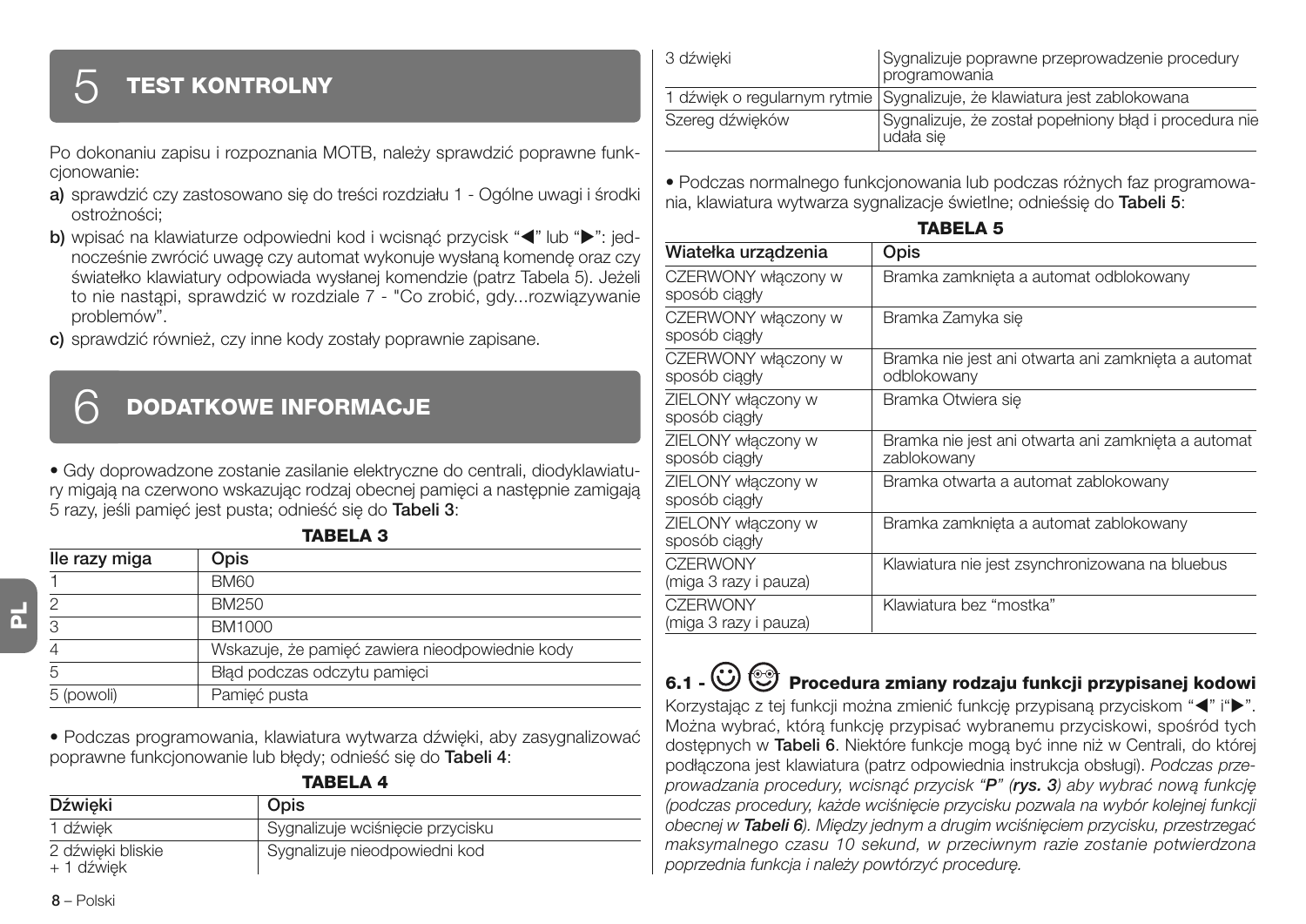# 5 TEST KONTROLNY

Po dokonaniu zapisu i rozpoznania MOTB, należy sprawdzić poprawne funkcjonowanie:

**a)** sprawdzić czy zastosowano się do treści rozdziału 1 - Ogólne uwagi i środki ostrożności;

**b)** wpisać na klawiaturze odpowiedni kod i wcisnąć przycisk "◀" lub "▶": jednocześnie zwrócić uwagę czy automat wykonuje wysłaną komendę oraz czy światełko klawiatury odpowiada wysłanej komendzie (patrz Tabela 5). Jeżeli to nie nastąpi, sprawdzić w rozdziale 7 - "Co zrobić, gdy...rozwiązywanie problemów".

**c)** sprawdzić również, czy inne kody zostały poprawnie zapisane.

# 6 DODATKOWE INFORMACJE

• Gdy doprowadzone zostanie zasilanie elektryczne do centrali, diodyklawiatury migają na czerwono wskazując rodzaj obecnej pamięci a następnie zamigają 5 razy, jeśli pamięć jest pusta; odnieść się do **Tabeli 3**:

**TABELA 3**

| Ile razy miga | Opis |
|---|---|
| 1 | BM60 |
| 2 | BM250 |
| 3 | BM1000 |
| 4 | Wskazuje, że pamięć zawiera nieodpowiednie kody |
| 5 | Błąd podczas odczytu pamięci |
| 5 (powoli) | Pamięć pusta |

• Podczas programowania, klawiatura wytwarza dźwięki, aby zasygnalizować poprawne funkcjonowanie lub błędy; odnieść się do **Tabeli 4**:

**TABELA 4**

| Dźwięki | Opis |
|---|---|
| 1 dźwięk | Sygnalizuje wciśnięcie przycisku |
| 2 dźwięki bliskie + 1 dźwięk | Sygnalizuje nieodpowiedni kod |
| 3 dźwięki | Sygnalizuje poprawne przeprowadzenie procedury programowania |
| 1 dźwięk o regularnym rytmie | Sygnalizuje, że klawiatura jest zablokowana |
| Szereg dźwięków | Sygnalizuje, że został popełniony błąd i procedura nie udała się |

• Podczas normalnego funkcjonowania lub podczas różnych faz programowania, klawiatura wytwarza sygnalizacje świetlne; odnieśćsię do **Tabeli 5**:

**TABELA 5**

| Wiatełka urządzenia | Opis |
|---|---|
| CZERWONY włączony w sposób ciągły | Bramka zamknięta a automat odblokowany |
| CZERWONY włączony w sposób ciągły | Bramka Zamyka się |
| CZERWONY włączony w sposób ciągły | Bramka nie jest ani otwarta ani zamknięta a automat odblokowany |
| ZIELONY włączony w sposób ciągły | Bramka Otwiera się |
| ZIELONY włączony w sposób ciągły | Bramka nie jest ani otwarta ani zamknięta a automat zablokowany |
| ZIELONY włączony w sposób ciągły | Bramka otwarta a automat zablokowany |
| ZIELONY włączony w sposób ciągły | Bramka zamknięta a automat zablokowany |
| CZERWONY (miga 3 razy i pauza) | Klawiatura nie jest zsynchronizowana na bluebus |
| CZERWONY (miga 3 razy i pauza) | Klawiatura bez "mostka" |

### 6.1 - Procedura zmiany rodzaju funkcji przypisanej kodowi

Korzystając z tej funkcji można zmienić funkcję przypisaną przyciskom "◀" i"▶". Można wybrać, którą funkcję przypisać wybranemu przyciskowi, spośród tych dostępnych w **Tabeli 6**. Niektóre funkcje mogą być inne niż w Centrali, do której podłączona jest klawiatura (patrz odpowiednia instrukcja obsługi). *Podczas przeprowadzania procedury, wcisnąć przycisk "**P**" (**rys. 3**) aby wybrać nową funkcję (podczas procedury, każde wciśnięcie przycisku pozwala na wybór kolejnej funkcji obecnej w **Tabeli 6**). Między jednym a drugim wciśnięciem przycisku, przestrzegać maksymalnego czasu 10 sekund, w przeciwnym razie zostanie potwierdzona poprzednia funkcja i należy powtórzyć procedurę.*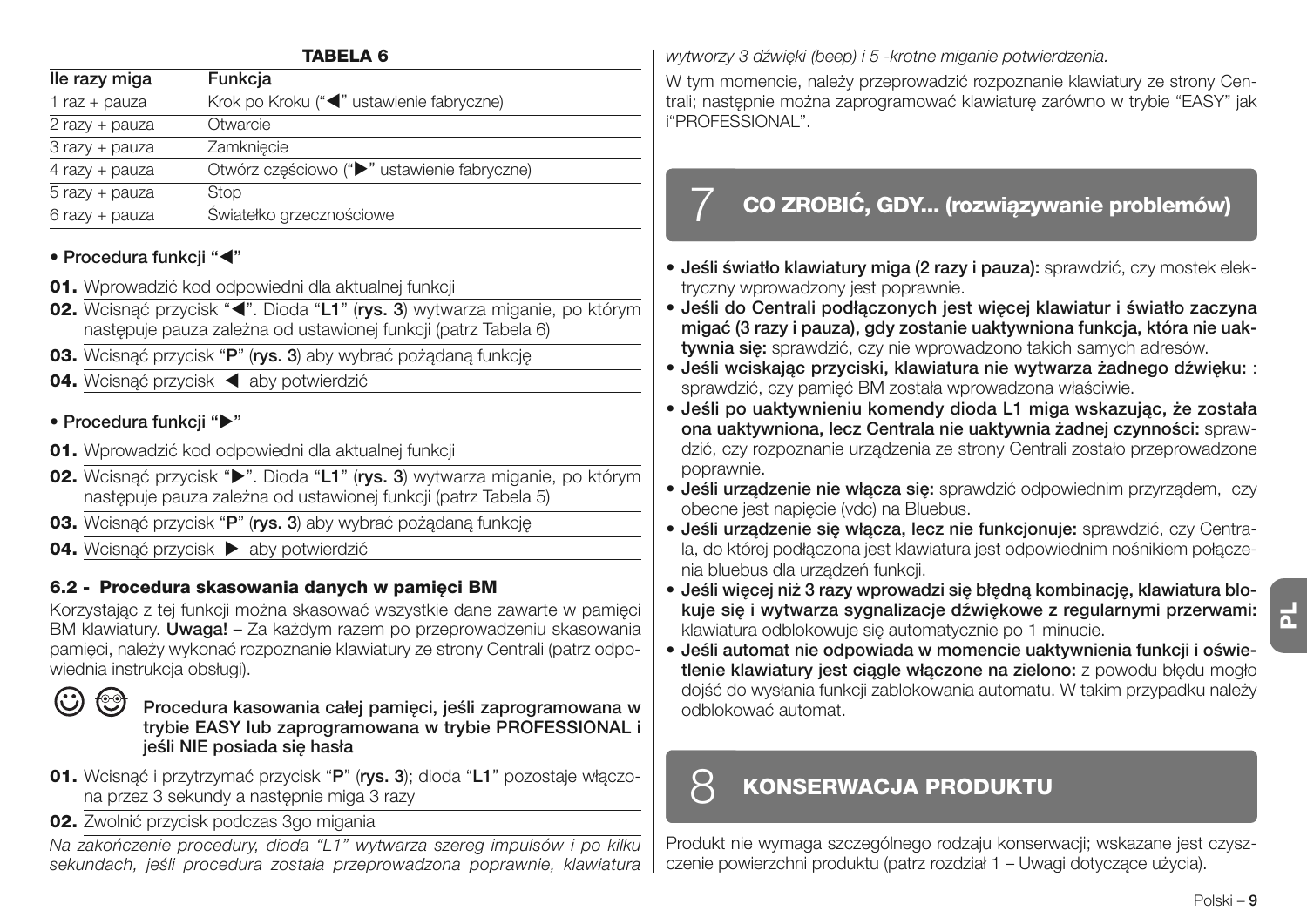**TABELA 6**

| Ile razy miga | Funkcja |
|---|---|
| 1 raz + pauza | Krok po Kroku ("◀" ustawienie fabryczne) |
| 2 razy + pauza | Otwarcie |
| 3 razy + pauza | Zamknięcie |
| 4 razy + pauza | Otwórz częściowo ("▶" ustawienie fabryczne) |
| 5 razy + pauza | Stop |
| 6 razy + pauza | Światełko grzecznościowe |

**• Procedura funkcji "◀"**

**01.** Wprowadzić kod odpowiedni dla aktualnej funkcji

**02.** Wcisnąć przycisk "◀". Dioda "**L1**" (**rys. 3**) wytwarza miganie, po którym następuje pauza zależna od ustawionej funkcji (patrz Tabela 6)

**03.** Wcisnąć przycisk "**P**" (**rys. 3**) aby wybrać pożądaną funkcję

**04.** Wcisnąć przycisk ◀ aby potwierdzić

**• Procedura funkcji "▶"**

**01.** Wprowadzić kod odpowiedni dla aktualnej funkcji

**02.** Wcisnąć przycisk "▶". Dioda "**L1**" (**rys. 3**) wytwarza miganie, po którym następuje pauza zależna od ustawionej funkcji (patrz Tabela 5)

**03.** Wcisnąć przycisk "**P**" (**rys. 3**) aby wybrać pożądaną funkcję

**04.** Wcisnąć przycisk ▶ aby potwierdzić

### 6.2 - Procedura skasowania danych w pamięci BM

Korzystając z tej funkcji można skasować wszystkie dane zawarte w pamięci BM klawiatury. **Uwaga!** – Za każdym razem po przeprowadzeniu skasowania pamięci, należy wykonać rozpoznanie klawiatury ze strony Centrali (patrz odpowiednia instrukcja obsługi).

**Procedura kasowania całej pamięci, jeśli zaprogramowana w trybie EASY lub zaprogramowana w trybie PROFESSIONAL i jeśli NIE posiada się hasła**

**01.** Wcisnąć i przytrzymać przycisk "**P**" (**rys. 3**); dioda "**L1**" pozostaje włączona przez 3 sekundy a następnie miga 3 razy

**02.** Zwolnić przycisk podczas 3go migania

*Na zakończenie procedury, dioda "L1" wytwarza szereg impulsów i po kilku sekundach, jeśli procedura została przeprowadzona poprawnie, klawiatura wytworzy 3 dźwięki (beep) i 5 -krotne miganie potwierdzenia.*

W tym momencie, należy przeprowadzić rozpoznanie klawiatury ze strony Centrali; następnie można zaprogramować klawiaturę zarówno w trybie "EASY" jak i"PROFESSIONAL".

## 7 CO ZROBIĆ, GDY... (rozwiązywanie problemów)

- **Jeśli światło klawiatury miga (2 razy i pauza):** sprawdzić, czy mostek elektryczny wprowadzony jest poprawnie.
- **Jeśli do Centrali podłączonych jest więcej klawiatur i światło zaczyna migać (3 razy i pauza), gdy zostanie uaktywniona funkcja, która nie uaktywnia się:** sprawdzić, czy nie wprowadzono takich samych adresów.
- **Jeśli wciskając przyciski, klawiatura nie wytwarza żadnego dźwięku:** : sprawdzić, czy pamięć BM została wprowadzona właściwie.
- **Jeśli po uaktywnieniu komendy dioda L1 miga wskazując, że została ona uaktywniona, lecz Centrala nie uaktywnia żadnej czynności:** sprawdzić, czy rozpoznanie urządzenia ze strony Centrali zostało przeprowadzone poprawnie.
- **Jeśli urządzenie nie włącza się:** sprawdzić odpowiednim przyrządem, czy obecne jest napięcie (vdc) na Bluebus.
- **Jeśli urządzenie się włącza, lecz nie funkcjonuje:** sprawdzić, czy Centrala, do której podłączona jest klawiatura jest odpowiednim nośnikiem połączenia bluebus dla urządzeń funkcji.
- **Jeśli więcej niż 3 razy wprowadzi się błędną kombinację, klawiatura blokuje się i wytwarza sygnalizacje dźwiękowe z regularnymi przerwami:** klawiatura odblokowuje się automatycznie po 1 minucie.
- **Jeśli automat nie odpowiada w momencie uaktywnienia funkcji i oświetlenie klawiatury jest ciągle włączone na zielono:** z powodu błędu mogło dojść do wysłania funkcji zablokowania automatu. W takim przypadku należy odblokować automat.

## 8 KONSERWACJA PRODUKTU

Produkt nie wymaga szczególnego rodzaju konserwacji; wskazane jest czyszczenie powierzchni produktu (patrz rozdział 1 – Uwagi dotyczące użycia).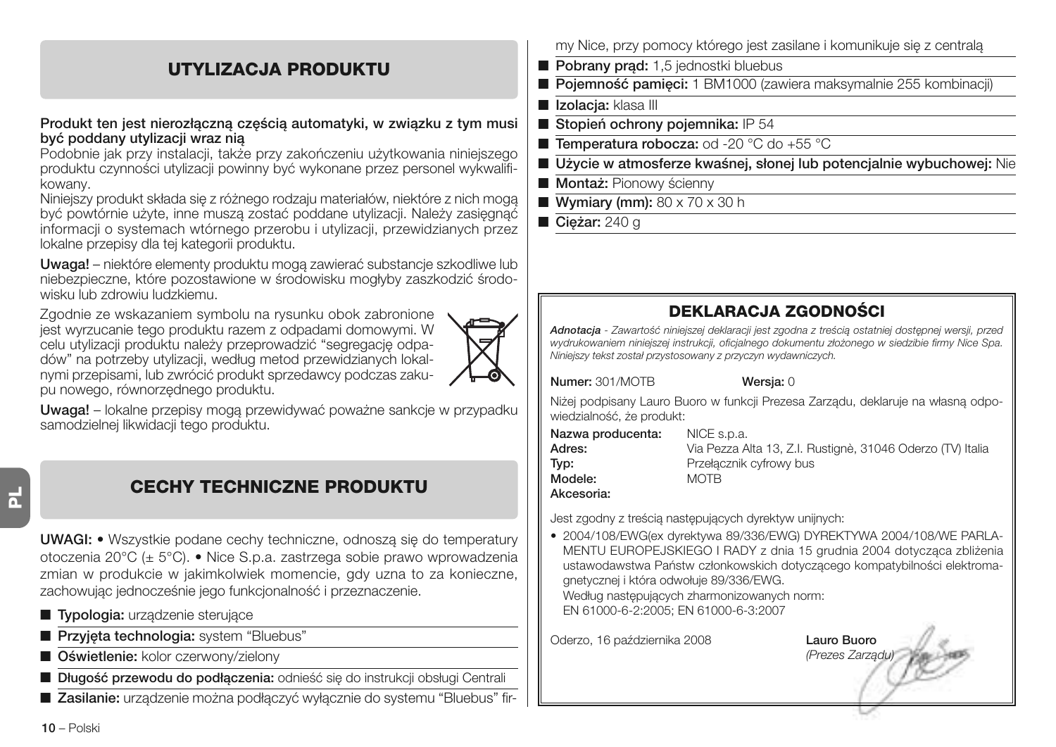## UTYLIZACJA PRODUKTU

**Produkt ten jest nierozłączną częścią automatyki, w związku z tym musi być poddany utylizacji wraz nią**

Podobnie jak przy instalacji, także przy zakończeniu użytkowania niniejszego produktu czynności utylizacji powinny być wykonane przez personel wykwalifikowany.

Niniejszy produkt składa się z różnego rodzaju materiałów, niektóre z nich mogą być powtórnie użyte, inne muszą zostać poddane utylizacji. Należy zasięgnąć informacji o systemach wtórnego przerobu i utylizacji, przewidzianych przez lokalne przepisy dla tej kategorii produktu.

**Uwaga!** – niektóre elementy produktu mogą zawierać substancje szkodliwe lub niebezpieczne, które pozostawione w środowisku mogłyby zaszkodzić środowisku lub zdrowiu ludzkiemu.

Zgodnie ze wskazaniem symbolu na rysunku obok zabronione jest wyrzucanie tego produktu razem z odpadami domowymi. W celu utylizacji produktu należy przeprowadzić "segregację odpadów" na potrzeby utylizacji, według metod przewidzianych lokalnymi przepisami, lub zwrócić produkt sprzedawcy podczas zakupu nowego, równorzędnego produktu.

**Uwaga!** – lokalne przepisy mogą przewidywać poważne sankcje w przypadku samodzielnej likwidacji tego produktu.

## CECHY TECHNICZNE PRODUKTU

**UWAGI:** • Wszystkie podane cechy techniczne, odnoszą się do temperatury otoczenia 20°C (± 5°C). • Nice S.p.a. zastrzega sobie prawo wprowadzenia zmian w produkcie w jakimkolwiek momencie, gdy uzna to za konieczne, zachowując jednocześnie jego funkcjonalność i przeznaczenie.

- **Typologia:** urządzenie sterujące
- **Przyjęta technologia:** system "Bluebus"
- **Oświetlenie:** kolor czerwony/zielony
- **Długość przewodu do podłączenia:** odnieść się do instrukcji obsługi Centrali
- **Zasilanie:** urządzenie można podłączyć wyłącznie do systemu "Bluebus" firmy Nice, przy pomocy którego jest zasilane i komunikuje się z centralą
- **Pobrany prąd:** 1,5 jednostki bluebus
- **Pojemność pamięci:** 1 BM1000 (zawiera maksymalnie 255 kombinacji)
- **Izolacja:** klasa III
- **Stopień ochrony pojemnika:** IP 54
- **Temperatura robocza:** od -20 °C do +55 °C
- **Użycie w atmosferze kwaśnej, słonej lub potencjalnie wybuchowej:** Nie
- **Montaż:** Pionowy ścienny
- **Wymiary (mm):** 80 x 70 x 30 h
- **Ciężar:** 240 g

## DEKLARACJA ZGODNOŚCI

***Adnotacja** - Zawartość niniejszej deklaracji jest zgodna z treścią ostatniej dostępnej wersji, przed wydrukowaniem niniejszej instrukcji, oficjalnego dokumentu złożonego w siedzibie firmy Nice Spa. Niniejszy tekst został przystosowany z przyczyn wydawniczych.*

**Numer:** 301/MOTB **Wersja:** 0

Niżej podpisany Lauro Buoro w funkcji Prezesa Zarządu, deklaruje na własną odpowiedzialność, że produkt:

**Nazwa producenta:** NICE s.p.a.
**Adres:** Via Pezza Alta 13, Z.I. Rustignè, 31046 Oderzo (TV) Italia
**Typ:** Przełącznik cyfrowy bus
**Modele:** MOTB
**Akcesoria:**

Jest zgodny z treścią następujących dyrektyw unijnych:

- 2004/108/EWG(ex dyrektywa 89/336/EWG) DYREKTYWA 2004/108/WE PARLAMENTU EUROPEJSKIEGO I RADY z dnia 15 grudnia 2004 dotycząca zbliżenia ustawodawstwa Państw członkowskich dotyczącego kompatybilności elektromagnetycznej i która odwołuje 89/336/EWG.
  Według następujących zharmonizowanych norm:
  EN 61000-6-2:2005; EN 61000-6-3:2007

Oderzo, 16 października 2008

**Lauro Buoro**
*(Prezes Zarządu)*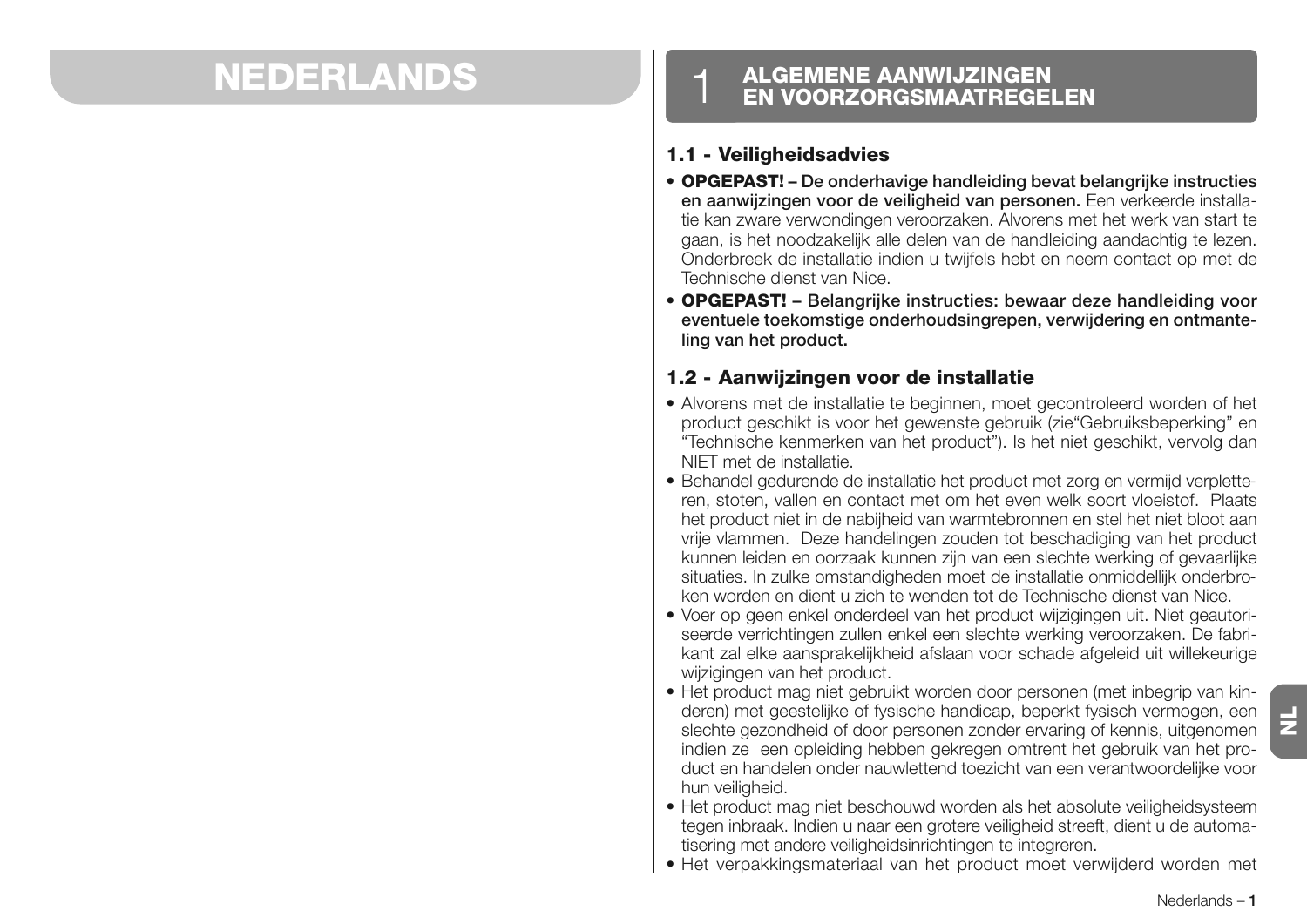# NEDERLANDS

## 1 ALGEMENE AANWIJZINGEN EN VOORZORGSMAATREGELEN

### 1.1 - Veiligheidsadvies

- **OPGEPAST! – De onderhavige handleiding bevat belangrijke instructies en aanwijzingen voor de veiligheid van personen.** Een verkeerde installatie kan zware verwondingen veroorzaken. Alvorens met het werk van start te gaan, is het noodzakelijk alle delen van de handleiding aandachtig te lezen. Onderbreek de installatie indien u twijfels hebt en neem contact op met de Technische dienst van Nice.
- **OPGEPAST! – Belangrijke instructies: bewaar deze handleiding voor eventuele toekomstige onderhoudsingrepen, verwijdering en ontmanteling van het product.**

### 1.2 - Aanwijzingen voor de installatie

- Alvorens met de installatie te beginnen, moet gecontroleerd worden of het product geschikt is voor het gewenste gebruik (zie“Gebruiksbeperking” en “Technische kenmerken van het product”). Is het niet geschikt, vervolg dan NIET met de installatie.
- Behandel gedurende de installatie het product met zorg en vermijd verpletteren, stoten, vallen en contact met om het even welk soort vloeistof. Plaats het product niet in de nabijheid van warmtebronnen en stel het niet bloot aan vrije vlammen. Deze handelingen zouden tot beschadiging van het product kunnen leiden en oorzaak kunnen zijn van een slechte werking of gevaarlijke situaties. In zulke omstandigheden moet de installatie onmiddellijk onderbroken worden en dient u zich te wenden tot de Technische dienst van Nice.
- Voer op geen enkel onderdeel van het product wijzigingen uit. Niet geautoriseerde verrichtingen zullen enkel een slechte werking veroorzaken. De fabrikant zal elke aansprakelijkheid afslaan voor schade afgeleid uit willekeurige wijzigingen van het product.
- Het product mag niet gebruikt worden door personen (met inbegrip van kinderen) met geestelijke of fysische handicap, beperkt fysisch vermogen, een slechte gezondheid of door personen zonder ervaring of kennis, uitgenomen indien ze een opleiding hebben gekregen omtrent het gebruik van het product en handelen onder nauwlettend toezicht van een verantwoordelijke voor hun veiligheid.
- Het product mag niet beschouwd worden als het absolute veiligheidsysteem tegen inbraak. Indien u naar een grotere veiligheid streeft, dient u de automatisering met andere veiligheidsinrichtingen te integreren.
- Het verpakkingsmateriaal van het product moet verwijderd worden met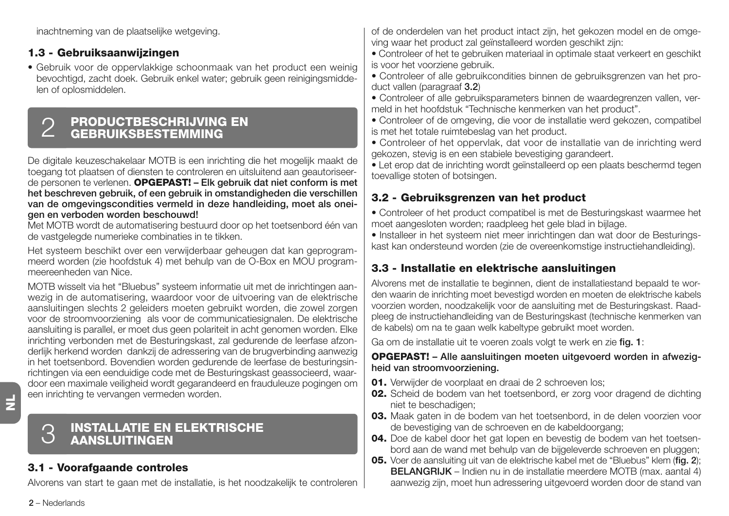inachtneming van de plaatselijke wetgeving.

### 1.3 - Gebruiksaanwijzingen

- Gebruik voor de oppervlakkige schoonmaak van het product een weinig bevochtigd, zacht doek. Gebruik enkel water; gebruik geen reinigingsmiddelen of oplosmiddelen.

## 2 PRODUCTBESCHRIJVING EN GEBRUIKSBESTEMMING

De digitale keuzeschakelaar MOTB is een inrichting die het mogelijk maakt de toegang tot plaatsen of diensten te controleren en uitsluitend aan geautoriseerde personen te verlenen. **OPGEPAST! – Elk gebruik dat niet conform is met het beschreven gebruik, of een gebruik in omstandigheden die verschillen van de omgevingscondities vermeld in deze handleiding, moet als oneigen en verboden worden beschouwd!**
Met MOTB wordt de automatisering bestuurd door op het toetsenbord één van de vastgelegde numerieke combinaties in te tikken.

Het systeem beschikt over een verwijderbaar geheugen dat kan geprogrammeerd worden (zie hoofdstuk 4) met behulp van de O-Box en MOU programmeereenheden van Nice.

MOTB wisselt via het "Bluebus" systeem informatie uit met de inrichtingen aanwezig in de automatisering, waardoor voor de uitvoering van de elektrische aansluitingen slechts 2 geleiders moeten gebruikt worden, die zowel zorgen voor de stroomvoorziening als voor de communicatiesignalen. De elektrische aansluiting is parallel, er moet dus geen polariteit in acht genomen worden. Elke inrichting verbonden met de Besturingskast, zal gedurende de leerfase afzonderlijk herkend worden dankzij de adressering van de brugverbinding aanwezig in het toetsenbord. Bovendien worden gedurende de leerfase de besturingsinrichtingen via een eenduidige code met de Besturingskast geassocieerd, waardoor een maximale veiligheid wordt gegarandeerd en frauduleuze pogingen om een inrichting te vervangen vermeden worden.

## 3 INSTALLATIE EN ELEKTRISCHE AANSLUITINGEN

### 3.1 - Voorafgaande controles

Alvorens van start te gaan met de installatie, is het noodzakelijk te controleren of de onderdelen van het product intact zijn, het gekozen model en de omgeving waar het product zal geïnstalleerd worden geschikt zijn:

- Controleer of het te gebruiken materiaal in optimale staat verkeert en geschikt is voor het voorziene gebruik.
- Controleer of alle gebruikcondities binnen de gebruiksgrenzen van het product vallen (paragraaf **3.2**)
- Controleer of alle gebruiksparameters binnen de waardegrenzen vallen, vermeld in het hoofdstuk "Technische kenmerken van het product".
- Controleer of de omgeving, die voor de installatie werd gekozen, compatibel is met het totale ruimtebeslag van het product.
- Controleer of het oppervlak, dat voor de installatie van de inrichting werd gekozen, stevig is en een stabiele bevestiging garandeert.
- Let erop dat de inrichting wordt geïnstalleerd op een plaats beschermd tegen toevallige stoten of botsingen.

### 3.2 - Gebruiksgrenzen van het product

- Controleer of het product compatibel is met de Besturingskast waarmee het moet aangesloten worden; raadpleeg het gele blad in bijlage.
- Installeer in het systeem niet meer inrichtingen dan wat door de Besturingskast kan ondersteund worden (zie de overeenkomstige instructiehandleiding).

### 3.3 - Installatie en elektrische aansluitingen

Alvorens met de installatie te beginnen, dient de installatiestand bepaald te worden waarin de inrichting moet bevestigd worden en moeten de elektrische kabels voorzien worden, noodzakelijk voor de aansluiting met de Besturingskast. Raadpleeg de instructiehandleiding van de Besturingskast (technische kenmerken van de kabels) om na te gaan welk kabeltype gebruikt moet worden.

Ga om de installatie uit te voeren zoals volgt te werk en zie **fig. 1**:

**OPGEPAST! – Alle aansluitingen moeten uitgevoerd worden in afwezigheid van stroomvoorziening.**

**01.** Verwijder de voorplaat en draai de 2 schroeven los;
**02.** Scheid de bodem van het toetsenbord, er zorg voor dragend de dichting niet te beschadigen;
**03.** Maak gaten in de bodem van het toetsenbord, in de delen voorzien voor de bevestiging van de schroeven en de kabeldoorgang;
**04.** Doe de kabel door het gat lopen en bevestig de bodem van het toetsenbord aan de wand met behulp van de bijgeleverde schroeven en pluggen;
**05.** Voer de aansluiting uit van de elektrische kabel met de "Bluebus" klem (**fig. 2**); **BELANGRIJK** – Indien nu in de installatie meerdere MOTB (max. aantal 4) aanwezig zijn, moet hun adressering uitgevoerd worden door de stand van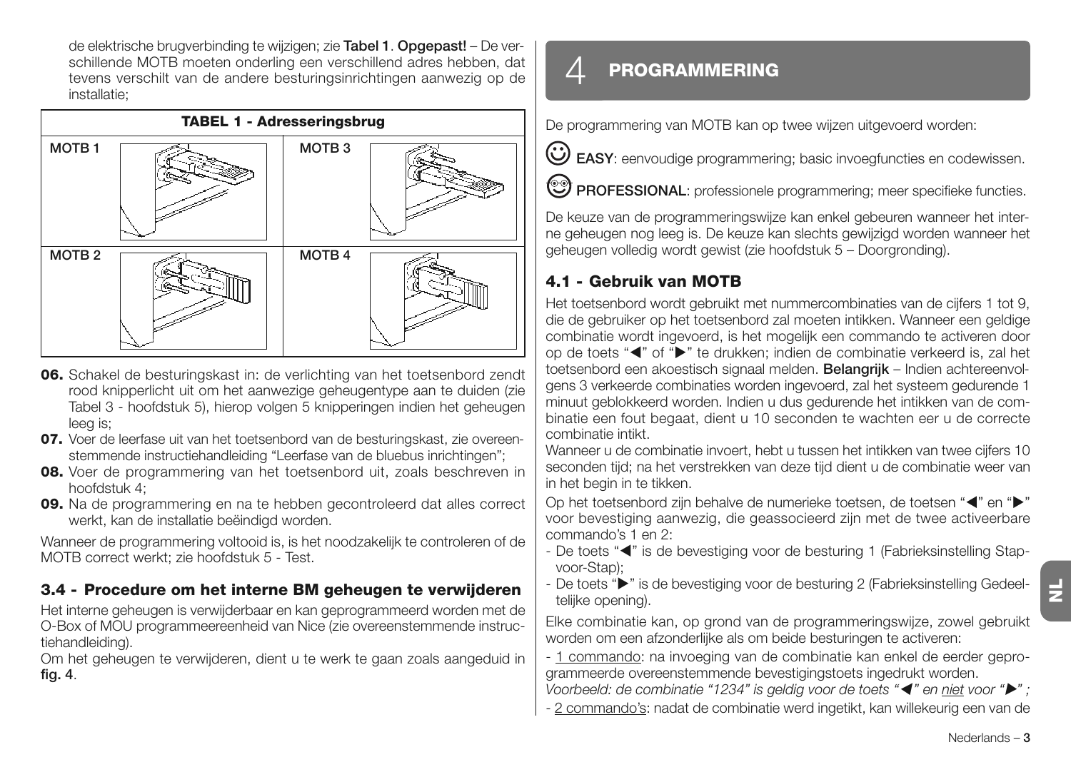de elektrische brugverbinding te wijzigen; zie **Tabel 1**. **Opgepast!** – De verschillende MOTB moeten onderling een verschillend adres hebben, dat tevens verschilt van de andere besturingsinrichtingen aanwezig op de installatie;

**TABEL 1 - Adresseringsbrug**

| MOTB 1 | | MOTB 3 | |
|---|---|---|---|
| MOTB 2 | | MOTB 4 | |

**06.** Schakel de besturingskast in: de verlichting van het toetsenbord zendt rood knipperlicht uit om het aanwezige geheugentype aan te duiden (zie Tabel 3 - hoofdstuk 5), hierop volgen 5 knipperingen indien het geheugen leeg is;

**07.** Voer de leerfase uit van het toetsenbord van de besturingskast, zie overeenstemmende instructiehandleiding "Leerfase van de bluebus inrichtingen";

**08.** Voer de programmering van het toetsenbord uit, zoals beschreven in hoofdstuk 4;

**09.** Na de programmering en na te hebben gecontroleerd dat alles correct werkt, kan de installatie beëindigd worden.

Wanneer de programmering voltooid is, is het noodzakelijk te controleren of de MOTB correct werkt; zie hoofdstuk 5 - Test.

### 3.4 - Procedure om het interne BM geheugen te verwijderen

Het interne geheugen is verwijderbaar en kan geprogrammeerd worden met de O-Box of MOU programmeereenheid van Nice (zie overeenstemmende instructiehandleiding).

Om het geheugen te verwijderen, dient u te werk te gaan zoals aangeduid in **fig. 4**.

## 4 PROGRAMMERING

De programmering van MOTB kan op twee wijzen uitgevoerd worden:

**EASY**: eenvoudige programmering; basic invoegfuncties en codewissen.

**PROFESSIONAL**: professionele programmering; meer specifieke functies.

De keuze van de programmeringswijze kan enkel gebeuren wanneer het interne geheugen nog leeg is. De keuze kan slechts gewijzigd worden wanneer het geheugen volledig wordt gewist (zie hoofdstuk 5 – Doorgronding).

### 4.1 - Gebruik van MOTB

Het toetsenbord wordt gebruikt met nummercombinaties van de cijfers 1 tot 9, die de gebruiker op het toetsenbord zal moeten intikken. Wanneer een geldige combinatie wordt ingevoerd, is het mogelijk een commando te activeren door op de toets "◀" of "▶" te drukken; indien de combinatie verkeerd is, zal het toetsenbord een akoestisch signaal melden. **Belangrijk** – Indien achtereenvolgens 3 verkeerde combinaties worden ingevoerd, zal het systeem gedurende 1 minuut geblokkeerd worden. Indien u dus gedurende het intikken van de combinatie een fout begaat, dient u 10 seconden te wachten eer u de correcte combinatie intikt.

Wanneer u de combinatie invoert, hebt u tussen het intikken van twee cijfers 10 seconden tijd; na het verstrekken van deze tijd dient u de combinatie weer van in het begin in te tikken.

Op het toetsenbord zijn behalve de numerieke toetsen, de toetsen "◀" en "▶" voor bevestiging aanwezig, die geassocieerd zijn met de twee activeerbare commando's 1 en 2:

- De toets "◀" is de bevestiging voor de besturing 1 (Fabrieksinstelling Stap-voor-Stap);
- De toets "▶" is de bevestiging voor de besturing 2 (Fabrieksinstelling Gedeeltelijke opening).

Elke combinatie kan, op grond van de programmeringswijze, zowel gebruikt worden om een afzonderlijke als om beide besturingen te activeren:

- 1 commando: na invoeging van de combinatie kan enkel de eerder geprogrammeerde overeenstemmende bevestigingstoets ingedrukt worden.
*Voorbeeld: de combinatie "1234" is geldig voor de toets "◀" en niet voor "▶" ;*
- 2 commando's: nadat de combinatie werd ingetikt, kan willekeurig een van de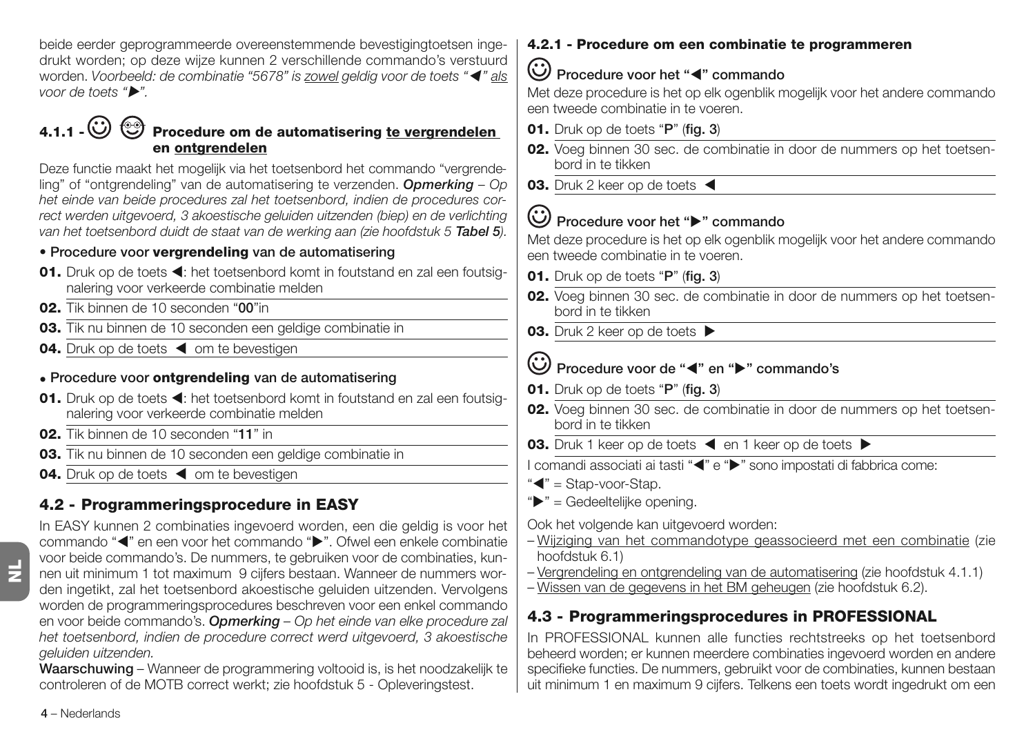beide eerder geprogrammeerde overeenstemmende bevestigingtoetsen ingedrukt worden; op deze wijze kunnen 2 verschillende commando's verstuurd worden. *Voorbeeld: de combinatie "5678" is zowel geldig voor de toets "◀" als voor de toets "▶".*

### 4.1.1 - Procedure om de automatisering te vergrendelen en ontgrendelen

Deze functie maakt het mogelijk via het toetsenbord het commando "vergrendeling" of "ontgrendeling" van de automatisering te verzenden. ***Opmerking** – Op het einde van beide procedures zal het toetsenbord, indien de procedures correct werden uitgevoerd, 3 akoestische geluiden uitzenden (biep) en de verlichting van het toetsenbord duidt de staat van de werking aan (zie hoofdstuk 5 **Tabel 5**).*

• **Procedure voor vergrendeling van de automatisering**

**01.** Druk op de toets ◀: het toetsenbord komt in foutstand en zal een foutsignalering voor verkeerde combinatie melden

**02.** Tik binnen de 10 seconden "**00**"in

**03.** Tik nu binnen de 10 seconden een geldige combinatie in

**04.** Druk op de toets ◀ om te bevestigen

• **Procedure voor ontgrendeling van de automatisering**

**01.** Druk op de toets ◀: het toetsenbord komt in foutstand en zal een foutsignalering voor verkeerde combinatie melden

**02.** Tik binnen de 10 seconden "**11**" in

**03.** Tik nu binnen de 10 seconden een geldige combinatie in

**04.** Druk op de toets ◀ om te bevestigen

## 4.2 - Programmeringsprocedure in EASY

In EASY kunnen 2 combinaties ingevoerd worden, een die geldig is voor het commando "◀" en een voor het commando "▶". Ofwel een enkele combinatie voor beide commando's. De nummers, te gebruiken voor de combinaties, kunnen uit minimum 1 tot maximum 9 cijfers bestaan. Wanneer de nummers worden ingetikt, zal het toetsenbord akoestische geluiden uitzenden. Vervolgens worden de programmeringsprocedures beschreven voor een enkel commando en voor beide commando's. ***Opmerking** – Op het einde van elke procedure zal het toetsenbord, indien de procedure correct werd uitgevoerd, 3 akoestische geluiden uitzenden.*

**Waarschuwing** – Wanneer de programmering voltooid is, is het noodzakelijk te controleren of de MOTB correct werkt; zie hoofdstuk 5 - Opleveringstest.

### 4.2.1 - Procedure om een combinatie te programmeren

**Procedure voor het "◀" commando**

Met deze procedure is het op elk ogenblik mogelijk voor het andere commando een tweede combinatie in te voeren.

**01.** Druk op de toets "**P**" (**fig. 3**)

**02.** Voeg binnen 30 sec. de combinatie in door de nummers op het toetsenbord in te tikken

**03.** Druk 2 keer op de toets ◀

**Procedure voor het "▶" commando**

Met deze procedure is het op elk ogenblik mogelijk voor het andere commando een tweede combinatie in te voeren.

**01.** Druk op de toets "**P**" (**fig. 3**)

**02.** Voeg binnen 30 sec. de combinatie in door de nummers op het toetsenbord in te tikken

**03.** Druk 2 keer op de toets ▶

**Procedure voor de "◀" en "▶" commando's**

**01.** Druk op de toets "**P**" (**fig. 3**)

**02.** Voeg binnen 30 sec. de combinatie in door de nummers op het toetsenbord in te tikken

**03.** Druk 1 keer op de toets ◀ en 1 keer op de toets ▶

I comandi associati ai tasti "◀" e "▶" sono impostati di fabbrica come:

"◀" = Stap-voor-Stap.

"▶" = Gedeeltelijke opening.

Ook het volgende kan uitgevoerd worden:

– Wijziging van het commandotype geassocieerd met een combinatie (zie hoofdstuk 6.1)
– Vergrendeling en ontgrendeling van de automatisering (zie hoofdstuk 4.1.1)
– Wissen van de gegevens in het BM geheugen (zie hoofdstuk 6.2).

## 4.3 - Programmeringsprocedures in PROFESSIONAL

In PROFESSIONAL kunnen alle functies rechtstreeks op het toetsenbord beheerd worden; er kunnen meerdere combinaties ingevoerd worden en andere specifieke functies. De nummers, gebruikt voor de combinaties, kunnen bestaan uit minimum 1 en maximum 9 cijfers. Telkens een toets wordt ingedrukt om een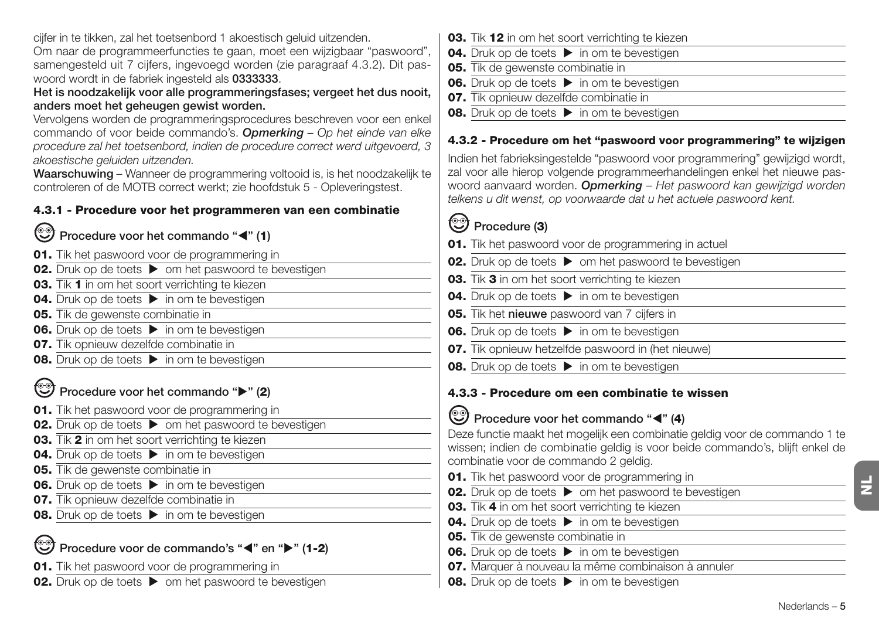cijfer in te tikken, zal het toetsenbord 1 akoestisch geluid uitzenden.

Om naar de programmeerfuncties te gaan, moet een wijzigbaar "paswoord", samengesteld uit 7 cijfers, ingevoegd worden (zie paragraaf 4.3.2). Dit paswoord wordt in de fabriek ingesteld als **0333333**.

**Het is noodzakelijk voor alle programmeringsfases; vergeet het dus nooit, anders moet het geheugen gewist worden.**

Vervolgens worden de programmeringsprocedures beschreven voor een enkel commando of voor beide commando's. ***Opmerking*** *– Op het einde van elke procedure zal het toetsenbord, indien de procedure correct werd uitgevoerd, 3 akoestische geluiden uitzenden.*

**Waarschuwing** – Wanneer de programmering voltooid is, is het noodzakelijk te controleren of de MOTB correct werkt; zie hoofdstuk 5 - Opleveringstest.

### 4.3.1 - Procedure voor het programmeren van een combinatie

**Procedure voor het commando "◀" (1)**

**01.** Tik het paswoord voor de programmering in
**02.** Druk op de toets ▶ om het paswoord te bevestigen
**03.** Tik **1** in om het soort verrichting te kiezen
**04.** Druk op de toets ▶ in om te bevestigen
**05.** Tik de gewenste combinatie in
**06.** Druk op de toets ▶ in om te bevestigen
**07.** Tik opnieuw dezelfde combinatie in
**08.** Druk op de toets ▶ in om te bevestigen

**Procedure voor het commando "▶" (2)**

**01.** Tik het paswoord voor de programmering in
**02.** Druk op de toets ▶ om het paswoord te bevestigen
**03.** Tik **2** in om het soort verrichting te kiezen
**04.** Druk op de toets ▶ in om te bevestigen
**05.** Tik de gewenste combinatie in
**06.** Druk op de toets ▶ in om te bevestigen
**07.** Tik opnieuw dezelfde combinatie in
**08.** Druk op de toets ▶ in om te bevestigen

**Procedure voor de commando's "◀" en "▶" (1-2)**

**01.** Tik het paswoord voor de programmering in
**02.** Druk op de toets ▶ om het paswoord te bevestigen
**03.** Tik **12** in om het soort verrichting te kiezen
**04.** Druk op de toets ▶ in om te bevestigen
**05.** Tik de gewenste combinatie in
**06.** Druk op de toets ▶ in om te bevestigen
**07.** Tik opnieuw dezelfde combinatie in
**08.** Druk op de toets ▶ in om te bevestigen

### 4.3.2 - Procedure om het "paswoord voor programmering" te wijzigen

Indien het fabrieksingestelde "paswoord voor programmering" gewijzigd wordt, zal voor alle hierop volgende programmeerhandelingen enkel het nieuwe paswoord aanvaard worden. ***Opmerking*** *– Het paswoord kan gewijzigd worden telkens u dit wenst, op voorwaarde dat u het actuele paswoord kent.*

**Procedure (3)**

**01.** Tik het paswoord voor de programmering in actuel
**02.** Druk op de toets ▶ om het paswoord te bevestigen
**03.** Tik **3** in om het soort verrichting te kiezen
**04.** Druk op de toets ▶ in om te bevestigen
**05.** Tik het **nieuwe** paswoord van 7 cijfers in
**06.** Druk op de toets ▶ in om te bevestigen
**07.** Tik opnieuw hetzelfde paswoord in (het nieuwe)
**08.** Druk op de toets ▶ in om te bevestigen

### 4.3.3 - Procedure om een combinatie te wissen

**Procedure voor het commando "◀" (4)**

Deze functie maakt het mogelijk een combinatie geldig voor de commando 1 te wissen; indien de combinatie geldig is voor beide commando's, blijft enkel de combinatie voor de commando 2 geldig.

**01.** Tik het paswoord voor de programmering in
**02.** Druk op de toets ▶ om het paswoord te bevestigen
**03.** Tik **4** in om het soort verrichting te kiezen
**04.** Druk op de toets ▶ in om te bevestigen
**05.** Tik de gewenste combinatie in
**06.** Druk op de toets ▶ in om te bevestigen
**07.** Marquer à nouveau la même combinaison à annuler
**08.** Druk op de toets ▶ in om te bevestigen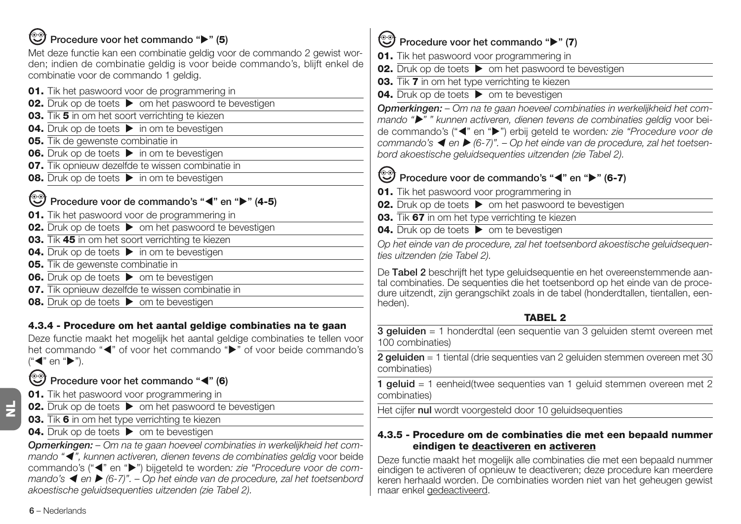### Procedure voor het commando "▶" (5)

Met deze functie kan een combinatie geldig voor de commando 2 gewist worden; indien de combinatie geldig is voor beide commando's, blijft enkel de combinatie voor de commando 1 geldig.

**01.** Tik het paswoord voor de programmering in
**02.** Druk op de toets ▶ om het paswoord te bevestigen
**03.** Tik **5** in om het soort verrichting te kiezen
**04.** Druk op de toets ▶ in om te bevestigen
**05.** Tik de gewenste combinatie in
**06.** Druk op de toets ▶ in om te bevestigen
**07.** Tik opnieuw dezelfde te wissen combinatie in
**08.** Druk op de toets ▶ in om te bevestigen

### Procedure voor de commando's "◀" en "▶" (4-5)

**01.** Tik het paswoord voor de programmering in
**02.** Druk op de toets ▶ om het paswoord te bevestigen
**03.** Tik **45** in om het soort verrichting te kiezen
**04.** Druk op de toets ▶ in om te bevestigen
**05.** Tik de gewenste combinatie in
**06.** Druk op de toets ▶ om te bevestigen
**07.** Tik opnieuw dezelfde te wissen combinatie in
**08.** Druk op de toets ▶ om te bevestigen

## 4.3.4 - Procedure om het aantal geldige combinaties na te gaan

Deze functie maakt het mogelijk het aantal geldige combinaties te tellen voor het commando "◀" of voor het commando "▶" of voor beide commando's ("◀" en "▶").

### Procedure voor het commando "◀" (6)

**01.** Tik het paswoord voor programmering in
**02.** Druk op de toets ▶ om het paswoord te bevestigen
**03.** Tik **6** in om het type verrichting te kiezen
**04.** Druk op de toets ▶ om te bevestigen

***Opmerkingen:*** *– Om na te gaan hoeveel combinaties in werkelijkheid het commando "◀", kunnen activeren, dienen tevens de combinaties geldig* voor beide commando's ("◀" en "▶") bijgeteld te worden*: zie "Procedure voor de commando's ◀ en ▶ (6-7)". – Op het einde van de procedure, zal het toetsenbord akoestische geluidsequenties uitzenden (zie Tabel 2).*

### Procedure voor het commando "▶" (7)

**01.** Tik het paswoord voor programmering in
**02.** Druk op de toets ▶ om het paswoord te bevestigen
**03.** Tik **7** in om het type verrichting te kiezen
**04.** Druk op de toets ▶ om te bevestigen

***Opmerkingen:*** *– Om na te gaan hoeveel combinaties in werkelijkheid het commando "▶" " kunnen activeren, dienen tevens de combinaties geldig* voor beide commando's ("◀" en "▶") erbij geteld te worden*: zie "Procedure voor de commando's ◀ en ▶ (6-7)". – Op het einde van de procedure, zal het toetsenbord akoestische geluidsequenties uitzenden (zie Tabel 2).*

### Procedure voor de commando's "◀" en "▶" (6-7)

**01.** Tik het paswoord voor programmering in
**02.** Druk op de toets ▶ om het paswoord te bevestigen
**03.** Tik **67** in om het type verrichting te kiezen
**04.** Druk op de toets ▶ om te bevestigen

*Op het einde van de procedure, zal het toetsenbord akoestische geluidsequenties uitzenden (zie Tabel 2).*

De **Tabel 2** beschrijft het type geluidsequentie en het overeenstemmende aantal combinaties. De sequenties die het toetsenbord op het einde van de procedure uitzendt, zijn gerangschikt zoals in de tabel (honderdtallen, tientallen, eenheden).

**TABEL 2**

| |
|---|
| **3 geluiden** = 1 honderdtal (een sequentie van 3 geluiden stemt overeen met 100 combinaties) |
| **2 geluiden** = 1 tiental (drie sequenties van 2 geluiden stemmen overeen met 30 combinaties) |
| **1 geluid** = 1 eenheid(twee sequenties van 1 geluid stemmen overeen met 2 combinaties) |
| Het cijfer **nul** wordt voorgesteld door 10 geluidsequenties |

## 4.3.5 - Procedure om de combinaties die met een bepaald nummer eindigen te deactiveren en activeren

Deze functie maakt het mogelijk alle combinaties die met een bepaald nummer eindigen te activeren of opnieuw te deactiveren; deze procedure kan meerdere keren herhaald worden. De combinaties worden niet van het geheugen gewist maar enkel gedeactiveerd.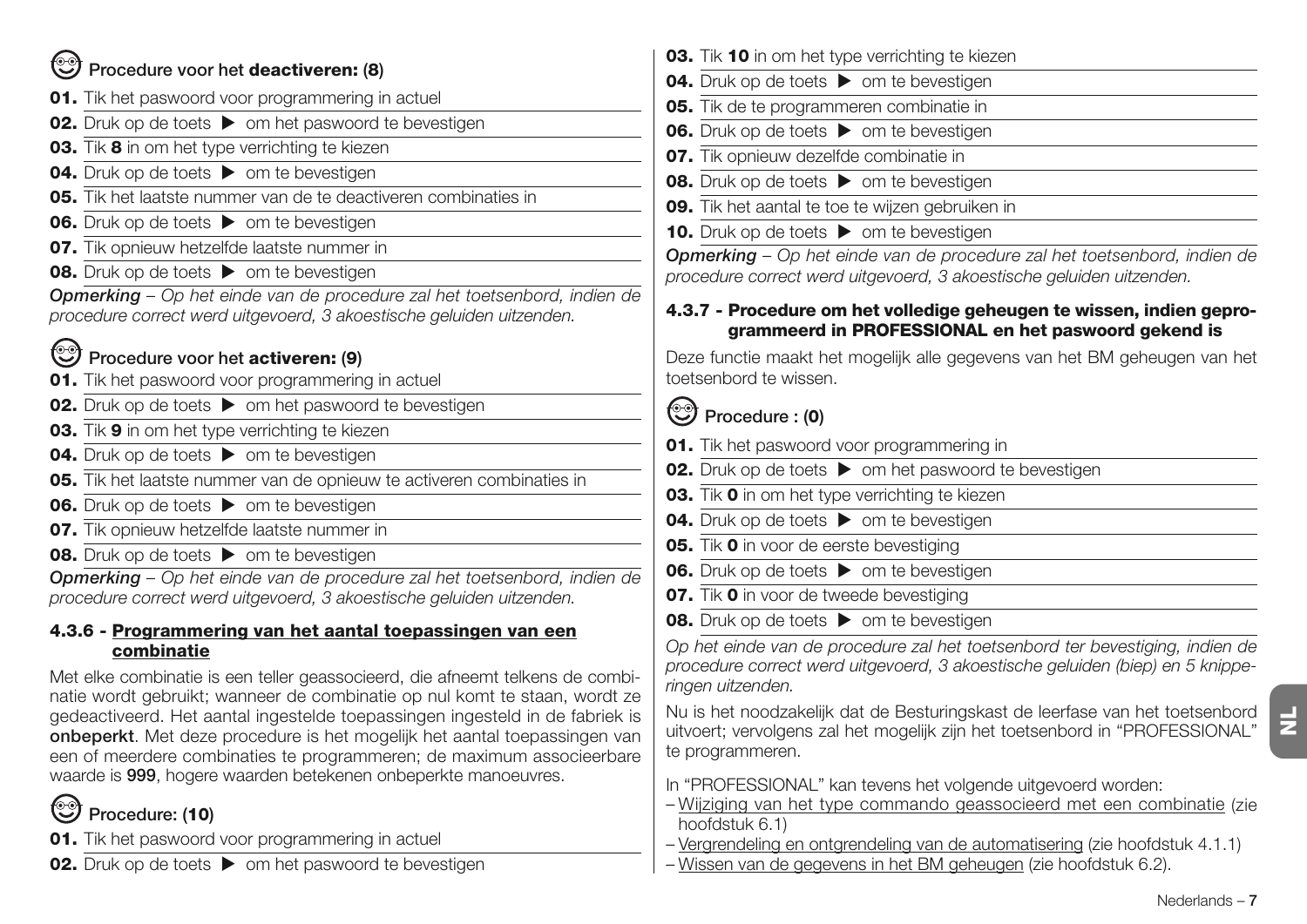### Procedure voor het **deactiveren: (8)**

**01.** Tik het paswoord voor programmering in actuel

**02.** Druk op de toets ▶ om het paswoord te bevestigen

**03.** Tik **8** in om het type verrichting te kiezen

**04.** Druk op de toets ▶ om te bevestigen

**05.** Tik het laatste nummer van de te deactiveren combinaties in

**06.** Druk op de toets ▶ om te bevestigen

**07.** Tik opnieuw hetzelfde laatste nummer in

**08.** Druk op de toets ▶ om te bevestigen

***Opmerking*** *– Op het einde van de procedure zal het toetsenbord, indien de procedure correct werd uitgevoerd, 3 akoestische geluiden uitzenden.*

### Procedure voor het **activeren: (9)**

**01.** Tik het paswoord voor programmering in actuel

**02.** Druk op de toets ▶ om het paswoord te bevestigen

**03.** Tik **9** in om het type verrichting te kiezen

**04.** Druk op de toets ▶ om te bevestigen

**05.** Tik het laatste nummer van de opnieuw te activeren combinaties in

**06.** Druk op de toets ▶ om te bevestigen

**07.** Tik opnieuw hetzelfde laatste nummer in

**08.** Druk op de toets ▶ om te bevestigen

***Opmerking*** *– Op het einde van de procedure zal het toetsenbord, indien de procedure correct werd uitgevoerd, 3 akoestische geluiden uitzenden.*

#### 4.3.6 - Programmering van het aantal toepassingen van een combinatie

Met elke combinatie is een teller geassocieerd, die afneemt telkens de combinatie wordt gebruikt; wanneer de combinatie op nul komt te staan, wordt ze gedeactiveerd. Het aantal ingestelde toepassingen ingesteld in de fabriek is **onbeperkt**. Met deze procedure is het mogelijk het aantal toepassingen van een of meerdere combinaties te programmeren; de maximum associeerbare waarde is **999**, hogere waarden betekenen onbeperkte manoeuvres.

### Procedure: (10)

**01.** Tik het paswoord voor programmering in actuel

**02.** Druk op de toets ▶ om het paswoord te bevestigen

**03.** Tik **10** in om het type verrichting te kiezen

**04.** Druk op de toets ▶ om te bevestigen

**05.** Tik de te programmeren combinatie in

**06.** Druk op de toets ▶ om te bevestigen

**07.** Tik opnieuw dezelfde combinatie in

**08.** Druk op de toets ▶ om te bevestigen

**09.** Tik het aantal te toe te wijzen gebruiken in

**10.** Druk op de toets ▶ om te bevestigen

***Opmerking*** *– Op het einde van de procedure zal het toetsenbord, indien de procedure correct werd uitgevoerd, 3 akoestische geluiden uitzenden.*

#### 4.3.7 - Procedure om het volledige geheugen te wissen, indien geprogrammeerd in PROFESSIONAL en het paswoord gekend is

Deze functie maakt het mogelijk alle gegevens van het BM geheugen van het toetsenbord te wissen.

### Procedure : (0)

**01.** Tik het paswoord voor programmering in

**02.** Druk op de toets ▶ om het paswoord te bevestigen

**03.** Tik **0** in om het type verrichting te kiezen

**04.** Druk op de toets ▶ om te bevestigen

**05.** Tik **0** in voor de eerste bevestiging

**06.** Druk op de toets ▶ om te bevestigen

**07.** Tik **0** in voor de tweede bevestiging

**08.** Druk op de toets ▶ om te bevestigen

*Op het einde van de procedure zal het toetsenbord ter bevestiging, indien de procedure correct werd uitgevoerd, 3 akoestische geluiden (biep) en 5 knipperingen uitzenden.*

Nu is het noodzakelijk dat de Besturingskast de leerfase van het toetsenbord uitvoert; vervolgens zal het mogelijk zijn het toetsenbord in "PROFESSIONAL" te programmeren.

In "PROFESSIONAL" kan tevens het volgende uitgevoerd worden:
- Wijziging van het type commando geassocieerd met een combinatie (zie hoofdstuk 6.1)
- Vergrendeling en ontgrendeling van de automatisering (zie hoofdstuk 4.1.1)
- Wissen van de gegevens in het BM geheugen (zie hoofdstuk 6.2).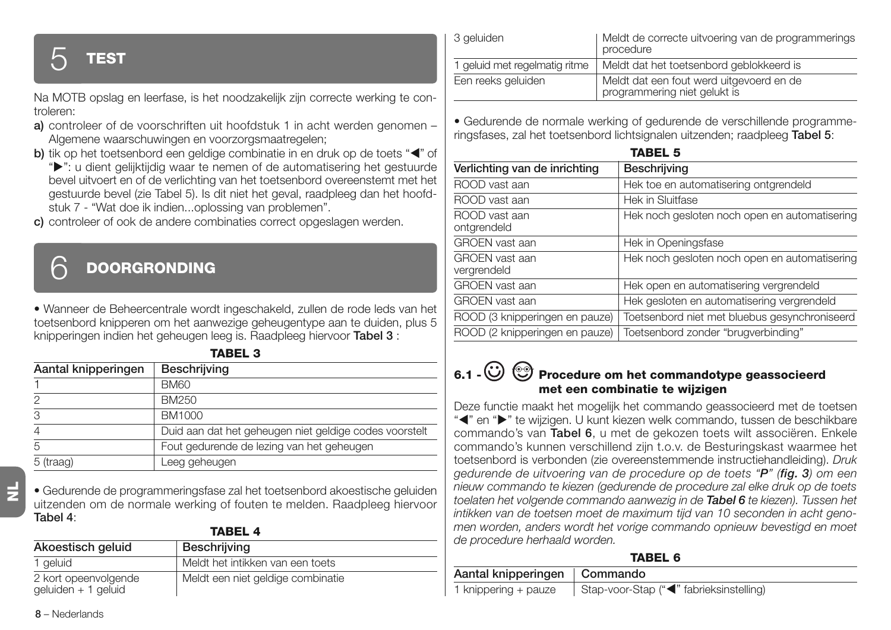# 5 TEST

Na MOTB opslag en leerfase, is het noodzakelijk zijn correcte werking te controleren:

**a)** controleer of de voorschriften uit hoofdstuk 1 in acht werden genomen – Algemene waarschuwingen en voorzorgsmaatregelen;

**b)** tik op het toetsenbord een geldige combinatie in en druk op de toets "◀" of "▶": u dient gelijktijdig waar te nemen of de automatisering het gestuurde bevel uitvoert en of de verlichting van het toetsenbord overeenstemt met het gestuurde bevel (zie Tabel 5). Is dit niet het geval, raadpleeg dan het hoofdstuk 7 - "Wat doe ik indien...oplossing van problemen".

**c)** controleer of ook de andere combinaties correct opgeslagen werden.

# 6 DOORGRONDING

• Wanneer de Beheercentrale wordt ingeschakeld, zullen de rode leds van het toetsenbord knipperen om het aanwezige geheugentype aan te duiden, plus 5 knipperingen indien het geheugen leeg is. Raadpleeg hiervoor **Tabel 3** :

**TABEL 3**

| Aantal knipperingen | Beschrijving |
|---|---|
| 1 | BM60 |
| 2 | BM250 |
| 3 | BM1000 |
| 4 | Duid aan dat het geheugen niet geldige codes voorstelt |
| 5 | Fout gedurende de lezing van het geheugen |
| 5 (traag) | Leeg geheugen |

• Gedurende de programmeringsfase zal het toetsenbord akoestische geluiden uitzenden om de normale werking of fouten te melden. Raadpleeg hiervoor **Tabel 4**:

**TABEL 4**

| Akoestisch geluid | Beschrijving |
|---|---|
| 1 geluid | Meldt het intikken van een toets |
| 2 kort opeenvolgende geluiden + 1 geluid | Meldt een niet geldige combinatie |
| 3 geluiden | Meldt de correcte uitvoering van de programmerings procedure |
| 1 geluid met regelmatig ritme | Meldt dat het toetsenbord geblokkeerd is |
| Een reeks geluiden | Meldt dat een fout werd uitgevoerd en de programmering niet gelukt is |

• Gedurende de normale werking of gedurende de verschillende programmeringsfases, zal het toetsenbord lichtsignalen uitzenden; raadpleeg **Tabel 5**:

**TABEL 5**

| Verlichting van de inrichting | Beschrijving |
|---|---|
| ROOD vast aan | Hek toe en automatisering ontgrendeld |
| ROOD vast aan | Hek in Sluitfase |
| ROOD vast aan ontgrendeld | Hek noch gesloten noch open en automatisering |
| GROEN vast aan | Hek in Openingsfase |
| GROEN vast aan vergrendeld | Hek noch gesloten noch open en automatisering |
| GROEN vast aan | Hek open en automatisering vergrendeld |
| GROEN vast aan | Hek gesloten en automatisering vergrendeld |
| ROOD (3 knipperingen en pauze) | Toetsenbord niet met bluebus gesynchroniseerd |
| ROOD (2 knipperingen en pauze) | Toetsenbord zonder "brugverbinding" |

## 6.1 - Procedure om het commandotype geassocieerd met een combinatie te wijzigen

Deze functie maakt het mogelijk het commando geassocieerd met de toetsen "◀" en "▶" te wijzigen. U kunt kiezen welk commando, tussen de beschikbare commando's van **Tabel 6**, u met de gekozen toets wilt associëren. Enkele commando's kunnen verschillend zijn t.o.v. de Besturingskast waarmee het toetsenbord is verbonden (zie overeenstemmende instructiehandleiding). *Druk gedurende de uitvoering van de procedure op de toets "**P**" (**fig. 3**) om een nieuw commando te kiezen (gedurende de procedure zal elke druk op de toets toelaten het volgende commando aanwezig in de **Tabel 6** te kiezen). Tussen het intikken van de toetsen moet de maximum tijd van 10 seconden in acht genomen worden, anders wordt het vorige commando opnieuw bevestigd en moet de procedure herhaald worden.*

**TABEL 6**

| Aantal knipperingen | Commando |
|---|---|
| 1 knippering + pauze | Stap-voor-Stap ("◀" fabrieksinstelling) |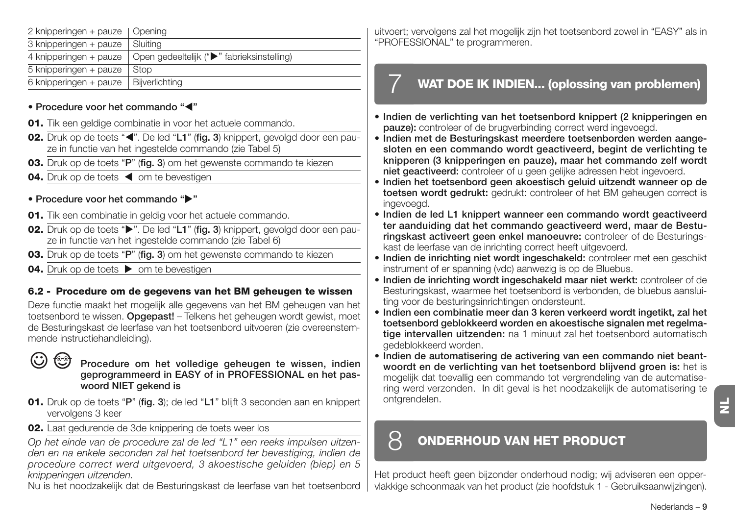| | |
|---|---|
| 2 knipperingen + pauze | Opening |
| 3 knipperingen + pauze | Sluiting |
| 4 knipperingen + pauze | Open gedeeltelijk ("▶" fabrieksinstelling) |
| 5 knipperingen + pauze | Stop |
| 6 knipperingen + pauze | Bijverlichting |

- **Procedure voor het commando "◀"**

**01.** Tik een geldige combinatie in voor het actuele commando.

**02.** Druk op de toets "◀". De led "**L1**" (**fig. 3**) knippert, gevolgd door een pauze in functie van het ingestelde commando (zie Tabel 5)

**03.** Druk op de toets "**P**" (**fig. 3**) om het gewenste commando te kiezen

**04.** Druk op de toets ◀ om te bevestigen

- **Procedure voor het commando "▶"**

**01.** Tik een combinatie in geldig voor het actuele commando.

**02.** Druk op de toets "▶". De led "**L1**" (**fig. 3**) knippert, gevolgd door een pauze in functie van het ingestelde commando (zie Tabel 6)

**03.** Druk op de toets "**P**" (**fig. 3**) om het gewenste commando te kiezen

**04.** Druk op de toets ▶ om te bevestigen

### 6.2 - Procedure om de gegevens van het BM geheugen te wissen

Deze functie maakt het mogelijk alle gegevens van het BM geheugen van het toetsenbord te wissen. **Opgepast!** – Telkens het geheugen wordt gewist, moet de Besturingskast de leerfase van het toetsenbord uitvoeren (zie overeenstemmende instructiehandleiding).

**Procedure om het volledige geheugen te wissen, indien geprogrammeerd in EASY of in PROFESSIONAL en het paswoord NIET gekend is**

**01.** Druk op de toets "**P**" (**fig. 3**); de led "**L1**" blijft 3 seconden aan en knippert vervolgens 3 keer

**02.** Laat gedurende de 3de knippering de toets weer los

*Op het einde van de procedure zal de led "L1" een reeks impulsen uitzenden en na enkele seconden zal het toetsenbord ter bevestiging, indien de procedure correct werd uitgevoerd, 3 akoestische geluiden (biep) en 5 knipperingen uitzenden.*

Nu is het noodzakelijk dat de Besturingskast de leerfase van het toetsenbord uitvoert; vervolgens zal het mogelijk zijn het toetsenbord zowel in "EASY" als in "PROFESSIONAL" te programmeren.

## 7 WAT DOE IK INDIEN... (oplossing van problemen)

- **Indien de verlichting van het toetsenbord knippert (2 knipperingen en pauze):** controleer of de brugverbinding correct werd ingevoegd.
- **Indien met de Besturingskast meerdere toetsenborden werden aangesloten en een commando wordt geactiveerd, begint de verlichting te knipperen (3 knipperingen en pauze), maar het commando zelf wordt niet geactiveerd:** controleer of u geen gelijke adressen hebt ingevoerd.
- **Indien het toetsenbord geen akoestisch geluid uitzendt wanneer op de toetsen wordt gedrukt:** gedrukt: controleer of het BM geheugen correct is ingevoegd.
- **Indien de led L1 knippert wanneer een commando wordt geactiveerd ter aanduiding dat het commando geactiveerd werd, maar de Besturingskast activeert geen enkel manoeuvre:** controleer of de Besturingskast de leerfase van de inrichting correct heeft uitgevoerd.
- **Indien de inrichting niet wordt ingeschakeld:** controleer met een geschikt instrument of er spanning (vdc) aanwezig is op de Bluebus.
- **Indien de inrichting wordt ingeschakeld maar niet werkt:** controleer of de Besturingskast, waarmee het toetsenbord is verbonden, de bluebus aansluiting voor de besturingsinrichtingen ondersteunt.
- **Indien een combinatie meer dan 3 keren verkeerd wordt ingetikt, zal het toetsenbord geblokkeerd worden en akoestische signalen met regelmatige intervallen uitzenden:** na 1 minuut zal het toetsenbord automatisch gedeblokkeerd worden.
- **Indien de automatisering de activering van een commando niet beantwoordt en de verlichting van het toetsenbord blijvend groen is:** het is mogelijk dat toevallig een commando tot vergrendeling van de automatisering werd verzonden. In dit geval is het noodzakelijk de automatisering te ontgrendelen.

## 8 ONDERHOUD VAN HET PRODUCT

Het product heeft geen bijzonder onderhoud nodig; wij adviseren een oppervlakkige schoonmaak van het product (zie hoofdstuk 1 - Gebruiksaanwijzingen).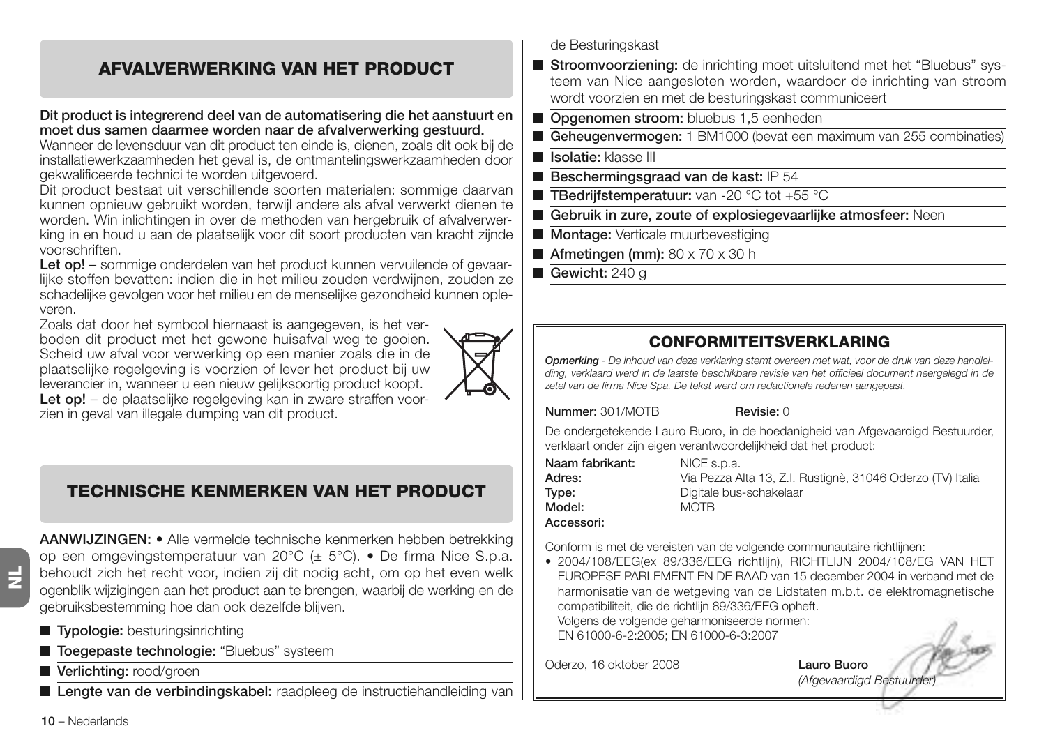## AFVALVERWERKING VAN HET PRODUCT

**Dit product is integrerend deel van de automatisering die het aanstuurt en moet dus samen daarmee worden naar de afvalverwerking gestuurd.**
Wanneer de levensduur van dit product ten einde is, dienen, zoals dit ook bij de installatiewerkzaamheden het geval is, de ontmantelingswerkzaamheden door gekwalificeerde technici te worden uitgevoerd.
Dit product bestaat uit verschillende soorten materialen: sommige daarvan kunnen opnieuw gebruikt worden, terwijl andere als afval verwerkt dienen te worden. Win inlichtingen in over de methoden van hergebruik of afvalverwerking in en houd u aan de plaatselijk voor dit soort producten van kracht zijnde voorschriften.
**Let op!** – sommige onderdelen van het product kunnen vervuilende of gevaarlijke stoffen bevatten: indien die in het milieu zouden verdwijnen, zouden ze schadelijke gevolgen voor het milieu en de menselijke gezondheid kunnen opleveren.
Zoals dat door het symbool hiernaast is aangegeven, is het verboden dit product met het gewone huisafval weg te gooien. Scheid uw afval voor verwerking op een manier zoals die in de plaatselijke regelgeving is voorzien of lever het product bij uw leverancier in, wanneer u een nieuw gelijksoortig product koopt.
**Let op!** – de plaatselijke regelgeving kan in zware straffen voorzien in geval van illegale dumping van dit product.

## TECHNISCHE KENMERKEN VAN HET PRODUCT

**AANWIJZINGEN:** • Alle vermelde technische kenmerken hebben betrekking op een omgevingstemperatuur van 20°C (± 5°C). • De firma Nice S.p.a. behoudt zich het recht voor, indien zij dit nodig acht, om op het even welk ogenblik wijzigingen aan het product aan te brengen, waarbij de werking en de gebruiksbestemming hoe dan ook dezelfde blijven.

- **Typologie:** besturingsinrichting
- **Toegepaste technologie:** "Bluebus" systeem
- **Verlichting:** rood/groen
- **Lengte van de verbindingskabel:** raadpleeg de instructiehandleiding van de Besturingskast
- **Stroomvoorziening:** de inrichting moet uitsluitend met het "Bluebus" systeem van Nice aangesloten worden, waardoor de inrichting van stroom wordt voorzien en met de besturingskast communiceert
- **Opgenomen stroom:** bluebus 1,5 eenheden
- **Geheugenvermogen:** 1 BM1000 (bevat een maximum van 255 combinaties)
- **Isolatie:** klasse III
- **Beschermingsgraad van de kast:** IP 54
- **TBedrijfstemperatuur:** van -20 °C tot +55 °C
- **Gebruik in zure, zoute of explosiegevaarlijke atmosfeer:** Neen
- **Montage:** Verticale muurbevestiging
- **Afmetingen (mm):** 80 x 70 x 30 h
- **Gewicht:** 240 g

## CONFORMITEITSVERKLARING

***Opmerking** - De inhoud van deze verklaring stemt overeen met wat, voor de druk van deze handleiding, verklaard werd in de laatste beschikbare revisie van het officieel document neergelegd in de zetel van de firma Nice Spa. De tekst werd om redactionele redenen aangepast.*

**Nummer:** 301/MOTB **Revisie:** 0

De ondergetekende Lauro Buoro, in de hoedanigheid van Afgevaardigd Bestuurder, verklaart onder zijn eigen verantwoordelijkheid dat het product:

**Naam fabrikant:** NICE s.p.a.
**Adres:** Via Pezza Alta 13, Z.I. Rustignè, 31046 Oderzo (TV) Italia
**Type:** Digitale bus-schakelaar
**Model:** MOTB
**Accessori:**

Conform is met de vereisten van de volgende communautaire richtlijnen:

- 2004/108/EEG(ex 89/336/EEG richtlijn), RICHTLIJN 2004/108/EG VAN HET EUROPESE PARLEMENT EN DE RAAD van 15 december 2004 in verband met de harmonisatie van de wetgeving van de Lidstaten m.b.t. de elektromagnetische compatibiliteit, die de richtlijn 89/336/EEG opheft.
  Volgens de volgende geharmoniseerde normen:
  EN 61000-6-2:2005; EN 61000-6-3:2007

Oderzo, 16 oktober 2008

**Lauro Buoro**
*(Afgevaardigd Bestuurder)*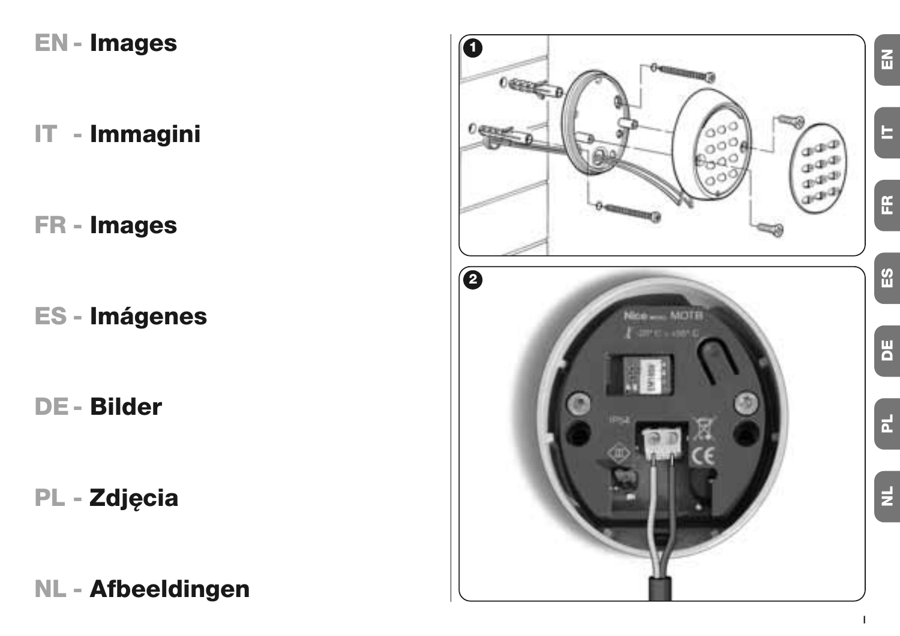**EN - Images**

**IT - Immagini**

**FR - Images**

**ES - Imágenes**

**DE - Bilder**

**PL - Zdjęcia**

**NL - Afbeeldingen**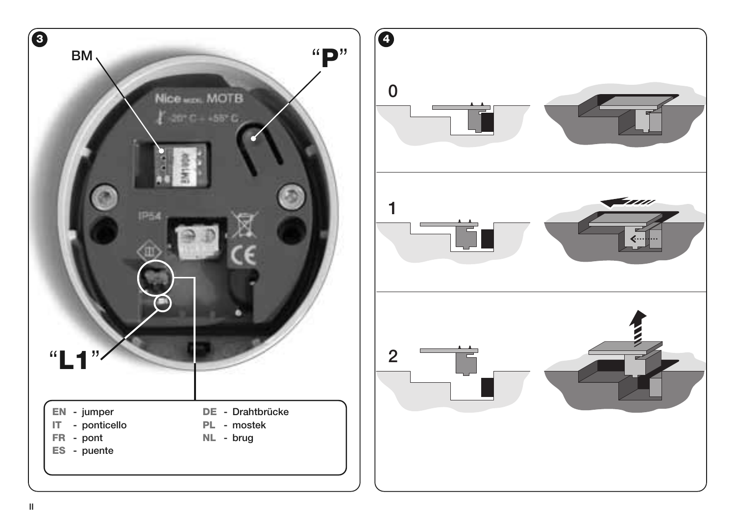**3**

BM

"P"

"L1"

| | | | |
|---|---|---|---|
| EN | - jumper | DE | - Drahtbrücke |
| IT | - ponticello | PL | - mostek |
| FR | - pont | NL | - brug |
| ES | - puente | | |

**4**

0

1

2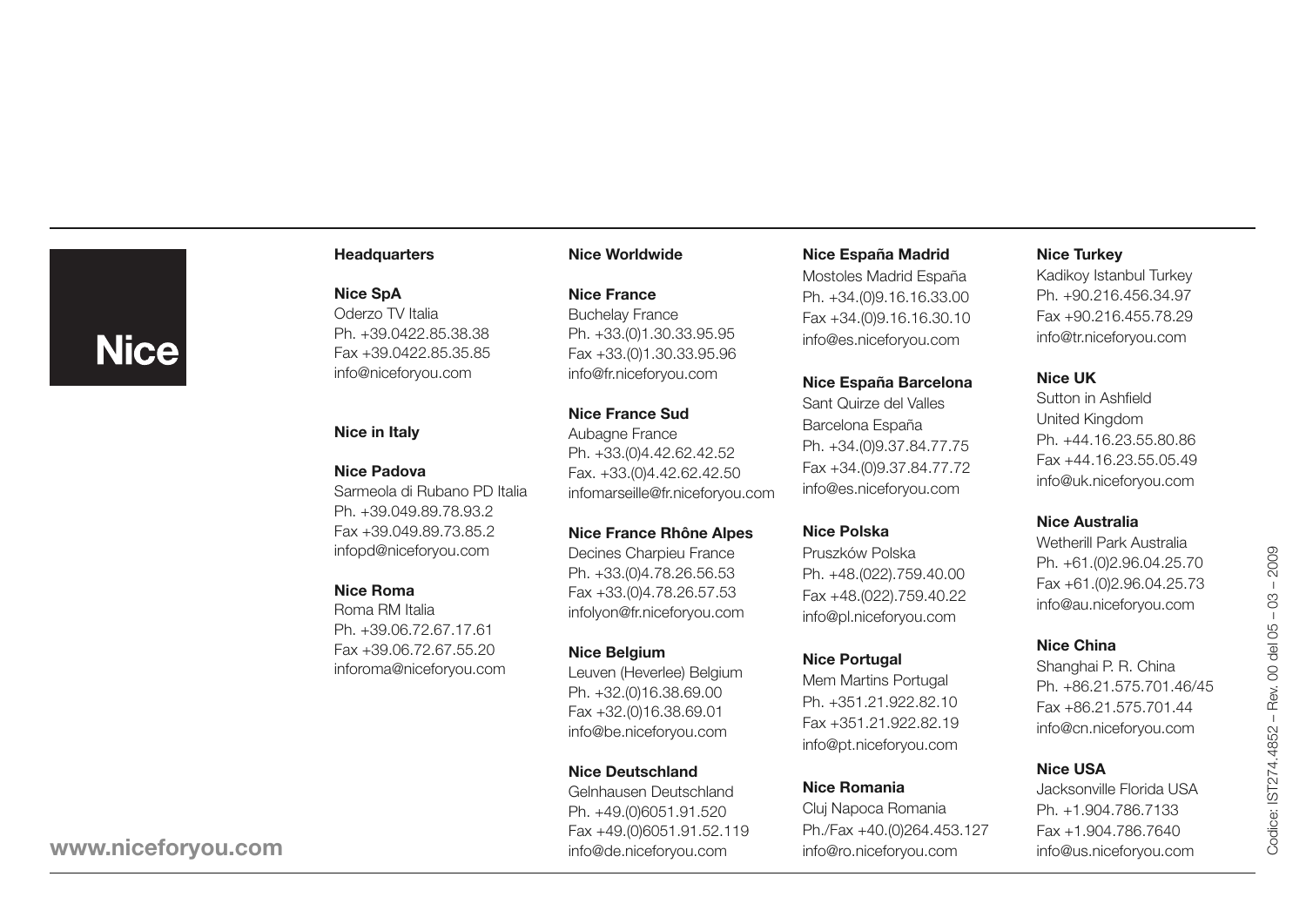Nice

**Headquarters**

**Nice SpA**
Oderzo TV Italia
Ph. +39.0422.85.38.38
Fax +39.0422.85.35.85
info@niceforyou.com

**Nice in Italy**

**Nice Padova**
Sarmeola di Rubano PD Italia
Ph. +39.049.89.78.93.2
Fax +39.049.89.73.85.2
infopd@niceforyou.com

**Nice Roma**
Roma RM Italia
Ph. +39.06.72.67.17.61
Fax +39.06.72.67.55.20
inforoma@niceforyou.com

**Nice Worldwide**

**Nice France**
Buchelay France
Ph. +33.(0)1.30.33.95.95
Fax +33.(0)1.30.33.95.96
info@fr.niceforyou.com

**Nice France Sud**
Aubagne France
Ph. +33.(0)4.42.62.42.52
Fax. +33.(0)4.42.62.42.50
infomarseille@fr.niceforyou.com

**Nice France Rhône Alpes**
Decines Charpieu France
Ph. +33.(0)4.78.26.56.53
Fax +33.(0)4.78.26.57.53
infolyon@fr.niceforyou.com

**Nice Belgium**
Leuven (Heverlee) Belgium
Ph. +32.(0)16.38.69.00
Fax +32.(0)16.38.69.01
info@be.niceforyou.com

**Nice Deutschland**
Gelnhausen Deutschland
Ph. +49.(0)6051.91.520
Fax +49.(0)6051.91.52.119
info@de.niceforyou.com

**Nice España Madrid**
Mostoles Madrid España
Ph. +34.(0)9.16.16.33.00
Fax +34.(0)9.16.16.30.10
info@es.niceforyou.com

**Nice España Barcelona**
Sant Quirze del Valles
Barcelona España
Ph. +34.(0)9.37.84.77.75
Fax +34.(0)9.37.84.77.72
info@es.niceforyou.com

**Nice Polska**
Pruszków Polska
Ph. +48.(022).759.40.00
Fax +48.(022).759.40.22
info@pl.niceforyou.com

**Nice Portugal**
Mem Martins Portugal
Ph. +351.21.922.82.10
Fax +351.21.922.82.19
info@pt.niceforyou.com

**Nice Romania**
Cluj Napoca Romania
Ph./Fax +40.(0)264.453.127
info@ro.niceforyou.com

**Nice Turkey**
Kadikoy Istanbul Turkey
Ph. +90.216.456.34.97
Fax +90.216.455.78.29
info@tr.niceforyou.com

**Nice UK**
Sutton in Ashfield
United Kingdom
Ph. +44.16.23.55.80.86
Fax +44.16.23.55.05.49
info@uk.niceforyou.com

**Nice Australia**
Wetherill Park Australia
Ph. +61.(0)2.96.04.25.70
Fax +61.(0)2.96.04.25.73
info@au.niceforyou.com

**Nice China**
Shanghai P. R. China
Ph. +86.21.575.701.46/45
Fax +86.21.575.701.44
info@cn.niceforyou.com

**Nice USA**
Jacksonville Florida USA
Ph. +1.904.786.7133
Fax +1.904.786.7640
info@us.niceforyou.com

**www.niceforyou.com**

Codice: IST274.4852 – Rev. 00 del 05 – 03 – 2009